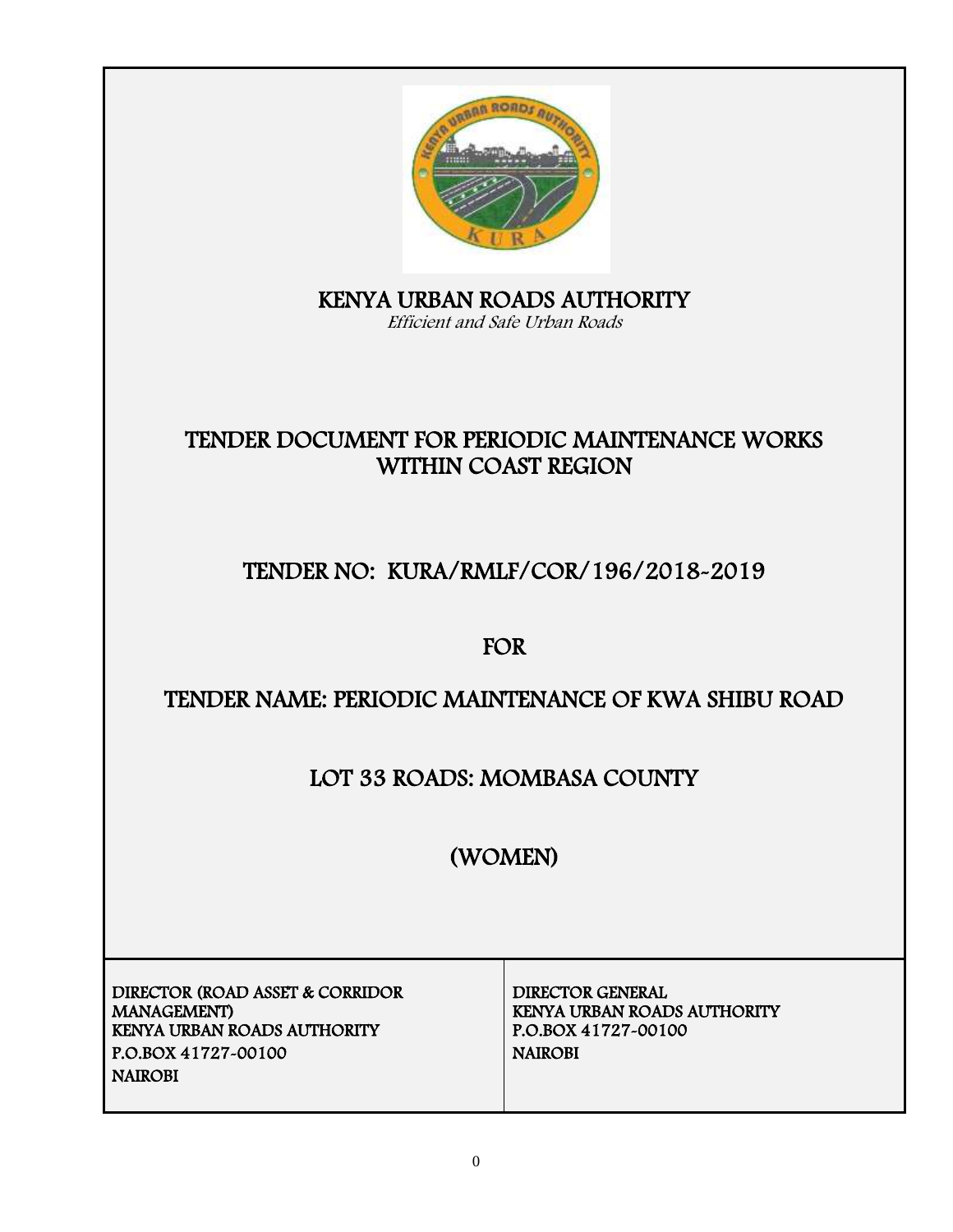# KENYA URBAN ROADS AUTHORITY

*Efficient and Safe Urban Roads*

## TENDER DOCUMENT FOR PERIODIC MAINTENANCE WORKS WITHIN COAST REGION

## TENDER NO: KURA/RMLF/COR/196/2018-2019

## FOR

## TENDER NAME: PERIODIC MAINTENANCE OF KWA SHIBU ROAD

## LOT 33 ROADS: MOMBASA COUNTY

## (WOMEN)

| DIRECTOR (ROAD ASSET & CORRIDOR MANAGEMENT)<br>KENYA URBAN ROADS AUTHORITY<br>P.O.BOX 41727-00100<br>NAIROBI | DIRECTOR GENERAL<br>KENYA URBAN ROADS AUTHORITY<br>P.O.BOX 41727-00100<br>NAIROBI |
|---|---|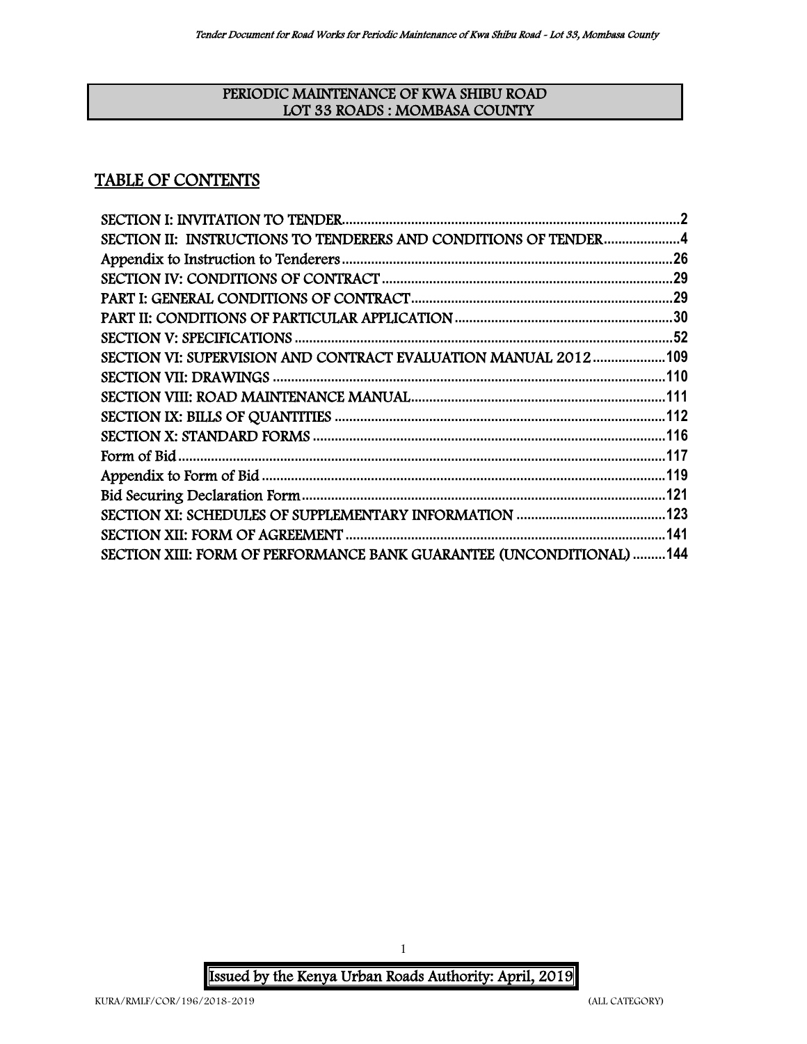**PERIODIC MAINTENANCE OF KWA SHIBU ROAD**
**LOT 33 ROADS : MOMBASA COUNTY**

# TABLE OF CONTENTS

SECTION I: INVITATION TO TENDER........................................................................................2
SECTION II: INSTRUCTIONS TO TENDERERS AND CONDITIONS OF TENDER.....................4
Appendix to Instruction to Tenderers...........................................................................................26
SECTION IV: CONDITIONS OF CONTRACT...............................................................................29
PART I: GENERAL CONDITIONS OF CONTRACT.......................................................................29
PART II: CONDITIONS OF PARTICULAR APPLICATION............................................................30
SECTION V: SPECIFICATIONS.......................................................................................................52
SECTION VI: SUPERVISION AND CONTRACT EVALUATION MANUAL 2012.......................109
SECTION VII: DRAWINGS...........................................................................................................110
SECTION VIII: ROAD MAINTENANCE MANUAL.......................................................................111
SECTION IX: BILLS OF QUANTITIES..........................................................................................112
SECTION X: STANDARD FORMS................................................................................................116
Form of Bid......................................................................................................................................117
Appendix to Form of Bid.................................................................................................................119
Bid Securing Declaration Form.......................................................................................................121
SECTION XI: SCHEDULES OF SUPPLEMENTARY INFORMATION.........................................123
SECTION XII: FORM OF AGREEMENT.......................................................................................141
SECTION XIII: FORM OF PERFORMANCE BANK GUARANTEE (UNCONDITIONAL).........144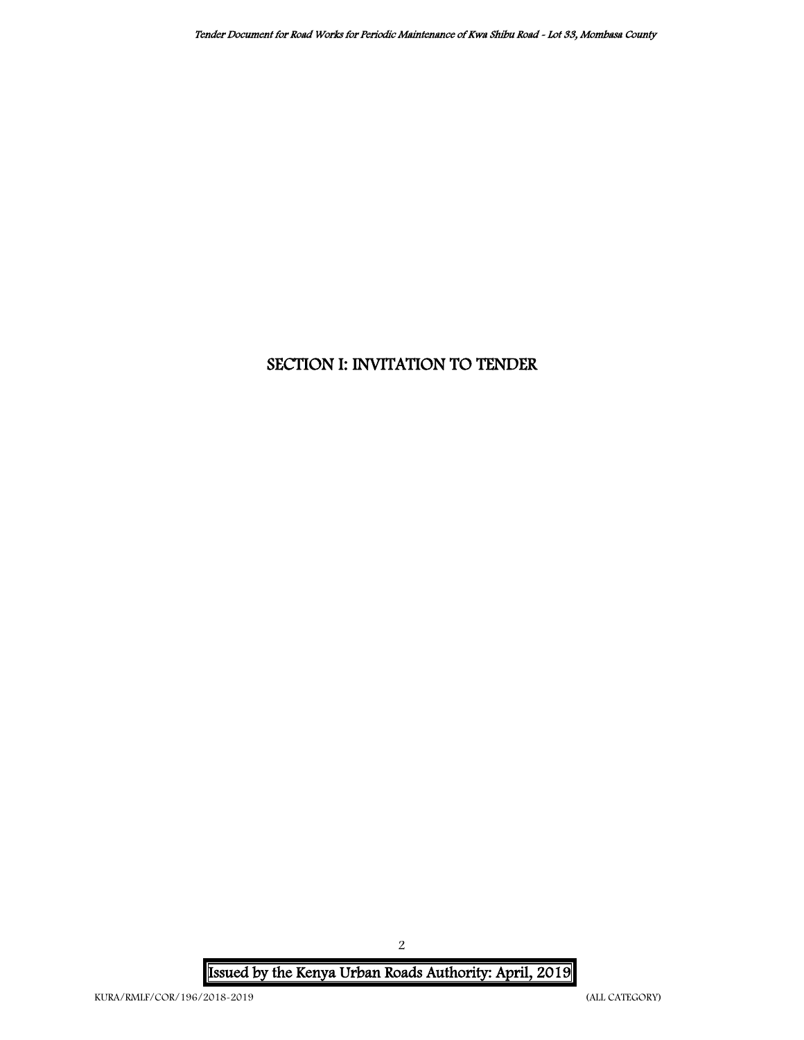# SECTION I: INVITATION TO TENDER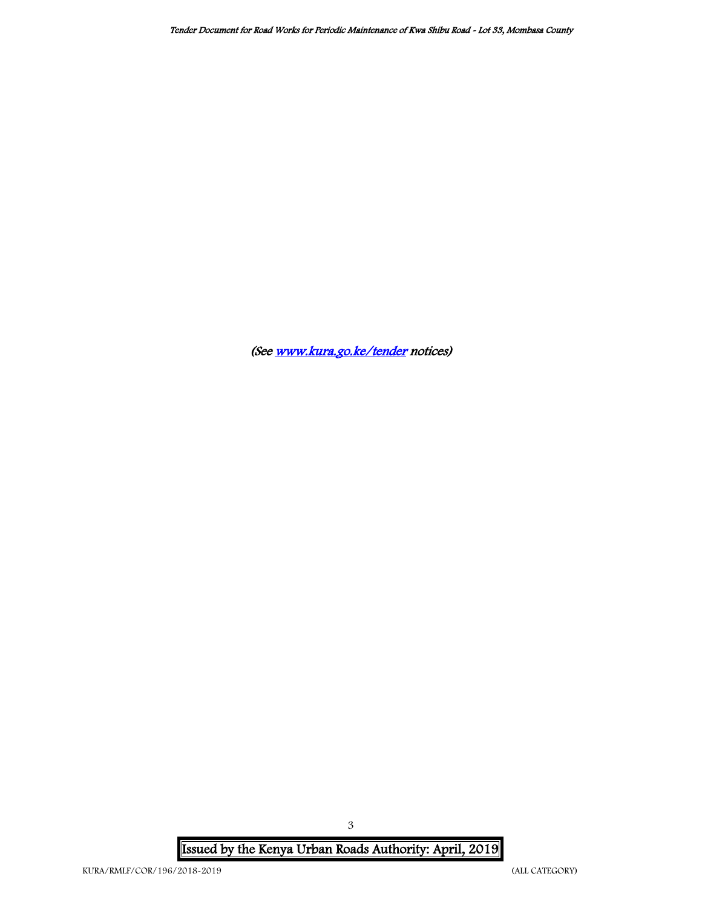*(See [www.kura.go.ke/tender](http://www.kura.go.ke/tender) notices)*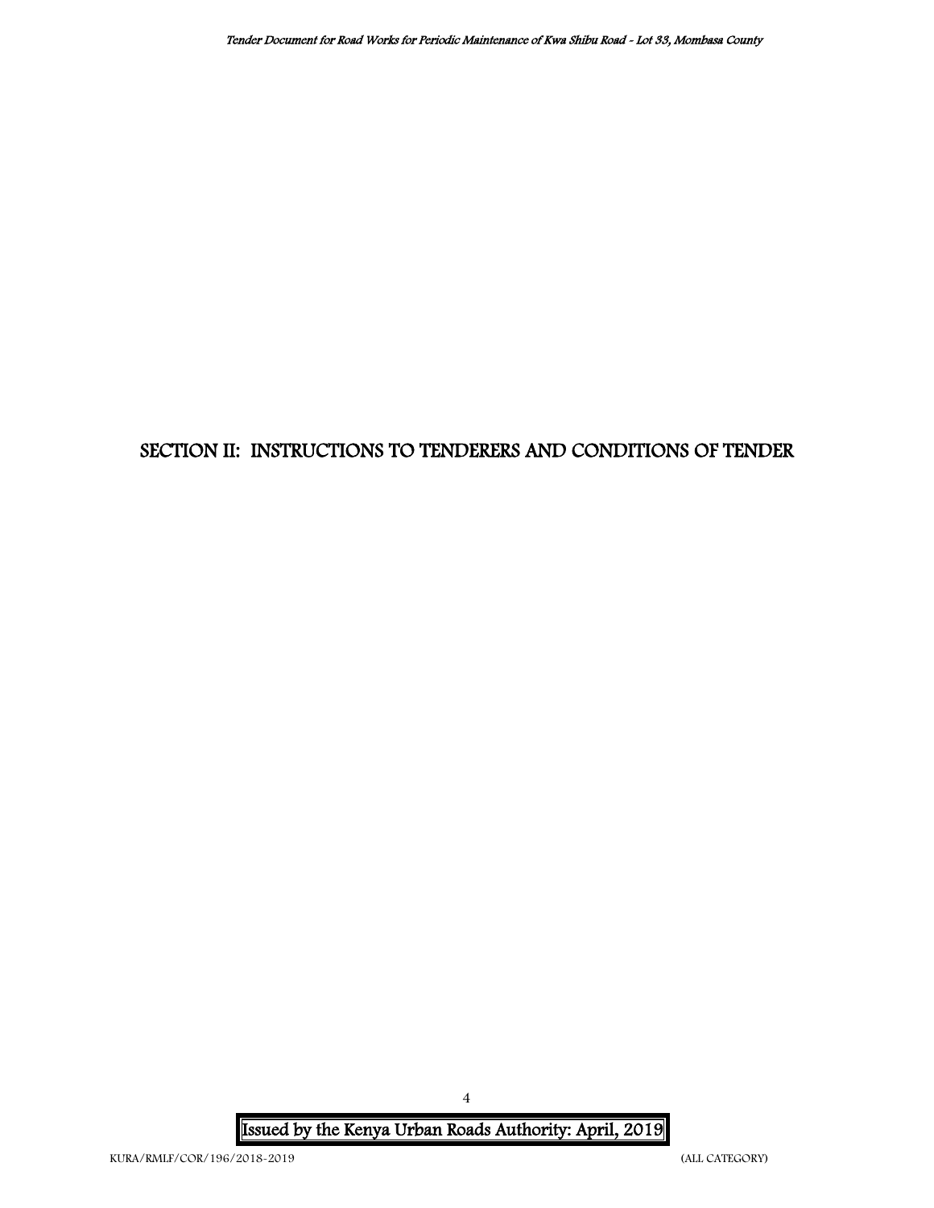# SECTION II: INSTRUCTIONS TO TENDERERS AND CONDITIONS OF TENDER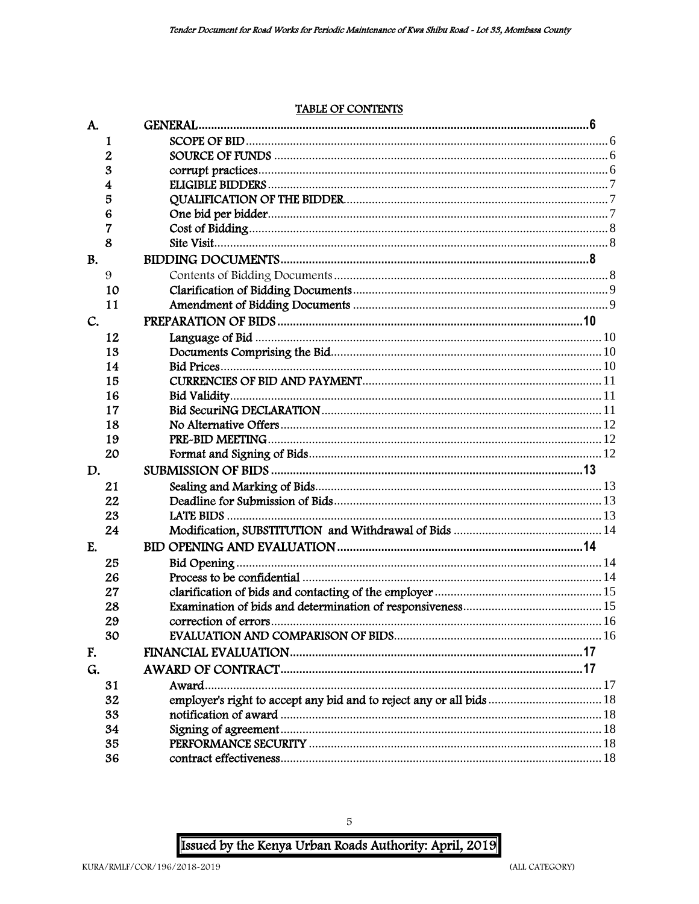TABLE OF CONTENTS

| | | |
|---|---|---|
| A. | GENERAL | 6 |
| 1 | SCOPE OF BID | 6 |
| 2 | SOURCE OF FUNDS | 6 |
| 3 | corrupt practices | 6 |
| 4 | ELIGIBLE BIDDERS | 7 |
| 5 | QUALIFICATION OF THE BIDDER | 7 |
| 6 | One bid per bidder | 7 |
| 7 | Cost of Bidding | 8 |
| 8 | Site Visit | 8 |
| B. | BIDDING DOCUMENTS | 8 |
| 9 | Contents of Bidding Documents | 8 |
| 10 | Clarification of Bidding Documents | 9 |
| 11 | Amendment of Bidding Documents | 9 |
| C. | PREPARATION OF BIDS | 10 |
| 12 | Language of Bid | 10 |
| 13 | Documents Comprising the Bid | 10 |
| 14 | Bid Prices | 10 |
| 15 | CURRENCIES OF BID AND PAYMENT | 11 |
| 16 | Bid Validity | 11 |
| 17 | Bid SecuriNG DECLARATION | 11 |
| 18 | No Alternative Offers | 12 |
| 19 | PRE-BID MEETING | 12 |
| 20 | Format and Signing of Bids | 12 |
| D. | SUBMISSION OF BIDS | 13 |
| 21 | Sealing and Marking of Bids | 13 |
| 22 | Deadline for Submission of Bids | 13 |
| 23 | LATE BIDS | 13 |
| 24 | Modification, SUBSTITUTION and Withdrawal of Bids | 14 |
| E. | BID OPENING AND EVALUATION | 14 |
| 25 | Bid Opening | 14 |
| 26 | Process to be confidential | 14 |
| 27 | clarification of bids and contacting of the employer | 15 |
| 28 | Examination of bids and determination of responsiveness | 15 |
| 29 | correction of errors | 16 |
| 30 | EVALUATION AND COMPARISON OF BIDS | 16 |
| F. | FINANCIAL EVALUATION | 17 |
| G. | AWARD OF CONTRACT | 17 |
| 31 | Award | 17 |
| 32 | employer's right to accept any bid and to reject any or all bids | 18 |
| 33 | notification of award | 18 |
| 34 | Signing of agreement | 18 |
| 35 | PERFORMANCE SECURITY | 18 |
| 36 | contract effectiveness | 18 |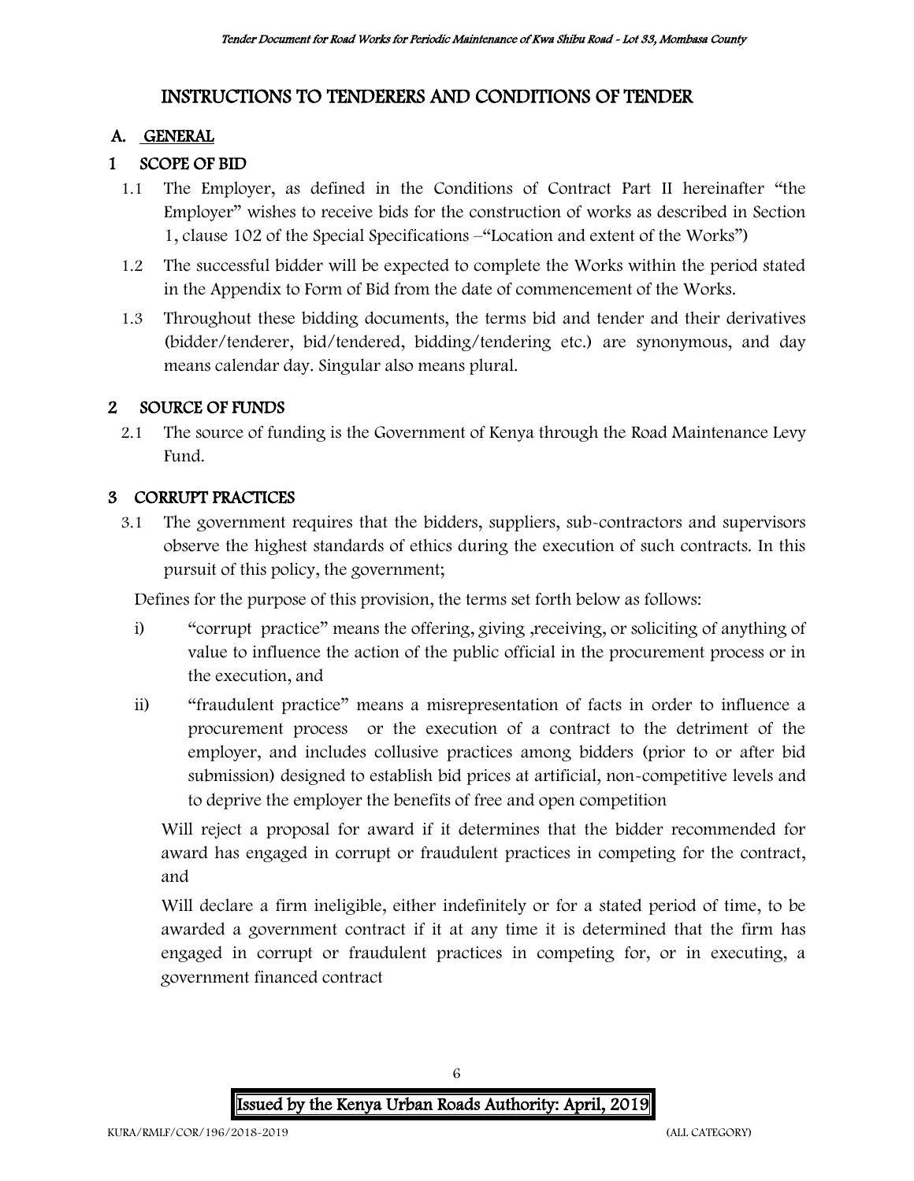# INSTRUCTIONS TO TENDERERS AND CONDITIONS OF TENDER

## A. GENERAL

### 1 SCOPE OF BID

1.1 The Employer, as defined in the Conditions of Contract Part II hereinafter "the Employer" wishes to receive bids for the construction of works as described in Section 1, clause 102 of the Special Specifications –"Location and extent of the Works")

1.2 The successful bidder will be expected to complete the Works within the period stated in the Appendix to Form of Bid from the date of commencement of the Works.

1.3 Throughout these bidding documents, the terms bid and tender and their derivatives (bidder/tenderer, bid/tendered, bidding/tendering etc.) are synonymous, and day means calendar day. Singular also means plural.

### 2 SOURCE OF FUNDS

2.1 The source of funding is the Government of Kenya through the Road Maintenance Levy Fund.

### 3 CORRUPT PRACTICES

3.1 The government requires that the bidders, suppliers, sub-contractors and supervisors observe the highest standards of ethics during the execution of such contracts. In this pursuit of this policy, the government;

Defines for the purpose of this provision, the terms set forth below as follows:

i) "corrupt practice" means the offering, giving ,receiving, or soliciting of anything of value to influence the action of the public official in the procurement process or in the execution, and

ii) "fraudulent practice" means a misrepresentation of facts in order to influence a procurement process or the execution of a contract to the detriment of the employer, and includes collusive practices among bidders (prior to or after bid submission) designed to establish bid prices at artificial, non-competitive levels and to deprive the employer the benefits of free and open competition

Will reject a proposal for award if it determines that the bidder recommended for award has engaged in corrupt or fraudulent practices in competing for the contract, and

Will declare a firm ineligible, either indefinitely or for a stated period of time, to be awarded a government contract if it at any time it is determined that the firm has engaged in corrupt or fraudulent practices in competing for, or in executing, a government financed contract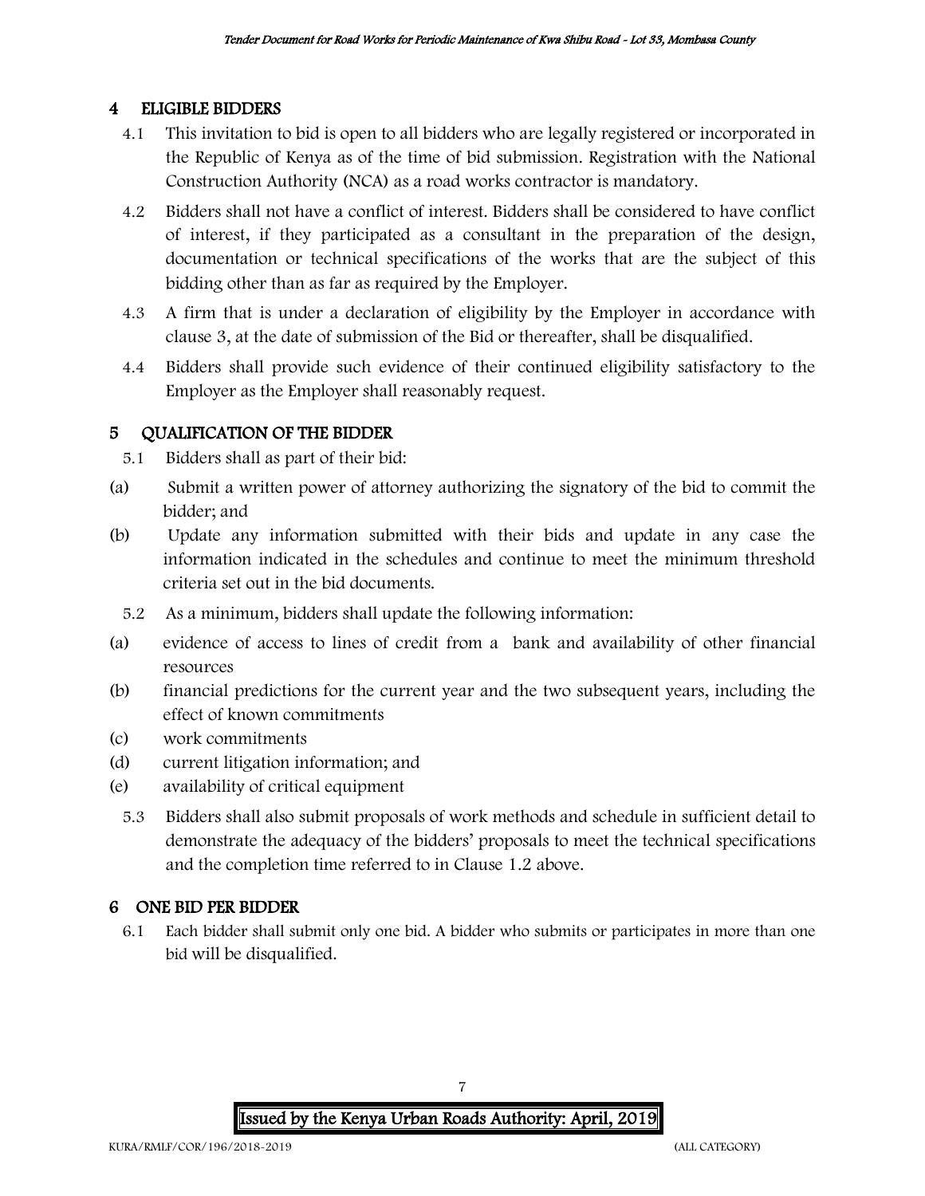## 4 ELIGIBLE BIDDERS

4.1 This invitation to bid is open to all bidders who are legally registered or incorporated in the Republic of Kenya as of the time of bid submission. Registration with the National Construction Authority (NCA) as a road works contractor is mandatory.

4.2 Bidders shall not have a conflict of interest. Bidders shall be considered to have conflict of interest, if they participated as a consultant in the preparation of the design, documentation or technical specifications of the works that are the subject of this bidding other than as far as required by the Employer.

4.3 A firm that is under a declaration of eligibility by the Employer in accordance with clause 3, at the date of submission of the Bid or thereafter, shall be disqualified.

4.4 Bidders shall provide such evidence of their continued eligibility satisfactory to the Employer as the Employer shall reasonably request.

## 5 QUALIFICATION OF THE BIDDER

5.1 Bidders shall as part of their bid:

(a) Submit a written power of attorney authorizing the signatory of the bid to commit the bidder; and

(b) Update any information submitted with their bids and update in any case the information indicated in the schedules and continue to meet the minimum threshold criteria set out in the bid documents.

5.2 As a minimum, bidders shall update the following information:

(a) evidence of access to lines of credit from a bank and availability of other financial resources

(b) financial predictions for the current year and the two subsequent years, including the effect of known commitments

(c) work commitments

(d) current litigation information; and

(e) availability of critical equipment

5.3 Bidders shall also submit proposals of work methods and schedule in sufficient detail to demonstrate the adequacy of the bidders' proposals to meet the technical specifications and the completion time referred to in Clause 1.2 above.

## 6 ONE BID PER BIDDER

6.1 Each bidder shall submit only one bid. A bidder who submits or participates in more than one bid will be disqualified.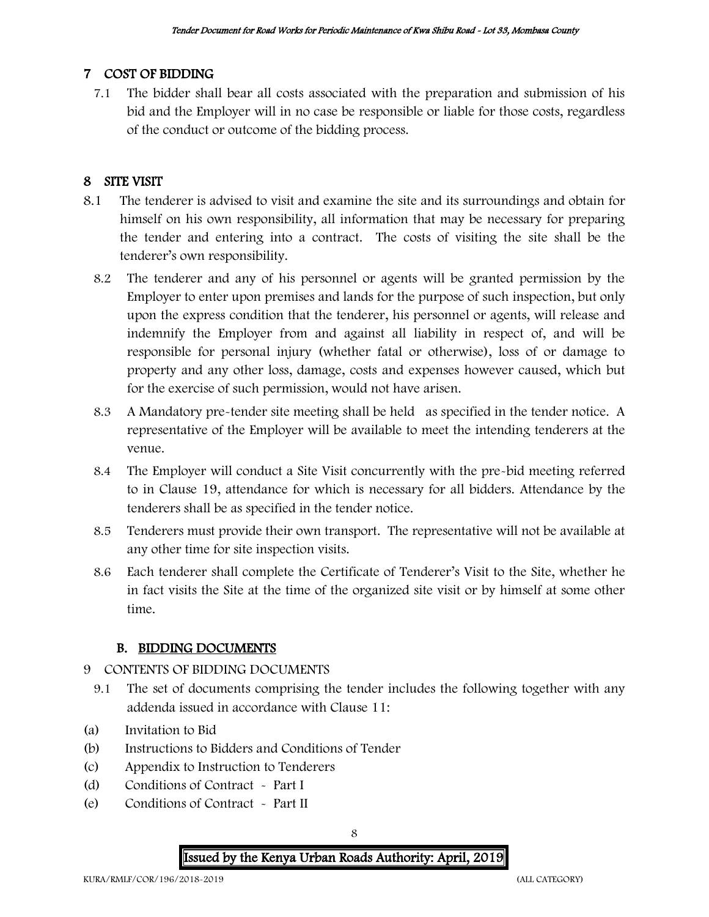## 7 COST OF BIDDING

7.1 The bidder shall bear all costs associated with the preparation and submission of his bid and the Employer will in no case be responsible or liable for those costs, regardless of the conduct or outcome of the bidding process.

## 8 SITE VISIT

8.1 The tenderer is advised to visit and examine the site and its surroundings and obtain for himself on his own responsibility, all information that may be necessary for preparing the tender and entering into a contract. The costs of visiting the site shall be the tenderer's own responsibility.

8.2 The tenderer and any of his personnel or agents will be granted permission by the Employer to enter upon premises and lands for the purpose of such inspection, but only upon the express condition that the tenderer, his personnel or agents, will release and indemnify the Employer from and against all liability in respect of, and will be responsible for personal injury (whether fatal or otherwise), loss of or damage to property and any other loss, damage, costs and expenses however caused, which but for the exercise of such permission, would not have arisen.

8.3 A Mandatory pre-tender site meeting shall be held as specified in the tender notice. A representative of the Employer will be available to meet the intending tenderers at the venue.

8.4 The Employer will conduct a Site Visit concurrently with the pre-bid meeting referred to in Clause 19, attendance for which is necessary for all bidders. Attendance by the tenderers shall be as specified in the tender notice.

8.5 Tenderers must provide their own transport. The representative will not be available at any other time for site inspection visits.

8.6 Each tenderer shall complete the Certificate of Tenderer's Visit to the Site, whether he in fact visits the Site at the time of the organized site visit or by himself at some other time.

## B. BIDDING DOCUMENTS

9 CONTENTS OF BIDDING DOCUMENTS

9.1 The set of documents comprising the tender includes the following together with any addenda issued in accordance with Clause 11:

(a) Invitation to Bid
(b) Instructions to Bidders and Conditions of Tender
(c) Appendix to Instruction to Tenderers
(d) Conditions of Contract - Part I
(e) Conditions of Contract - Part II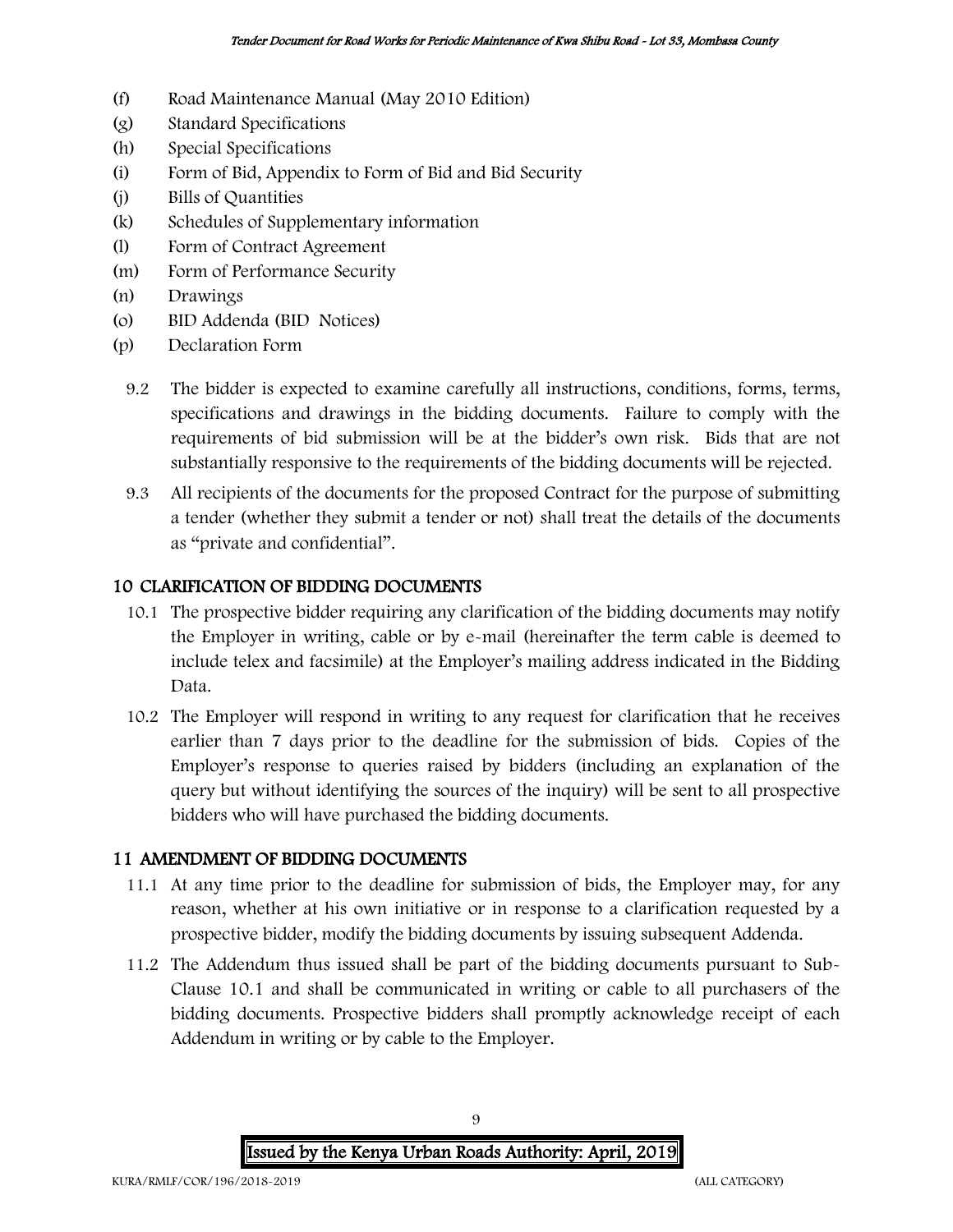(f) Road Maintenance Manual (May 2010 Edition)
(g) Standard Specifications
(h) Special Specifications
(i) Form of Bid, Appendix to Form of Bid and Bid Security
(j) Bills of Quantities
(k) Schedules of Supplementary information
(l) Form of Contract Agreement
(m) Form of Performance Security
(n) Drawings
(o) BID Addenda (BID Notices)
(p) Declaration Form

9.2 The bidder is expected to examine carefully all instructions, conditions, forms, terms, specifications and drawings in the bidding documents. Failure to comply with the requirements of bid submission will be at the bidder's own risk. Bids that are not substantially responsive to the requirements of the bidding documents will be rejected.

9.3 All recipients of the documents for the proposed Contract for the purpose of submitting a tender (whether they submit a tender or not) shall treat the details of the documents as "private and confidential".

## 10 CLARIFICATION OF BIDDING DOCUMENTS

10.1 The prospective bidder requiring any clarification of the bidding documents may notify the Employer in writing, cable or by e-mail (hereinafter the term cable is deemed to include telex and facsimile) at the Employer's mailing address indicated in the Bidding Data.

10.2 The Employer will respond in writing to any request for clarification that he receives earlier than 7 days prior to the deadline for the submission of bids. Copies of the Employer's response to queries raised by bidders (including an explanation of the query but without identifying the sources of the inquiry) will be sent to all prospective bidders who will have purchased the bidding documents.

## 11 AMENDMENT OF BIDDING DOCUMENTS

11.1 At any time prior to the deadline for submission of bids, the Employer may, for any reason, whether at his own initiative or in response to a clarification requested by a prospective bidder, modify the bidding documents by issuing subsequent Addenda.

11.2 The Addendum thus issued shall be part of the bidding documents pursuant to Sub-Clause 10.1 and shall be communicated in writing or cable to all purchasers of the bidding documents. Prospective bidders shall promptly acknowledge receipt of each Addendum in writing or by cable to the Employer.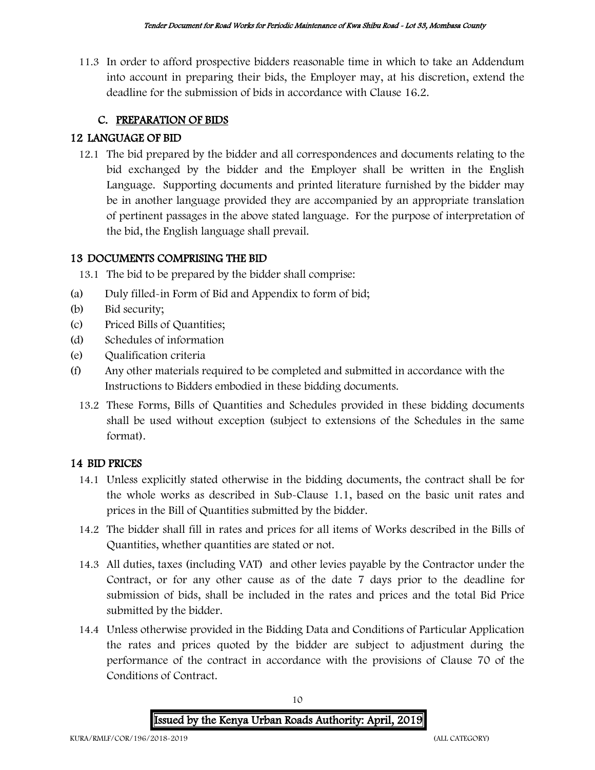11.3 In order to afford prospective bidders reasonable time in which to take an Addendum into account in preparing their bids, the Employer may, at his discretion, extend the deadline for the submission of bids in accordance with Clause 16.2.

## C. PREPARATION OF BIDS

## 12 LANGUAGE OF BID

12.1 The bid prepared by the bidder and all correspondences and documents relating to the bid exchanged by the bidder and the Employer shall be written in the English Language. Supporting documents and printed literature furnished by the bidder may be in another language provided they are accompanied by an appropriate translation of pertinent passages in the above stated language. For the purpose of interpretation of the bid, the English language shall prevail.

## 13 DOCUMENTS COMPRISING THE BID

13.1 The bid to be prepared by the bidder shall comprise:

(a) Duly filled-in Form of Bid and Appendix to form of bid;
(b) Bid security;
(c) Priced Bills of Quantities;
(d) Schedules of information
(e) Qualification criteria
(f) Any other materials required to be completed and submitted in accordance with the Instructions to Bidders embodied in these bidding documents.

13.2 These Forms, Bills of Quantities and Schedules provided in these bidding documents shall be used without exception (subject to extensions of the Schedules in the same format).

## 14 BID PRICES

14.1 Unless explicitly stated otherwise in the bidding documents, the contract shall be for the whole works as described in Sub-Clause 1.1, based on the basic unit rates and prices in the Bill of Quantities submitted by the bidder.

14.2 The bidder shall fill in rates and prices for all items of Works described in the Bills of Quantities, whether quantities are stated or not.

14.3 All duties, taxes (including VAT) and other levies payable by the Contractor under the Contract, or for any other cause as of the date 7 days prior to the deadline for submission of bids, shall be included in the rates and prices and the total Bid Price submitted by the bidder.

14.4 Unless otherwise provided in the Bidding Data and Conditions of Particular Application the rates and prices quoted by the bidder are subject to adjustment during the performance of the contract in accordance with the provisions of Clause 70 of the Conditions of Contract.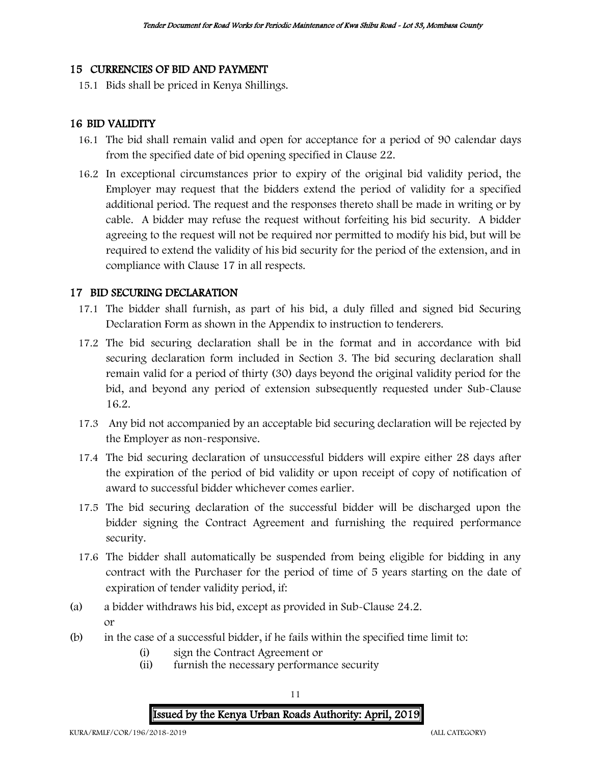## 15 CURRENCIES OF BID AND PAYMENT

15.1 Bids shall be priced in Kenya Shillings.

## 16 BID VALIDITY

16.1 The bid shall remain valid and open for acceptance for a period of 90 calendar days from the specified date of bid opening specified in Clause 22.

16.2 In exceptional circumstances prior to expiry of the original bid validity period, the Employer may request that the bidders extend the period of validity for a specified additional period. The request and the responses thereto shall be made in writing or by cable. A bidder may refuse the request without forfeiting his bid security. A bidder agreeing to the request will not be required nor permitted to modify his bid, but will be required to extend the validity of his bid security for the period of the extension, and in compliance with Clause 17 in all respects.

## 17 BID SECURING DECLARATION

17.1 The bidder shall furnish, as part of his bid, a duly filled and signed bid Securing Declaration Form as shown in the Appendix to instruction to tenderers.

17.2 The bid securing declaration shall be in the format and in accordance with bid securing declaration form included in Section 3. The bid securing declaration shall remain valid for a period of thirty (30) days beyond the original validity period for the bid, and beyond any period of extension subsequently requested under Sub-Clause 16.2.

17.3 Any bid not accompanied by an acceptable bid securing declaration will be rejected by the Employer as non-responsive.

17.4 The bid securing declaration of unsuccessful bidders will expire either 28 days after the expiration of the period of bid validity or upon receipt of copy of notification of award to successful bidder whichever comes earlier.

17.5 The bid securing declaration of the successful bidder will be discharged upon the bidder signing the Contract Agreement and furnishing the required performance security.

17.6 The bidder shall automatically be suspended from being eligible for bidding in any contract with the Purchaser for the period of time of 5 years starting on the date of expiration of tender validity period, if:

(a) a bidder withdraws his bid, except as provided in Sub-Clause 24.2.
or

(b) in the case of a successful bidder, if he fails within the specified time limit to:
- (i) sign the Contract Agreement or
- (ii) furnish the necessary performance security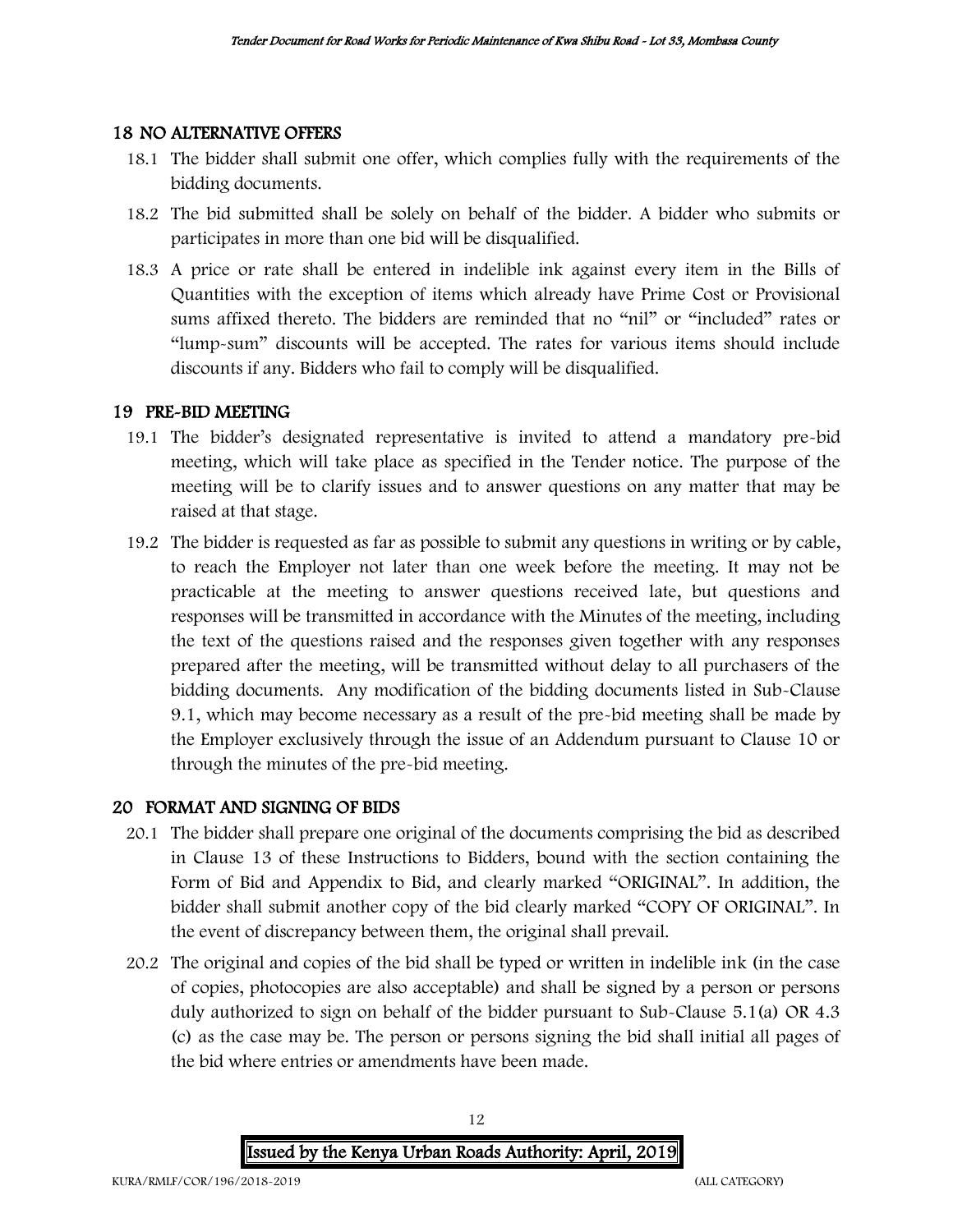## 18 NO ALTERNATIVE OFFERS

18.1 The bidder shall submit one offer, which complies fully with the requirements of the bidding documents.

18.2 The bid submitted shall be solely on behalf of the bidder. A bidder who submits or participates in more than one bid will be disqualified.

18.3 A price or rate shall be entered in indelible ink against every item in the Bills of Quantities with the exception of items which already have Prime Cost or Provisional sums affixed thereto. The bidders are reminded that no "nil" or "included" rates or "lump-sum" discounts will be accepted. The rates for various items should include discounts if any. Bidders who fail to comply will be disqualified.

## 19 PRE-BID MEETING

19.1 The bidder's designated representative is invited to attend a mandatory pre-bid meeting, which will take place as specified in the Tender notice. The purpose of the meeting will be to clarify issues and to answer questions on any matter that may be raised at that stage.

19.2 The bidder is requested as far as possible to submit any questions in writing or by cable, to reach the Employer not later than one week before the meeting. It may not be practicable at the meeting to answer questions received late, but questions and responses will be transmitted in accordance with the Minutes of the meeting, including the text of the questions raised and the responses given together with any responses prepared after the meeting, will be transmitted without delay to all purchasers of the bidding documents. Any modification of the bidding documents listed in Sub-Clause 9.1, which may become necessary as a result of the pre-bid meeting shall be made by the Employer exclusively through the issue of an Addendum pursuant to Clause 10 or through the minutes of the pre-bid meeting.

## 20 FORMAT AND SIGNING OF BIDS

20.1 The bidder shall prepare one original of the documents comprising the bid as described in Clause 13 of these Instructions to Bidders, bound with the section containing the Form of Bid and Appendix to Bid, and clearly marked "ORIGINAL". In addition, the bidder shall submit another copy of the bid clearly marked "COPY OF ORIGINAL". In the event of discrepancy between them, the original shall prevail.

20.2 The original and copies of the bid shall be typed or written in indelible ink (in the case of copies, photocopies are also acceptable) and shall be signed by a person or persons duly authorized to sign on behalf of the bidder pursuant to Sub-Clause 5.1(a) OR 4.3 (c) as the case may be. The person or persons signing the bid shall initial all pages of the bid where entries or amendments have been made.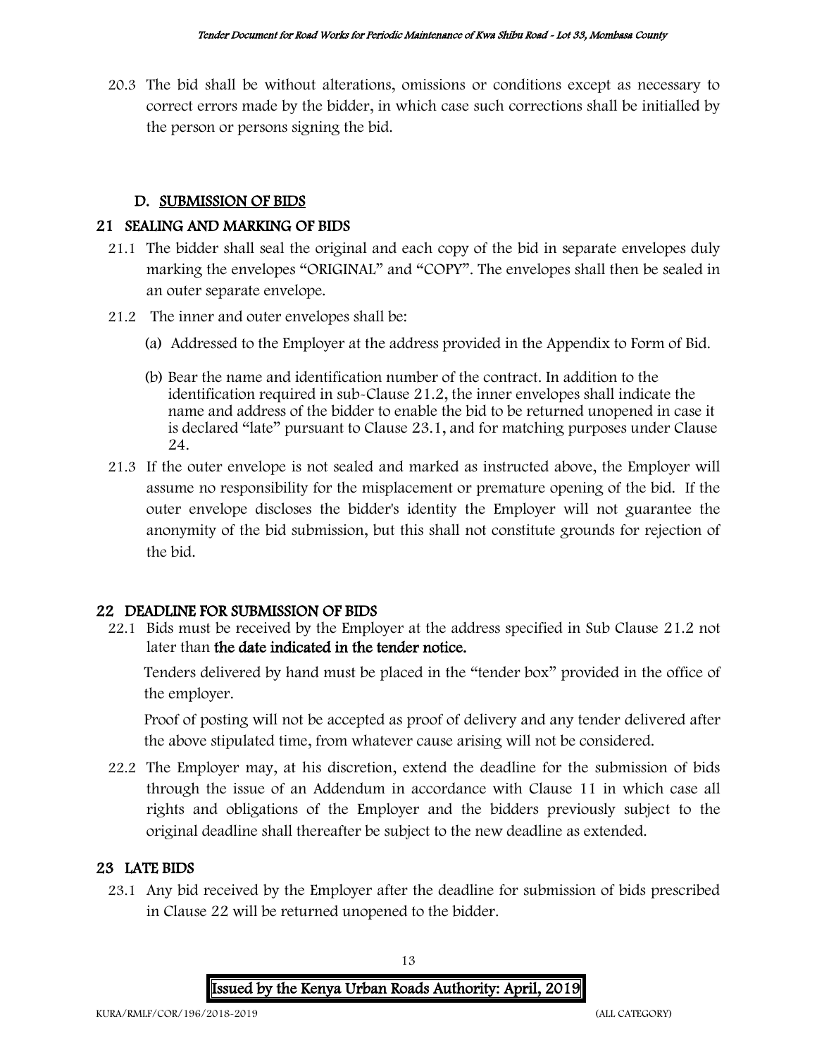20.3 The bid shall be without alterations, omissions or conditions except as necessary to correct errors made by the bidder, in which case such corrections shall be initialled by the person or persons signing the bid.

## D. SUBMISSION OF BIDS

### 21 SEALING AND MARKING OF BIDS

21.1 The bidder shall seal the original and each copy of the bid in separate envelopes duly marking the envelopes "ORIGINAL" and "COPY". The envelopes shall then be sealed in an outer separate envelope.

21.2 The inner and outer envelopes shall be:

(a) Addressed to the Employer at the address provided in the Appendix to Form of Bid.

(b) Bear the name and identification number of the contract. In addition to the identification required in sub-Clause 21.2, the inner envelopes shall indicate the name and address of the bidder to enable the bid to be returned unopened in case it is declared "late" pursuant to Clause 23.1, and for matching purposes under Clause 24.

21.3 If the outer envelope is not sealed and marked as instructed above, the Employer will assume no responsibility for the misplacement or premature opening of the bid. If the outer envelope discloses the bidder's identity the Employer will not guarantee the anonymity of the bid submission, but this shall not constitute grounds for rejection of the bid.

### 22 DEADLINE FOR SUBMISSION OF BIDS

22.1 Bids must be received by the Employer at the address specified in Sub Clause 21.2 not later than **the date indicated in the tender notice.**

Tenders delivered by hand must be placed in the "tender box" provided in the office of the employer.

Proof of posting will not be accepted as proof of delivery and any tender delivered after the above stipulated time, from whatever cause arising will not be considered.

22.2 The Employer may, at his discretion, extend the deadline for the submission of bids through the issue of an Addendum in accordance with Clause 11 in which case all rights and obligations of the Employer and the bidders previously subject to the original deadline shall thereafter be subject to the new deadline as extended.

### 23 LATE BIDS

23.1 Any bid received by the Employer after the deadline for submission of bids prescribed in Clause 22 will be returned unopened to the bidder.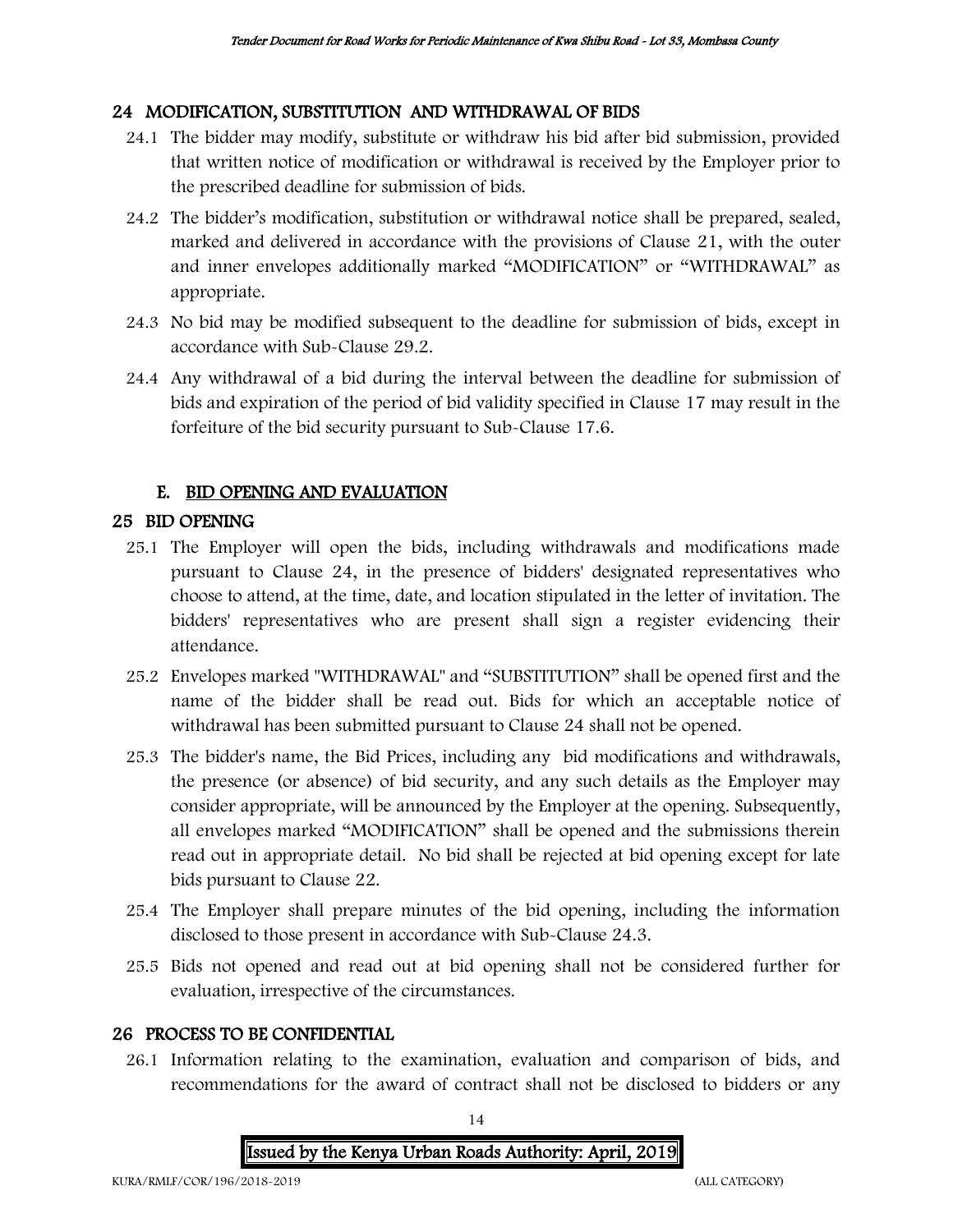## 24 MODIFICATION, SUBSTITUTION AND WITHDRAWAL OF BIDS

24.1 The bidder may modify, substitute or withdraw his bid after bid submission, provided that written notice of modification or withdrawal is received by the Employer prior to the prescribed deadline for submission of bids.

24.2 The bidder's modification, substitution or withdrawal notice shall be prepared, sealed, marked and delivered in accordance with the provisions of Clause 21, with the outer and inner envelopes additionally marked "MODIFICATION" or "WITHDRAWAL" as appropriate.

24.3 No bid may be modified subsequent to the deadline for submission of bids, except in accordance with Sub-Clause 29.2.

24.4 Any withdrawal of a bid during the interval between the deadline for submission of bids and expiration of the period of bid validity specified in Clause 17 may result in the forfeiture of the bid security pursuant to Sub-Clause 17.6.

## E. BID OPENING AND EVALUATION

## 25 BID OPENING

25.1 The Employer will open the bids, including withdrawals and modifications made pursuant to Clause 24, in the presence of bidders' designated representatives who choose to attend, at the time, date, and location stipulated in the letter of invitation. The bidders' representatives who are present shall sign a register evidencing their attendance.

25.2 Envelopes marked "WITHDRAWAL" and "SUBSTITUTION" shall be opened first and the name of the bidder shall be read out. Bids for which an acceptable notice of withdrawal has been submitted pursuant to Clause 24 shall not be opened.

25.3 The bidder's name, the Bid Prices, including any bid modifications and withdrawals, the presence (or absence) of bid security, and any such details as the Employer may consider appropriate, will be announced by the Employer at the opening. Subsequently, all envelopes marked "MODIFICATION" shall be opened and the submissions therein read out in appropriate detail. No bid shall be rejected at bid opening except for late bids pursuant to Clause 22.

25.4 The Employer shall prepare minutes of the bid opening, including the information disclosed to those present in accordance with Sub-Clause 24.3.

25.5 Bids not opened and read out at bid opening shall not be considered further for evaluation, irrespective of the circumstances.

## 26 PROCESS TO BE CONFIDENTIAL

26.1 Information relating to the examination, evaluation and comparison of bids, and recommendations for the award of contract shall not be disclosed to bidders or any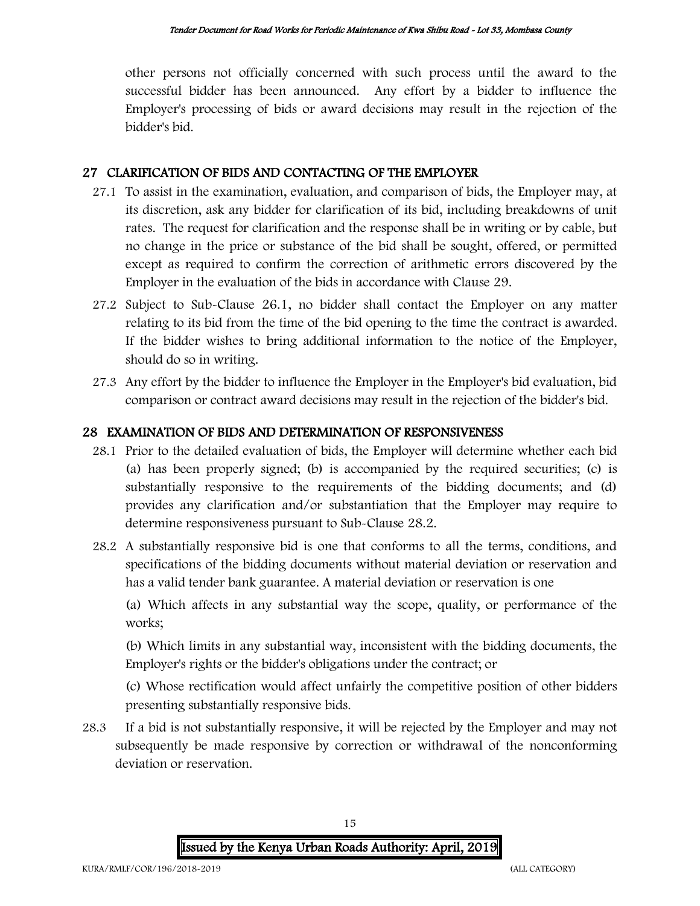other persons not officially concerned with such process until the award to the successful bidder has been announced. Any effort by a bidder to influence the Employer's processing of bids or award decisions may result in the rejection of the bidder's bid.

## 27 CLARIFICATION OF BIDS AND CONTACTING OF THE EMPLOYER

27.1 To assist in the examination, evaluation, and comparison of bids, the Employer may, at its discretion, ask any bidder for clarification of its bid, including breakdowns of unit rates. The request for clarification and the response shall be in writing or by cable, but no change in the price or substance of the bid shall be sought, offered, or permitted except as required to confirm the correction of arithmetic errors discovered by the Employer in the evaluation of the bids in accordance with Clause 29.

27.2 Subject to Sub-Clause 26.1, no bidder shall contact the Employer on any matter relating to its bid from the time of the bid opening to the time the contract is awarded. If the bidder wishes to bring additional information to the notice of the Employer, should do so in writing.

27.3 Any effort by the bidder to influence the Employer in the Employer's bid evaluation, bid comparison or contract award decisions may result in the rejection of the bidder's bid.

## 28 EXAMINATION OF BIDS AND DETERMINATION OF RESPONSIVENESS

28.1 Prior to the detailed evaluation of bids, the Employer will determine whether each bid (a) has been properly signed; (b) is accompanied by the required securities; (c) is substantially responsive to the requirements of the bidding documents; and (d) provides any clarification and/or substantiation that the Employer may require to determine responsiveness pursuant to Sub-Clause 28.2.

28.2 A substantially responsive bid is one that conforms to all the terms, conditions, and specifications of the bidding documents without material deviation or reservation and has a valid tender bank guarantee. A material deviation or reservation is one

(a) Which affects in any substantial way the scope, quality, or performance of the works;

(b) Which limits in any substantial way, inconsistent with the bidding documents, the Employer's rights or the bidder's obligations under the contract; or

(c) Whose rectification would affect unfairly the competitive position of other bidders presenting substantially responsive bids.

28.3 If a bid is not substantially responsive, it will be rejected by the Employer and may not subsequently be made responsive by correction or withdrawal of the nonconforming deviation or reservation.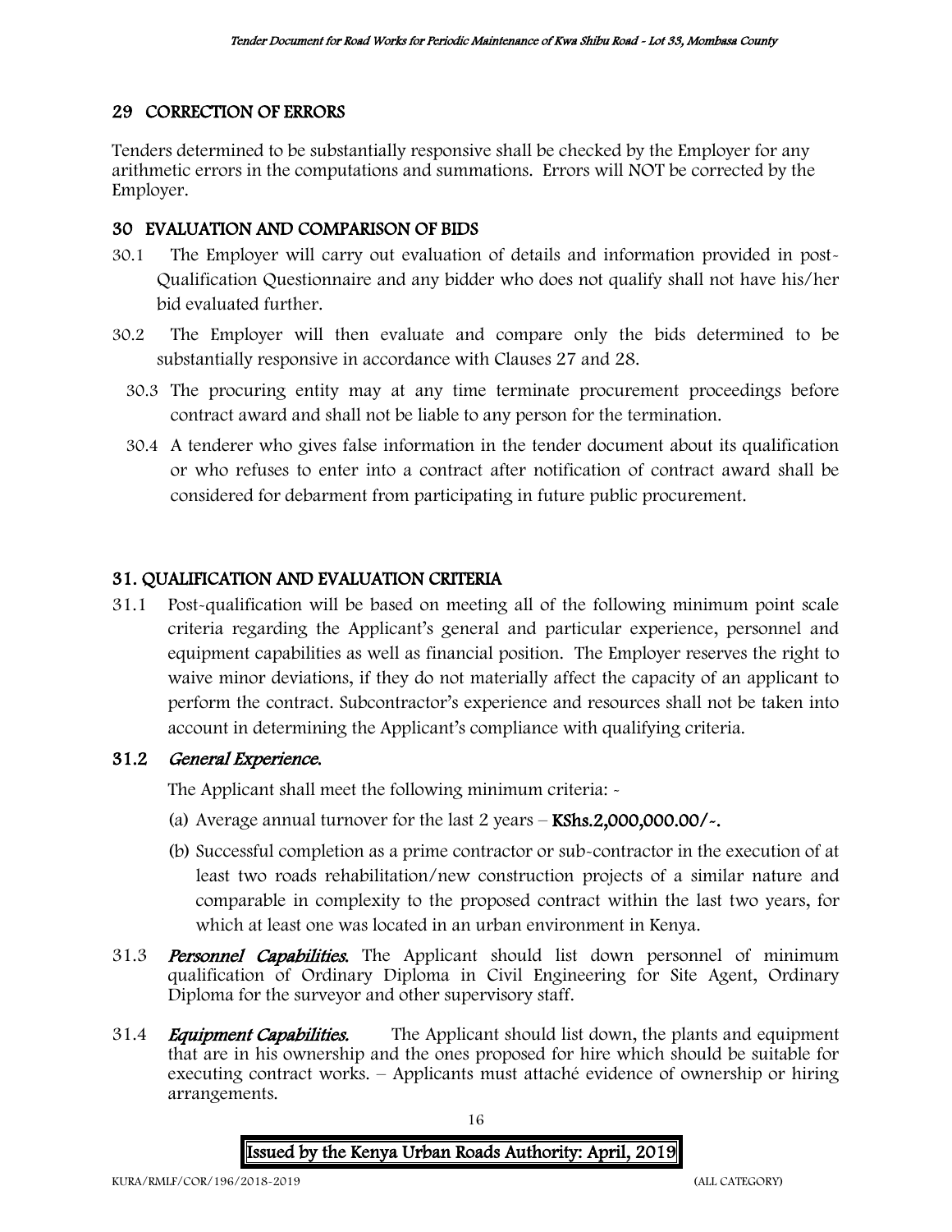## 29 CORRECTION OF ERRORS

Tenders determined to be substantially responsive shall be checked by the Employer for any arithmetic errors in the computations and summations. Errors will NOT be corrected by the Employer.

## 30 EVALUATION AND COMPARISON OF BIDS

30.1 The Employer will carry out evaluation of details and information provided in post-Qualification Questionnaire and any bidder who does not qualify shall not have his/her bid evaluated further.

30.2 The Employer will then evaluate and compare only the bids determined to be substantially responsive in accordance with Clauses 27 and 28.

30.3 The procuring entity may at any time terminate procurement proceedings before contract award and shall not be liable to any person for the termination.

30.4 A tenderer who gives false information in the tender document about its qualification or who refuses to enter into a contract after notification of contract award shall be considered for debarment from participating in future public procurement.

## 31. QUALIFICATION AND EVALUATION CRITERIA

31.1 Post-qualification will be based on meeting all of the following minimum point scale criteria regarding the Applicant's general and particular experience, personnel and equipment capabilities as well as financial position. The Employer reserves the right to waive minor deviations, if they do not materially affect the capacity of an applicant to perform the contract. Subcontractor's experience and resources shall not be taken into account in determining the Applicant's compliance with qualifying criteria.

### 31.2 *General Experience.*

The Applicant shall meet the following minimum criteria: -

(a) Average annual turnover for the last 2 years – **KShs.2,000,000.00/-.**

(b) Successful completion as a prime contractor or sub-contractor in the execution of at least two roads rehabilitation/new construction projects of a similar nature and comparable in complexity to the proposed contract within the last two years, for which at least one was located in an urban environment in Kenya.

31.3 ***Personnel Capabilities.*** The Applicant should list down personnel of minimum qualification of Ordinary Diploma in Civil Engineering for Site Agent, Ordinary Diploma for the surveyor and other supervisory staff.

31.4 ***Equipment Capabilities.*** The Applicant should list down, the plants and equipment that are in his ownership and the ones proposed for hire which should be suitable for executing contract works. – Applicants must attaché evidence of ownership or hiring arrangements.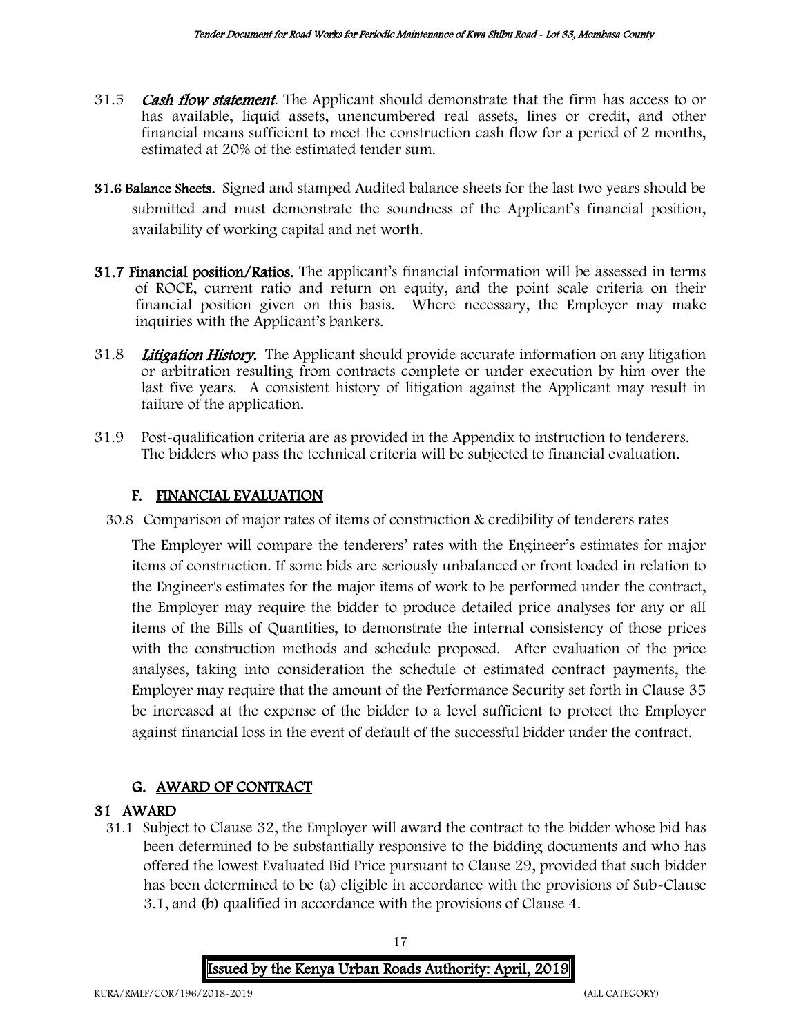31.5 ***Cash flow statement***. The Applicant should demonstrate that the firm has access to or has available, liquid assets, unencumbered real assets, lines or credit, and other financial means sufficient to meet the construction cash flow for a period of 2 months, estimated at 20% of the estimated tender sum.

**31.6 Balance Sheets.** Signed and stamped Audited balance sheets for the last two years should be submitted and must demonstrate the soundness of the Applicant's financial position, availability of working capital and net worth.

**31.7 Financial position/Ratios.** The applicant's financial information will be assessed in terms of ROCE, current ratio and return on equity, and the point scale criteria on their financial position given on this basis. Where necessary, the Employer may make inquiries with the Applicant's bankers.

31.8 ***Litigation History.*** The Applicant should provide accurate information on any litigation or arbitration resulting from contracts complete or under execution by him over the last five years. A consistent history of litigation against the Applicant may result in failure of the application.

31.9 Post-qualification criteria are as provided in the Appendix to instruction to tenderers. The bidders who pass the technical criteria will be subjected to financial evaluation.

## F. FINANCIAL EVALUATION

30.8 Comparison of major rates of items of construction & credibility of tenderers rates

The Employer will compare the tenderers' rates with the Engineer's estimates for major items of construction. If some bids are seriously unbalanced or front loaded in relation to the Engineer's estimates for the major items of work to be performed under the contract, the Employer may require the bidder to produce detailed price analyses for any or all items of the Bills of Quantities, to demonstrate the internal consistency of those prices with the construction methods and schedule proposed. After evaluation of the price analyses, taking into consideration the schedule of estimated contract payments, the Employer may require that the amount of the Performance Security set forth in Clause 35 be increased at the expense of the bidder to a level sufficient to protect the Employer against financial loss in the event of default of the successful bidder under the contract.

## G. AWARD OF CONTRACT

## 31 AWARD

31.1 Subject to Clause 32, the Employer will award the contract to the bidder whose bid has been determined to be substantially responsive to the bidding documents and who has offered the lowest Evaluated Bid Price pursuant to Clause 29, provided that such bidder has been determined to be (a) eligible in accordance with the provisions of Sub-Clause 3.1, and (b) qualified in accordance with the provisions of Clause 4.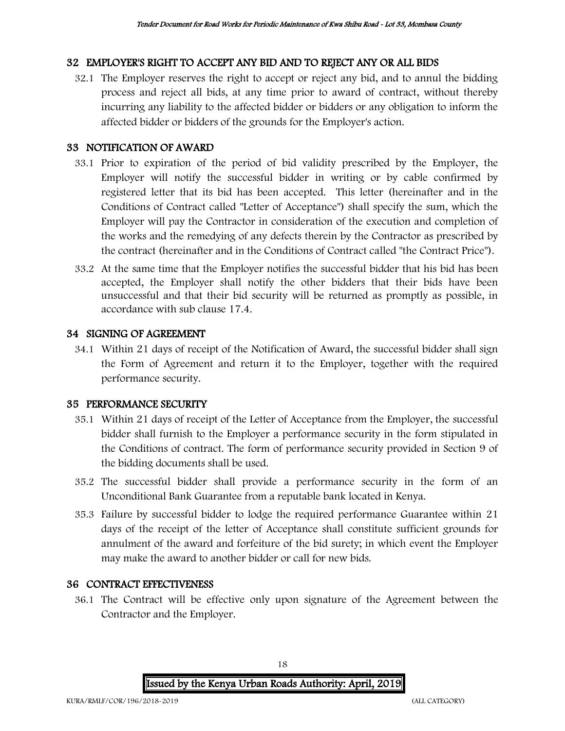## 32 EMPLOYER'S RIGHT TO ACCEPT ANY BID AND TO REJECT ANY OR ALL BIDS

32.1 The Employer reserves the right to accept or reject any bid, and to annul the bidding process and reject all bids, at any time prior to award of contract, without thereby incurring any liability to the affected bidder or bidders or any obligation to inform the affected bidder or bidders of the grounds for the Employer's action.

## 33 NOTIFICATION OF AWARD

33.1 Prior to expiration of the period of bid validity prescribed by the Employer, the Employer will notify the successful bidder in writing or by cable confirmed by registered letter that its bid has been accepted. This letter (hereinafter and in the Conditions of Contract called "Letter of Acceptance") shall specify the sum, which the Employer will pay the Contractor in consideration of the execution and completion of the works and the remedying of any defects therein by the Contractor as prescribed by the contract (hereinafter and in the Conditions of Contract called "the Contract Price").

33.2 At the same time that the Employer notifies the successful bidder that his bid has been accepted, the Employer shall notify the other bidders that their bids have been unsuccessful and that their bid security will be returned as promptly as possible, in accordance with sub clause 17.4.

## 34 SIGNING OF AGREEMENT

34.1 Within 21 days of receipt of the Notification of Award, the successful bidder shall sign the Form of Agreement and return it to the Employer, together with the required performance security.

## 35 PERFORMANCE SECURITY

35.1 Within 21 days of receipt of the Letter of Acceptance from the Employer, the successful bidder shall furnish to the Employer a performance security in the form stipulated in the Conditions of contract. The form of performance security provided in Section 9 of the bidding documents shall be used.

35.2 The successful bidder shall provide a performance security in the form of an Unconditional Bank Guarantee from a reputable bank located in Kenya.

35.3 Failure by successful bidder to lodge the required performance Guarantee within 21 days of the receipt of the letter of Acceptance shall constitute sufficient grounds for annulment of the award and forfeiture of the bid surety; in which event the Employer may make the award to another bidder or call for new bids.

## 36 CONTRACT EFFECTIVENESS

36.1 The Contract will be effective only upon signature of the Agreement between the Contractor and the Employer.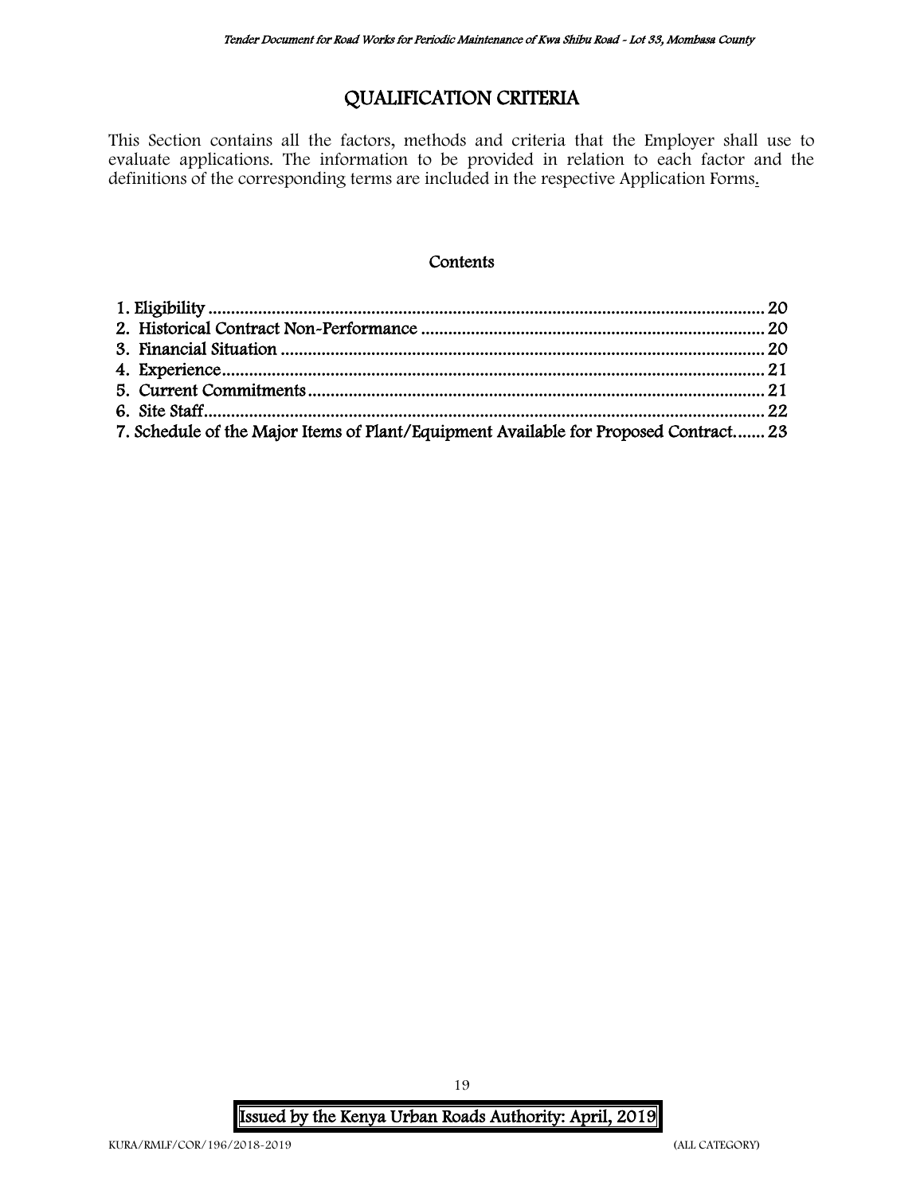# QUALIFICATION CRITERIA

This Section contains all the factors, methods and criteria that the Employer shall use to evaluate applications. The information to be provided in relation to each factor and the definitions of the corresponding terms are included in the respective Application Forms.

## Contents

1. Eligibility ............................................................................................................... 20
2. Historical Contract Non-Performance ................................................................. 20
3. Financial Situation ............................................................................................... 20
4. Experience............................................................................................................ 21
5. Current Commitments ......................................................................................... 21
6. Site Staff................................................................................................................ 22
7. Schedule of the Major Items of Plant/Equipment Available for Proposed Contract....... 23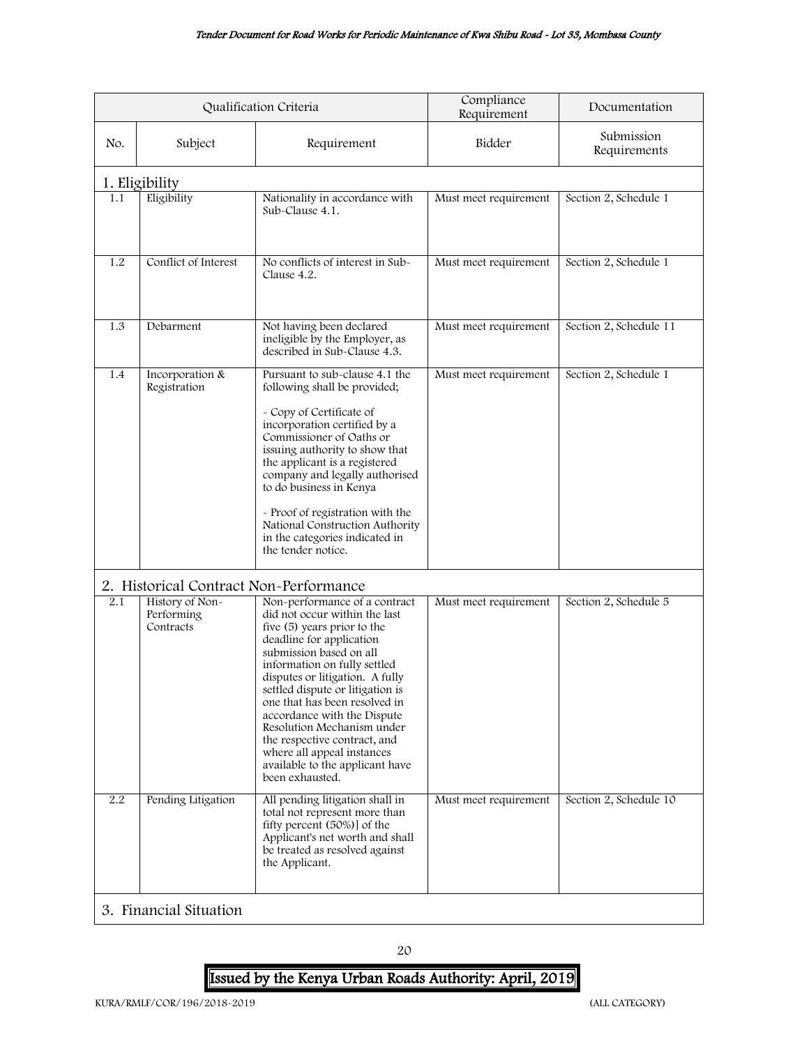| Qualification Criteria | | | Compliance Requirement | Documentation |
|---|---|---|---|---|
| No. | Subject | Requirement | Bidder | Submission Requirements |
| **1. Eligibility** | | | | |
| 1.1 | Eligibility | Nationality in accordance with Sub-Clause 4.1. | Must meet requirement | Section 2, Schedule 1 |
| 1.2 | Conflict of Interest | No conflicts of interest in Sub-Clause 4.2. | Must meet requirement | Section 2, Schedule 1 |
| 1.3 | Debarment | Not having been declared ineligible by the Employer, as described in Sub-Clause 4.3. | Must meet requirement | Section 2, Schedule 11 |
| 1.4 | Incorporation & Registration | Pursuant to sub-clause 4.1 the following shall be provided;<br><br>- Copy of Certificate of incorporation certified by a Commissioner of Oaths or issuing authority to show that the applicant is a registered company and legally authorised to do business in Kenya<br><br>- Proof of registration with the National Construction Authority in the categories indicated in the tender notice. | Must meet requirement | Section 2, Schedule 1 |
| **2. Historical Contract Non-Performance** | | | | |
| 2.1 | History of Non-Performing Contracts | Non-performance of a contract did not occur within the last five (5) years prior to the deadline for application submission based on all information on fully settled disputes or litigation. A fully settled dispute or litigation is one that has been resolved in accordance with the Dispute Resolution Mechanism under the respective contract, and where all appeal instances available to the applicant have been exhausted. | Must meet requirement | Section 2, Schedule 5 |
| 2.2 | Pending Litigation | All pending litigation shall in total not represent more than fifty percent (50%)] of the Applicant's net worth and shall be treated as resolved against the Applicant. | Must meet requirement | Section 2, Schedule 10 |
| **3. Financial Situation** | | | | |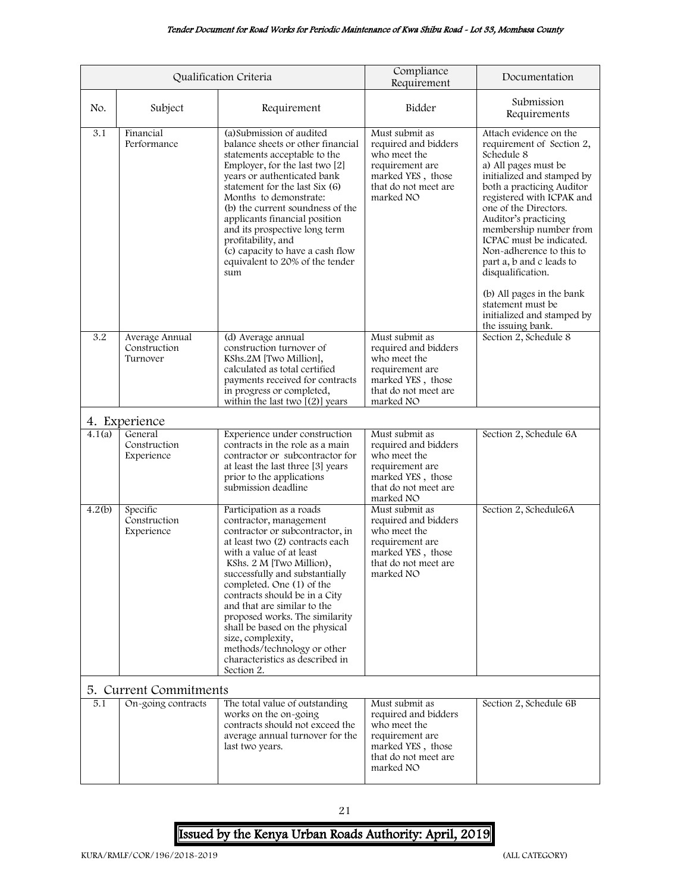| Qualification Criteria | | | Compliance Requirement | Documentation |
|---|---|---|---|---|
| No. | Subject | Requirement | Bidder | Submission Requirements |
| 3.1 | Financial Performance | (a)Submission of audited balance sheets or other financial statements acceptable to the Employer, for the last two [2] years or authenticated bank statement for the last Six (6) Months to demonstrate:<br>(b) the current soundness of the applicants financial position and its prospective long term profitability, and<br>(c) capacity to have a cash flow equivalent to 20% of the tender sum | Must submit as required and bidders who meet the requirement are marked YES , those that do not meet are marked NO | Attach evidence on the requirement of Section 2, Schedule 8<br>a) All pages must be initialized and stamped by both a practicing Auditor registered with ICPAK and one of the Directors. Auditor's practicing membership number from ICPAC must be indicated. Non-adherence to this to part a, b and c leads to disqualification.<br><br>(b) All pages in the bank statement must be initialized and stamped by the issuing bank. |
| 3.2 | Average Annual Construction Turnover | (d) Average annual construction turnover of KShs.2M [Two Million], calculated as total certified payments received for contracts in progress or completed, within the last two [(2)] years | Must submit as required and bidders who meet the requirement are marked YES , those that do not meet are marked NO | Section 2, Schedule 8 |
| **4. Experience** | | | | |
| 4.1(a) | General Construction Experience | Experience under construction contracts in the role as a main contractor or subcontractor for at least the last three [3] years prior to the applications submission deadline | Must submit as required and bidders who meet the requirement are marked YES , those that do not meet are marked NO | Section 2, Schedule 6A |
| 4.2(b) | Specific Construction Experience | Participation as a roads contractor, management contractor or subcontractor, in at least two (2) contracts each with a value of at least KShs. 2 M [Two Million), successfully and substantially completed. One (1) of the contracts should be in a City and that are similar to the proposed works. The similarity shall be based on the physical size, complexity, methods/technology or other characteristics as described in Section 2. | Must submit as required and bidders who meet the requirement are marked YES , those that do not meet are marked NO | Section 2, Schedule6A |
| **5. Current Commitments** | | | | |
| 5.1 | On-going contracts | The total value of outstanding works on the on-going contracts should not exceed the average annual turnover for the last two years. | Must submit as required and bidders who meet the requirement are marked YES , those that do not meet are marked NO | Section 2, Schedule 6B |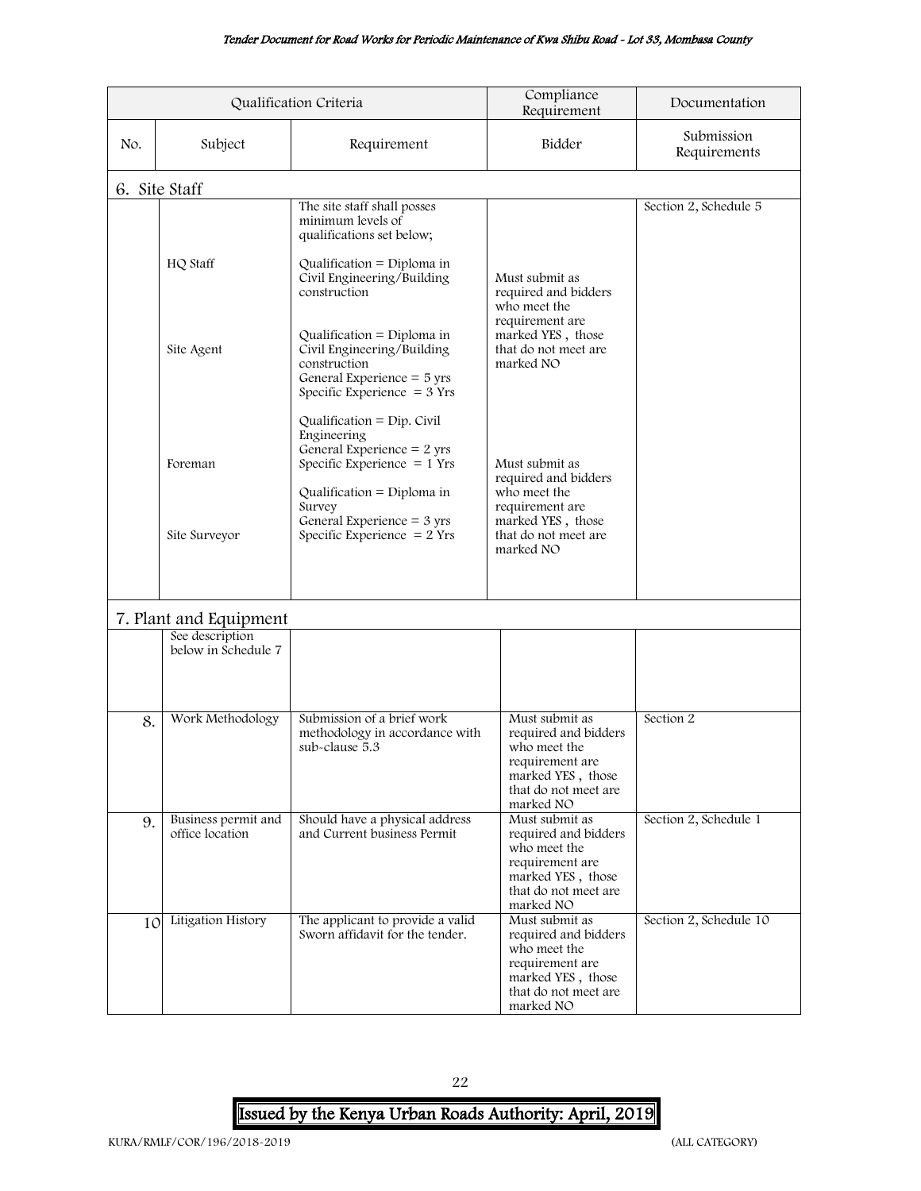| Qualification Criteria | | | Compliance Requirement | Documentation |
|---|---|---|---|---|
| No. | Subject | Requirement | Bidder | Submission Requirements |
| 6. Site Staff | | | | |
| | | The site staff shall posses minimum levels of qualifications set below; | | Section 2, Schedule 5 |
| | HQ Staff | Qualification = Diploma in Civil Engineering/Building construction | Must submit as required and bidders who meet the requirement are marked YES , those that do not meet are marked NO | |
| | Site Agent | Qualification = Diploma in Civil Engineering/Building construction<br>General Experience = 5 yrs<br>Specific Experience = 3 Yrs | | |
| | Foreman | Qualification = Dip. Civil Engineering<br>General Experience = 2 yrs<br>Specific Experience = 1 Yrs | Must submit as required and bidders who meet the requirement are marked YES , those that do not meet are marked NO | |
| | Site Surveyor | Qualification = Diploma in Survey<br>General Experience = 3 yrs<br>Specific Experience = 2 Yrs | | |
| 7. Plant and Equipment | | | | |
| | See description below in Schedule 7 | | | |
| 8. | Work Methodology | Submission of a brief work methodology in accordance with sub-clause 5.3 | Must submit as required and bidders who meet the requirement are marked YES , those that do not meet are marked NO | Section 2 |
| 9. | Business permit and office location | Should have a physical address and Current business Permit | Must submit as required and bidders who meet the requirement are marked YES , those that do not meet are marked NO | Section 2, Schedule 1 |
| 10 | Litigation History | The applicant to provide a valid Sworn affidavit for the tender. | Must submit as required and bidders who meet the requirement are marked YES , those that do not meet are marked NO | Section 2, Schedule 10 |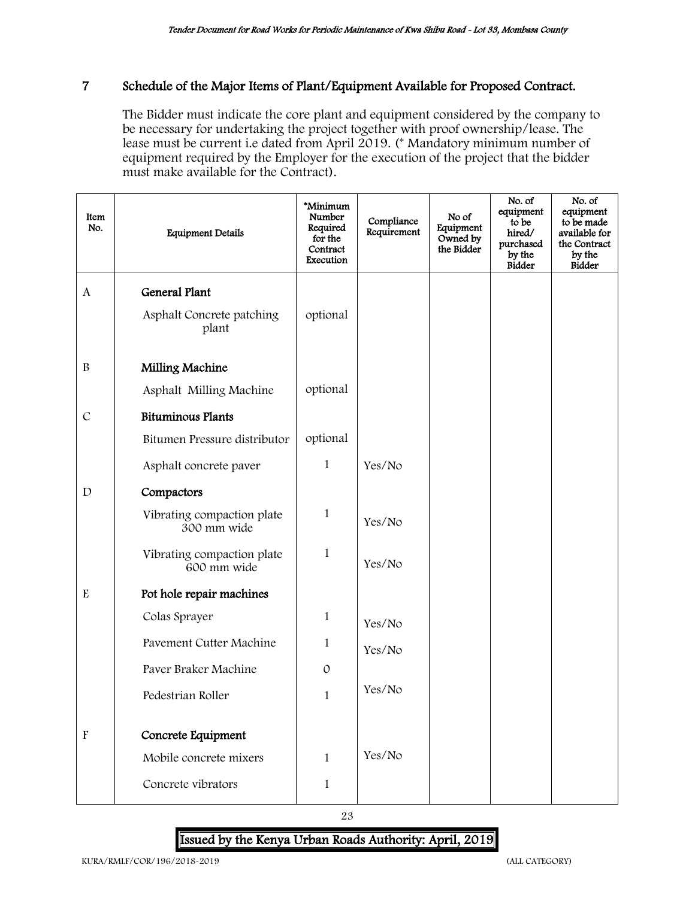## 7 Schedule of the Major Items of Plant/Equipment Available for Proposed Contract.

The Bidder must indicate the core plant and equipment considered by the company to be necessary for undertaking the project together with proof ownership/lease. The lease must be current i.e dated from April 2019. (* Mandatory minimum number of equipment required by the Employer for the execution of the project that the bidder must make available for the Contract).

| Item No. | Equipment Details | *Minimum Number Required for the Contract Execution | Compliance Requirement | No of Equipment Owned by the Bidder | No. of equipment to be hired/ purchased by the Bidder | No. of equipment to be made available for the Contract by the Bidder |
|---|---|---|---|---|---|---|
| A | **General Plant** | | | | | |
| | Asphalt Concrete patching plant | optional | | | | |
| B | **Milling Machine** | | | | | |
| | Asphalt Milling Machine | optional | | | | |
| C | **Bituminous Plants** | | | | | |
| | Bitumen Pressure distributor | optional | | | | |
| | Asphalt concrete paver | 1 | Yes/No | | | |
| D | **Compactors** | | | | | |
| | Vibrating compaction plate 300 mm wide | 1 | Yes/No | | | |
| | Vibrating compaction plate 600 mm wide | 1 | Yes/No | | | |
| E | **Pot hole repair machines** | | | | | |
| | Colas Sprayer | 1 | Yes/No | | | |
| | Pavement Cutter Machine | 1 | Yes/No | | | |
| | Paver Braker Machine | 0 | | | | |
| | Pedestrian Roller | 1 | Yes/No | | | |
| F | **Concrete Equipment** | | | | | |
| | Mobile concrete mixers | 1 | Yes/No | | | |
| | Concrete vibrators | 1 | | | | |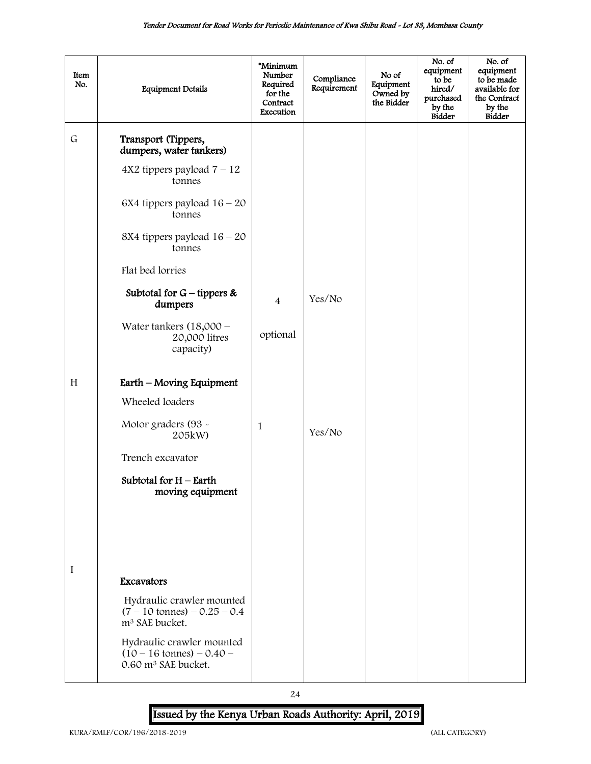| Item No. | Equipment Details | *Minimum Number Required for the Contract Execution | Compliance Requirement | No of Equipment Owned by the Bidder | No. of equipment to be hired/ purchased by the Bidder | No. of equipment to be made available for the Contract by the Bidder |
|---|---|---|---|---|---|---|
| G | **Transport (Tippers, dumpers, water tankers)** | | | | | |
| | 4X2 tippers payload 7 – 12 tonnes | | | | | |
| | 6X4 tippers payload 16 – 20 tonnes | | | | | |
| | 8X4 tippers payload 16 – 20 tonnes | | | | | |
| | Flat bed lorries | | | | | |
| | **Subtotal for G – tippers & dumpers** | 4 | Yes/No | | | |
| | Water tankers (18,000 – 20,000 litres capacity) | optional | | | | |
| H | **Earth – Moving Equipment** | | | | | |
| | Wheeled loaders | | | | | |
| | Motor graders (93 - 205kW) | 1 | Yes/No | | | |
| | Trench excavator | | | | | |
| | **Subtotal for H – Earth moving equipment** | | | | | |
| I | **Excavators** | | | | | |
| | Hydraulic crawler mounted (7 – 10 tonnes) – 0.25 – 0.4 $m^3$ SAE bucket. | | | | | |
| | Hydraulic crawler mounted (10 – 16 tonnes) – 0.40 – 0.60 $m^3$ SAE bucket. | | | | | |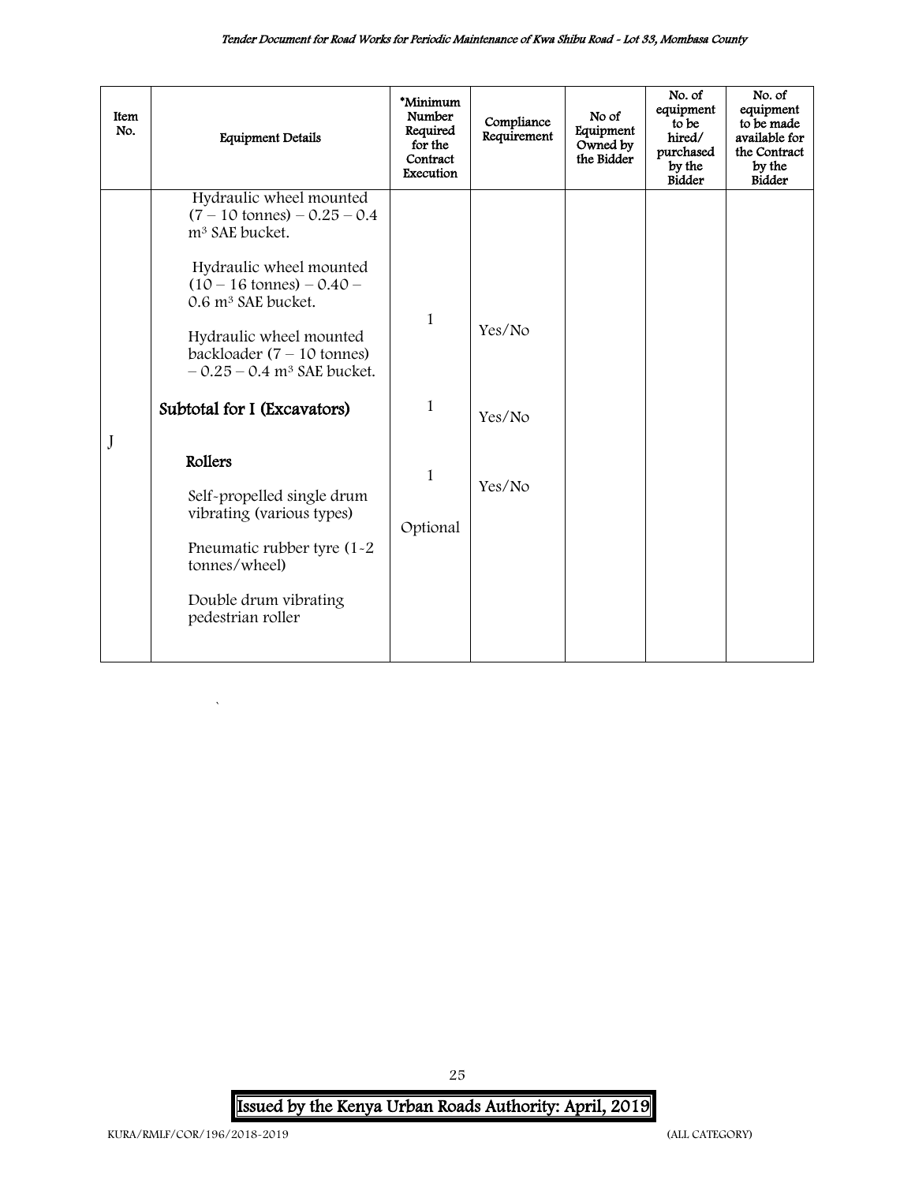| Item No. | Equipment Details | *Minimum Number Required for the Contract Execution | Compliance Requirement | No of Equipment Owned by the Bidder | No. of equipment to be hired/ purchased by the Bidder | No. of equipment to be made available for the Contract by the Bidder |
|---|---|---|---|---|---|---|
| | Hydraulic wheel mounted (7 – 10 tonnes) – 0.25 – 0.4 m³ SAE bucket.<br><br>Hydraulic wheel mounted (10 – 16 tonnes) – 0.40 – 0.6 m³ SAE bucket.<br><br>Hydraulic wheel mounted backloader (7 – 10 tonnes) – 0.25 – 0.4 m³ SAE bucket. | 1 | Yes/No | | | |
| | **Subtotal for I (Excavators)** | 1 | Yes/No | | | |
| J | **Rollers**<br><br>Self-propelled single drum vibrating (various types)<br><br>Pneumatic rubber tyre (1-2 tonnes/wheel)<br><br>Double drum vibrating pedestrian roller | 1<br><br>Optional | Yes/No | | | |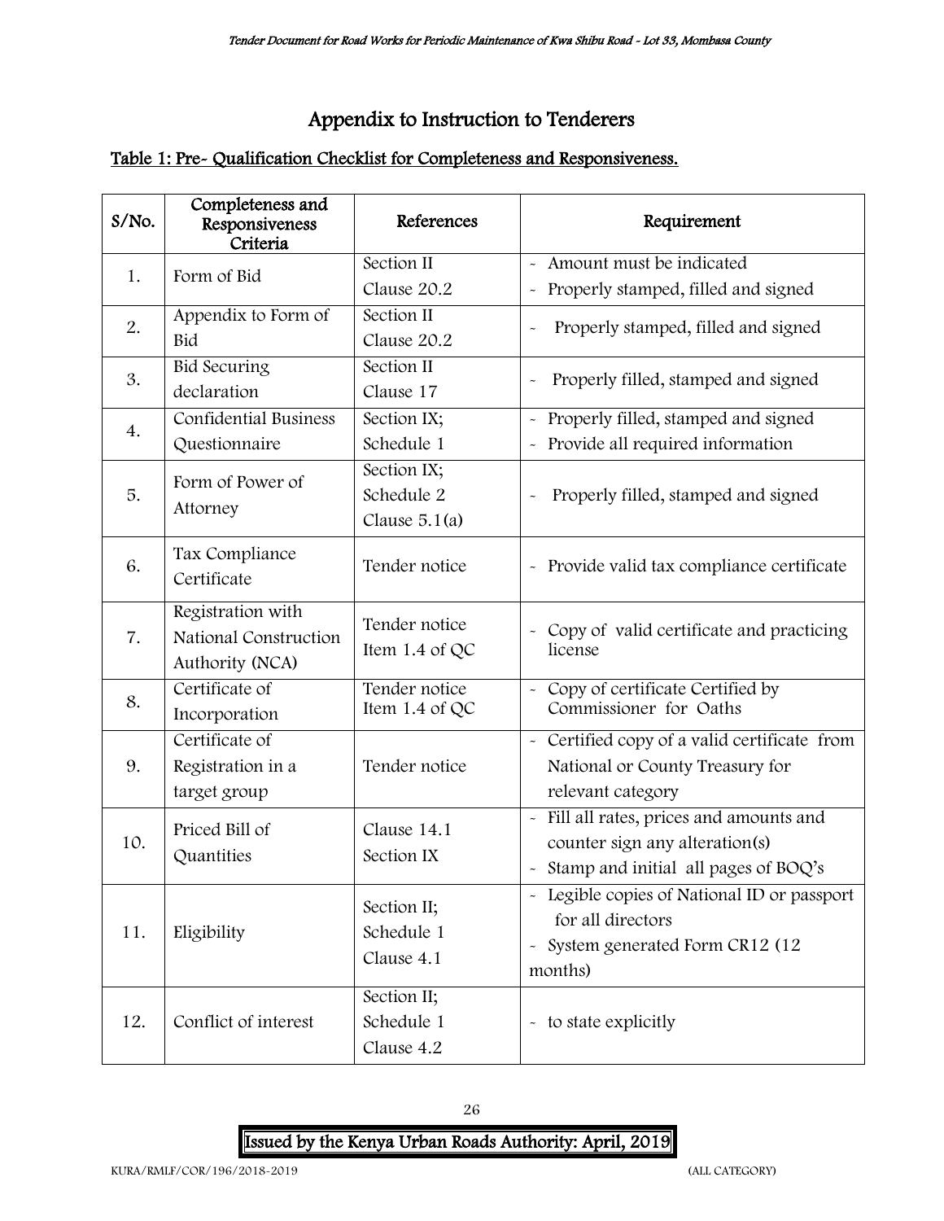# Appendix to Instruction to Tenderers

## Table 1: Pre- Qualification Checklist for Completeness and Responsiveness.

| S/No. | Completeness and Responsiveness Criteria | References | Requirement |
|---|---|---|---|
| 1. | Form of Bid | Section II Clause 20.2 | - Amount must be indicated<br>- Properly stamped, filled and signed |
| 2. | Appendix to Form of Bid | Section II Clause 20.2 | - Properly stamped, filled and signed |
| 3. | Bid Securing declaration | Section II Clause 17 | - Properly filled, stamped and signed |
| 4. | Confidential Business Questionnaire | Section IX; Schedule 1 | - Properly filled, stamped and signed<br>- Provide all required information |
| 5. | Form of Power of Attorney | Section IX; Schedule 2 Clause 5.1(a) | - Properly filled, stamped and signed |
| 6. | Tax Compliance Certificate | Tender notice | - Provide valid tax compliance certificate |
| 7. | Registration with National Construction Authority (NCA) | Tender notice Item 1.4 of QC | - Copy of valid certificate and practicing license |
| 8. | Certificate of Incorporation | Tender notice Item 1.4 of QC | - Copy of certificate Certified by Commissioner for Oaths |
| 9. | Certificate of Registration in a target group | Tender notice | - Certified copy of a valid certificate from National or County Treasury for relevant category |
| 10. | Priced Bill of Quantities | Clause 14.1 Section IX | - Fill all rates, prices and amounts and counter sign any alteration(s)<br>- Stamp and initial all pages of BOQ's |
| 11. | Eligibility | Section II; Schedule 1 Clause 4.1 | - Legible copies of National ID or passport for all directors<br>- System generated Form CR12 (12 months) |
| 12. | Conflict of interest | Section II; Schedule 1 Clause 4.2 | - to state explicitly |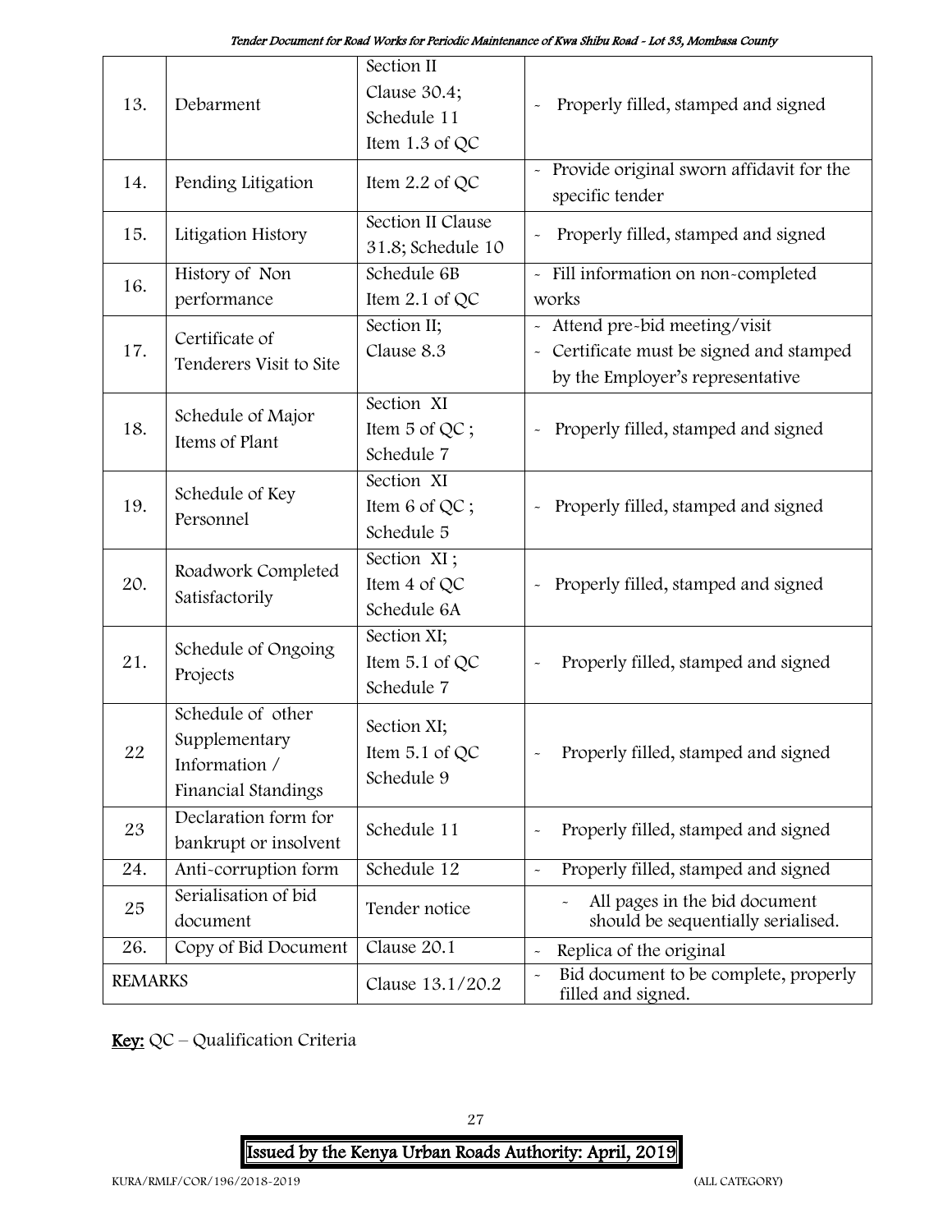| 13. | Debarment | Section II Clause 30.4; Schedule 11 Item 1.3 of QC | - Properly filled, stamped and signed |
|---|---|---|---|
| 14. | Pending Litigation | Item 2.2 of QC | - Provide original sworn affidavit for the specific tender |
| 15. | Litigation History | Section II Clause 31.8; Schedule 10 | - Properly filled, stamped and signed |
| 16. | History of Non performance | Schedule 6B Item 2.1 of QC | - Fill information on non-completed works |
| 17. | Certificate of Tenderers Visit to Site | Section II; Clause 8.3 | - Attend pre-bid meeting/visit<br>- Certificate must be signed and stamped by the Employer's representative |
| 18. | Schedule of Major Items of Plant | Section XI Item 5 of QC ; Schedule 7 | - Properly filled, stamped and signed |
| 19. | Schedule of Key Personnel | Section XI Item 6 of QC ; Schedule 5 | - Properly filled, stamped and signed |
| 20. | Roadwork Completed Satisfactorily | Section XI ; Item 4 of QC Schedule 6A | - Properly filled, stamped and signed |
| 21. | Schedule of Ongoing Projects | Section XI; Item 5.1 of QC Schedule 7 | - Properly filled, stamped and signed |
| 22 | Schedule of other Supplementary Information / Financial Standings | Section XI; Item 5.1 of QC Schedule 9 | - Properly filled, stamped and signed |
| 23 | Declaration form for bankrupt or insolvent | Schedule 11 | - Properly filled, stamped and signed |
| 24. | Anti-corruption form | Schedule 12 | - Properly filled, stamped and signed |
| 25 | Serialisation of bid document | Tender notice | - All pages in the bid document should be sequentially serialised. |
| 26. | Copy of Bid Document | Clause 20.1 | - Replica of the original |
| REMARKS | | Clause 13.1/20.2 | - Bid document to be complete, properly filled and signed. |

**Key:** QC – Qualification Criteria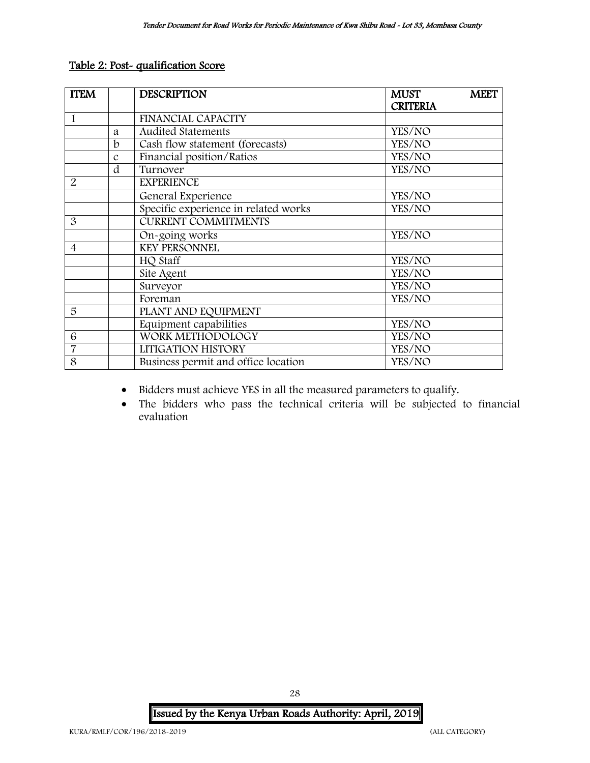Table 2: Post- qualification Score

| ITEM | | DESCRIPTION | MUST MEET CRITERIA |
|---|---|---|---|
| 1 | | FINANCIAL CAPACITY | |
| | a | Audited Statements | YES/NO |
| | b | Cash flow statement (forecasts) | YES/NO |
| | c | Financial position/Ratios | YES/NO |
| | d | Turnover | YES/NO |
| 2 | | EXPERIENCE | |
| | | General Experience | YES/NO |
| | | Specific experience in related works | YES/NO |
| 3 | | CURRENT COMMITMENTS | |
| | | On-going works | YES/NO |
| 4 | | KEY PERSONNEL | |
| | | HQ Staff | YES/NO |
| | | Site Agent | YES/NO |
| | | Surveyor | YES/NO |
| | | Foreman | YES/NO |
| 5 | | PLANT AND EQUIPMENT | |
| | | Equipment capabilities | YES/NO |
| 6 | | WORK METHODOLOGY | YES/NO |
| 7 | | LITIGATION HISTORY | YES/NO |
| 8 | | Business permit and office location | YES/NO |

- Bidders must achieve YES in all the measured parameters to qualify.
- The bidders who pass the technical criteria will be subjected to financial evaluation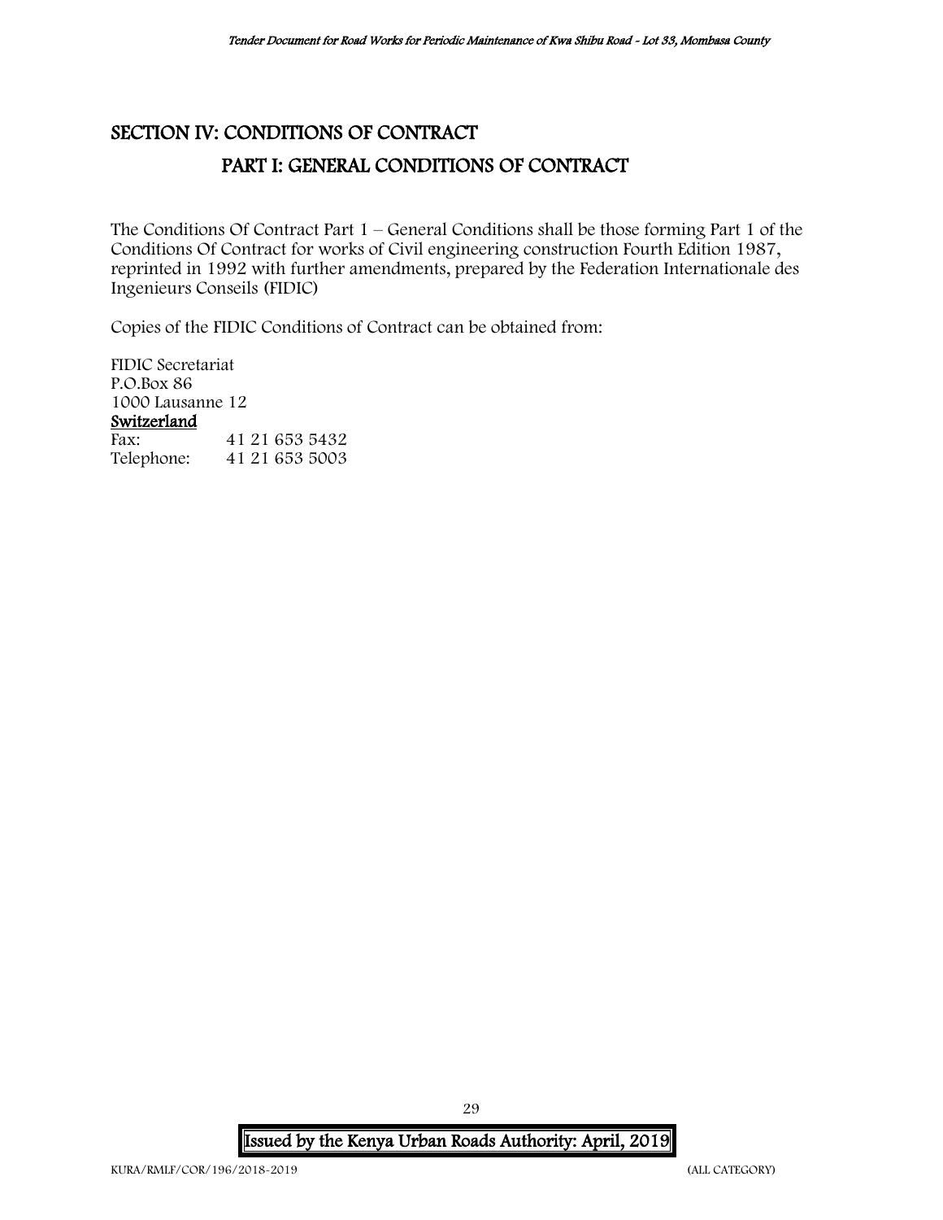# SECTION IV: CONDITIONS OF CONTRACT

## PART I: GENERAL CONDITIONS OF CONTRACT

The Conditions Of Contract Part 1 – General Conditions shall be those forming Part 1 of the Conditions Of Contract for works of Civil engineering construction Fourth Edition 1987, reprinted in 1992 with further amendments, prepared by the Federation Internationale des Ingenieurs Conseils (FIDIC)

Copies of the FIDIC Conditions of Contract can be obtained from:

FIDIC Secretariat
P.O.Box 86
1000 Lausanne 12
**Switzerland**
Fax: 41 21 653 5432
Telephone: 41 21 653 5003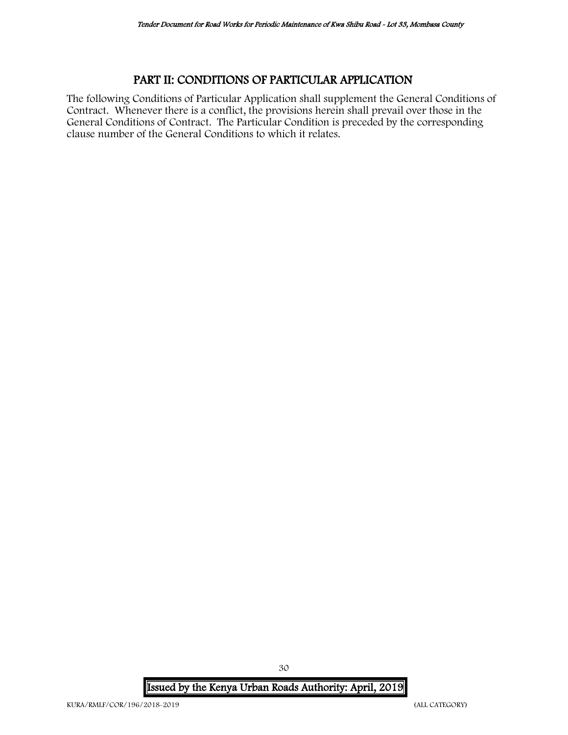## PART II: CONDITIONS OF PARTICULAR APPLICATION

The following Conditions of Particular Application shall supplement the General Conditions of Contract. Whenever there is a conflict, the provisions herein shall prevail over those in the General Conditions of Contract. The Particular Condition is preceded by the corresponding clause number of the General Conditions to which it relates.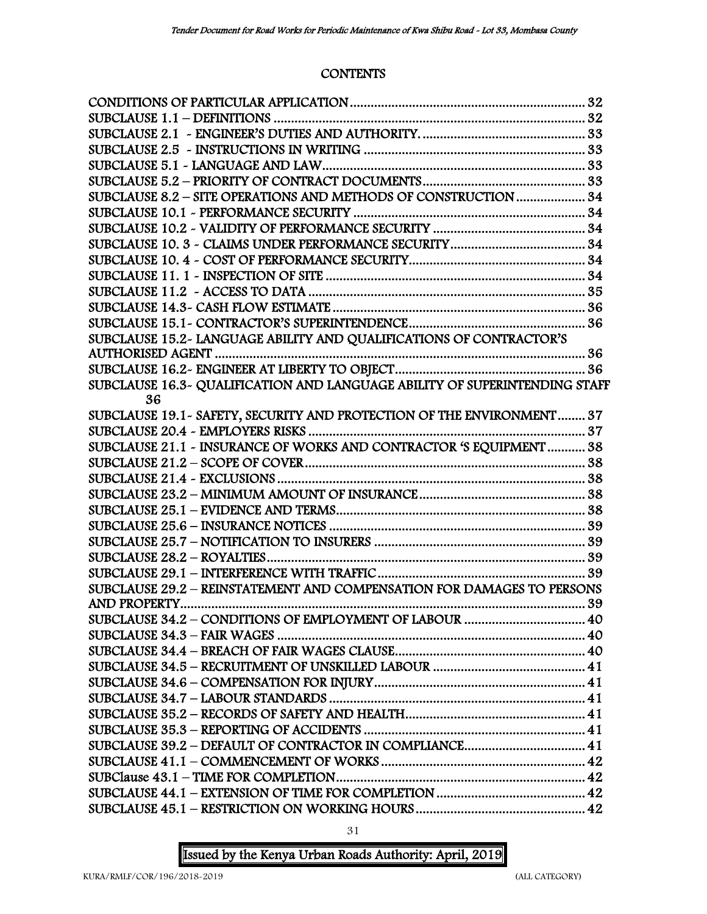# CONTENTS

CONDITIONS OF PARTICULAR APPLICATION ..... 32
SUBCLAUSE 1.1 – DEFINITIONS ..... 32
SUBCLAUSE 2.1 - ENGINEER'S DUTIES AND AUTHORITY. ..... 33
SUBCLAUSE 2.5 - INSTRUCTIONS IN WRITING ..... 33
SUBCLAUSE 5.1 - LANGUAGE AND LAW ..... 33
SUBCLAUSE 5.2 – PRIORITY OF CONTRACT DOCUMENTS ..... 33
SUBCLAUSE 8.2 – SITE OPERATIONS AND METHODS OF CONSTRUCTION ..... 34
SUBCLAUSE 10.1 - PERFORMANCE SECURITY ..... 34
SUBCLAUSE 10.2 - VALIDITY OF PERFORMANCE SECURITY ..... 34
SUBCLAUSE 10. 3 - CLAIMS UNDER PERFORMANCE SECURITY ..... 34
SUBCLAUSE 10. 4 - COST OF PERFORMANCE SECURITY ..... 34
SUBCLAUSE 11. 1 - INSPECTION OF SITE ..... 34
SUBCLAUSE 11.2 - ACCESS TO DATA ..... 35
SUBCLAUSE 14.3- CASH FLOW ESTIMATE ..... 36
SUBCLAUSE 15.1- CONTRACTOR'S SUPERINTENDENCE ..... 36
SUBCLAUSE 15.2- LANGUAGE ABILITY AND QUALIFICATIONS OF CONTRACTOR'S AUTHORISED AGENT ..... 36
SUBCLAUSE 16.2- ENGINEER AT LIBERTY TO OBJECT ..... 36
SUBCLAUSE 16.3- QUALIFICATION AND LANGUAGE ABILITY OF SUPERINTENDING STAFF ..... 36
SUBCLAUSE 19.1- SAFETY, SECURITY AND PROTECTION OF THE ENVIRONMENT ..... 37
SUBCLAUSE 20.4 - EMPLOYERS RISKS ..... 37
SUBCLAUSE 21.1 - INSURANCE OF WORKS AND CONTRACTOR 'S EQUIPMENT ..... 38
SUBCLAUSE 21.2 – SCOPE OF COVER ..... 38
SUBCLAUSE 21.4 - EXCLUSIONS ..... 38
SUBCLAUSE 23.2 – MINIMUM AMOUNT OF INSURANCE ..... 38
SUBCLAUSE 25.1 – EVIDENCE AND TERMS ..... 38
SUBCLAUSE 25.6 – INSURANCE NOTICES ..... 39
SUBCLAUSE 25.7 – NOTIFICATION TO INSURERS ..... 39
SUBCLAUSE 28.2 – ROYALTIES ..... 39
SUBCLAUSE 29.1 – INTERFERENCE WITH TRAFFIC ..... 39
SUBCLAUSE 29.2 – REINSTATEMENT AND COMPENSATION FOR DAMAGES TO PERSONS AND PROPERTY ..... 39
SUBCLAUSE 34.2 – CONDITIONS OF EMPLOYMENT OF LABOUR ..... 40
SUBCLAUSE 34.3 – FAIR WAGES ..... 40
SUBCLAUSE 34.4 – BREACH OF FAIR WAGES CLAUSE ..... 40
SUBCLAUSE 34.5 – RECRUITMENT OF UNSKILLED LABOUR ..... 41
SUBCLAUSE 34.6 – COMPENSATION FOR INJURY ..... 41
SUBCLAUSE 34.7 – LABOUR STANDARDS ..... 41
SUBCLAUSE 35.2 – RECORDS OF SAFETY AND HEALTH ..... 41
SUBCLAUSE 35.3 – REPORTING OF ACCIDENTS ..... 41
SUBCLAUSE 39.2 – DEFAULT OF CONTRACTOR IN COMPLIANCE ..... 41
SUBCLAUSE 41.1 – COMMENCEMENT OF WORKS ..... 42
SUBClause 43.1 – TIME FOR COMPLETION ..... 42
SUBCLAUSE 44.1 – EXTENSION OF TIME FOR COMPLETION ..... 42
SUBCLAUSE 45.1 – RESTRICTION ON WORKING HOURS ..... 42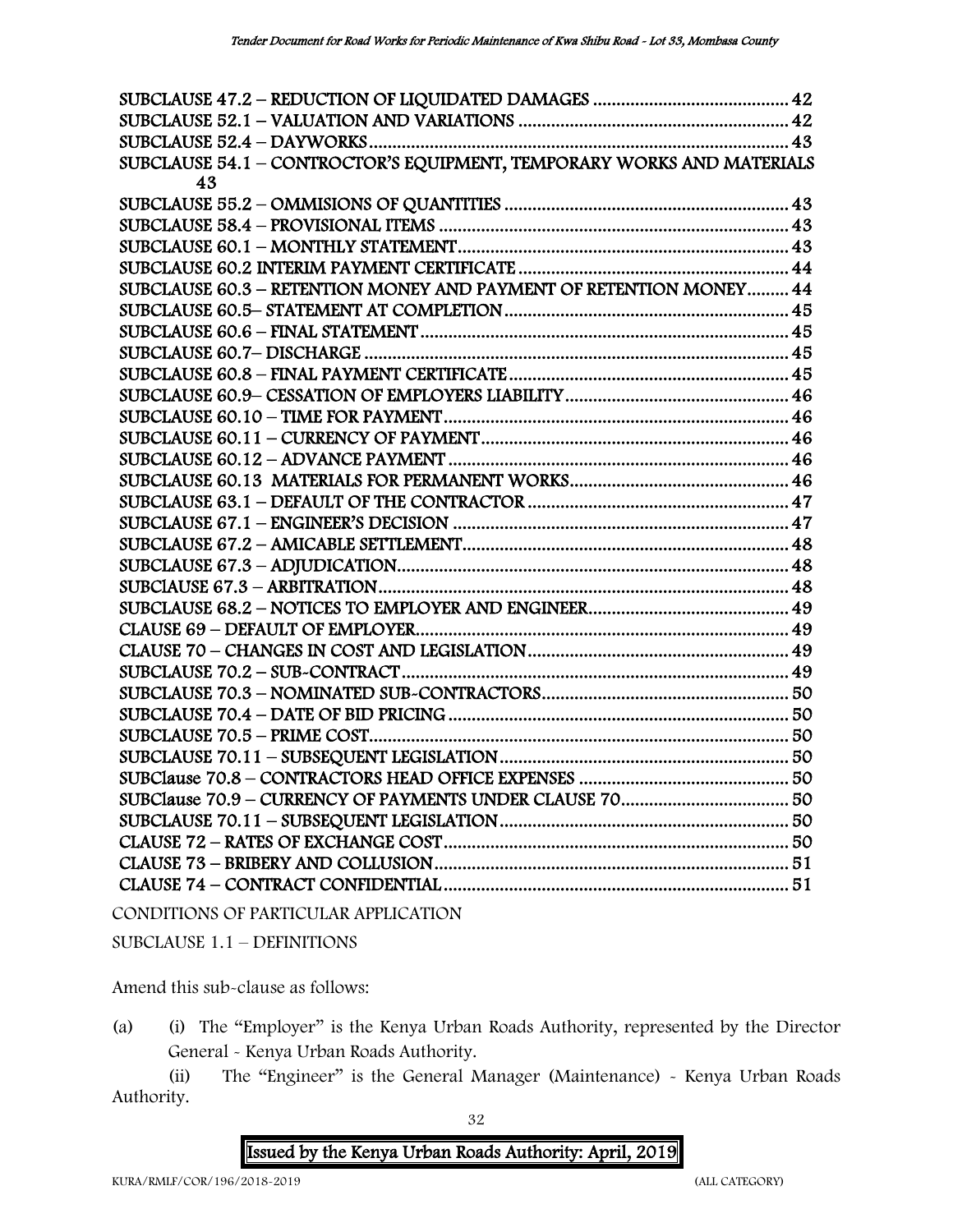SUBCLAUSE 47.2 – REDUCTION OF LIQUIDATED DAMAGES .......................................... 42
SUBCLAUSE 52.1 – VALUATION AND VARIATIONS .......................................................... 42
SUBCLAUSE 52.4 – DAYWORKS ......................................................................................... 43
SUBCLAUSE 54.1 – CONTROCTOR'S EQUIPMENT, TEMPORARY WORKS AND MATERIALS 43
SUBCLAUSE 55.2 – OMMISIONS OF QUANTITIES ............................................................ 43
SUBCLAUSE 58.4 – PROVISIONAL ITEMS .......................................................................... 43
SUBCLAUSE 60.1 – MONTHLY STATEMENT ...................................................................... 43
SUBCLAUSE 60.2 INTERIM PAYMENT CERTIFICATE .......................................................... 44
SUBCLAUSE 60.3 – RETENTION MONEY AND PAYMENT OF RETENTION MONEY ......... 44
SUBCLAUSE 60.5– STATEMENT AT COMPLETION ............................................................ 45
SUBCLAUSE 60.6 – FINAL STATEMENT .............................................................................. 45
SUBCLAUSE 60.7– DISCHARGE ........................................................................................... 45
SUBCLAUSE 60.8 – FINAL PAYMENT CERTIFICATE ............................................................ 45
SUBCLAUSE 60.9– CESSATION OF EMPLOYERS LIABILITY ................................................ 46
SUBCLAUSE 60.10 – TIME FOR PAYMENT ......................................................................... 46
SUBCLAUSE 60.11 – CURRENCY OF PAYMENT .................................................................. 46
SUBCLAUSE 60.12 – ADVANCE PAYMENT ......................................................................... 46
SUBCLAUSE 60.13 MATERIALS FOR PERMANENT WORKS ............................................... 46
SUBCLAUSE 63.1 – DEFAULT OF THE CONTRACTOR ........................................................ 47
SUBCLAUSE 67.1 – ENGINEER'S DECISION ....................................................................... 47
SUBCLAUSE 67.2 – AMICABLE SETTLEMENT ..................................................................... 48
SUBCLAUSE 67.3 – ADJUDICATION ................................................................................... 48
SUBClAUSE 67.3 – ARBITRATION ....................................................................................... 48
SUBCLAUSE 68.2 – NOTICES TO EMPLOYER AND ENGINEER ........................................... 49
CLAUSE 69 – DEFAULT OF EMPLOYER ................................................................................ 49
CLAUSE 70 – CHANGES IN COST AND LEGISLATION ........................................................ 49
SUBCLAUSE 70.2 – SUB-CONTRACT ................................................................................... 49
SUBCLAUSE 70.3 – NOMINATED SUB-CONTRACTORS ..................................................... 50
SUBCLAUSE 70.4 – DATE OF BID PRICING ........................................................................ 50
SUBCLAUSE 70.5 – PRIME COST ......................................................................................... 50
SUBCLAUSE 70.11 – SUBSEQUENT LEGISLATION ............................................................. 50
SUBClause 70.8 – CONTRACTORS HEAD OFFICE EXPENSES ............................................. 50
SUBClause 70.9 – CURRENCY OF PAYMENTS UNDER CLAUSE 70 .................................... 50
SUBCLAUSE 70.11 – SUBSEQUENT LEGISLATION ............................................................. 50
CLAUSE 72 – RATES OF EXCHANGE COST .......................................................................... 50
CLAUSE 73 – BRIBERY AND COLLUSION ........................................................................... 51
CLAUSE 74 – CONTRACT CONFIDENTIAL .......................................................................... 51

CONDITIONS OF PARTICULAR APPLICATION

SUBCLAUSE 1.1 – DEFINITIONS

Amend this sub-clause as follows:

(a) (i) The "Employer" is the Kenya Urban Roads Authority, represented by the Director General - Kenya Urban Roads Authority.

(ii) The "Engineer" is the General Manager (Maintenance) - Kenya Urban Roads Authority.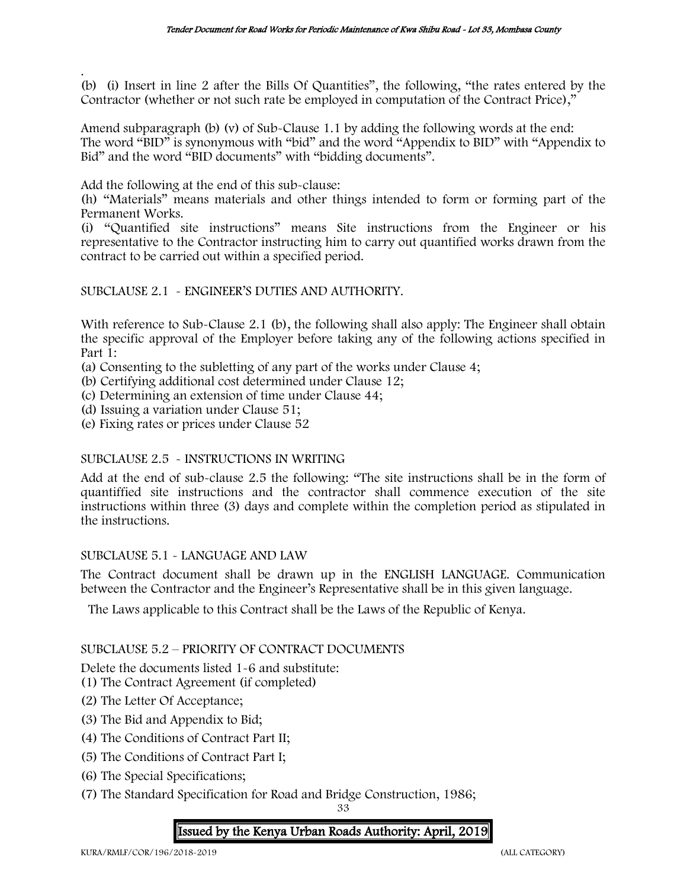.
(b) (i) Insert in line 2 after the Bills Of Quantities", the following, "the rates entered by the Contractor (whether or not such rate be employed in computation of the Contract Price),"

Amend subparagraph (b) (v) of Sub-Clause 1.1 by adding the following words at the end: The word "BID" is synonymous with "bid" and the word "Appendix to BID" with "Appendix to Bid" and the word "BID documents" with "bidding documents".

Add the following at the end of this sub-clause:

(h) "Materials" means materials and other things intended to form or forming part of the Permanent Works.

(i) "Quantified site instructions" means Site instructions from the Engineer or his representative to the Contractor instructing him to carry out quantified works drawn from the contract to be carried out within a specified period.

SUBCLAUSE 2.1 - ENGINEER'S DUTIES AND AUTHORITY.

With reference to Sub-Clause 2.1 (b), the following shall also apply: The Engineer shall obtain the specific approval of the Employer before taking any of the following actions specified in Part 1:

(a) Consenting to the subletting of any part of the works under Clause 4;
(b) Certifying additional cost determined under Clause 12;
(c) Determining an extension of time under Clause 44;
(d) Issuing a variation under Clause 51;
(e) Fixing rates or prices under Clause 52

SUBCLAUSE 2.5 - INSTRUCTIONS IN WRITING

Add at the end of sub-clause 2.5 the following: "The site instructions shall be in the form of quantiffied site instructions and the contractor shall commence execution of the site instructions within three (3) days and complete within the completion period as stipulated in the instructions.

SUBCLAUSE 5.1 - LANGUAGE AND LAW

The Contract document shall be drawn up in the ENGLISH LANGUAGE. Communication between the Contractor and the Engineer's Representative shall be in this given language.

The Laws applicable to this Contract shall be the Laws of the Republic of Kenya.

SUBCLAUSE 5.2 – PRIORITY OF CONTRACT DOCUMENTS

Delete the documents listed 1-6 and substitute:

(1) The Contract Agreement (if completed)
(2) The Letter Of Acceptance;
(3) The Bid and Appendix to Bid;
(4) The Conditions of Contract Part II;
(5) The Conditions of Contract Part I;
(6) The Special Specifications;
(7) The Standard Specification for Road and Bridge Construction, 1986;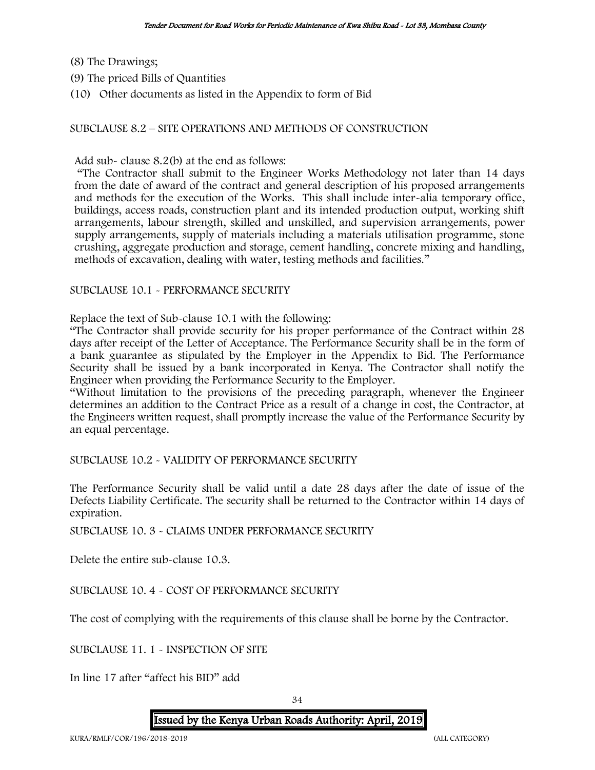(8) The Drawings;

(9) The priced Bills of Quantities

(10) Other documents as listed in the Appendix to form of Bid

SUBCLAUSE 8.2 – SITE OPERATIONS AND METHODS OF CONSTRUCTION

Add sub- clause 8.2(b) at the end as follows:

"The Contractor shall submit to the Engineer Works Methodology not later than 14 days from the date of award of the contract and general description of his proposed arrangements and methods for the execution of the Works. This shall include inter-alia temporary office, buildings, access roads, construction plant and its intended production output, working shift arrangements, labour strength, skilled and unskilled, and supervision arrangements, power supply arrangements, supply of materials including a materials utilisation programme, stone crushing, aggregate production and storage, cement handling, concrete mixing and handling, methods of excavation, dealing with water, testing methods and facilities."

SUBCLAUSE 10.1 - PERFORMANCE SECURITY

Replace the text of Sub-clause 10.1 with the following:

"The Contractor shall provide security for his proper performance of the Contract within 28 days after receipt of the Letter of Acceptance. The Performance Security shall be in the form of a bank guarantee as stipulated by the Employer in the Appendix to Bid. The Performance Security shall be issued by a bank incorporated in Kenya. The Contractor shall notify the Engineer when providing the Performance Security to the Employer.

"Without limitation to the provisions of the preceding paragraph, whenever the Engineer determines an addition to the Contract Price as a result of a change in cost, the Contractor, at the Engineers written request, shall promptly increase the value of the Performance Security by an equal percentage.

SUBCLAUSE 10.2 - VALIDITY OF PERFORMANCE SECURITY

The Performance Security shall be valid until a date 28 days after the date of issue of the Defects Liability Certificate. The security shall be returned to the Contractor within 14 days of expiration.

SUBCLAUSE 10. 3 - CLAIMS UNDER PERFORMANCE SECURITY

Delete the entire sub-clause 10.3.

SUBCLAUSE 10. 4 - COST OF PERFORMANCE SECURITY

The cost of complying with the requirements of this clause shall be borne by the Contractor.

SUBCLAUSE 11. 1 - INSPECTION OF SITE

In line 17 after "affect his BID" add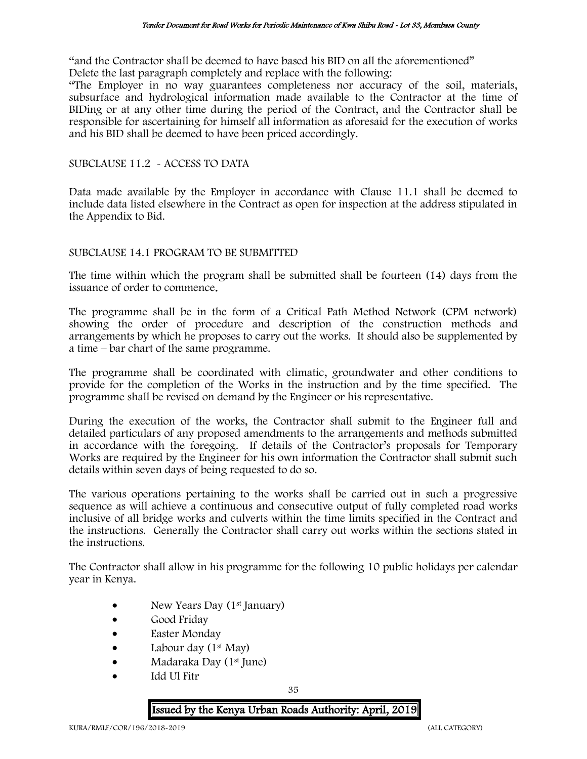"and the Contractor shall be deemed to have based his BID on all the aforementioned"
Delete the last paragraph completely and replace with the following:
"The Employer in no way guarantees completeness nor accuracy of the soil, materials, subsurface and hydrological information made available to the Contractor at the time of BIDing or at any other time during the period of the Contract, and the Contractor shall be responsible for ascertaining for himself all information as aforesaid for the execution of works and his BID shall be deemed to have been priced accordingly.

SUBCLAUSE 11.2 - ACCESS TO DATA

Data made available by the Employer in accordance with Clause 11.1 shall be deemed to include data listed elsewhere in the Contract as open for inspection at the address stipulated in the Appendix to Bid.

SUBCLAUSE 14.1 PROGRAM TO BE SUBMITTED

The time within which the program shall be submitted shall be fourteen (14) days from the issuance of order to commence.

The programme shall be in the form of a Critical Path Method Network (CPM network) showing the order of procedure and description of the construction methods and arrangements by which he proposes to carry out the works. It should also be supplemented by a time – bar chart of the same programme.

The programme shall be coordinated with climatic, groundwater and other conditions to provide for the completion of the Works in the instruction and by the time specified. The programme shall be revised on demand by the Engineer or his representative.

During the execution of the works, the Contractor shall submit to the Engineer full and detailed particulars of any proposed amendments to the arrangements and methods submitted in accordance with the foregoing. If details of the Contractor's proposals for Temporary Works are required by the Engineer for his own information the Contractor shall submit such details within seven days of being requested to do so.

The various operations pertaining to the works shall be carried out in such a progressive sequence as will achieve a continuous and consecutive output of fully completed road works inclusive of all bridge works and culverts within the time limits specified in the Contract and the instructions. Generally the Contractor shall carry out works within the sections stated in the instructions.

The Contractor shall allow in his programme for the following 10 public holidays per calendar year in Kenya.

- New Years Day (1st January)
- Good Friday
- Easter Monday
- Labour day (1st May)
- Madaraka Day (1st June)
- Idd Ul Fitr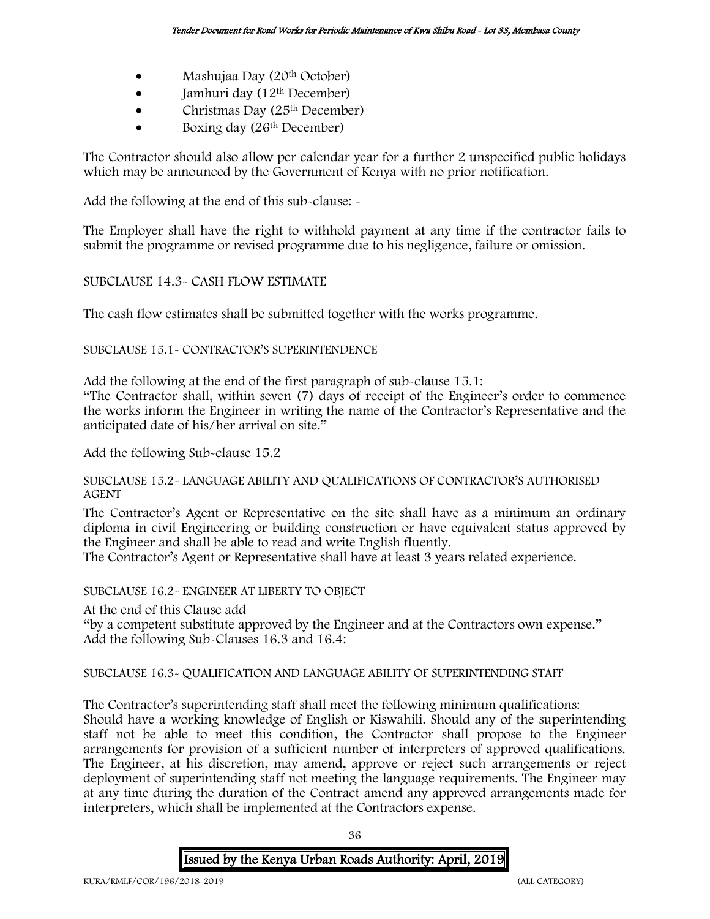- Mashujaa Day (20th October)
- Jamhuri day (12th December)
- Christmas Day (25th December)
- Boxing day (26th December)

The Contractor should also allow per calendar year for a further 2 unspecified public holidays which may be announced by the Government of Kenya with no prior notification.

Add the following at the end of this sub-clause: -

The Employer shall have the right to withhold payment at any time if the contractor fails to submit the programme or revised programme due to his negligence, failure or omission.

SUBCLAUSE 14.3- CASH FLOW ESTIMATE

The cash flow estimates shall be submitted together with the works programme.

SUBCLAUSE 15.1- CONTRACTOR'S SUPERINTENDENCE

Add the following at the end of the first paragraph of sub-clause 15.1:
"The Contractor shall, within seven (7) days of receipt of the Engineer's order to commence the works inform the Engineer in writing the name of the Contractor's Representative and the anticipated date of his/her arrival on site."

Add the following Sub-clause 15.2

SUBCLAUSE 15.2- LANGUAGE ABILITY AND QUALIFICATIONS OF CONTRACTOR'S AUTHORISED AGENT

The Contractor's Agent or Representative on the site shall have as a minimum an ordinary diploma in civil Engineering or building construction or have equivalent status approved by the Engineer and shall be able to read and write English fluently.
The Contractor's Agent or Representative shall have at least 3 years related experience.

SUBCLAUSE 16.2- ENGINEER AT LIBERTY TO OBJECT

At the end of this Clause add
"by a competent substitute approved by the Engineer and at the Contractors own expense."
Add the following Sub-Clauses 16.3 and 16.4:

SUBCLAUSE 16.3- QUALIFICATION AND LANGUAGE ABILITY OF SUPERINTENDING STAFF

The Contractor's superintending staff shall meet the following minimum qualifications:
Should have a working knowledge of English or Kiswahili. Should any of the superintending staff not be able to meet this condition, the Contractor shall propose to the Engineer arrangements for provision of a sufficient number of interpreters of approved qualifications. The Engineer, at his discretion, may amend, approve or reject such arrangements or reject deployment of superintending staff not meeting the language requirements. The Engineer may at any time during the duration of the Contract amend any approved arrangements made for interpreters, which shall be implemented at the Contractors expense.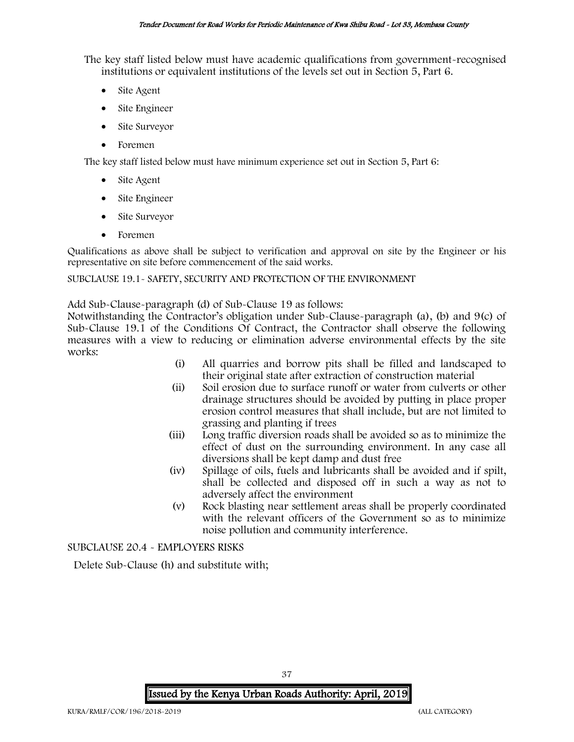The key staff listed below must have academic qualifications from government-recognised institutions or equivalent institutions of the levels set out in Section 5, Part 6.

- Site Agent
- Site Engineer
- Site Surveyor
- Foremen

The key staff listed below must have minimum experience set out in Section 5, Part 6:

- Site Agent
- Site Engineer
- Site Surveyor
- Foremen

Qualifications as above shall be subject to verification and approval on site by the Engineer or his representative on site before commencement of the said works.

SUBCLAUSE 19.1- SAFETY, SECURITY AND PROTECTION OF THE ENVIRONMENT

Add Sub-Clause-paragraph (d) of Sub-Clause 19 as follows:
Notwithstanding the Contractor's obligation under Sub-Clause-paragraph (a), (b) and 9(c) of Sub-Clause 19.1 of the Conditions Of Contract, the Contractor shall observe the following measures with a view to reducing or elimination adverse environmental effects by the site works:

(i) All quarries and borrow pits shall be filled and landscaped to their original state after extraction of construction material
(ii) Soil erosion due to surface runoff or water from culverts or other drainage structures should be avoided by putting in place proper erosion control measures that shall include, but are not limited to grassing and planting if trees
(iii) Long traffic diversion roads shall be avoided so as to minimize the effect of dust on the surrounding environment. In any case all diversions shall be kept damp and dust free
(iv) Spillage of oils, fuels and lubricants shall be avoided and if spilt, shall be collected and disposed off in such a way as not to adversely affect the environment
(v) Rock blasting near settlement areas shall be properly coordinated with the relevant officers of the Government so as to minimize noise pollution and community interference.

SUBCLAUSE 20.4 - EMPLOYERS RISKS

Delete Sub-Clause (h) and substitute with;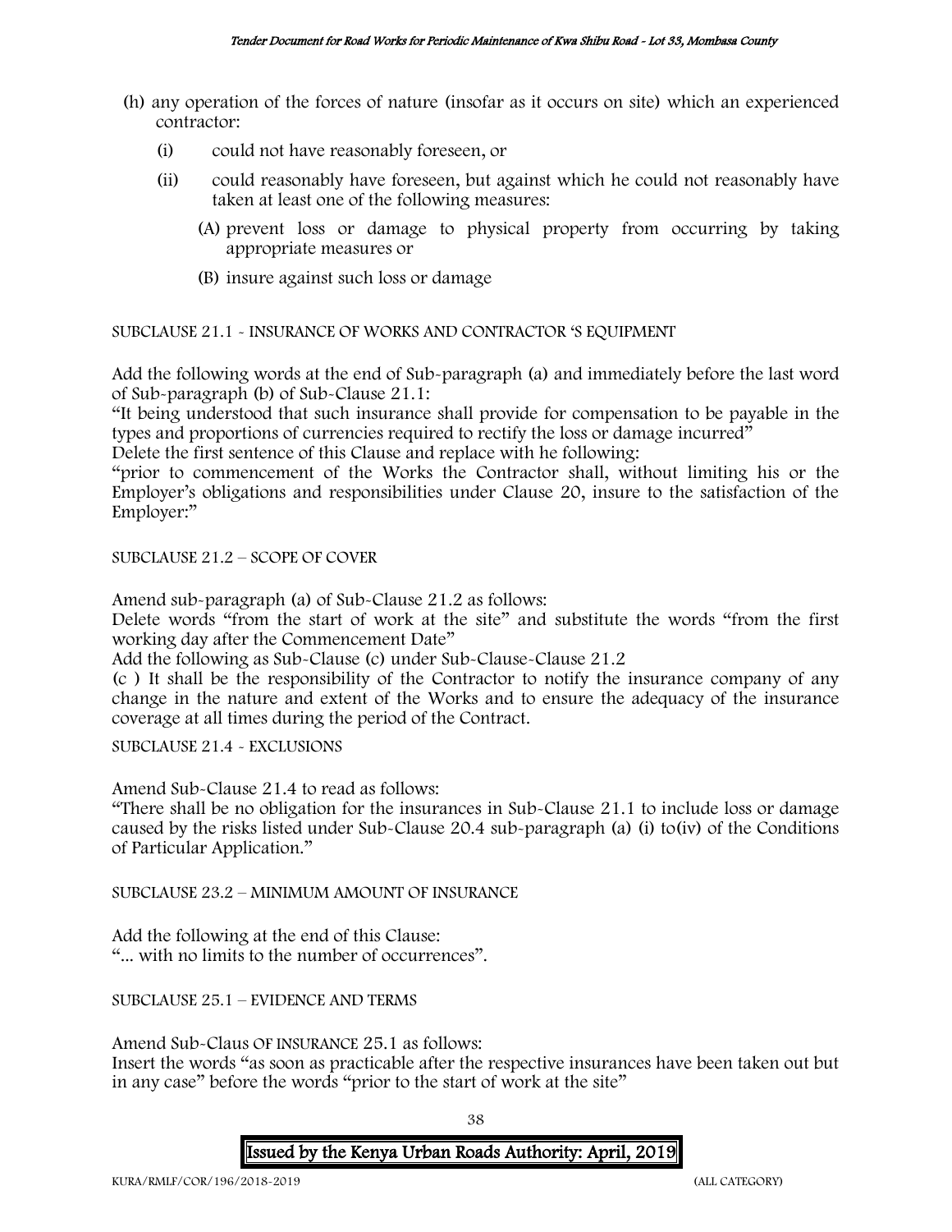(h) any operation of the forces of nature (insofar as it occurs on site) which an experienced contractor:

   (i) could not have reasonably foreseen, or

   (ii) could reasonably have foreseen, but against which he could not reasonably have taken at least one of the following measures:

      (A) prevent loss or damage to physical property from occurring by taking appropriate measures or

      (B) insure against such loss or damage

SUBCLAUSE 21.1 - INSURANCE OF WORKS AND CONTRACTOR 'S EQUIPMENT

Add the following words at the end of Sub-paragraph (a) and immediately before the last word of Sub-paragraph (b) of Sub-Clause 21.1:

"It being understood that such insurance shall provide for compensation to be payable in the types and proportions of currencies required to rectify the loss or damage incurred"

Delete the first sentence of this Clause and replace with he following:

"prior to commencement of the Works the Contractor shall, without limiting his or the Employer's obligations and responsibilities under Clause 20, insure to the satisfaction of the Employer:"

SUBCLAUSE 21.2 – SCOPE OF COVER

Amend sub-paragraph (a) of Sub-Clause 21.2 as follows:

Delete words "from the start of work at the site" and substitute the words "from the first working day after the Commencement Date"

Add the following as Sub-Clause (c) under Sub-Clause-Clause 21.2

(c ) It shall be the responsibility of the Contractor to notify the insurance company of any change in the nature and extent of the Works and to ensure the adequacy of the insurance coverage at all times during the period of the Contract.

SUBCLAUSE 21.4 - EXCLUSIONS

Amend Sub-Clause 21.4 to read as follows:

"There shall be no obligation for the insurances in Sub-Clause 21.1 to include loss or damage caused by the risks listed under Sub-Clause 20.4 sub-paragraph (a) (i) to(iv) of the Conditions of Particular Application."

SUBCLAUSE 23.2 – MINIMUM AMOUNT OF INSURANCE

Add the following at the end of this Clause:

"... with no limits to the number of occurrences".

SUBCLAUSE 25.1 – EVIDENCE AND TERMS

Amend Sub-Claus OF INSURANCE 25.1 as follows:

Insert the words "as soon as practicable after the respective insurances have been taken out but in any case" before the words "prior to the start of work at the site"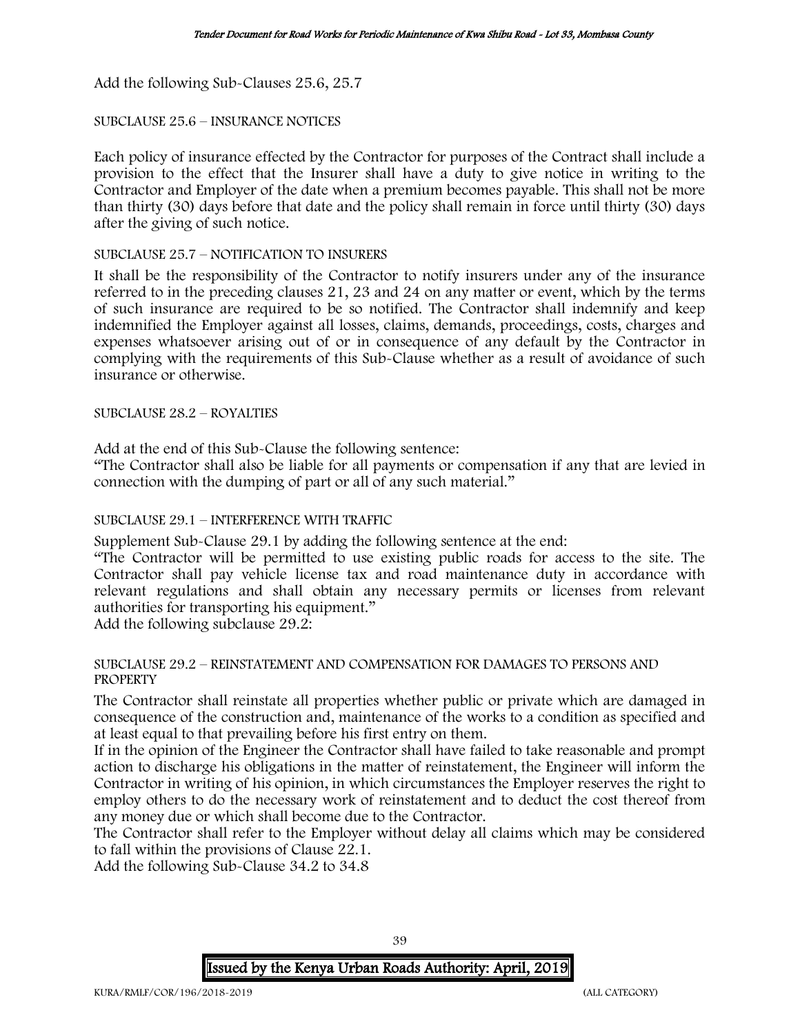Add the following Sub-Clauses 25.6, 25.7

SUBCLAUSE 25.6 – INSURANCE NOTICES

Each policy of insurance effected by the Contractor for purposes of the Contract shall include a provision to the effect that the Insurer shall have a duty to give notice in writing to the Contractor and Employer of the date when a premium becomes payable. This shall not be more than thirty (30) days before that date and the policy shall remain in force until thirty (30) days after the giving of such notice.

SUBCLAUSE 25.7 – NOTIFICATION TO INSURERS

It shall be the responsibility of the Contractor to notify insurers under any of the insurance referred to in the preceding clauses 21, 23 and 24 on any matter or event, which by the terms of such insurance are required to be so notified. The Contractor shall indemnify and keep indemnified the Employer against all losses, claims, demands, proceedings, costs, charges and expenses whatsoever arising out of or in consequence of any default by the Contractor in complying with the requirements of this Sub-Clause whether as a result of avoidance of such insurance or otherwise.

SUBCLAUSE 28.2 – ROYALTIES

Add at the end of this Sub-Clause the following sentence:
"The Contractor shall also be liable for all payments or compensation if any that are levied in connection with the dumping of part or all of any such material."

SUBCLAUSE 29.1 – INTERFERENCE WITH TRAFFIC

Supplement Sub-Clause 29.1 by adding the following sentence at the end:
"The Contractor will be permitted to use existing public roads for access to the site. The Contractor shall pay vehicle license tax and road maintenance duty in accordance with relevant regulations and shall obtain any necessary permits or licenses from relevant authorities for transporting his equipment."
Add the following subclause 29.2:

SUBCLAUSE 29.2 – REINSTATEMENT AND COMPENSATION FOR DAMAGES TO PERSONS AND PROPERTY

The Contractor shall reinstate all properties whether public or private which are damaged in consequence of the construction and, maintenance of the works to a condition as specified and at least equal to that prevailing before his first entry on them.
If in the opinion of the Engineer the Contractor shall have failed to take reasonable and prompt action to discharge his obligations in the matter of reinstatement, the Engineer will inform the Contractor in writing of his opinion, in which circumstances the Employer reserves the right to employ others to do the necessary work of reinstatement and to deduct the cost thereof from any money due or which shall become due to the Contractor.
The Contractor shall refer to the Employer without delay all claims which may be considered to fall within the provisions of Clause 22.1.
Add the following Sub-Clause 34.2 to 34.8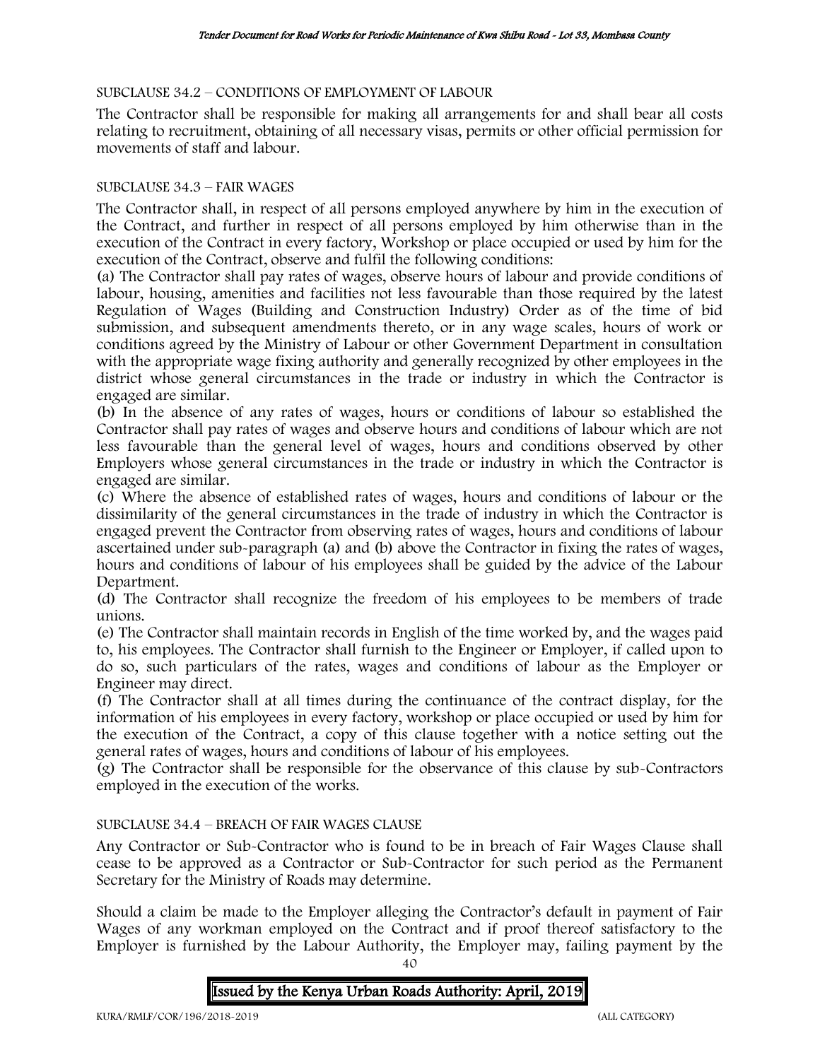SUBCLAUSE 34.2 – CONDITIONS OF EMPLOYMENT OF LABOUR

The Contractor shall be responsible for making all arrangements for and shall bear all costs relating to recruitment, obtaining of all necessary visas, permits or other official permission for movements of staff and labour.

SUBCLAUSE 34.3 – FAIR WAGES

The Contractor shall, in respect of all persons employed anywhere by him in the execution of the Contract, and further in respect of all persons employed by him otherwise than in the execution of the Contract in every factory, Workshop or place occupied or used by him for the execution of the Contract, observe and fulfil the following conditions:

(a) The Contractor shall pay rates of wages, observe hours of labour and provide conditions of labour, housing, amenities and facilities not less favourable than those required by the latest Regulation of Wages (Building and Construction Industry) Order as of the time of bid submission, and subsequent amendments thereto, or in any wage scales, hours of work or conditions agreed by the Ministry of Labour or other Government Department in consultation with the appropriate wage fixing authority and generally recognized by other employees in the district whose general circumstances in the trade or industry in which the Contractor is engaged are similar.

(b) In the absence of any rates of wages, hours or conditions of labour so established the Contractor shall pay rates of wages and observe hours and conditions of labour which are not less favourable than the general level of wages, hours and conditions observed by other Employers whose general circumstances in the trade or industry in which the Contractor is engaged are similar.

(c) Where the absence of established rates of wages, hours and conditions of labour or the dissimilarity of the general circumstances in the trade of industry in which the Contractor is engaged prevent the Contractor from observing rates of wages, hours and conditions of labour ascertained under sub-paragraph (a) and (b) above the Contractor in fixing the rates of wages, hours and conditions of labour of his employees shall be guided by the advice of the Labour Department.

(d) The Contractor shall recognize the freedom of his employees to be members of trade unions.

(e) The Contractor shall maintain records in English of the time worked by, and the wages paid to, his employees. The Contractor shall furnish to the Engineer or Employer, if called upon to do so, such particulars of the rates, wages and conditions of labour as the Employer or Engineer may direct.

(f) The Contractor shall at all times during the continuance of the contract display, for the information of his employees in every factory, workshop or place occupied or used by him for the execution of the Contract, a copy of this clause together with a notice setting out the general rates of wages, hours and conditions of labour of his employees.

(g) The Contractor shall be responsible for the observance of this clause by sub-Contractors employed in the execution of the works.

SUBCLAUSE 34.4 – BREACH OF FAIR WAGES CLAUSE

Any Contractor or Sub-Contractor who is found to be in breach of Fair Wages Clause shall cease to be approved as a Contractor or Sub-Contractor for such period as the Permanent Secretary for the Ministry of Roads may determine.

Should a claim be made to the Employer alleging the Contractor's default in payment of Fair Wages of any workman employed on the Contract and if proof thereof satisfactory to the Employer is furnished by the Labour Authority, the Employer may, failing payment by the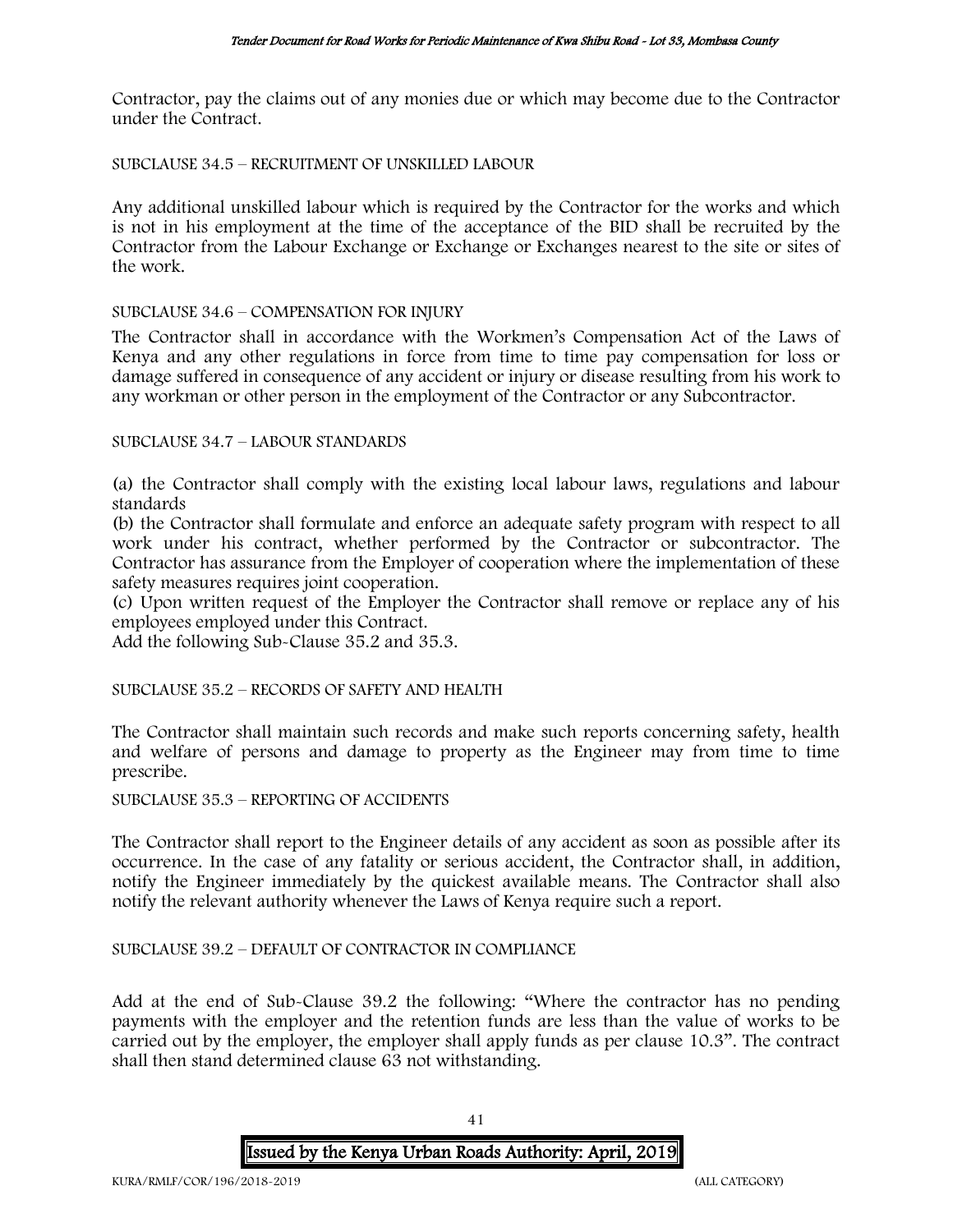Contractor, pay the claims out of any monies due or which may become due to the Contractor under the Contract.

SUBCLAUSE 34.5 – RECRUITMENT OF UNSKILLED LABOUR

Any additional unskilled labour which is required by the Contractor for the works and which is not in his employment at the time of the acceptance of the BID shall be recruited by the Contractor from the Labour Exchange or Exchange or Exchanges nearest to the site or sites of the work.

SUBCLAUSE 34.6 – COMPENSATION FOR INJURY

The Contractor shall in accordance with the Workmen's Compensation Act of the Laws of Kenya and any other regulations in force from time to time pay compensation for loss or damage suffered in consequence of any accident or injury or disease resulting from his work to any workman or other person in the employment of the Contractor or any Subcontractor.

SUBCLAUSE 34.7 – LABOUR STANDARDS

(a) the Contractor shall comply with the existing local labour laws, regulations and labour standards

(b) the Contractor shall formulate and enforce an adequate safety program with respect to all work under his contract, whether performed by the Contractor or subcontractor. The Contractor has assurance from the Employer of cooperation where the implementation of these safety measures requires joint cooperation.

(c) Upon written request of the Employer the Contractor shall remove or replace any of his employees employed under this Contract.

Add the following Sub-Clause 35.2 and 35.3.

SUBCLAUSE 35.2 – RECORDS OF SAFETY AND HEALTH

The Contractor shall maintain such records and make such reports concerning safety, health and welfare of persons and damage to property as the Engineer may from time to time prescribe.

SUBCLAUSE 35.3 – REPORTING OF ACCIDENTS

The Contractor shall report to the Engineer details of any accident as soon as possible after its occurrence. In the case of any fatality or serious accident, the Contractor shall, in addition, notify the Engineer immediately by the quickest available means. The Contractor shall also notify the relevant authority whenever the Laws of Kenya require such a report.

SUBCLAUSE 39.2 – DEFAULT OF CONTRACTOR IN COMPLIANCE

Add at the end of Sub-Clause 39.2 the following: "Where the contractor has no pending payments with the employer and the retention funds are less than the value of works to be carried out by the employer, the employer shall apply funds as per clause 10.3". The contract shall then stand determined clause 63 not withstanding.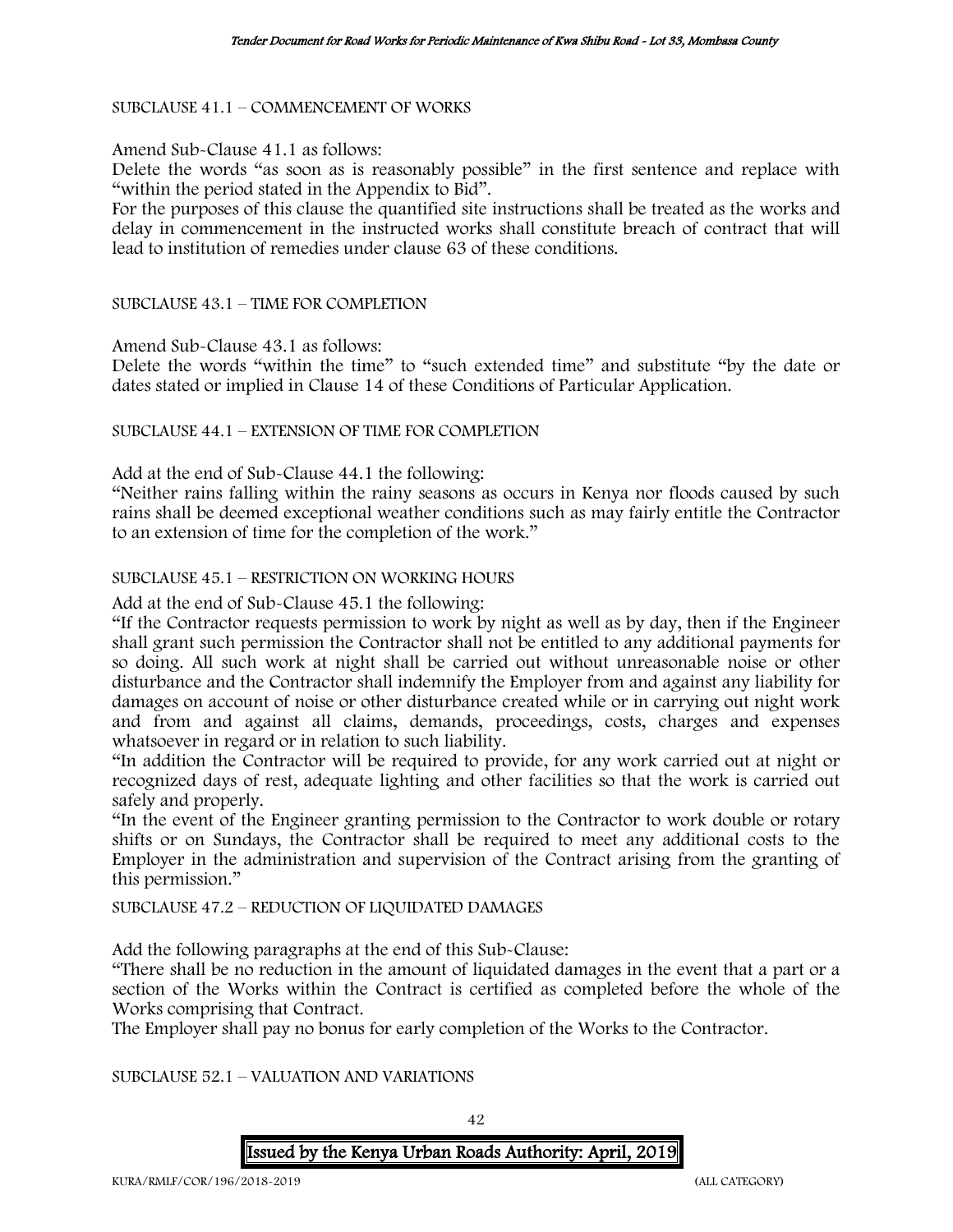SUBCLAUSE 41.1 – COMMENCEMENT OF WORKS

Amend Sub-Clause 41.1 as follows:

Delete the words "as soon as is reasonably possible" in the first sentence and replace with "within the period stated in the Appendix to Bid".

For the purposes of this clause the quantified site instructions shall be treated as the works and delay in commencement in the instructed works shall constitute breach of contract that will lead to institution of remedies under clause 63 of these conditions.

SUBCLAUSE 43.1 – TIME FOR COMPLETION

Amend Sub-Clause 43.1 as follows:

Delete the words "within the time" to "such extended time" and substitute "by the date or dates stated or implied in Clause 14 of these Conditions of Particular Application.

SUBCLAUSE 44.1 – EXTENSION OF TIME FOR COMPLETION

Add at the end of Sub-Clause 44.1 the following:

"Neither rains falling within the rainy seasons as occurs in Kenya nor floods caused by such rains shall be deemed exceptional weather conditions such as may fairly entitle the Contractor to an extension of time for the completion of the work."

SUBCLAUSE 45.1 – RESTRICTION ON WORKING HOURS

Add at the end of Sub-Clause 45.1 the following:

"If the Contractor requests permission to work by night as well as by day, then if the Engineer shall grant such permission the Contractor shall not be entitled to any additional payments for so doing. All such work at night shall be carried out without unreasonable noise or other disturbance and the Contractor shall indemnify the Employer from and against any liability for damages on account of noise or other disturbance created while or in carrying out night work and from and against all claims, demands, proceedings, costs, charges and expenses whatsoever in regard or in relation to such liability.

"In addition the Contractor will be required to provide, for any work carried out at night or recognized days of rest, adequate lighting and other facilities so that the work is carried out safely and properly.

"In the event of the Engineer granting permission to the Contractor to work double or rotary shifts or on Sundays, the Contractor shall be required to meet any additional costs to the Employer in the administration and supervision of the Contract arising from the granting of this permission."

SUBCLAUSE 47.2 – REDUCTION OF LIQUIDATED DAMAGES

Add the following paragraphs at the end of this Sub-Clause:

"There shall be no reduction in the amount of liquidated damages in the event that a part or a section of the Works within the Contract is certified as completed before the whole of the Works comprising that Contract.

The Employer shall pay no bonus for early completion of the Works to the Contractor.

SUBCLAUSE 52.1 – VALUATION AND VARIATIONS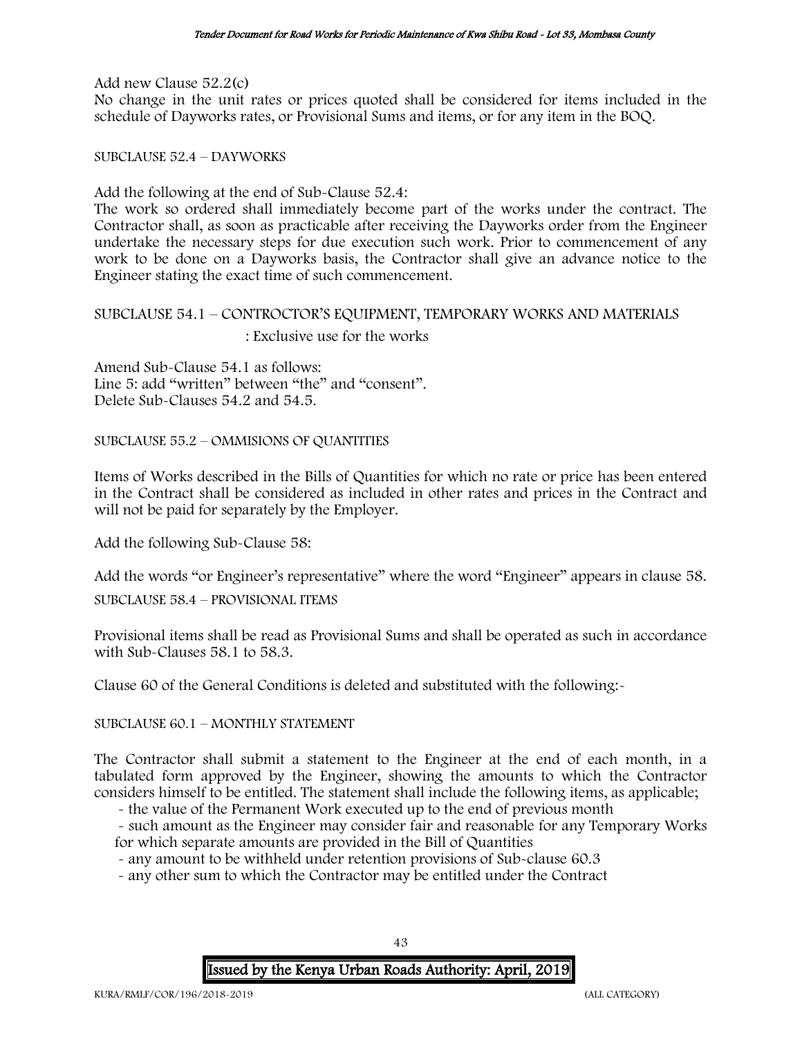Add new Clause 52.2(c)

No change in the unit rates or prices quoted shall be considered for items included in the schedule of Dayworks rates, or Provisional Sums and items, or for any item in the BOQ.

SUBCLAUSE 52.4 – DAYWORKS

Add the following at the end of Sub-Clause 52.4:

The work so ordered shall immediately become part of the works under the contract. The Contractor shall, as soon as practicable after receiving the Dayworks order from the Engineer undertake the necessary steps for due execution such work. Prior to commencement of any work to be done on a Dayworks basis, the Contractor shall give an advance notice to the Engineer stating the exact time of such commencement.

SUBCLAUSE 54.1 – CONTROCTOR'S EQUIPMENT, TEMPORARY WORKS AND MATERIALS

: Exclusive use for the works

Amend Sub-Clause 54.1 as follows:
Line 5: add "written" between "the" and "consent".
Delete Sub-Clauses 54.2 and 54.5.

SUBCLAUSE 55.2 – OMMISIONS OF QUANTITIES

Items of Works described in the Bills of Quantities for which no rate or price has been entered in the Contract shall be considered as included in other rates and prices in the Contract and will not be paid for separately by the Employer.

Add the following Sub-Clause 58:

Add the words "or Engineer's representative" where the word "Engineer" appears in clause 58.

SUBCLAUSE 58.4 – PROVISIONAL ITEMS

Provisional items shall be read as Provisional Sums and shall be operated as such in accordance with Sub-Clauses 58.1 to 58.3.

Clause 60 of the General Conditions is deleted and substituted with the following:-

SUBCLAUSE 60.1 – MONTHLY STATEMENT

The Contractor shall submit a statement to the Engineer at the end of each month, in a tabulated form approved by the Engineer, showing the amounts to which the Contractor considers himself to be entitled. The statement shall include the following items, as applicable;

- the value of the Permanent Work executed up to the end of previous month
- such amount as the Engineer may consider fair and reasonable for any Temporary Works for which separate amounts are provided in the Bill of Quantities
- any amount to be withheld under retention provisions of Sub-clause 60.3
- any other sum to which the Contractor may be entitled under the Contract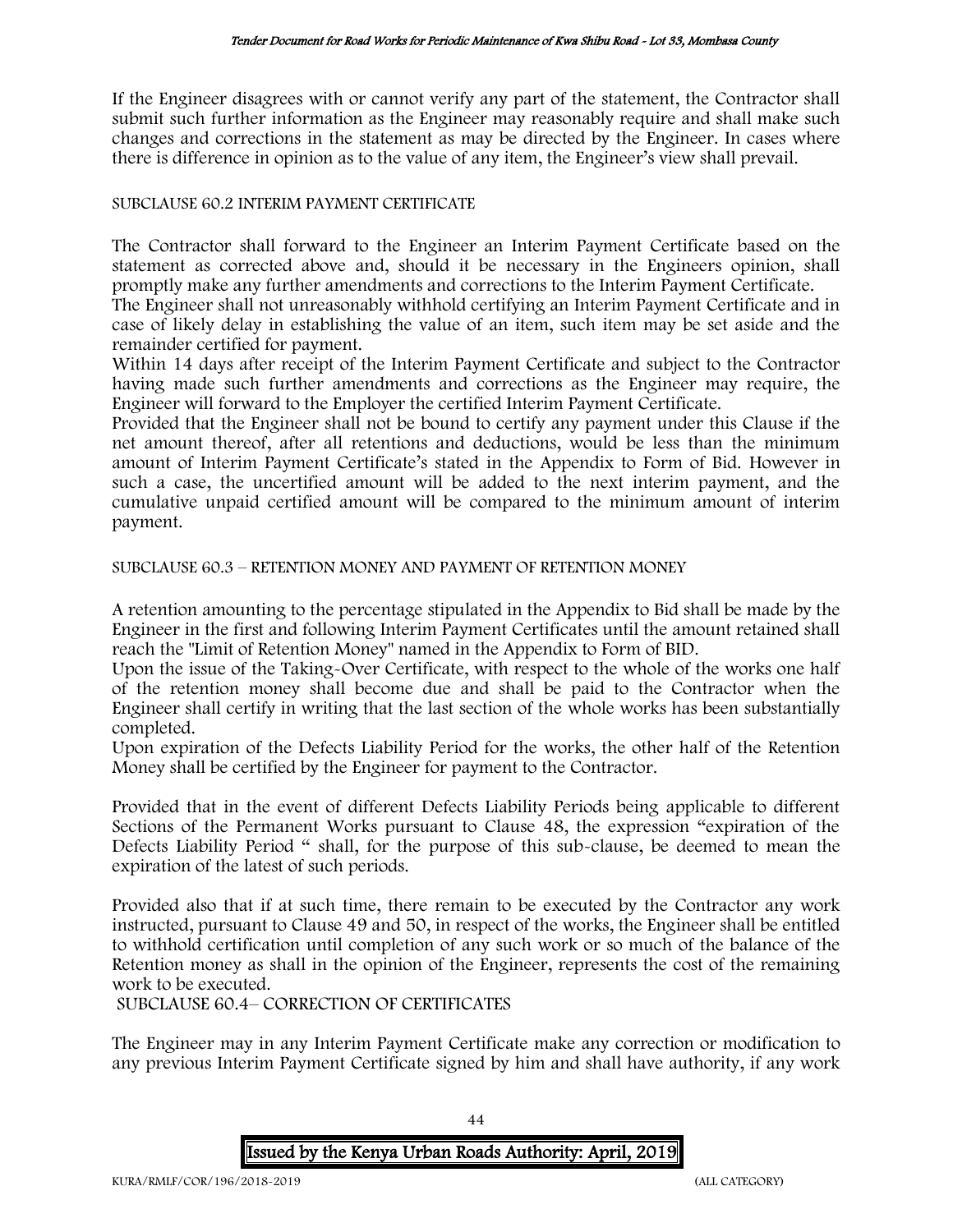If the Engineer disagrees with or cannot verify any part of the statement, the Contractor shall submit such further information as the Engineer may reasonably require and shall make such changes and corrections in the statement as may be directed by the Engineer. In cases where there is difference in opinion as to the value of any item, the Engineer's view shall prevail.

SUBCLAUSE 60.2 INTERIM PAYMENT CERTIFICATE

The Contractor shall forward to the Engineer an Interim Payment Certificate based on the statement as corrected above and, should it be necessary in the Engineers opinion, shall promptly make any further amendments and corrections to the Interim Payment Certificate.

The Engineer shall not unreasonably withhold certifying an Interim Payment Certificate and in case of likely delay in establishing the value of an item, such item may be set aside and the remainder certified for payment.

Within 14 days after receipt of the Interim Payment Certificate and subject to the Contractor having made such further amendments and corrections as the Engineer may require, the Engineer will forward to the Employer the certified Interim Payment Certificate.

Provided that the Engineer shall not be bound to certify any payment under this Clause if the net amount thereof, after all retentions and deductions, would be less than the minimum amount of Interim Payment Certificate's stated in the Appendix to Form of Bid. However in such a case, the uncertified amount will be added to the next interim payment, and the cumulative unpaid certified amount will be compared to the minimum amount of interim payment.

SUBCLAUSE 60.3 – RETENTION MONEY AND PAYMENT OF RETENTION MONEY

A retention amounting to the percentage stipulated in the Appendix to Bid shall be made by the Engineer in the first and following Interim Payment Certificates until the amount retained shall reach the "Limit of Retention Money" named in the Appendix to Form of BID.

Upon the issue of the Taking-Over Certificate, with respect to the whole of the works one half of the retention money shall become due and shall be paid to the Contractor when the Engineer shall certify in writing that the last section of the whole works has been substantially completed.

Upon expiration of the Defects Liability Period for the works, the other half of the Retention Money shall be certified by the Engineer for payment to the Contractor.

Provided that in the event of different Defects Liability Periods being applicable to different Sections of the Permanent Works pursuant to Clause 48, the expression "expiration of the Defects Liability Period " shall, for the purpose of this sub-clause, be deemed to mean the expiration of the latest of such periods.

Provided also that if at such time, there remain to be executed by the Contractor any work instructed, pursuant to Clause 49 and 50, in respect of the works, the Engineer shall be entitled to withhold certification until completion of any such work or so much of the balance of the Retention money as shall in the opinion of the Engineer, represents the cost of the remaining work to be executed.

SUBCLAUSE 60.4– CORRECTION OF CERTIFICATES

The Engineer may in any Interim Payment Certificate make any correction or modification to any previous Interim Payment Certificate signed by him and shall have authority, if any work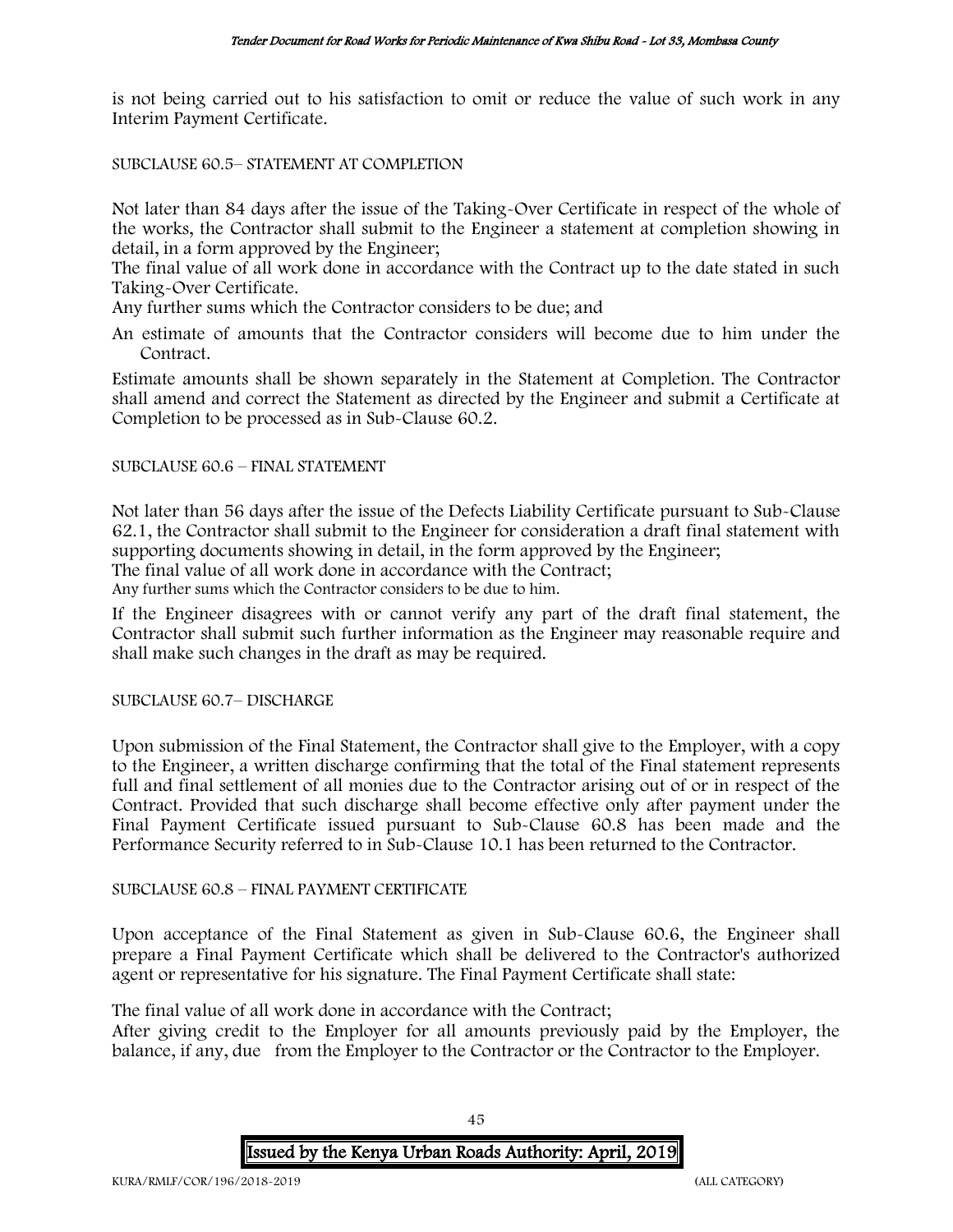is not being carried out to his satisfaction to omit or reduce the value of such work in any Interim Payment Certificate.

SUBCLAUSE 60.5– STATEMENT AT COMPLETION

Not later than 84 days after the issue of the Taking-Over Certificate in respect of the whole of the works, the Contractor shall submit to the Engineer a statement at completion showing in detail, in a form approved by the Engineer;

The final value of all work done in accordance with the Contract up to the date stated in such Taking-Over Certificate.

Any further sums which the Contractor considers to be due; and

An estimate of amounts that the Contractor considers will become due to him under the Contract.

Estimate amounts shall be shown separately in the Statement at Completion. The Contractor shall amend and correct the Statement as directed by the Engineer and submit a Certificate at Completion to be processed as in Sub-Clause 60.2.

SUBCLAUSE 60.6 – FINAL STATEMENT

Not later than 56 days after the issue of the Defects Liability Certificate pursuant to Sub-Clause 62.1, the Contractor shall submit to the Engineer for consideration a draft final statement with supporting documents showing in detail, in the form approved by the Engineer;

The final value of all work done in accordance with the Contract;

Any further sums which the Contractor considers to be due to him.

If the Engineer disagrees with or cannot verify any part of the draft final statement, the Contractor shall submit such further information as the Engineer may reasonable require and shall make such changes in the draft as may be required.

SUBCLAUSE 60.7– DISCHARGE

Upon submission of the Final Statement, the Contractor shall give to the Employer, with a copy to the Engineer, a written discharge confirming that the total of the Final statement represents full and final settlement of all monies due to the Contractor arising out of or in respect of the Contract. Provided that such discharge shall become effective only after payment under the Final Payment Certificate issued pursuant to Sub-Clause 60.8 has been made and the Performance Security referred to in Sub-Clause 10.1 has been returned to the Contractor.

SUBCLAUSE 60.8 – FINAL PAYMENT CERTIFICATE

Upon acceptance of the Final Statement as given in Sub-Clause 60.6, the Engineer shall prepare a Final Payment Certificate which shall be delivered to the Contractor's authorized agent or representative for his signature. The Final Payment Certificate shall state:

The final value of all work done in accordance with the Contract;

After giving credit to the Employer for all amounts previously paid by the Employer, the balance, if any, due from the Employer to the Contractor or the Contractor to the Employer.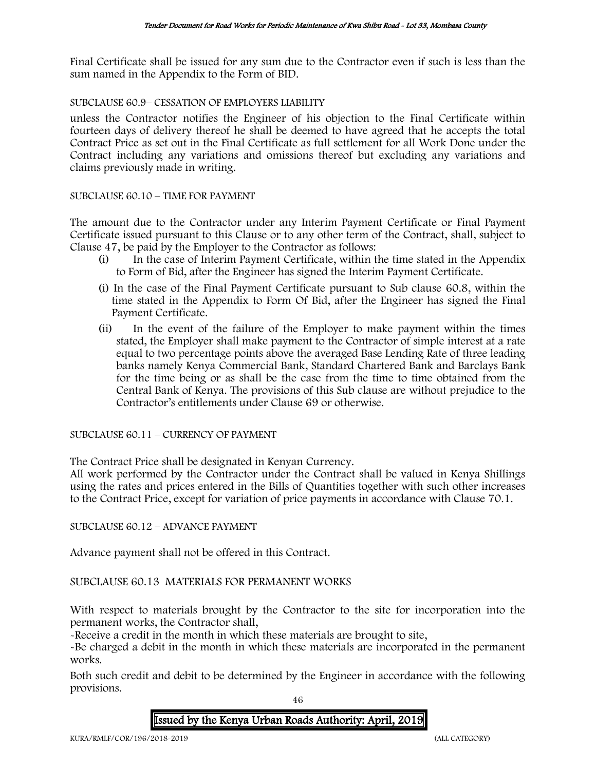Final Certificate shall be issued for any sum due to the Contractor even if such is less than the sum named in the Appendix to the Form of BID.

SUBCLAUSE 60.9– CESSATION OF EMPLOYERS LIABILITY

unless the Contractor notifies the Engineer of his objection to the Final Certificate within fourteen days of delivery thereof he shall be deemed to have agreed that he accepts the total Contract Price as set out in the Final Certificate as full settlement for all Work Done under the Contract including any variations and omissions thereof but excluding any variations and claims previously made in writing.

SUBCLAUSE 60.10 – TIME FOR PAYMENT

The amount due to the Contractor under any Interim Payment Certificate or Final Payment Certificate issued pursuant to this Clause or to any other term of the Contract, shall, subject to Clause 47, be paid by the Employer to the Contractor as follows:

(i) In the case of Interim Payment Certificate, within the time stated in the Appendix to Form of Bid, after the Engineer has signed the Interim Payment Certificate.

(i) In the case of the Final Payment Certificate pursuant to Sub clause 60.8, within the time stated in the Appendix to Form Of Bid, after the Engineer has signed the Final Payment Certificate.

(ii) In the event of the failure of the Employer to make payment within the times stated, the Employer shall make payment to the Contractor of simple interest at a rate equal to two percentage points above the averaged Base Lending Rate of three leading banks namely Kenya Commercial Bank, Standard Chartered Bank and Barclays Bank for the time being or as shall be the case from the time to time obtained from the Central Bank of Kenya. The provisions of this Sub clause are without prejudice to the Contractor's entitlements under Clause 69 or otherwise.

SUBCLAUSE 60.11 – CURRENCY OF PAYMENT

The Contract Price shall be designated in Kenyan Currency.

All work performed by the Contractor under the Contract shall be valued in Kenya Shillings using the rates and prices entered in the Bills of Quantities together with such other increases to the Contract Price, except for variation of price payments in accordance with Clause 70.1.

SUBCLAUSE 60.12 – ADVANCE PAYMENT

Advance payment shall not be offered in this Contract.

SUBCLAUSE 60.13 MATERIALS FOR PERMANENT WORKS

With respect to materials brought by the Contractor to the site for incorporation into the permanent works, the Contractor shall,

-Receive a credit in the month in which these materials are brought to site,

-Be charged a debit in the month in which these materials are incorporated in the permanent works.

Both such credit and debit to be determined by the Engineer in accordance with the following provisions.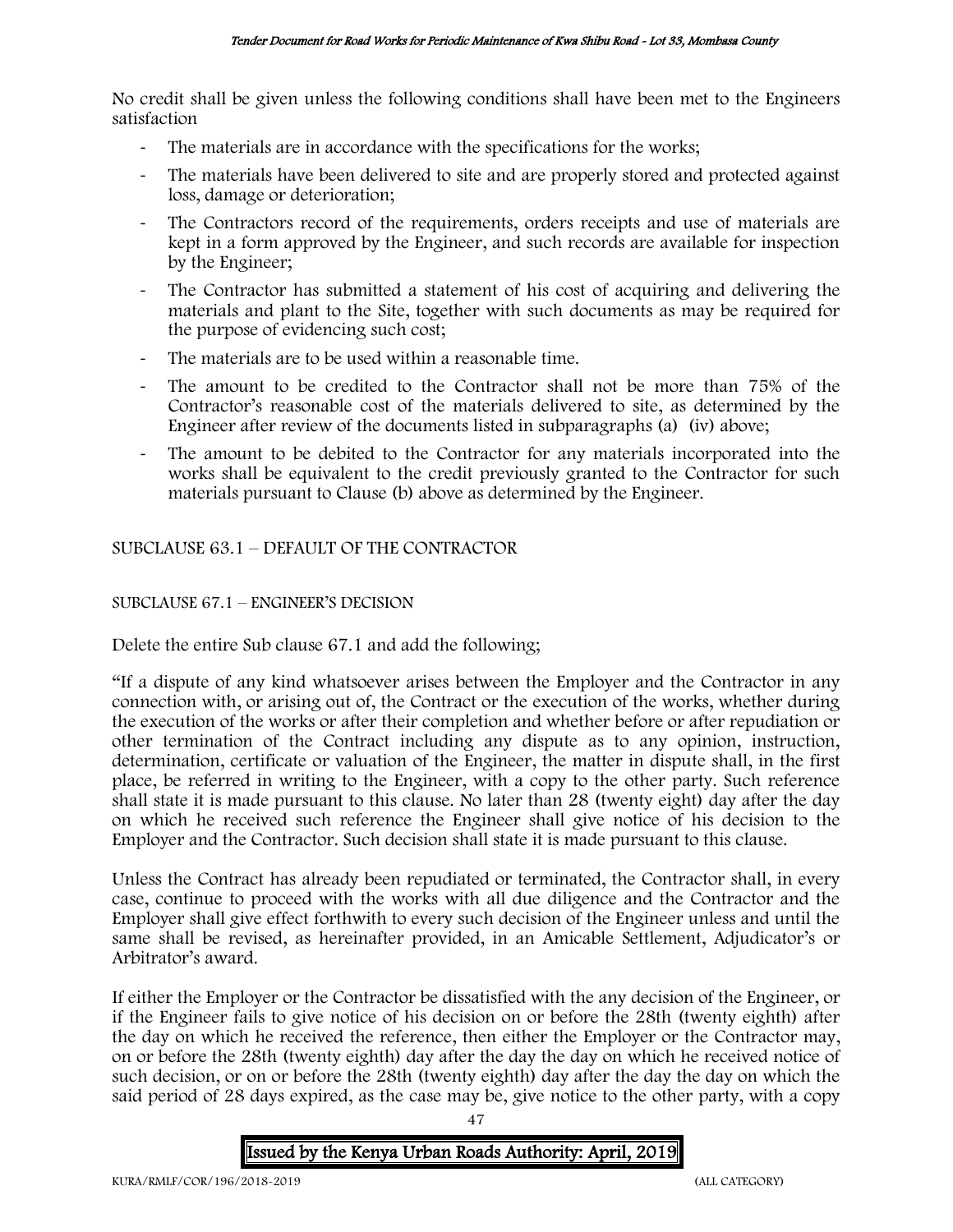No credit shall be given unless the following conditions shall have been met to the Engineers satisfaction

- The materials are in accordance with the specifications for the works;
- The materials have been delivered to site and are properly stored and protected against loss, damage or deterioration;
- The Contractors record of the requirements, orders receipts and use of materials are kept in a form approved by the Engineer, and such records are available for inspection by the Engineer;
- The Contractor has submitted a statement of his cost of acquiring and delivering the materials and plant to the Site, together with such documents as may be required for the purpose of evidencing such cost;
- The materials are to be used within a reasonable time.
- The amount to be credited to the Contractor shall not be more than 75% of the Contractor's reasonable cost of the materials delivered to site, as determined by the Engineer after review of the documents listed in subparagraphs (a) (iv) above;
- The amount to be debited to the Contractor for any materials incorporated into the works shall be equivalent to the credit previously granted to the Contractor for such materials pursuant to Clause (b) above as determined by the Engineer.

SUBCLAUSE 63.1 – DEFAULT OF THE CONTRACTOR

SUBCLAUSE 67.1 – ENGINEER'S DECISION

Delete the entire Sub clause 67.1 and add the following;

"If a dispute of any kind whatsoever arises between the Employer and the Contractor in any connection with, or arising out of, the Contract or the execution of the works, whether during the execution of the works or after their completion and whether before or after repudiation or other termination of the Contract including any dispute as to any opinion, instruction, determination, certificate or valuation of the Engineer, the matter in dispute shall, in the first place, be referred in writing to the Engineer, with a copy to the other party. Such reference shall state it is made pursuant to this clause. No later than 28 (twenty eight) day after the day on which he received such reference the Engineer shall give notice of his decision to the Employer and the Contractor. Such decision shall state it is made pursuant to this clause.

Unless the Contract has already been repudiated or terminated, the Contractor shall, in every case, continue to proceed with the works with all due diligence and the Contractor and the Employer shall give effect forthwith to every such decision of the Engineer unless and until the same shall be revised, as hereinafter provided, in an Amicable Settlement, Adjudicator's or Arbitrator's award.

If either the Employer or the Contractor be dissatisfied with the any decision of the Engineer, or if the Engineer fails to give notice of his decision on or before the 28th (twenty eighth) after the day on which he received the reference, then either the Employer or the Contractor may, on or before the 28th (twenty eighth) day after the day the day on which he received notice of such decision, or on or before the 28th (twenty eighth) day after the day the day on which the said period of 28 days expired, as the case may be, give notice to the other party, with a copy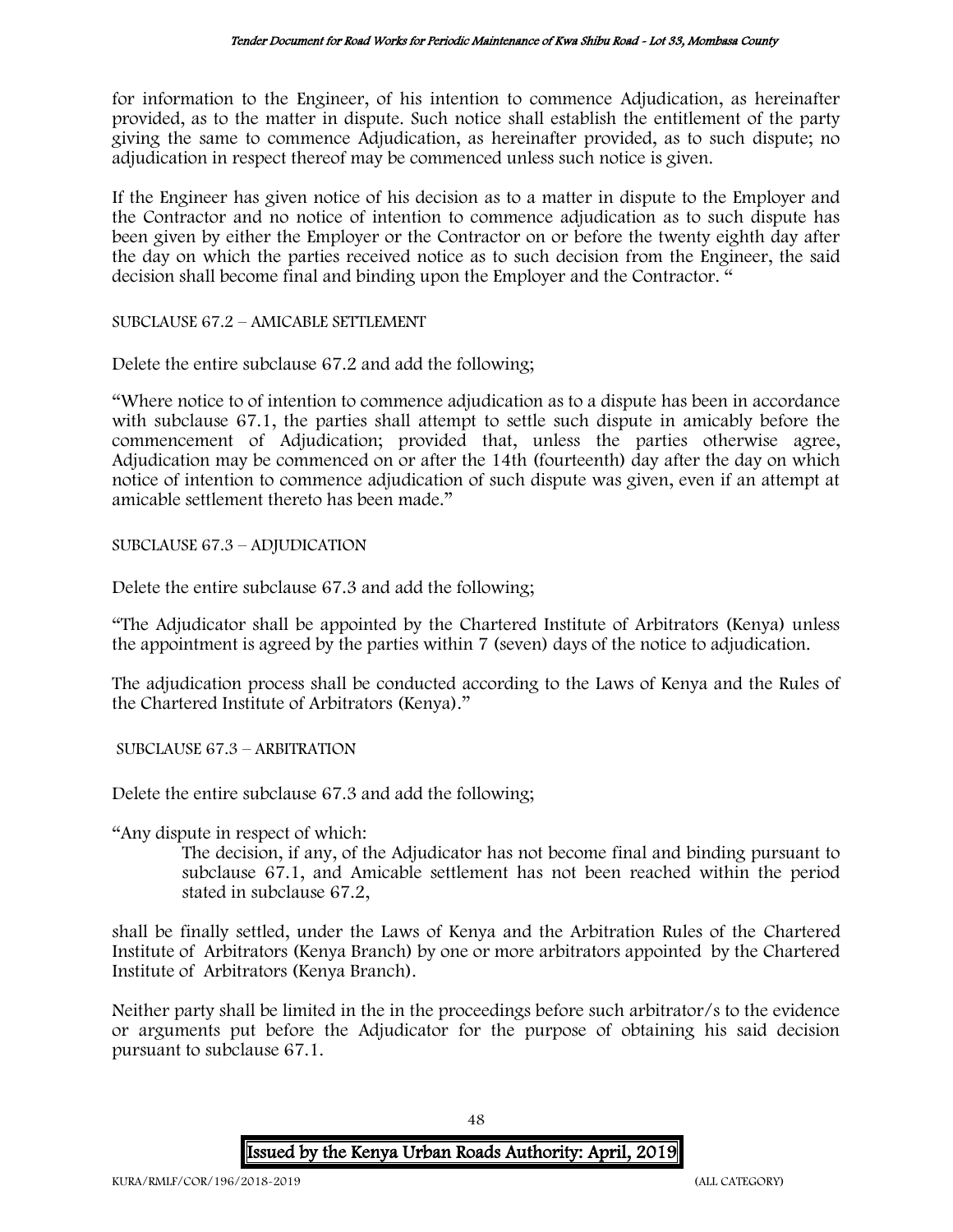for information to the Engineer, of his intention to commence Adjudication, as hereinafter provided, as to the matter in dispute. Such notice shall establish the entitlement of the party giving the same to commence Adjudication, as hereinafter provided, as to such dispute; no adjudication in respect thereof may be commenced unless such notice is given.

If the Engineer has given notice of his decision as to a matter in dispute to the Employer and the Contractor and no notice of intention to commence adjudication as to such dispute has been given by either the Employer or the Contractor on or before the twenty eighth day after the day on which the parties received notice as to such decision from the Engineer, the said decision shall become final and binding upon the Employer and the Contractor. "

SUBCLAUSE 67.2 – AMICABLE SETTLEMENT

Delete the entire subclause 67.2 and add the following;

"Where notice to of intention to commence adjudication as to a dispute has been in accordance with subclause 67.1, the parties shall attempt to settle such dispute in amicably before the commencement of Adjudication; provided that, unless the parties otherwise agree, Adjudication may be commenced on or after the 14th (fourteenth) day after the day on which notice of intention to commence adjudication of such dispute was given, even if an attempt at amicable settlement thereto has been made."

SUBCLAUSE 67.3 – ADJUDICATION

Delete the entire subclause 67.3 and add the following;

"The Adjudicator shall be appointed by the Chartered Institute of Arbitrators (Kenya) unless the appointment is agreed by the parties within 7 (seven) days of the notice to adjudication.

The adjudication process shall be conducted according to the Laws of Kenya and the Rules of the Chartered Institute of Arbitrators (Kenya)."

SUBCLAUSE 67.3 – ARBITRATION

Delete the entire subclause 67.3 and add the following;

"Any dispute in respect of which:

> The decision, if any, of the Adjudicator has not become final and binding pursuant to subclause 67.1, and Amicable settlement has not been reached within the period stated in subclause 67.2,

shall be finally settled, under the Laws of Kenya and the Arbitration Rules of the Chartered Institute of Arbitrators (Kenya Branch) by one or more arbitrators appointed by the Chartered Institute of Arbitrators (Kenya Branch).

Neither party shall be limited in the in the proceedings before such arbitrator/s to the evidence or arguments put before the Adjudicator for the purpose of obtaining his said decision pursuant to subclause 67.1.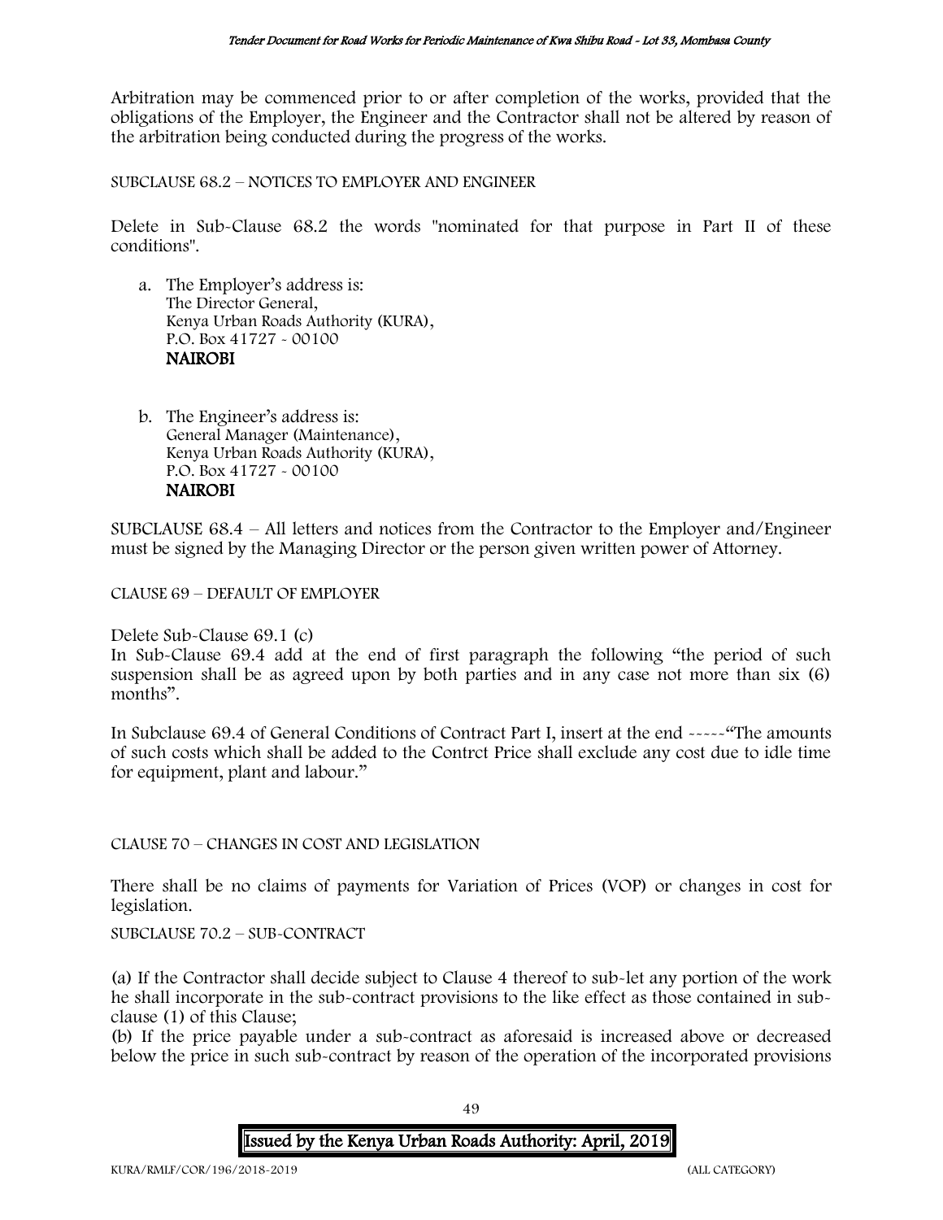Arbitration may be commenced prior to or after completion of the works, provided that the obligations of the Employer, the Engineer and the Contractor shall not be altered by reason of the arbitration being conducted during the progress of the works.

SUBCLAUSE 68.2 – NOTICES TO EMPLOYER AND ENGINEER

Delete in Sub-Clause 68.2 the words "nominated for that purpose in Part II of these conditions".

a. The Employer's address is:
   The Director General,
   Kenya Urban Roads Authority (KURA),
   P.O. Box 41727 - 00100
   **NAIROBI**

b. The Engineer's address is:
   General Manager (Maintenance),
   Kenya Urban Roads Authority (KURA),
   P.O. Box 41727 - 00100
   **NAIROBI**

SUBCLAUSE 68.4 – All letters and notices from the Contractor to the Employer and/Engineer must be signed by the Managing Director or the person given written power of Attorney.

CLAUSE 69 – DEFAULT OF EMPLOYER

Delete Sub-Clause 69.1 (c)
In Sub-Clause 69.4 add at the end of first paragraph the following "the period of such suspension shall be as agreed upon by both parties and in any case not more than six (6) months".

In Subclause 69.4 of General Conditions of Contract Part I, insert at the end -----"The amounts of such costs which shall be added to the Contrct Price shall exclude any cost due to idle time for equipment, plant and labour."

CLAUSE 70 – CHANGES IN COST AND LEGISLATION

There shall be no claims of payments for Variation of Prices (VOP) or changes in cost for legislation.

SUBCLAUSE 70.2 – SUB-CONTRACT

(a) If the Contractor shall decide subject to Clause 4 thereof to sub-let any portion of the work he shall incorporate in the sub-contract provisions to the like effect as those contained in sub-clause (1) of this Clause;
(b) If the price payable under a sub-contract as aforesaid is increased above or decreased below the price in such sub-contract by reason of the operation of the incorporated provisions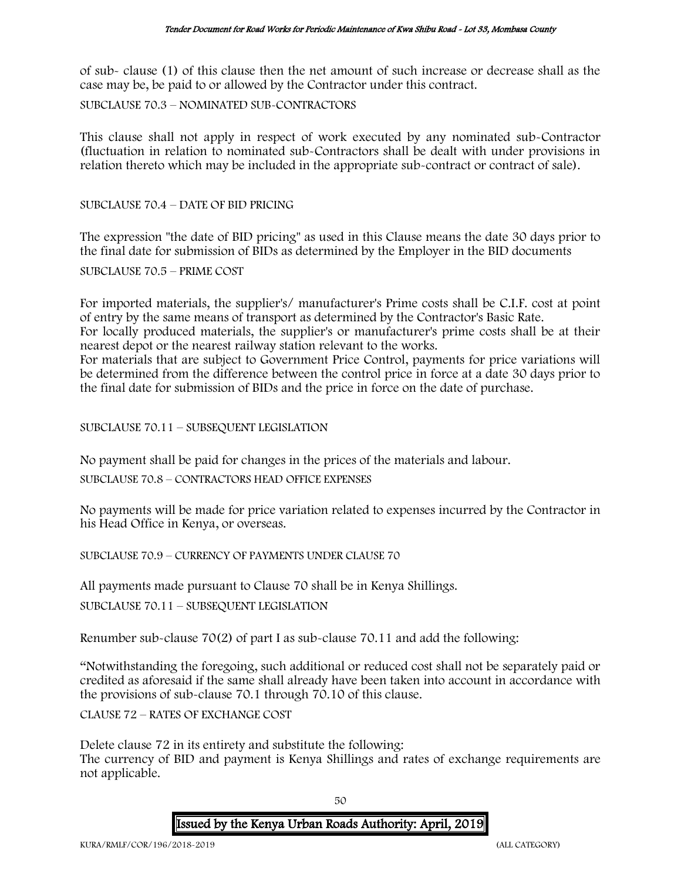of sub- clause (1) of this clause then the net amount of such increase or decrease shall as the case may be, be paid to or allowed by the Contractor under this contract.

SUBCLAUSE 70.3 – NOMINATED SUB-CONTRACTORS

This clause shall not apply in respect of work executed by any nominated sub-Contractor (fluctuation in relation to nominated sub-Contractors shall be dealt with under provisions in relation thereto which may be included in the appropriate sub-contract or contract of sale).

SUBCLAUSE 70.4 – DATE OF BID PRICING

The expression "the date of BID pricing" as used in this Clause means the date 30 days prior to the final date for submission of BIDs as determined by the Employer in the BID documents

SUBCLAUSE 70.5 – PRIME COST

For imported materials, the supplier's/ manufacturer's Prime costs shall be C.I.F. cost at point of entry by the same means of transport as determined by the Contractor's Basic Rate.
For locally produced materials, the supplier's or manufacturer's prime costs shall be at their nearest depot or the nearest railway station relevant to the works.
For materials that are subject to Government Price Control, payments for price variations will be determined from the difference between the control price in force at a date 30 days prior to the final date for submission of BIDs and the price in force on the date of purchase.

SUBCLAUSE 70.11 – SUBSEQUENT LEGISLATION

No payment shall be paid for changes in the prices of the materials and labour.

SUBCLAUSE 70.8 – CONTRACTORS HEAD OFFICE EXPENSES

No payments will be made for price variation related to expenses incurred by the Contractor in his Head Office in Kenya, or overseas.

SUBCLAUSE 70.9 – CURRENCY OF PAYMENTS UNDER CLAUSE 70

All payments made pursuant to Clause 70 shall be in Kenya Shillings.

SUBCLAUSE 70.11 – SUBSEQUENT LEGISLATION

Renumber sub-clause 70(2) of part I as sub-clause 70.11 and add the following:

"Notwithstanding the foregoing, such additional or reduced cost shall not be separately paid or credited as aforesaid if the same shall already have been taken into account in accordance with the provisions of sub-clause 70.1 through 70.10 of this clause.

CLAUSE 72 – RATES OF EXCHANGE COST

Delete clause 72 in its entirety and substitute the following:
The currency of BID and payment is Kenya Shillings and rates of exchange requirements are not applicable.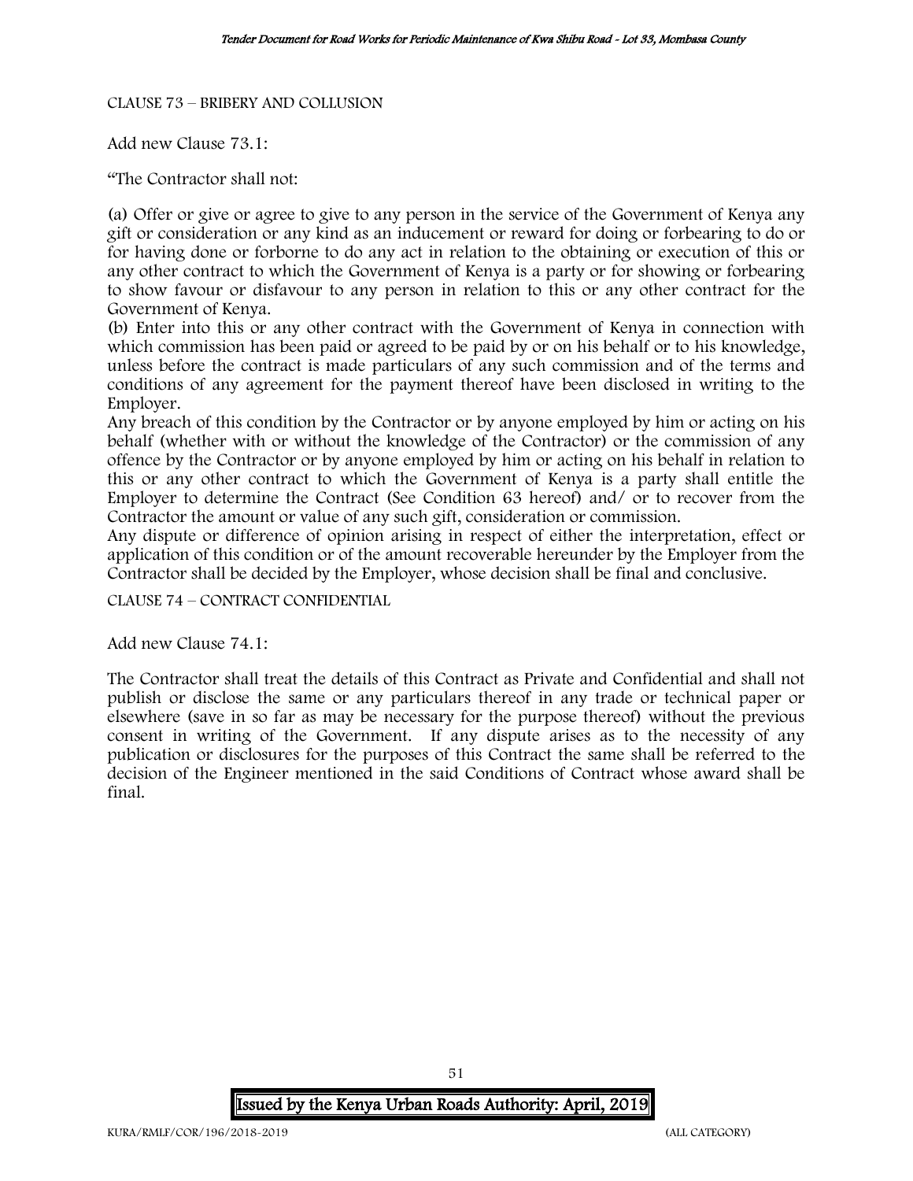CLAUSE 73 – BRIBERY AND COLLUSION

Add new Clause 73.1:

"The Contractor shall not:

(a) Offer or give or agree to give to any person in the service of the Government of Kenya any gift or consideration or any kind as an inducement or reward for doing or forbearing to do or for having done or forborne to do any act in relation to the obtaining or execution of this or any other contract to which the Government of Kenya is a party or for showing or forbearing to show favour or disfavour to any person in relation to this or any other contract for the Government of Kenya.

(b) Enter into this or any other contract with the Government of Kenya in connection with which commission has been paid or agreed to be paid by or on his behalf or to his knowledge, unless before the contract is made particulars of any such commission and of the terms and conditions of any agreement for the payment thereof have been disclosed in writing to the Employer.

Any breach of this condition by the Contractor or by anyone employed by him or acting on his behalf (whether with or without the knowledge of the Contractor) or the commission of any offence by the Contractor or by anyone employed by him or acting on his behalf in relation to this or any other contract to which the Government of Kenya is a party shall entitle the Employer to determine the Contract (See Condition 63 hereof) and/ or to recover from the Contractor the amount or value of any such gift, consideration or commission.

Any dispute or difference of opinion arising in respect of either the interpretation, effect or application of this condition or of the amount recoverable hereunder by the Employer from the Contractor shall be decided by the Employer, whose decision shall be final and conclusive.

CLAUSE 74 – CONTRACT CONFIDENTIAL

Add new Clause 74.1:

The Contractor shall treat the details of this Contract as Private and Confidential and shall not publish or disclose the same or any particulars thereof in any trade or technical paper or elsewhere (save in so far as may be necessary for the purpose thereof) without the previous consent in writing of the Government. If any dispute arises as to the necessity of any publication or disclosures for the purposes of this Contract the same shall be referred to the decision of the Engineer mentioned in the said Conditions of Contract whose award shall be final.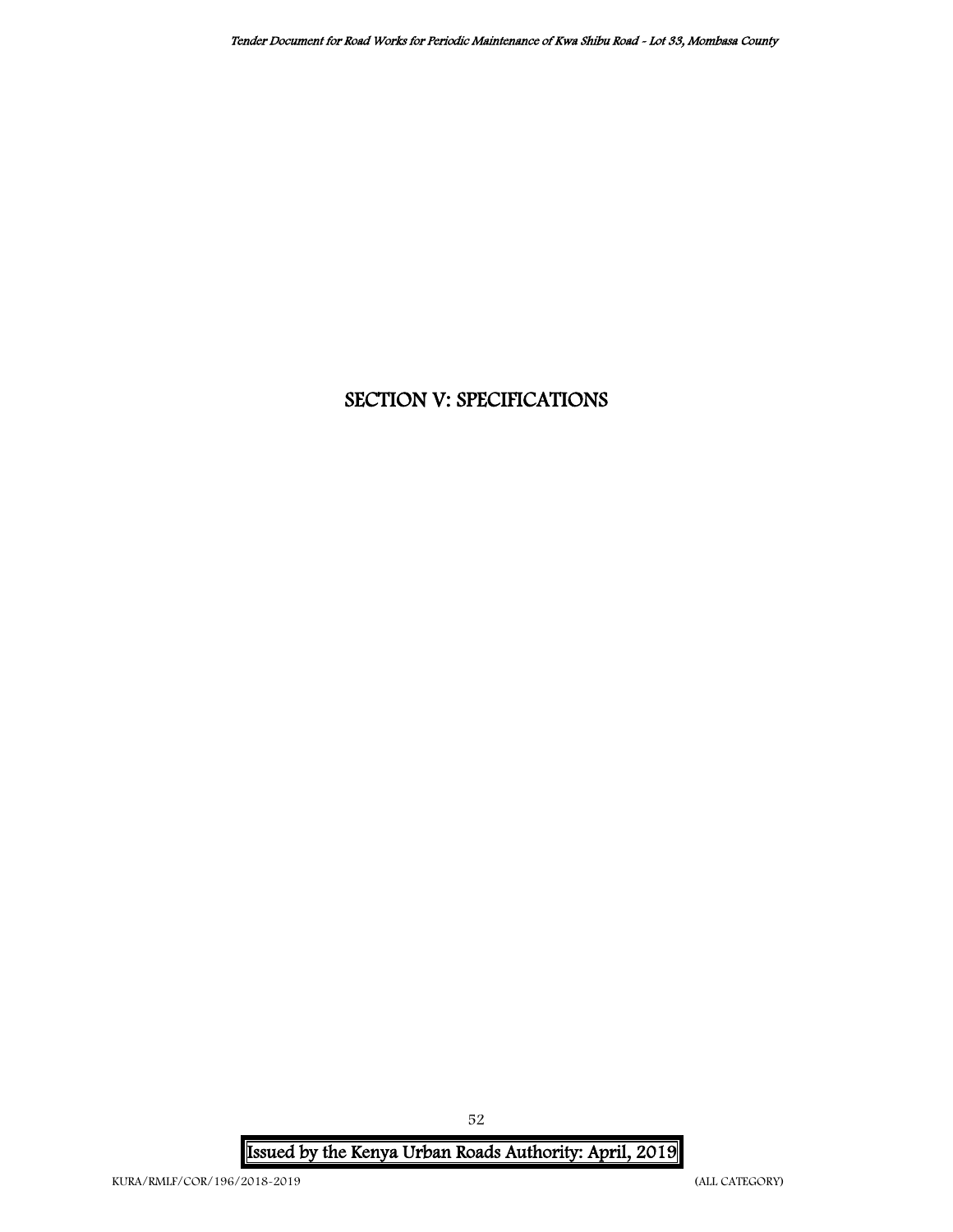# SECTION V: SPECIFICATIONS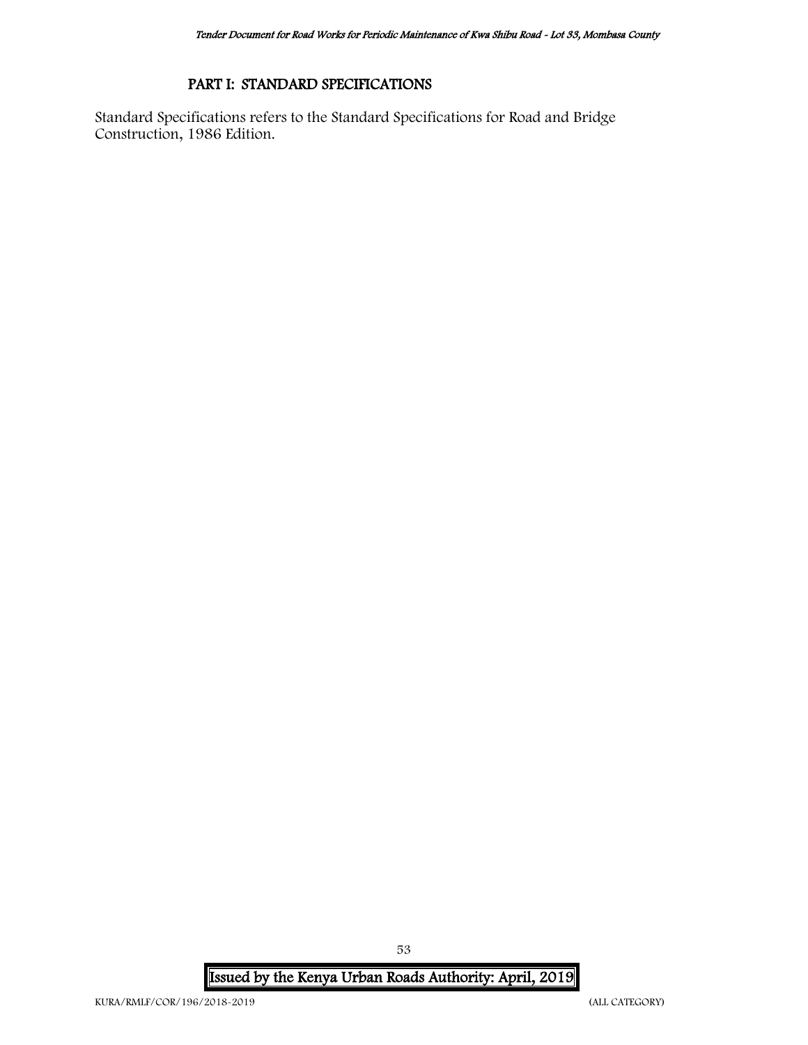## PART I: STANDARD SPECIFICATIONS

Standard Specifications refers to the Standard Specifications for Road and Bridge Construction, 1986 Edition.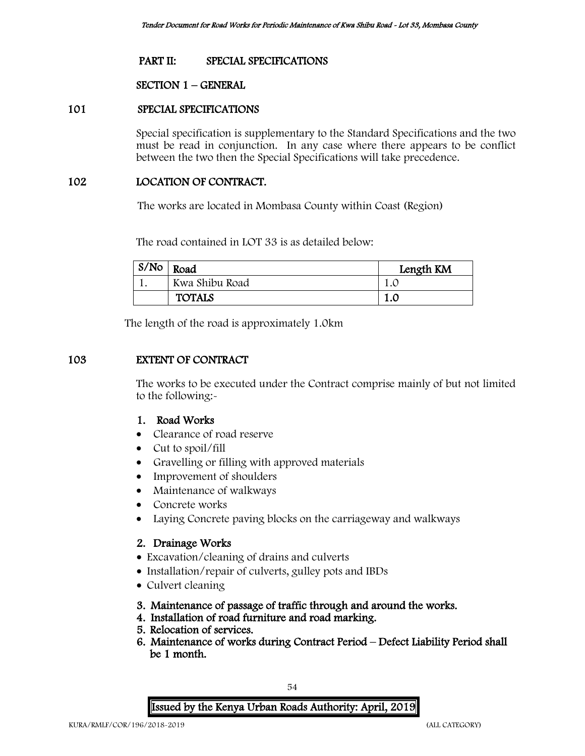# PART II: SPECIAL SPECIFICATIONS

## SECTION 1 – GENERAL

### 101 SPECIAL SPECIFICATIONS

Special specification is supplementary to the Standard Specifications and the two must be read in conjunction. In any case where there appears to be conflict between the two then the Special Specifications will take precedence.

### 102 LOCATION OF CONTRACT.

The works are located in Mombasa County within Coast (Region)

The road contained in LOT 33 is as detailed below:

| S/No | Road | Length KM |
|---|---|---|
| 1. | Kwa Shibu Road | 1.0 |
| | **TOTALS** | **1.0** |

The length of the road is approximately 1.0km

### 103 EXTENT OF CONTRACT

The works to be executed under the Contract comprise mainly of but not limited to the following:-

**1. Road Works**

- Clearance of road reserve
- Cut to spoil/fill
- Gravelling or filling with approved materials
- Improvement of shoulders
- Maintenance of walkways
- Concrete works
- Laying Concrete paving blocks on the carriageway and walkways

**2. Drainage Works**

- Excavation/cleaning of drains and culverts
- Installation/repair of culverts, gulley pots and IBDs
- Culvert cleaning

**3. Maintenance of passage of traffic through and around the works.**

**4. Installation of road furniture and road marking.**

**5. Relocation of services.**

**6. Maintenance of works during Contract Period – Defect Liability Period shall be 1 month.**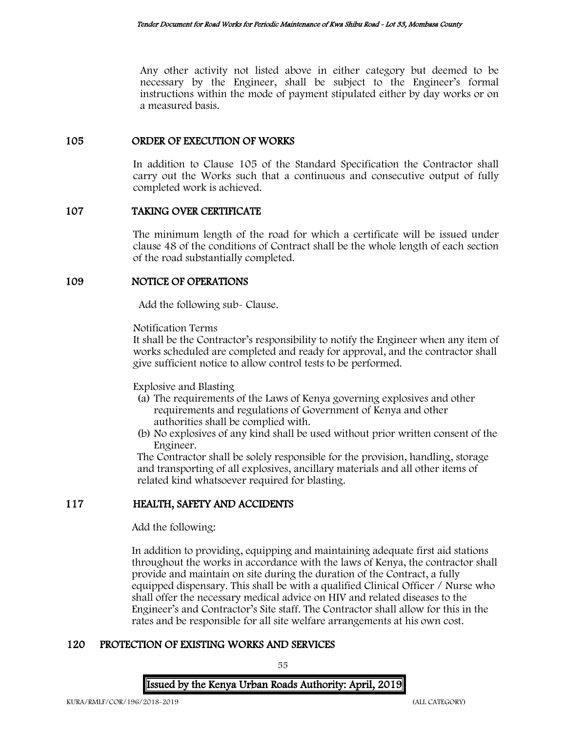Any other activity not listed above in either category but deemed to be necessary by the Engineer, shall be subject to the Engineer's formal instructions within the mode of payment stipulated either by day works or on a measured basis.

## 105 ORDER OF EXECUTION OF WORKS

In addition to Clause 105 of the Standard Specification the Contractor shall carry out the Works such that a continuous and consecutive output of fully completed work is achieved.

## 107 TAKING OVER CERTIFICATE

The minimum length of the road for which a certificate will be issued under clause 48 of the conditions of Contract shall be the whole length of each section of the road substantially completed.

## 109 NOTICE OF OPERATIONS

Add the following sub- Clause.

Notification Terms
It shall be the Contractor's responsibility to notify the Engineer when any item of works scheduled are completed and ready for approval, and the contractor shall give sufficient notice to allow control tests to be performed.

Explosive and Blasting

(a) The requirements of the Laws of Kenya governing explosives and other requirements and regulations of Government of Kenya and other authorities shall be complied with.
(b) No explosives of any kind shall be used without prior written consent of the Engineer.

The Contractor shall be solely responsible for the provision, handling, storage and transporting of all explosives, ancillary materials and all other items of related kind whatsoever required for blasting.

## 117 HEALTH, SAFETY AND ACCIDENTS

Add the following:

In addition to providing, equipping and maintaining adequate first aid stations throughout the works in accordance with the laws of Kenya, the contractor shall provide and maintain on site during the duration of the Contract, a fully equipped dispensary. This shall be with a qualified Clinical Officer / Nurse who shall offer the necessary medical advice on HIV and related diseases to the Engineer's and Contractor's Site staff. The Contractor shall allow for this in the rates and be responsible for all site welfare arrangements at his own cost.

## 120 PROTECTION OF EXISTING WORKS AND SERVICES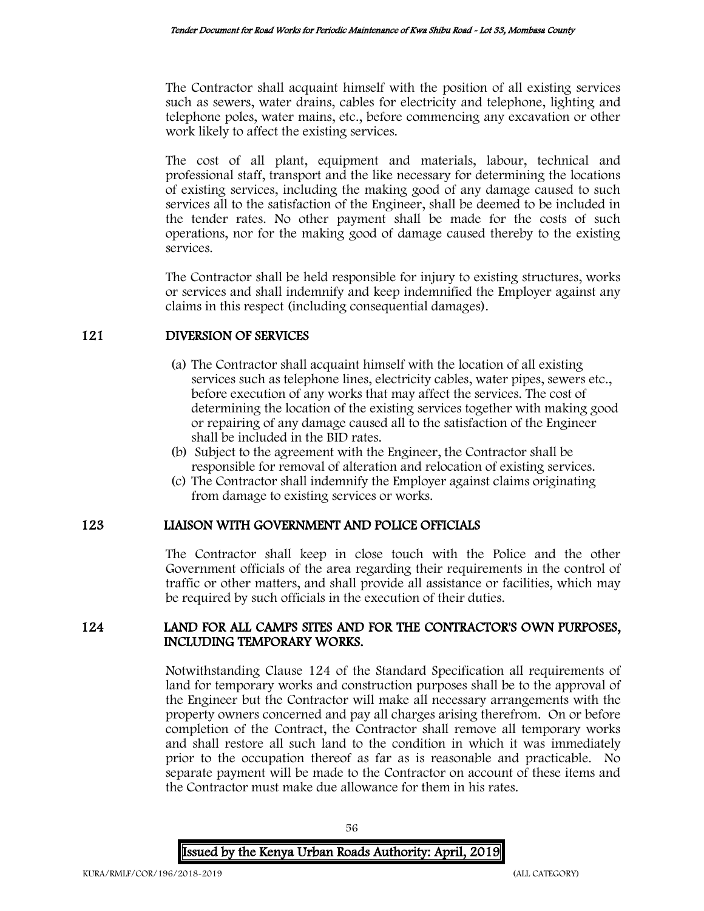The Contractor shall acquaint himself with the position of all existing services such as sewers, water drains, cables for electricity and telephone, lighting and telephone poles, water mains, etc., before commencing any excavation or other work likely to affect the existing services.

The cost of all plant, equipment and materials, labour, technical and professional staff, transport and the like necessary for determining the locations of existing services, including the making good of any damage caused to such services all to the satisfaction of the Engineer, shall be deemed to be included in the tender rates. No other payment shall be made for the costs of such operations, nor for the making good of damage caused thereby to the existing services.

The Contractor shall be held responsible for injury to existing structures, works or services and shall indemnify and keep indemnified the Employer against any claims in this respect (including consequential damages).

## 121 DIVERSION OF SERVICES

(a) The Contractor shall acquaint himself with the location of all existing services such as telephone lines, electricity cables, water pipes, sewers etc., before execution of any works that may affect the services. The cost of determining the location of the existing services together with making good or repairing of any damage caused all to the satisfaction of the Engineer shall be included in the BID rates.

(b) Subject to the agreement with the Engineer, the Contractor shall be responsible for removal of alteration and relocation of existing services.

(c) The Contractor shall indemnify the Employer against claims originating from damage to existing services or works.

## 123 LIAISON WITH GOVERNMENT AND POLICE OFFICIALS

The Contractor shall keep in close touch with the Police and the other Government officials of the area regarding their requirements in the control of traffic or other matters, and shall provide all assistance or facilities, which may be required by such officials in the execution of their duties.

## 124 LAND FOR ALL CAMPS SITES AND FOR THE CONTRACTOR'S OWN PURPOSES, INCLUDING TEMPORARY WORKS.

Notwithstanding Clause 124 of the Standard Specification all requirements of land for temporary works and construction purposes shall be to the approval of the Engineer but the Contractor will make all necessary arrangements with the property owners concerned and pay all charges arising therefrom. On or before completion of the Contract, the Contractor shall remove all temporary works and shall restore all such land to the condition in which it was immediately prior to the occupation thereof as far as is reasonable and practicable. No separate payment will be made to the Contractor on account of these items and the Contractor must make due allowance for them in his rates.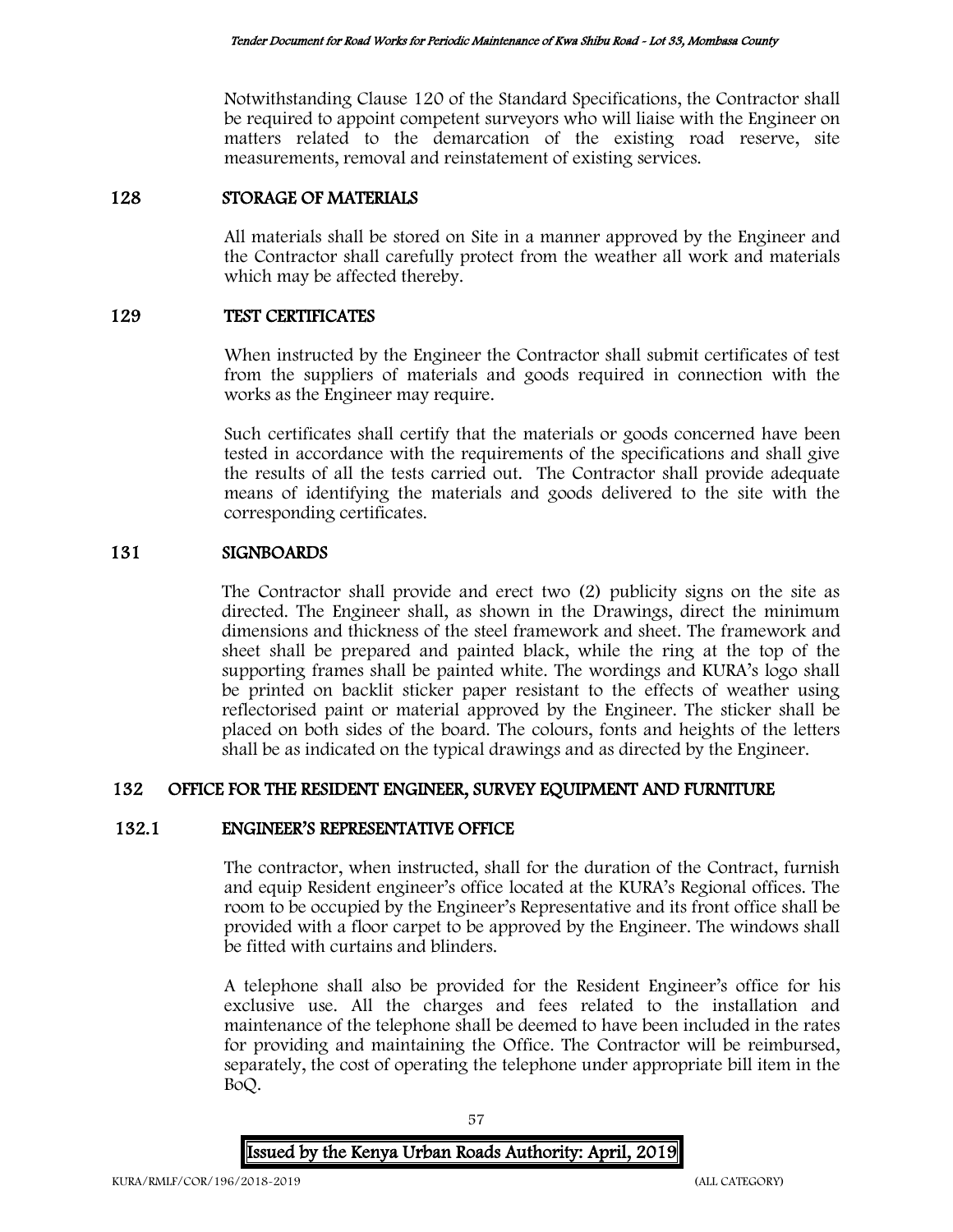Notwithstanding Clause 120 of the Standard Specifications, the Contractor shall be required to appoint competent surveyors who will liaise with the Engineer on matters related to the demarcation of the existing road reserve, site measurements, removal and reinstatement of existing services.

## 128 STORAGE OF MATERIALS

All materials shall be stored on Site in a manner approved by the Engineer and the Contractor shall carefully protect from the weather all work and materials which may be affected thereby.

## 129 TEST CERTIFICATES

When instructed by the Engineer the Contractor shall submit certificates of test from the suppliers of materials and goods required in connection with the works as the Engineer may require.

Such certificates shall certify that the materials or goods concerned have been tested in accordance with the requirements of the specifications and shall give the results of all the tests carried out. The Contractor shall provide adequate means of identifying the materials and goods delivered to the site with the corresponding certificates.

## 131 SIGNBOARDS

The Contractor shall provide and erect two (2) publicity signs on the site as directed. The Engineer shall, as shown in the Drawings, direct the minimum dimensions and thickness of the steel framework and sheet. The framework and sheet shall be prepared and painted black, while the ring at the top of the supporting frames shall be painted white. The wordings and KURA's logo shall be printed on backlit sticker paper resistant to the effects of weather using reflectorised paint or material approved by the Engineer. The sticker shall be placed on both sides of the board. The colours, fonts and heights of the letters shall be as indicated on the typical drawings and as directed by the Engineer.

## 132 OFFICE FOR THE RESIDENT ENGINEER, SURVEY EQUIPMENT AND FURNITURE

### 132.1 ENGINEER'S REPRESENTATIVE OFFICE

The contractor, when instructed, shall for the duration of the Contract, furnish and equip Resident engineer's office located at the KURA's Regional offices. The room to be occupied by the Engineer's Representative and its front office shall be provided with a floor carpet to be approved by the Engineer. The windows shall be fitted with curtains and blinders.

A telephone shall also be provided for the Resident Engineer's office for his exclusive use. All the charges and fees related to the installation and maintenance of the telephone shall be deemed to have been included in the rates for providing and maintaining the Office. The Contractor will be reimbursed, separately, the cost of operating the telephone under appropriate bill item in the BoQ.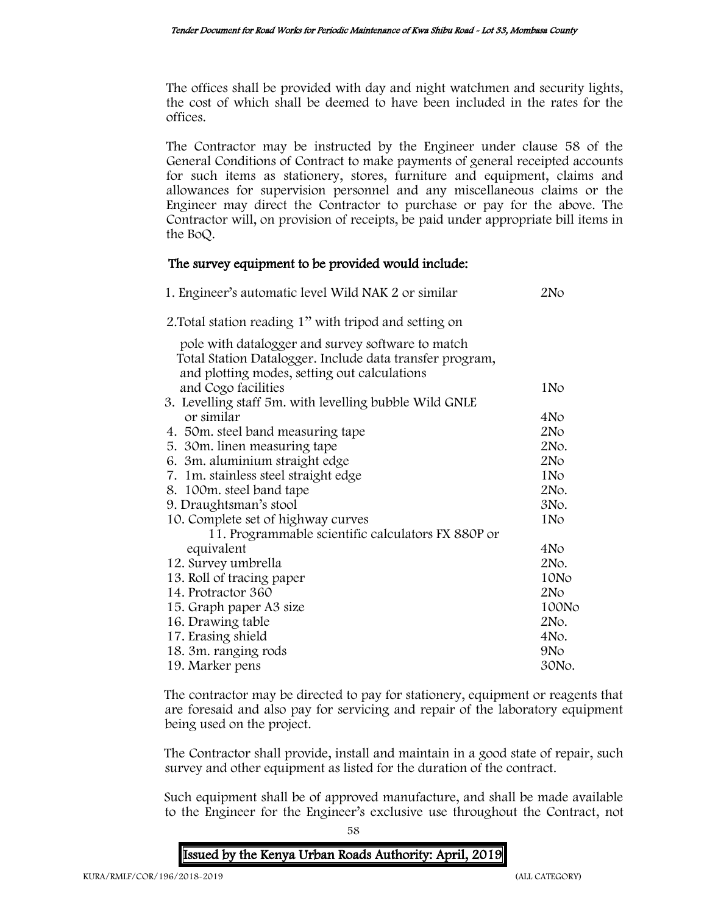The offices shall be provided with day and night watchmen and security lights, the cost of which shall be deemed to have been included in the rates for the offices.

The Contractor may be instructed by the Engineer under clause 58 of the General Conditions of Contract to make payments of general receipted accounts for such items as stationery, stores, furniture and equipment, claims and allowances for supervision personnel and any miscellaneous claims or the Engineer may direct the Contractor to purchase or pay for the above. The Contractor will, on provision of receipts, be paid under appropriate bill items in the BoQ.

**The survey equipment to be provided would include:**

| Item | Quantity |
|---|---|
| 1. Engineer's automatic level Wild NAK 2 or similar | 2No |
| 2. Total station reading 1" with tripod and setting on pole with datalogger and survey software to match Total Station Datalogger. Include data transfer program, and plotting modes, setting out calculations and Cogo facilities | 1No |
| 3. Levelling staff 5m. with levelling bubble Wild GNLE or similar | 4No |
| 4. 50m. steel band measuring tape | 2No |
| 5. 30m. linen measuring tape | 2No. |
| 6. 3m. aluminium straight edge | 2No |
| 7. 1m. stainless steel straight edge | 1No |
| 8. 100m. steel band tape | 2No. |
| 9. Draughtsman's stool | 3No. |
| 10. Complete set of highway curves | 1No |
| 11. Programmable scientific calculators FX 880P or equivalent | 4No |
| 12. Survey umbrella | 2No. |
| 13. Roll of tracing paper | 10No |
| 14. Protractor 360 | 2No |
| 15. Graph paper A3 size | 100No |
| 16. Drawing table | 2No. |
| 17. Erasing shield | 4No. |
| 18. 3m. ranging rods | 9No |
| 19. Marker pens | 30No. |

The contractor may be directed to pay for stationery, equipment or reagents that are foresaid and also pay for servicing and repair of the laboratory equipment being used on the project.

The Contractor shall provide, install and maintain in a good state of repair, such survey and other equipment as listed for the duration of the contract.

Such equipment shall be of approved manufacture, and shall be made available to the Engineer for the Engineer's exclusive use throughout the Contract, not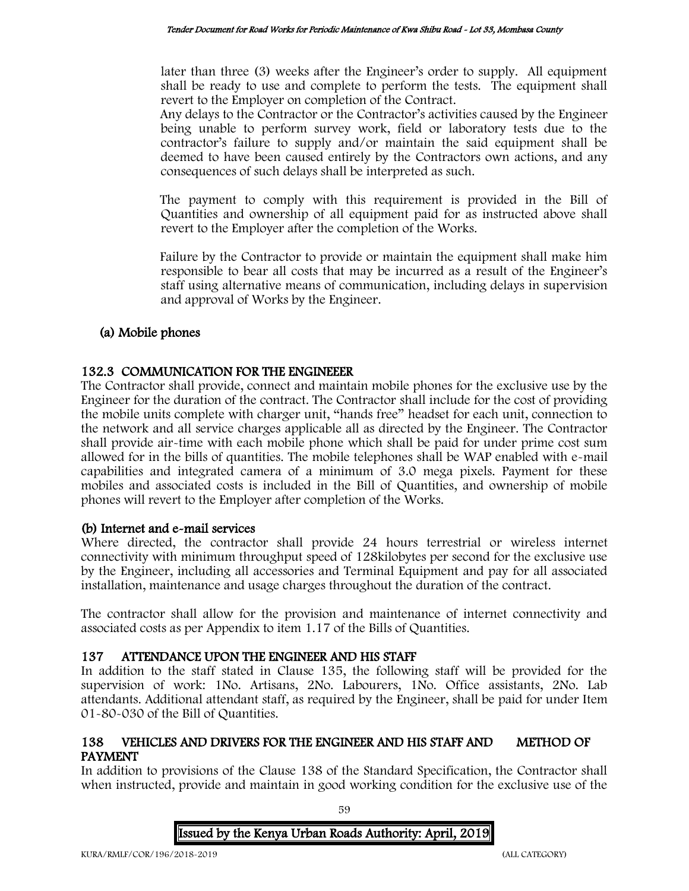later than three (3) weeks after the Engineer's order to supply. All equipment shall be ready to use and complete to perform the tests. The equipment shall revert to the Employer on completion of the Contract.

Any delays to the Contractor or the Contractor's activities caused by the Engineer being unable to perform survey work, field or laboratory tests due to the contractor's failure to supply and/or maintain the said equipment shall be deemed to have been caused entirely by the Contractors own actions, and any consequences of such delays shall be interpreted as such.

The payment to comply with this requirement is provided in the Bill of Quantities and ownership of all equipment paid for as instructed above shall revert to the Employer after the completion of the Works.

Failure by the Contractor to provide or maintain the equipment shall make him responsible to bear all costs that may be incurred as a result of the Engineer's staff using alternative means of communication, including delays in supervision and approval of Works by the Engineer.

**(a) Mobile phones**

## 132.3 COMMUNICATION FOR THE ENGINEEER

The Contractor shall provide, connect and maintain mobile phones for the exclusive use by the Engineer for the duration of the contract. The Contractor shall include for the cost of providing the mobile units complete with charger unit, "hands free" headset for each unit, connection to the network and all service charges applicable all as directed by the Engineer. The Contractor shall provide air-time with each mobile phone which shall be paid for under prime cost sum allowed for in the bills of quantities. The mobile telephones shall be WAP enabled with e-mail capabilities and integrated camera of a minimum of 3.0 mega pixels. Payment for these mobiles and associated costs is included in the Bill of Quantities, and ownership of mobile phones will revert to the Employer after completion of the Works.

**(b) Internet and e-mail services**

Where directed, the contractor shall provide 24 hours terrestrial or wireless internet connectivity with minimum throughput speed of 128kilobytes per second for the exclusive use by the Engineer, including all accessories and Terminal Equipment and pay for all associated installation, maintenance and usage charges throughout the duration of the contract.

The contractor shall allow for the provision and maintenance of internet connectivity and associated costs as per Appendix to item 1.17 of the Bills of Quantities.

## 137 ATTENDANCE UPON THE ENGINEER AND HIS STAFF

In addition to the staff stated in Clause 135, the following staff will be provided for the supervision of work: 1No. Artisans, 2No. Labourers, 1No. Office assistants, 2No. Lab attendants. Additional attendant staff, as required by the Engineer, shall be paid for under Item 01-80-030 of the Bill of Quantities.

## 138 VEHICLES AND DRIVERS FOR THE ENGINEER AND HIS STAFF AND METHOD OF PAYMENT

In addition to provisions of the Clause 138 of the Standard Specification, the Contractor shall when instructed, provide and maintain in good working condition for the exclusive use of the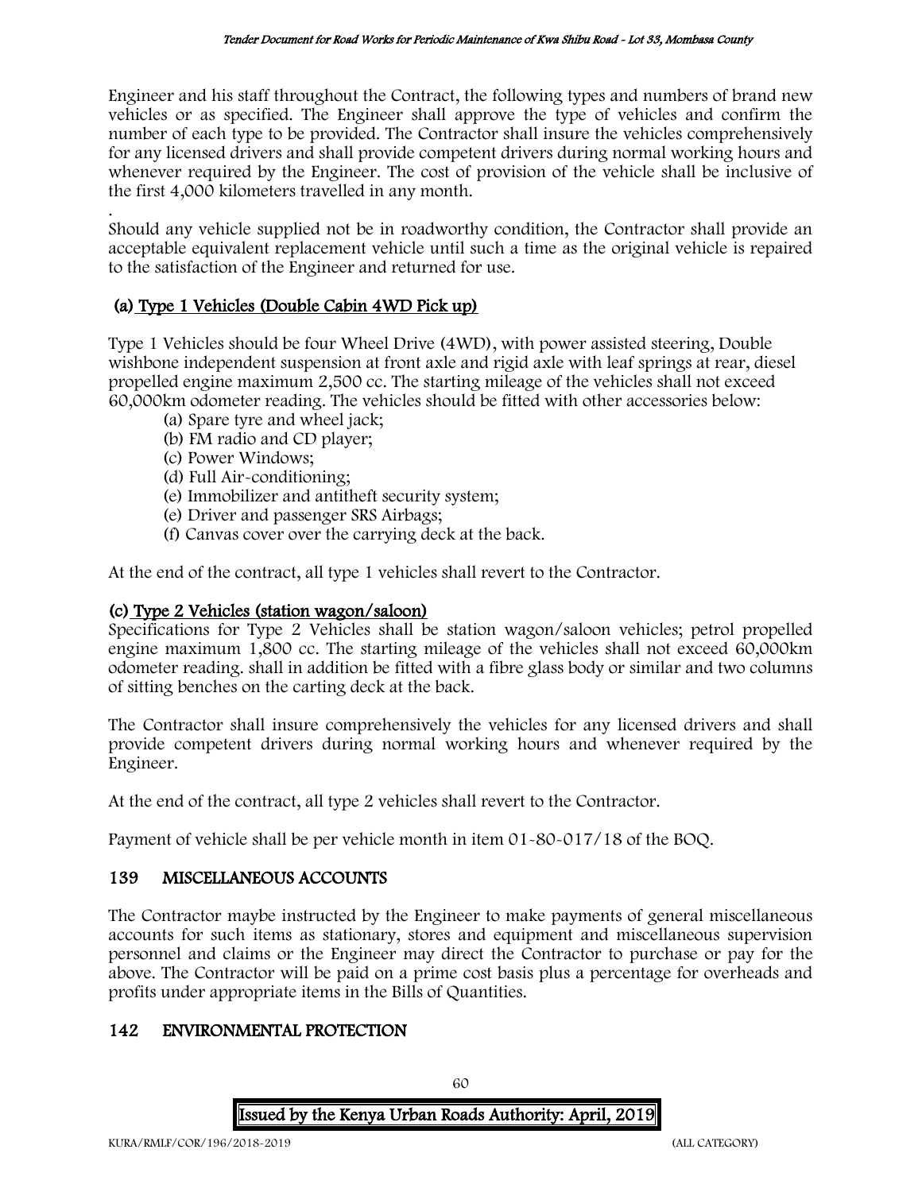Engineer and his staff throughout the Contract, the following types and numbers of brand new vehicles or as specified. The Engineer shall approve the type of vehicles and confirm the number of each type to be provided. The Contractor shall insure the vehicles comprehensively for any licensed drivers and shall provide competent drivers during normal working hours and whenever required by the Engineer. The cost of provision of the vehicle shall be inclusive of the first 4,000 kilometers travelled in any month.

.

Should any vehicle supplied not be in roadworthy condition, the Contractor shall provide an acceptable equivalent replacement vehicle until such a time as the original vehicle is repaired to the satisfaction of the Engineer and returned for use.

### (a) Type 1 Vehicles (Double Cabin 4WD Pick up)

Type 1 Vehicles should be four Wheel Drive (4WD), with power assisted steering, Double wishbone independent suspension at front axle and rigid axle with leaf springs at rear, diesel propelled engine maximum 2,500 cc. The starting mileage of the vehicles shall not exceed 60,000km odometer reading. The vehicles should be fitted with other accessories below:

- (a) Spare tyre and wheel jack;
- (b) FM radio and CD player;
- (c) Power Windows;
- (d) Full Air-conditioning;
- (e) Immobilizer and antitheft security system;
- (e) Driver and passenger SRS Airbags;
- (f) Canvas cover over the carrying deck at the back.

At the end of the contract, all type 1 vehicles shall revert to the Contractor.

### (c) Type 2 Vehicles (station wagon/saloon)

Specifications for Type 2 Vehicles shall be station wagon/saloon vehicles; petrol propelled engine maximum 1,800 cc. The starting mileage of the vehicles shall not exceed 60,000km odometer reading. shall in addition be fitted with a fibre glass body or similar and two columns of sitting benches on the carting deck at the back.

The Contractor shall insure comprehensively the vehicles for any licensed drivers and shall provide competent drivers during normal working hours and whenever required by the Engineer.

At the end of the contract, all type 2 vehicles shall revert to the Contractor.

Payment of vehicle shall be per vehicle month in item 01-80-017/18 of the BOQ.

## 139 MISCELLANEOUS ACCOUNTS

The Contractor maybe instructed by the Engineer to make payments of general miscellaneous accounts for such items as stationary, stores and equipment and miscellaneous supervision personnel and claims or the Engineer may direct the Contractor to purchase or pay for the above. The Contractor will be paid on a prime cost basis plus a percentage for overheads and profits under appropriate items in the Bills of Quantities.

## 142 ENVIRONMENTAL PROTECTION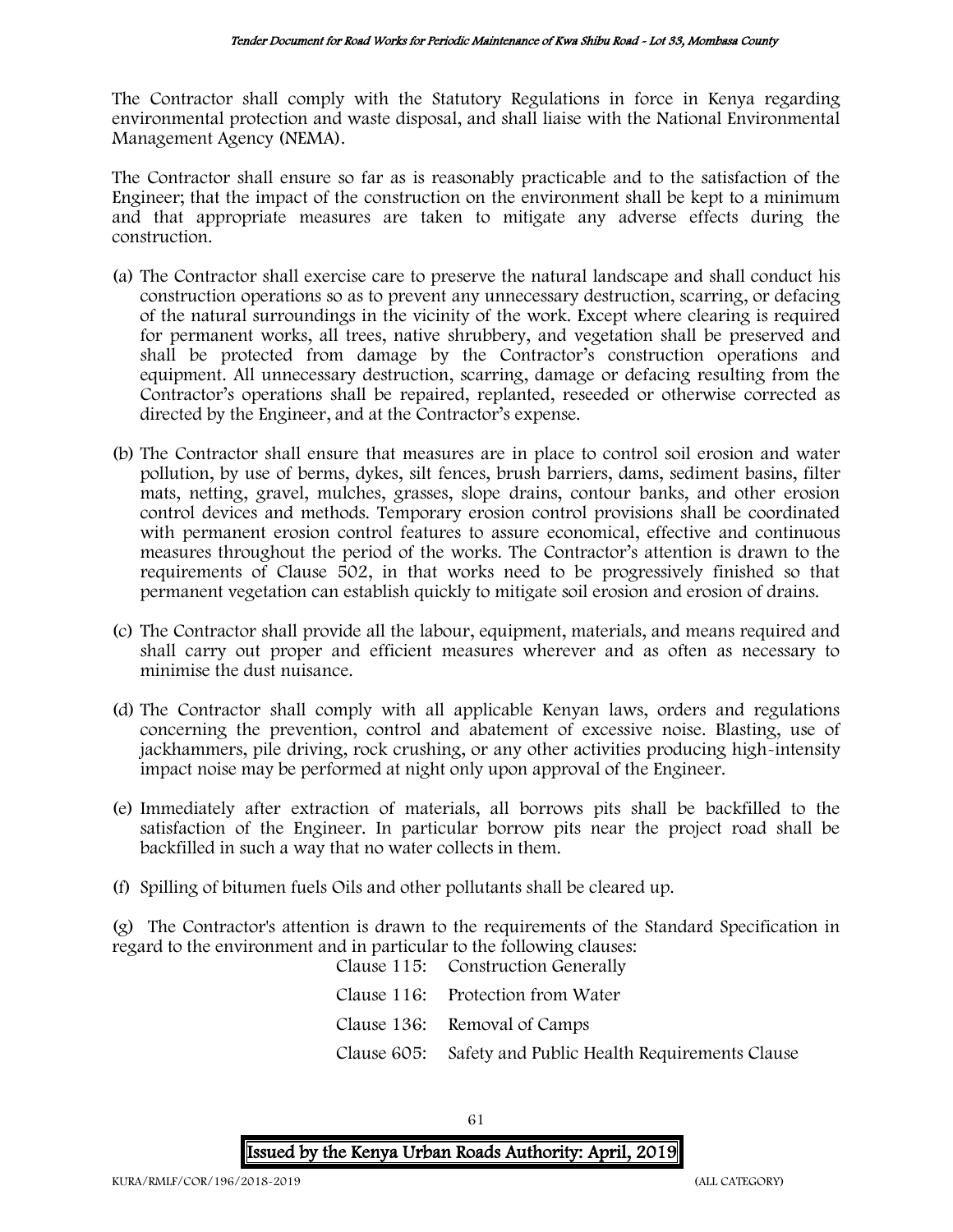The Contractor shall comply with the Statutory Regulations in force in Kenya regarding environmental protection and waste disposal, and shall liaise with the National Environmental Management Agency (NEMA).

The Contractor shall ensure so far as is reasonably practicable and to the satisfaction of the Engineer; that the impact of the construction on the environment shall be kept to a minimum and that appropriate measures are taken to mitigate any adverse effects during the construction.

(a) The Contractor shall exercise care to preserve the natural landscape and shall conduct his construction operations so as to prevent any unnecessary destruction, scarring, or defacing of the natural surroundings in the vicinity of the work. Except where clearing is required for permanent works, all trees, native shrubbery, and vegetation shall be preserved and shall be protected from damage by the Contractor's construction operations and equipment. All unnecessary destruction, scarring, damage or defacing resulting from the Contractor's operations shall be repaired, replanted, reseeded or otherwise corrected as directed by the Engineer, and at the Contractor's expense.

(b) The Contractor shall ensure that measures are in place to control soil erosion and water pollution, by use of berms, dykes, silt fences, brush barriers, dams, sediment basins, filter mats, netting, gravel, mulches, grasses, slope drains, contour banks, and other erosion control devices and methods. Temporary erosion control provisions shall be coordinated with permanent erosion control features to assure economical, effective and continuous measures throughout the period of the works. The Contractor's attention is drawn to the requirements of Clause 502, in that works need to be progressively finished so that permanent vegetation can establish quickly to mitigate soil erosion and erosion of drains.

(c) The Contractor shall provide all the labour, equipment, materials, and means required and shall carry out proper and efficient measures wherever and as often as necessary to minimise the dust nuisance.

(d) The Contractor shall comply with all applicable Kenyan laws, orders and regulations concerning the prevention, control and abatement of excessive noise. Blasting, use of jackhammers, pile driving, rock crushing, or any other activities producing high-intensity impact noise may be performed at night only upon approval of the Engineer.

(e) Immediately after extraction of materials, all borrows pits shall be backfilled to the satisfaction of the Engineer. In particular borrow pits near the project road shall be backfilled in such a way that no water collects in them.

(f) Spilling of bitumen fuels Oils and other pollutants shall be cleared up.

(g) The Contractor's attention is drawn to the requirements of the Standard Specification in regard to the environment and in particular to the following clauses:

Clause 115: Construction Generally

Clause 116: Protection from Water

Clause 136: Removal of Camps

Clause 605: Safety and Public Health Requirements Clause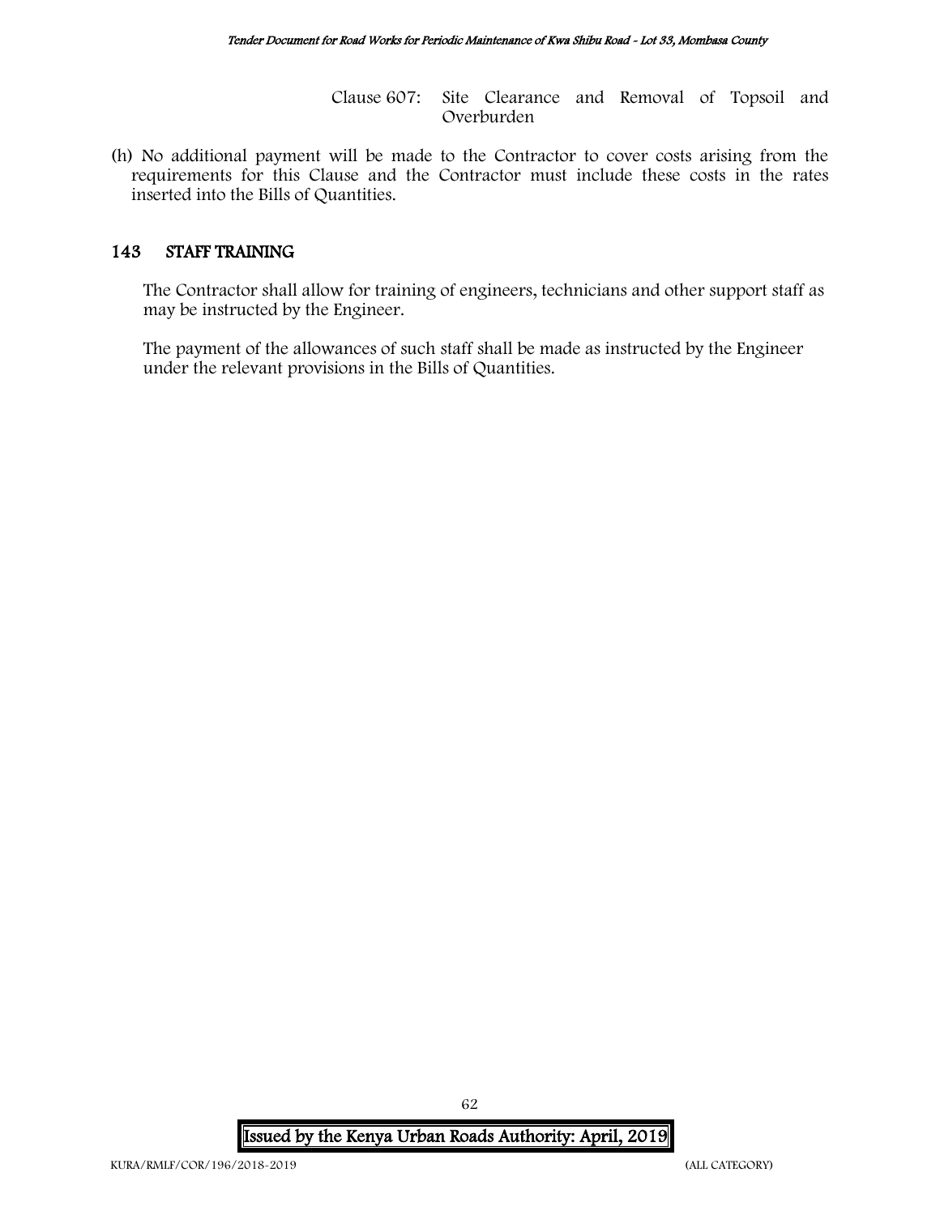Clause 607: Site Clearance and Removal of Topsoil and Overburden

(h) No additional payment will be made to the Contractor to cover costs arising from the requirements for this Clause and the Contractor must include these costs in the rates inserted into the Bills of Quantities.

## 143 STAFF TRAINING

The Contractor shall allow for training of engineers, technicians and other support staff as may be instructed by the Engineer.

The payment of the allowances of such staff shall be made as instructed by the Engineer under the relevant provisions in the Bills of Quantities.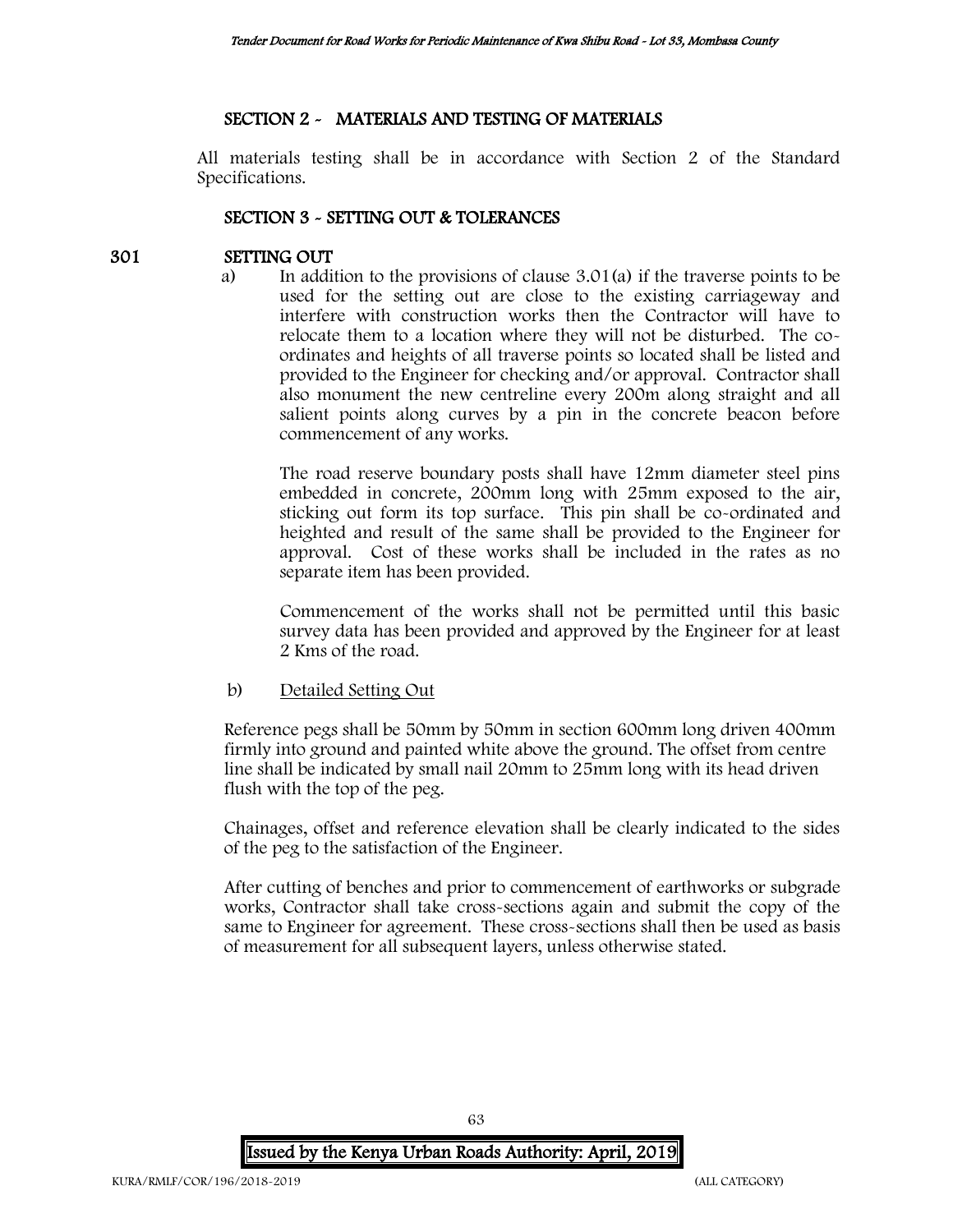## SECTION 2 - MATERIALS AND TESTING OF MATERIALS

All materials testing shall be in accordance with Section 2 of the Standard Specifications.

## SECTION 3 - SETTING OUT & TOLERANCES

### 301 SETTING OUT

a) In addition to the provisions of clause 3.01(a) if the traverse points to be used for the setting out are close to the existing carriageway and interfere with construction works then the Contractor will have to relocate them to a location where they will not be disturbed. The co-ordinates and heights of all traverse points so located shall be listed and provided to the Engineer for checking and/or approval. Contractor shall also monument the new centreline every 200m along straight and all salient points along curves by a pin in the concrete beacon before commencement of any works.

The road reserve boundary posts shall have 12mm diameter steel pins embedded in concrete, 200mm long with 25mm exposed to the air, sticking out form its top surface. This pin shall be co-ordinated and heighted and result of the same shall be provided to the Engineer for approval. Cost of these works shall be included in the rates as no separate item has been provided.

Commencement of the works shall not be permitted until this basic survey data has been provided and approved by the Engineer for at least 2 Kms of the road.

b) Detailed Setting Out

Reference pegs shall be 50mm by 50mm in section 600mm long driven 400mm firmly into ground and painted white above the ground. The offset from centre line shall be indicated by small nail 20mm to 25mm long with its head driven flush with the top of the peg.

Chainages, offset and reference elevation shall be clearly indicated to the sides of the peg to the satisfaction of the Engineer.

After cutting of benches and prior to commencement of earthworks or subgrade works, Contractor shall take cross-sections again and submit the copy of the same to Engineer for agreement. These cross-sections shall then be used as basis of measurement for all subsequent layers, unless otherwise stated.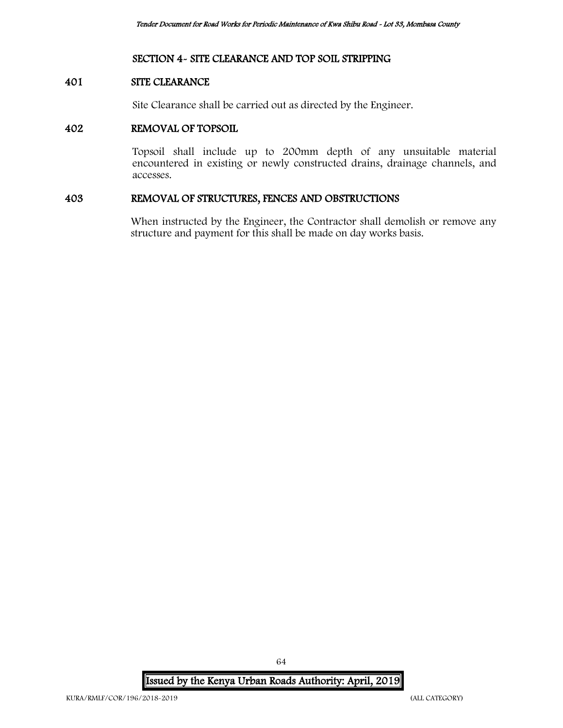## SECTION 4- SITE CLEARANCE AND TOP SOIL STRIPPING

### 401 SITE CLEARANCE

Site Clearance shall be carried out as directed by the Engineer.

### 402 REMOVAL OF TOPSOIL

Topsoil shall include up to 200mm depth of any unsuitable material encountered in existing or newly constructed drains, drainage channels, and accesses.

### 403 REMOVAL OF STRUCTURES, FENCES AND OBSTRUCTIONS

When instructed by the Engineer, the Contractor shall demolish or remove any structure and payment for this shall be made on day works basis.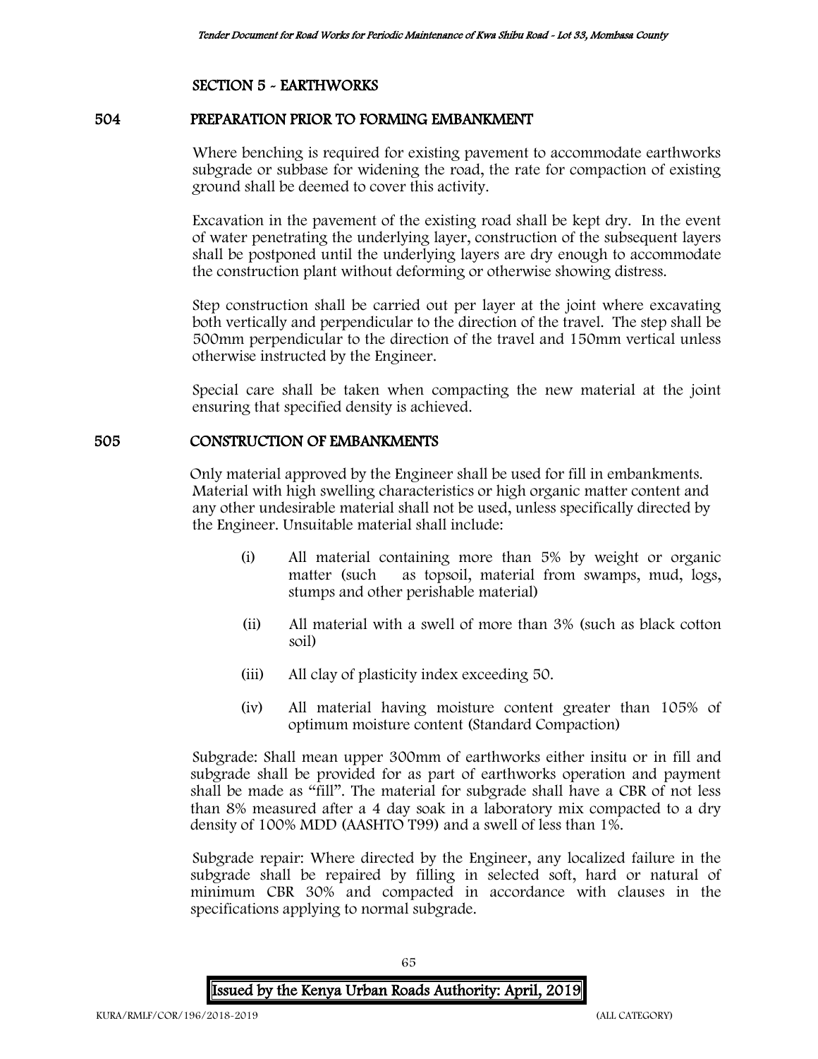## SECTION 5 - EARTHWORKS

### 504 PREPARATION PRIOR TO FORMING EMBANKMENT

Where benching is required for existing pavement to accommodate earthworks subgrade or subbase for widening the road, the rate for compaction of existing ground shall be deemed to cover this activity.

Excavation in the pavement of the existing road shall be kept dry. In the event of water penetrating the underlying layer, construction of the subsequent layers shall be postponed until the underlying layers are dry enough to accommodate the construction plant without deforming or otherwise showing distress.

Step construction shall be carried out per layer at the joint where excavating both vertically and perpendicular to the direction of the travel. The step shall be 500mm perpendicular to the direction of the travel and 150mm vertical unless otherwise instructed by the Engineer.

Special care shall be taken when compacting the new material at the joint ensuring that specified density is achieved.

### 505 CONSTRUCTION OF EMBANKMENTS

Only material approved by the Engineer shall be used for fill in embankments. Material with high swelling characteristics or high organic matter content and any other undesirable material shall not be used, unless specifically directed by the Engineer. Unsuitable material shall include:

(i) All material containing more than 5% by weight or organic matter (such as topsoil, material from swamps, mud, logs, stumps and other perishable material)

(ii) All material with a swell of more than 3% (such as black cotton soil)

(iii) All clay of plasticity index exceeding 50.

(iv) All material having moisture content greater than 105% of optimum moisture content (Standard Compaction)

Subgrade: Shall mean upper 300mm of earthworks either insitu or in fill and subgrade shall be provided for as part of earthworks operation and payment shall be made as "fill". The material for subgrade shall have a CBR of not less than 8% measured after a 4 day soak in a laboratory mix compacted to a dry density of 100% MDD (AASHTO T99) and a swell of less than 1%.

Subgrade repair: Where directed by the Engineer, any localized failure in the subgrade shall be repaired by filling in selected soft, hard or natural of minimum CBR 30% and compacted in accordance with clauses in the specifications applying to normal subgrade.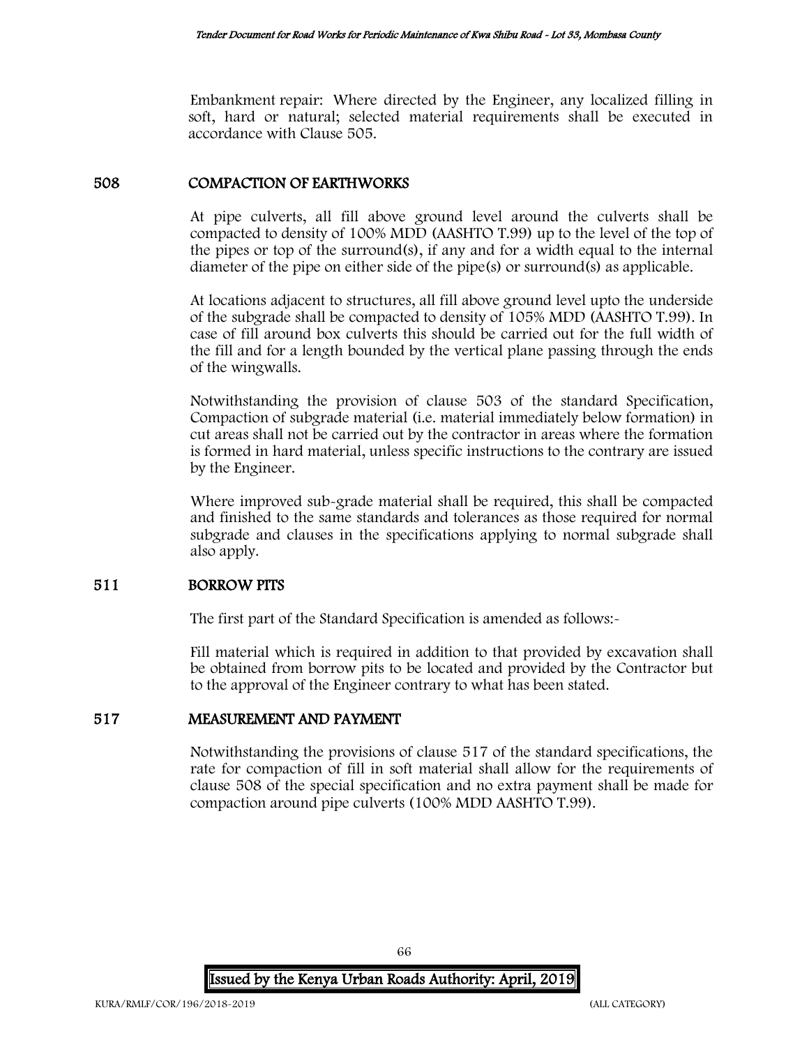Embankment repair: Where directed by the Engineer, any localized filling in soft, hard or natural; selected material requirements shall be executed in accordance with Clause 505.

## 508 COMPACTION OF EARTHWORKS

At pipe culverts, all fill above ground level around the culverts shall be compacted to density of 100% MDD (AASHTO T.99) up to the level of the top of the pipes or top of the surround(s), if any and for a width equal to the internal diameter of the pipe on either side of the pipe(s) or surround(s) as applicable.

At locations adjacent to structures, all fill above ground level upto the underside of the subgrade shall be compacted to density of 105% MDD (AASHTO T.99). In case of fill around box culverts this should be carried out for the full width of the fill and for a length bounded by the vertical plane passing through the ends of the wingwalls.

Notwithstanding the provision of clause 503 of the standard Specification, Compaction of subgrade material (i.e. material immediately below formation) in cut areas shall not be carried out by the contractor in areas where the formation is formed in hard material, unless specific instructions to the contrary are issued by the Engineer.

Where improved sub-grade material shall be required, this shall be compacted and finished to the same standards and tolerances as those required for normal subgrade and clauses in the specifications applying to normal subgrade shall also apply.

## 511 BORROW PITS

The first part of the Standard Specification is amended as follows:-

Fill material which is required in addition to that provided by excavation shall be obtained from borrow pits to be located and provided by the Contractor but to the approval of the Engineer contrary to what has been stated.

## 517 MEASUREMENT AND PAYMENT

Notwithstanding the provisions of clause 517 of the standard specifications, the rate for compaction of fill in soft material shall allow for the requirements of clause 508 of the special specification and no extra payment shall be made for compaction around pipe culverts (100% MDD AASHTO T.99).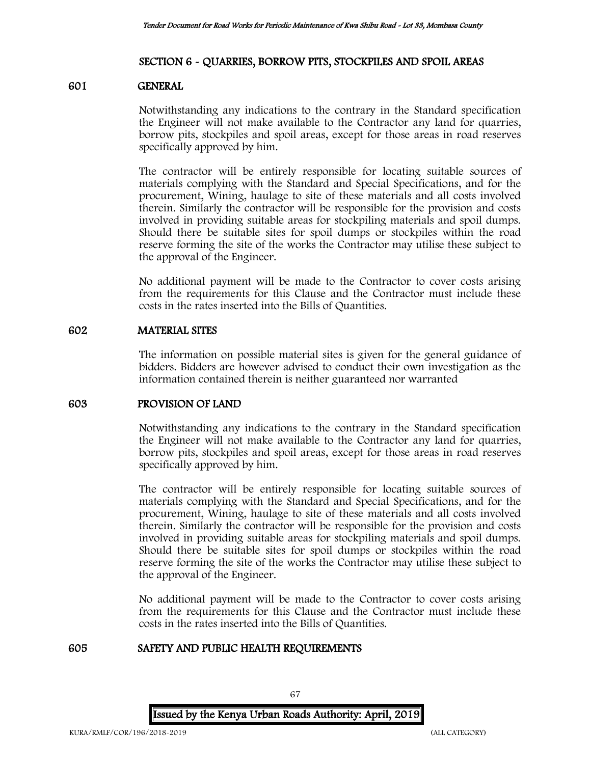## SECTION 6 - QUARRIES, BORROW PITS, STOCKPILES AND SPOIL AREAS

### 601 GENERAL

Notwithstanding any indications to the contrary in the Standard specification the Engineer will not make available to the Contractor any land for quarries, borrow pits, stockpiles and spoil areas, except for those areas in road reserves specifically approved by him.

The contractor will be entirely responsible for locating suitable sources of materials complying with the Standard and Special Specifications, and for the procurement, Wining, haulage to site of these materials and all costs involved therein. Similarly the contractor will be responsible for the provision and costs involved in providing suitable areas for stockpiling materials and spoil dumps. Should there be suitable sites for spoil dumps or stockpiles within the road reserve forming the site of the works the Contractor may utilise these subject to the approval of the Engineer.

No additional payment will be made to the Contractor to cover costs arising from the requirements for this Clause and the Contractor must include these costs in the rates inserted into the Bills of Quantities.

### 602 MATERIAL SITES

The information on possible material sites is given for the general guidance of bidders. Bidders are however advised to conduct their own investigation as the information contained therein is neither guaranteed nor warranted

### 603 PROVISION OF LAND

Notwithstanding any indications to the contrary in the Standard specification the Engineer will not make available to the Contractor any land for quarries, borrow pits, stockpiles and spoil areas, except for those areas in road reserves specifically approved by him.

The contractor will be entirely responsible for locating suitable sources of materials complying with the Standard and Special Specifications, and for the procurement, Wining, haulage to site of these materials and all costs involved therein. Similarly the contractor will be responsible for the provision and costs involved in providing suitable areas for stockpiling materials and spoil dumps. Should there be suitable sites for spoil dumps or stockpiles within the road reserve forming the site of the works the Contractor may utilise these subject to the approval of the Engineer.

No additional payment will be made to the Contractor to cover costs arising from the requirements for this Clause and the Contractor must include these costs in the rates inserted into the Bills of Quantities.

### 605 SAFETY AND PUBLIC HEALTH REQUIREMENTS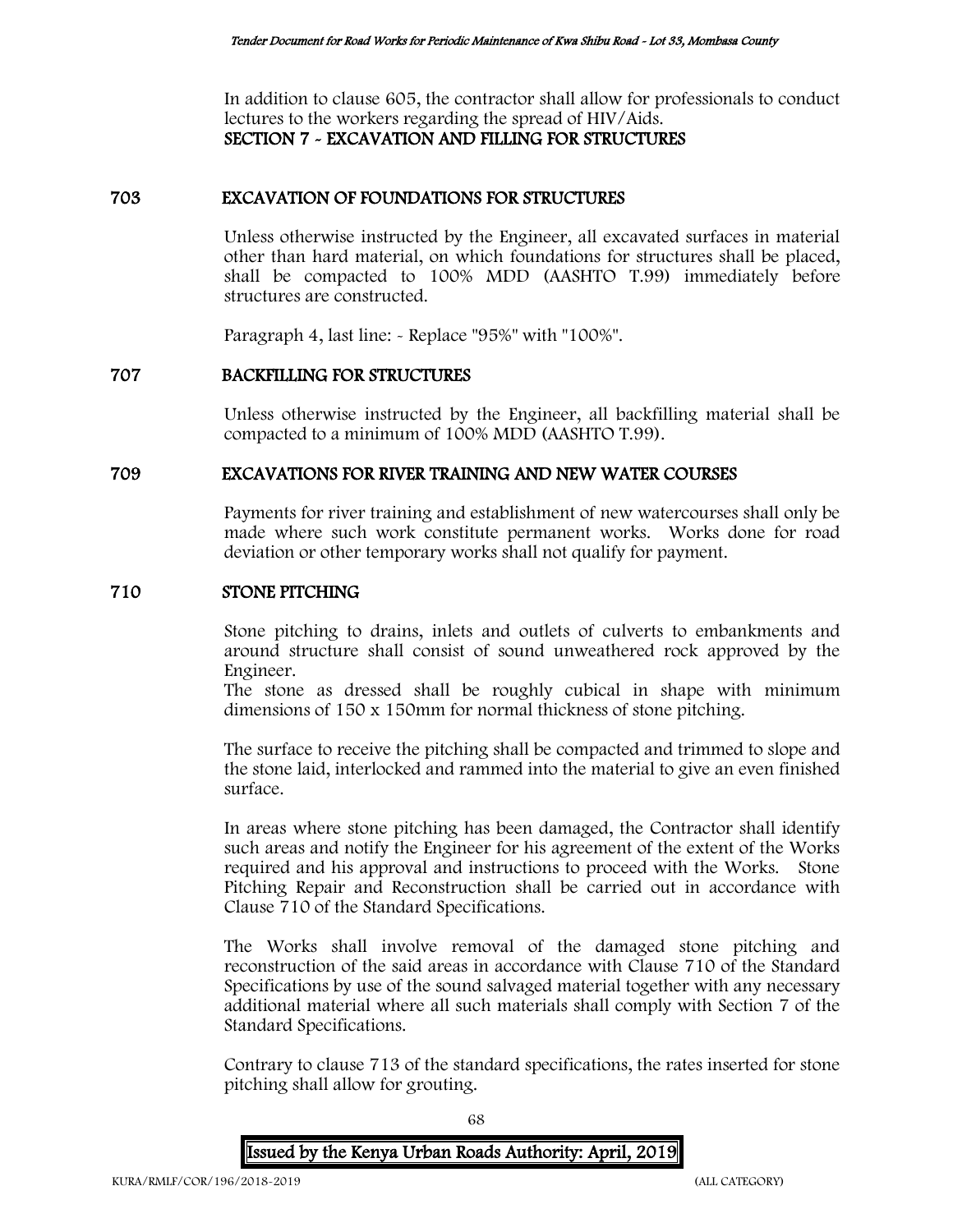In addition to clause 605, the contractor shall allow for professionals to conduct lectures to the workers regarding the spread of HIV/Aids.

## SECTION 7 - EXCAVATION AND FILLING FOR STRUCTURES

### 703 EXCAVATION OF FOUNDATIONS FOR STRUCTURES

Unless otherwise instructed by the Engineer, all excavated surfaces in material other than hard material, on which foundations for structures shall be placed, shall be compacted to 100% MDD (AASHTO T.99) immediately before structures are constructed.

Paragraph 4, last line: - Replace "95%" with "100%".

### 707 BACKFILLING FOR STRUCTURES

Unless otherwise instructed by the Engineer, all backfilling material shall be compacted to a minimum of 100% MDD (AASHTO T.99).

### 709 EXCAVATIONS FOR RIVER TRAINING AND NEW WATER COURSES

Payments for river training and establishment of new watercourses shall only be made where such work constitute permanent works. Works done for road deviation or other temporary works shall not qualify for payment.

### 710 STONE PITCHING

Stone pitching to drains, inlets and outlets of culverts to embankments and around structure shall consist of sound unweathered rock approved by the Engineer.

The stone as dressed shall be roughly cubical in shape with minimum dimensions of 150 x 150mm for normal thickness of stone pitching.

The surface to receive the pitching shall be compacted and trimmed to slope and the stone laid, interlocked and rammed into the material to give an even finished surface.

In areas where stone pitching has been damaged, the Contractor shall identify such areas and notify the Engineer for his agreement of the extent of the Works required and his approval and instructions to proceed with the Works. Stone Pitching Repair and Reconstruction shall be carried out in accordance with Clause 710 of the Standard Specifications.

The Works shall involve removal of the damaged stone pitching and reconstruction of the said areas in accordance with Clause 710 of the Standard Specifications by use of the sound salvaged material together with any necessary additional material where all such materials shall comply with Section 7 of the Standard Specifications.

Contrary to clause 713 of the standard specifications, the rates inserted for stone pitching shall allow for grouting.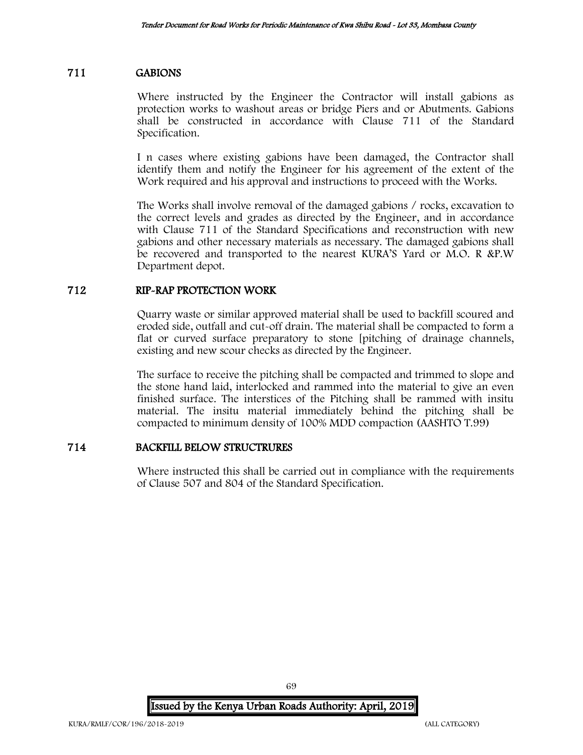## 711 GABIONS

Where instructed by the Engineer the Contractor will install gabions as protection works to washout areas or bridge Piers and or Abutments. Gabions shall be constructed in accordance with Clause 711 of the Standard Specification.

I n cases where existing gabions have been damaged, the Contractor shall identify them and notify the Engineer for his agreement of the extent of the Work required and his approval and instructions to proceed with the Works.

The Works shall involve removal of the damaged gabions / rocks, excavation to the correct levels and grades as directed by the Engineer, and in accordance with Clause 711 of the Standard Specifications and reconstruction with new gabions and other necessary materials as necessary. The damaged gabions shall be recovered and transported to the nearest KURA'S Yard or M.O. R &P.W Department depot.

## 712 RIP-RAP PROTECTION WORK

Quarry waste or similar approved material shall be used to backfill scoured and eroded side, outfall and cut-off drain. The material shall be compacted to form a flat or curved surface preparatory to stone [pitching of drainage channels, existing and new scour checks as directed by the Engineer.

The surface to receive the pitching shall be compacted and trimmed to slope and the stone hand laid, interlocked and rammed into the material to give an even finished surface. The interstices of the Pitching shall be rammed with insitu material. The insitu material immediately behind the pitching shall be compacted to minimum density of 100% MDD compaction (AASHTO T.99)

## 714 BACKFILL BELOW STRUCTRURES

Where instructed this shall be carried out in compliance with the requirements of Clause 507 and 804 of the Standard Specification.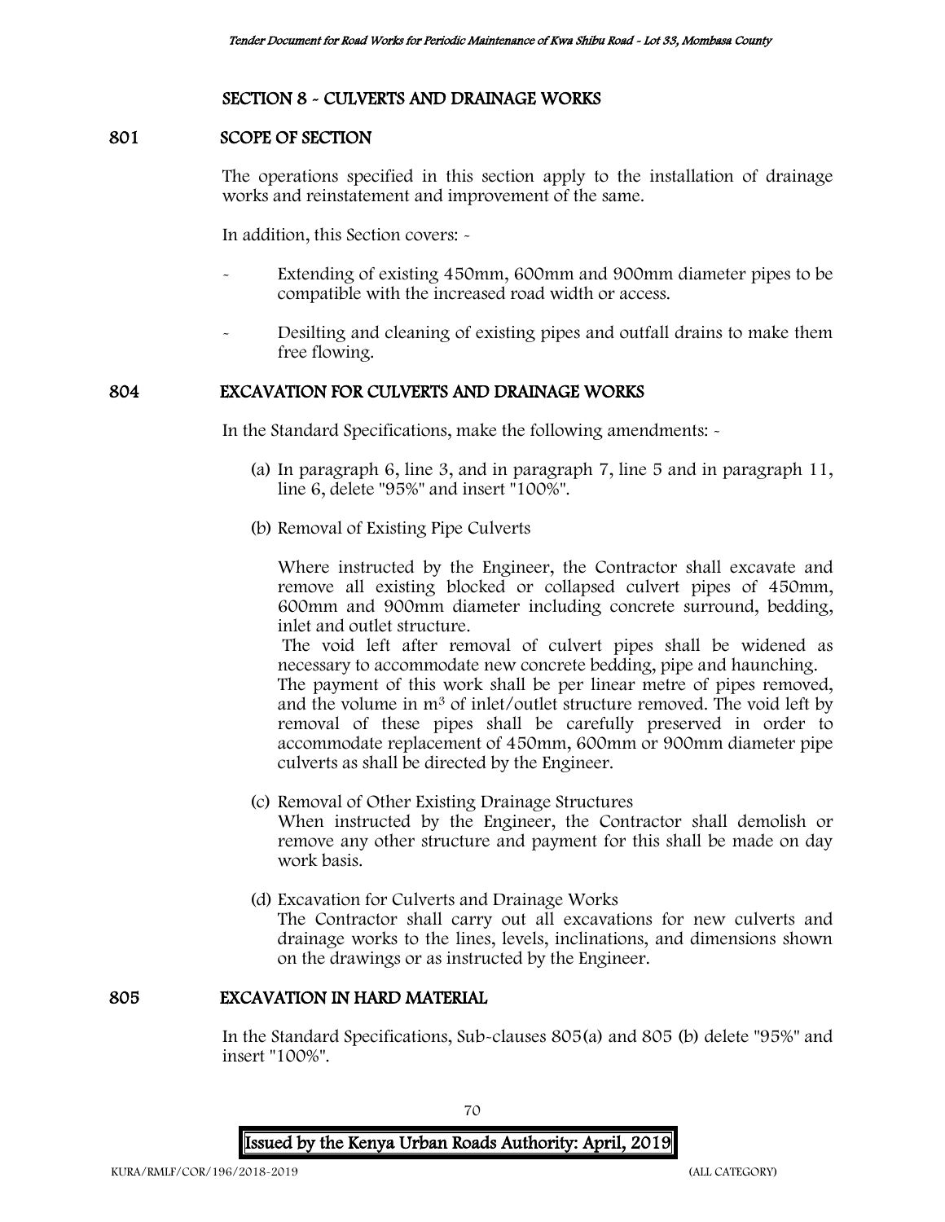## SECTION 8 - CULVERTS AND DRAINAGE WORKS

### 801 SCOPE OF SECTION

The operations specified in this section apply to the installation of drainage works and reinstatement and improvement of the same.

In addition, this Section covers: -

- Extending of existing 450mm, 600mm and 900mm diameter pipes to be compatible with the increased road width or access.
- Desilting and cleaning of existing pipes and outfall drains to make them free flowing.

### 804 EXCAVATION FOR CULVERTS AND DRAINAGE WORKS

In the Standard Specifications, make the following amendments: -

(a) In paragraph 6, line 3, and in paragraph 7, line 5 and in paragraph 11, line 6, delete "95%" and insert "100%".

(b) Removal of Existing Pipe Culverts

Where instructed by the Engineer, the Contractor shall excavate and remove all existing blocked or collapsed culvert pipes of 450mm, 600mm and 900mm diameter including concrete surround, bedding, inlet and outlet structure.

The void left after removal of culvert pipes shall be widened as necessary to accommodate new concrete bedding, pipe and haunching.

The payment of this work shall be per linear metre of pipes removed, and the volume in $m^3$ of inlet/outlet structure removed. The void left by removal of these pipes shall be carefully preserved in order to accommodate replacement of 450mm, 600mm or 900mm diameter pipe culverts as shall be directed by the Engineer.

(c) Removal of Other Existing Drainage Structures

When instructed by the Engineer, the Contractor shall demolish or remove any other structure and payment for this shall be made on day work basis.

(d) Excavation for Culverts and Drainage Works

The Contractor shall carry out all excavations for new culverts and drainage works to the lines, levels, inclinations, and dimensions shown on the drawings or as instructed by the Engineer.

### 805 EXCAVATION IN HARD MATERIAL

In the Standard Specifications, Sub-clauses 805(a) and 805 (b) delete "95%" and insert "100%".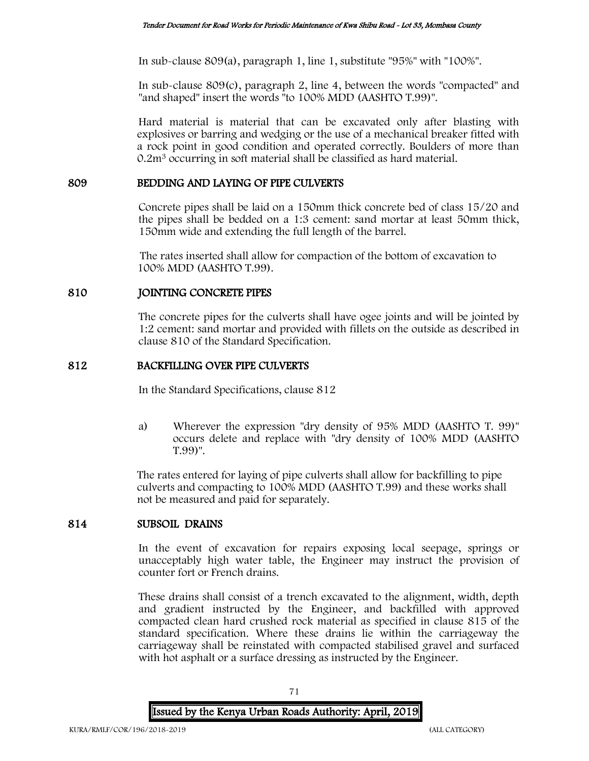In sub-clause 809(a), paragraph 1, line 1, substitute "95%" with "100%".

In sub-clause 809(c), paragraph 2, line 4, between the words "compacted" and "and shaped" insert the words "to 100% MDD (AASHTO T.99)".

Hard material is material that can be excavated only after blasting with explosives or barring and wedging or the use of a mechanical breaker fitted with a rock point in good condition and operated correctly. Boulders of more than $0.2m^3$ occurring in soft material shall be classified as hard material.

## 809 BEDDING AND LAYING OF PIPE CULVERTS

Concrete pipes shall be laid on a 150mm thick concrete bed of class 15/20 and the pipes shall be bedded on a 1:3 cement: sand mortar at least 50mm thick, 150mm wide and extending the full length of the barrel.

The rates inserted shall allow for compaction of the bottom of excavation to 100% MDD (AASHTO T.99).

## 810 JOINTING CONCRETE PIPES

The concrete pipes for the culverts shall have ogee joints and will be jointed by 1:2 cement: sand mortar and provided with fillets on the outside as described in clause 810 of the Standard Specification.

## 812 BACKFILLING OVER PIPE CULVERTS

In the Standard Specifications, clause 812

a) Wherever the expression "dry density of 95% MDD (AASHTO T. 99)" occurs delete and replace with "dry density of 100% MDD (AASHTO T.99)".

The rates entered for laying of pipe culverts shall allow for backfilling to pipe culverts and compacting to 100% MDD (AASHTO T.99) and these works shall not be measured and paid for separately.

## 814 SUBSOIL DRAINS

In the event of excavation for repairs exposing local seepage, springs or unacceptably high water table, the Engineer may instruct the provision of counter fort or French drains.

These drains shall consist of a trench excavated to the alignment, width, depth and gradient instructed by the Engineer, and backfilled with approved compacted clean hard crushed rock material as specified in clause 815 of the standard specification. Where these drains lie within the carriageway the carriageway shall be reinstated with compacted stabilised gravel and surfaced with hot asphalt or a surface dressing as instructed by the Engineer.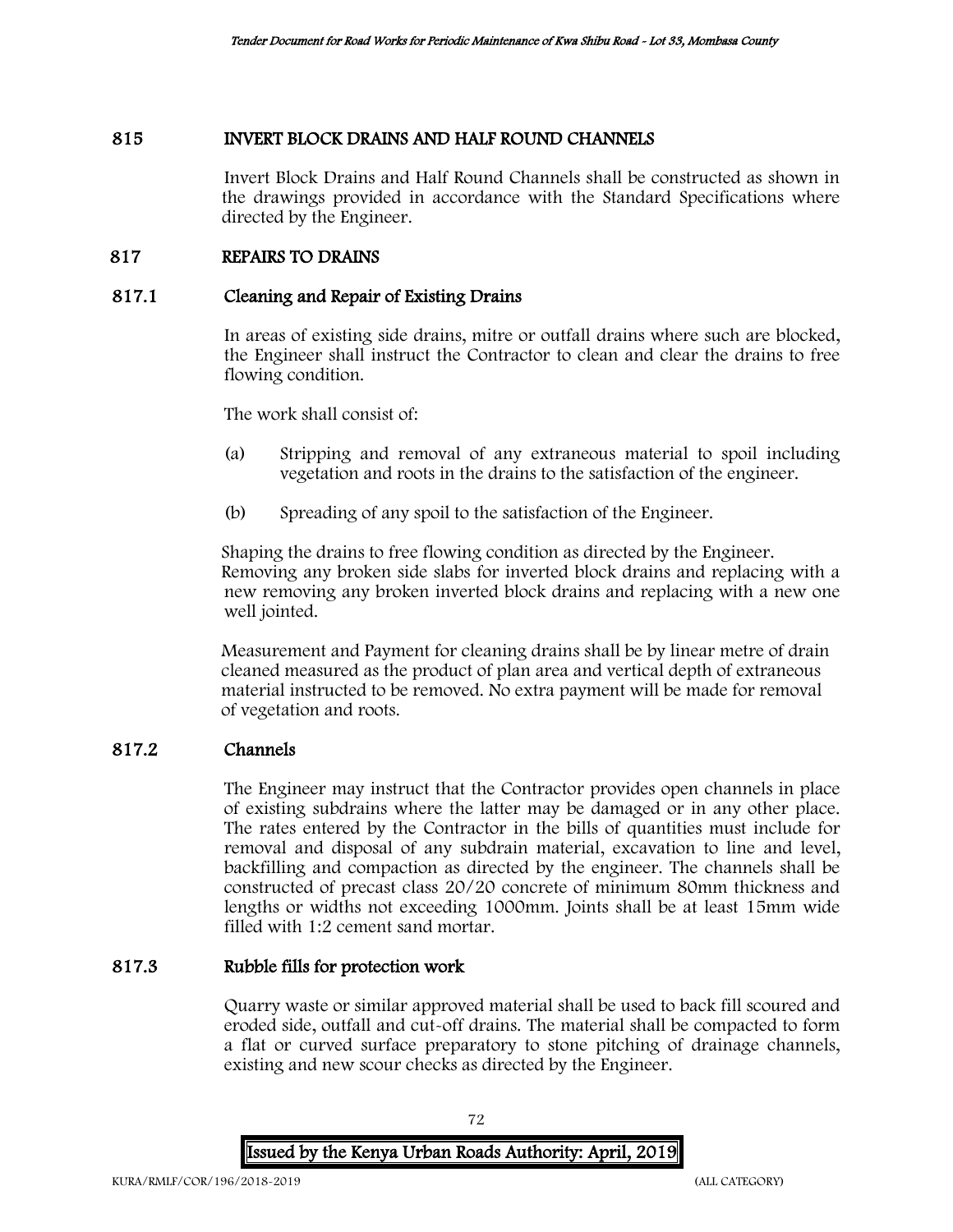## 815 INVERT BLOCK DRAINS AND HALF ROUND CHANNELS

Invert Block Drains and Half Round Channels shall be constructed as shown in the drawings provided in accordance with the Standard Specifications where directed by the Engineer.

## 817 REPAIRS TO DRAINS

### 817.1 Cleaning and Repair of Existing Drains

In areas of existing side drains, mitre or outfall drains where such are blocked, the Engineer shall instruct the Contractor to clean and clear the drains to free flowing condition.

The work shall consist of:

(a) Stripping and removal of any extraneous material to spoil including vegetation and roots in the drains to the satisfaction of the engineer.

(b) Spreading of any spoil to the satisfaction of the Engineer.

Shaping the drains to free flowing condition as directed by the Engineer. Removing any broken side slabs for inverted block drains and replacing with a new removing any broken inverted block drains and replacing with a new one well jointed.

Measurement and Payment for cleaning drains shall be by linear metre of drain cleaned measured as the product of plan area and vertical depth of extraneous material instructed to be removed. No extra payment will be made for removal of vegetation and roots.

### 817.2 Channels

The Engineer may instruct that the Contractor provides open channels in place of existing subdrains where the latter may be damaged or in any other place. The rates entered by the Contractor in the bills of quantities must include for removal and disposal of any subdrain material, excavation to line and level, backfilling and compaction as directed by the engineer. The channels shall be constructed of precast class 20/20 concrete of minimum 80mm thickness and lengths or widths not exceeding 1000mm. Joints shall be at least 15mm wide filled with 1:2 cement sand mortar.

### 817.3 Rubble fills for protection work

Quarry waste or similar approved material shall be used to back fill scoured and eroded side, outfall and cut-off drains. The material shall be compacted to form a flat or curved surface preparatory to stone pitching of drainage channels, existing and new scour checks as directed by the Engineer.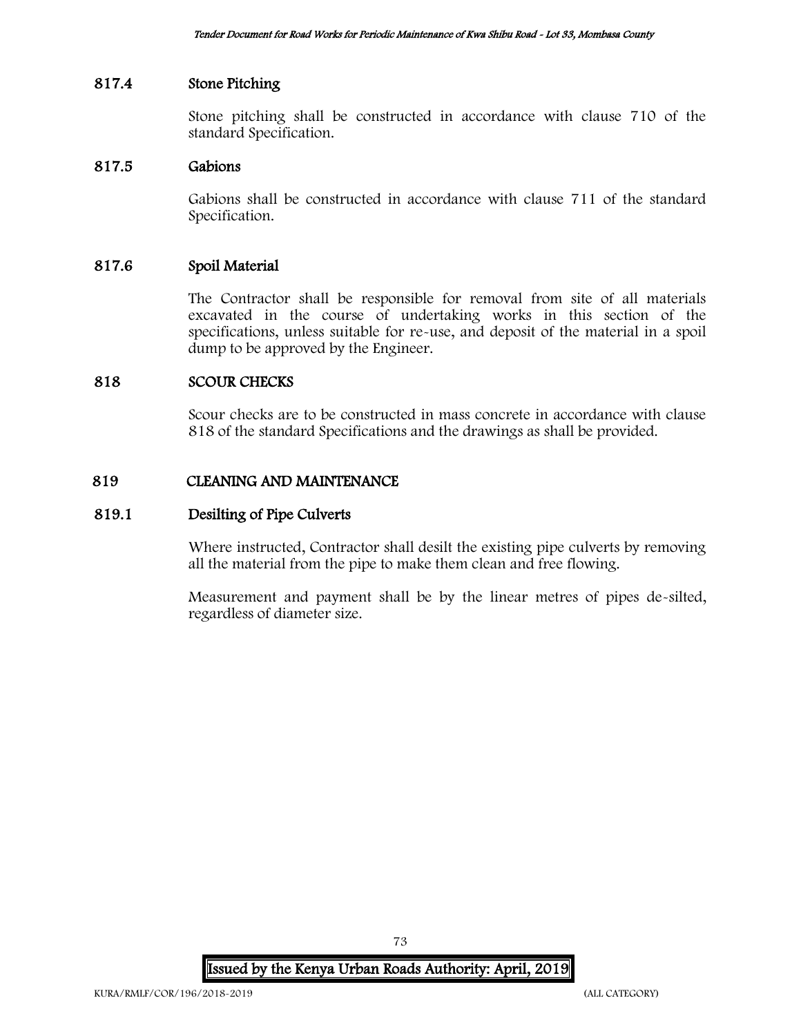### 817.4 Stone Pitching

Stone pitching shall be constructed in accordance with clause 710 of the standard Specification.

### 817.5 Gabions

Gabions shall be constructed in accordance with clause 711 of the standard Specification.

### 817.6 Spoil Material

The Contractor shall be responsible for removal from site of all materials excavated in the course of undertaking works in this section of the specifications, unless suitable for re-use, and deposit of the material in a spoil dump to be approved by the Engineer.

## 818 SCOUR CHECKS

Scour checks are to be constructed in mass concrete in accordance with clause 818 of the standard Specifications and the drawings as shall be provided.

## 819 CLEANING AND MAINTENANCE

### 819.1 Desilting of Pipe Culverts

Where instructed, Contractor shall desilt the existing pipe culverts by removing all the material from the pipe to make them clean and free flowing.

Measurement and payment shall be by the linear metres of pipes de-silted, regardless of diameter size.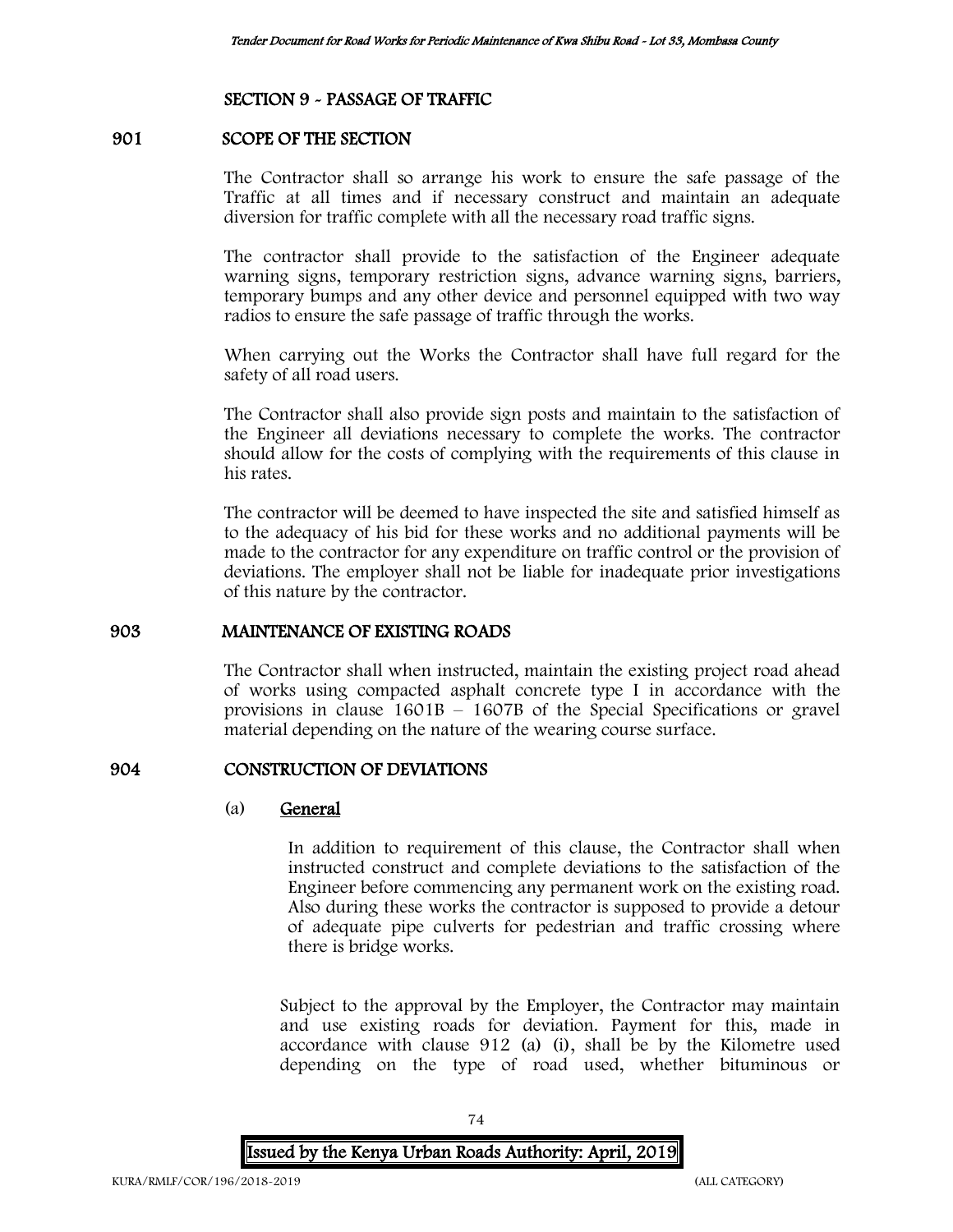## SECTION 9 - PASSAGE OF TRAFFIC

### 901 SCOPE OF THE SECTION

The Contractor shall so arrange his work to ensure the safe passage of the Traffic at all times and if necessary construct and maintain an adequate diversion for traffic complete with all the necessary road traffic signs.

The contractor shall provide to the satisfaction of the Engineer adequate warning signs, temporary restriction signs, advance warning signs, barriers, temporary bumps and any other device and personnel equipped with two way radios to ensure the safe passage of traffic through the works.

When carrying out the Works the Contractor shall have full regard for the safety of all road users.

The Contractor shall also provide sign posts and maintain to the satisfaction of the Engineer all deviations necessary to complete the works. The contractor should allow for the costs of complying with the requirements of this clause in his rates.

The contractor will be deemed to have inspected the site and satisfied himself as to the adequacy of his bid for these works and no additional payments will be made to the contractor for any expenditure on traffic control or the provision of deviations. The employer shall not be liable for inadequate prior investigations of this nature by the contractor.

### 903 MAINTENANCE OF EXISTING ROADS

The Contractor shall when instructed, maintain the existing project road ahead of works using compacted asphalt concrete type I in accordance with the provisions in clause 1601B – 1607B of the Special Specifications or gravel material depending on the nature of the wearing course surface.

### 904 CONSTRUCTION OF DEVIATIONS

(a) **General**

In addition to requirement of this clause, the Contractor shall when instructed construct and complete deviations to the satisfaction of the Engineer before commencing any permanent work on the existing road. Also during these works the contractor is supposed to provide a detour of adequate pipe culverts for pedestrian and traffic crossing where there is bridge works.

Subject to the approval by the Employer, the Contractor may maintain and use existing roads for deviation. Payment for this, made in accordance with clause 912 (a) (i), shall be by the Kilometre used depending on the type of road used, whether bituminous or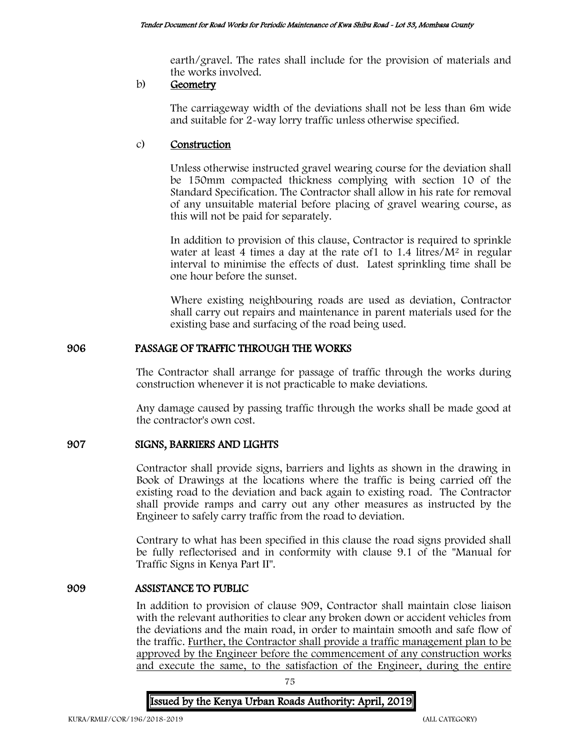earth/gravel. The rates shall include for the provision of materials and the works involved.

b) **Geometry**

The carriageway width of the deviations shall not be less than 6m wide and suitable for 2-way lorry traffic unless otherwise specified.

c) **Construction**

Unless otherwise instructed gravel wearing course for the deviation shall be 150mm compacted thickness complying with section 10 of the Standard Specification. The Contractor shall allow in his rate for removal of any unsuitable material before placing of gravel wearing course, as this will not be paid for separately.

In addition to provision of this clause, Contractor is required to sprinkle water at least 4 times a day at the rate of1 to 1.4 litres/$M^2$ in regular interval to minimise the effects of dust. Latest sprinkling time shall be one hour before the sunset.

Where existing neighbouring roads are used as deviation, Contractor shall carry out repairs and maintenance in parent materials used for the existing base and surfacing of the road being used.

## 906 PASSAGE OF TRAFFIC THROUGH THE WORKS

The Contractor shall arrange for passage of traffic through the works during construction whenever it is not practicable to make deviations.

Any damage caused by passing traffic through the works shall be made good at the contractor's own cost.

## 907 SIGNS, BARRIERS AND LIGHTS

Contractor shall provide signs, barriers and lights as shown in the drawing in Book of Drawings at the locations where the traffic is being carried off the existing road to the deviation and back again to existing road. The Contractor shall provide ramps and carry out any other measures as instructed by the Engineer to safely carry traffic from the road to deviation.

Contrary to what has been specified in this clause the road signs provided shall be fully reflectorised and in conformity with clause 9.1 of the "Manual for Traffic Signs in Kenya Part II".

## 909 ASSISTANCE TO PUBLIC

In addition to provision of clause 909, Contractor shall maintain close liaison with the relevant authorities to clear any broken down or accident vehicles from the deviations and the main road, in order to maintain smooth and safe flow of the traffic. Further, the Contractor shall provide a traffic management plan to be approved by the Engineer before the commencement of any construction works and execute the same, to the satisfaction of the Engineer, during the entire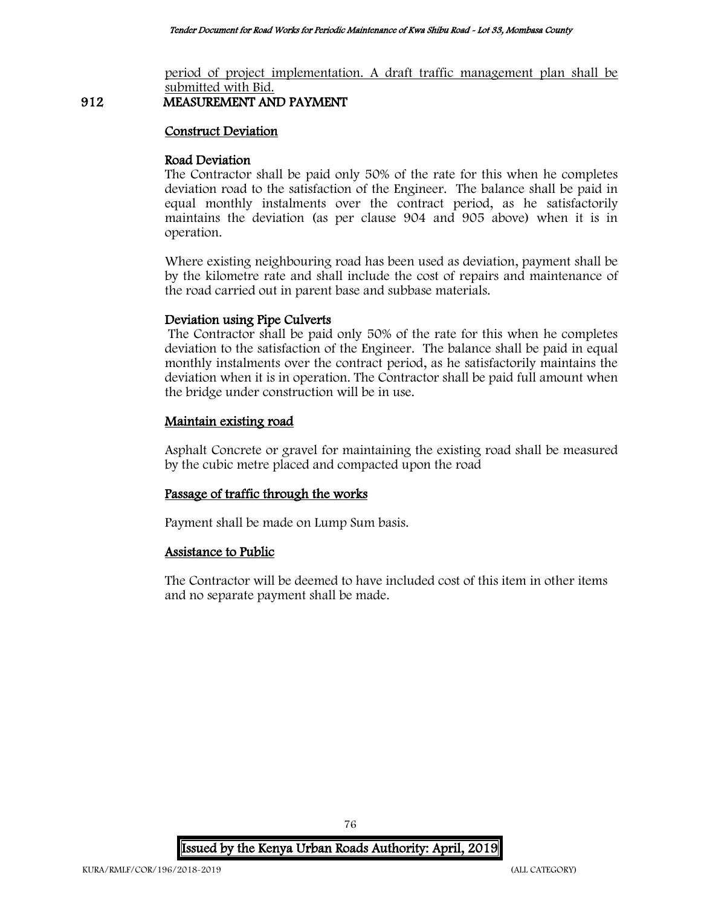period of project implementation. A draft traffic management plan shall be submitted with Bid.

## 912 MEASUREMENT AND PAYMENT

### Construct Deviation

#### Road Deviation

The Contractor shall be paid only 50% of the rate for this when he completes deviation road to the satisfaction of the Engineer. The balance shall be paid in equal monthly instalments over the contract period, as he satisfactorily maintains the deviation (as per clause 904 and 905 above) when it is in operation.

Where existing neighbouring road has been used as deviation, payment shall be by the kilometre rate and shall include the cost of repairs and maintenance of the road carried out in parent base and subbase materials.

#### Deviation using Pipe Culverts

The Contractor shall be paid only 50% of the rate for this when he completes deviation to the satisfaction of the Engineer. The balance shall be paid in equal monthly instalments over the contract period, as he satisfactorily maintains the deviation when it is in operation. The Contractor shall be paid full amount when the bridge under construction will be in use.

### Maintain existing road

Asphalt Concrete or gravel for maintaining the existing road shall be measured by the cubic metre placed and compacted upon the road

### Passage of traffic through the works

Payment shall be made on Lump Sum basis.

### Assistance to Public

The Contractor will be deemed to have included cost of this item in other items and no separate payment shall be made.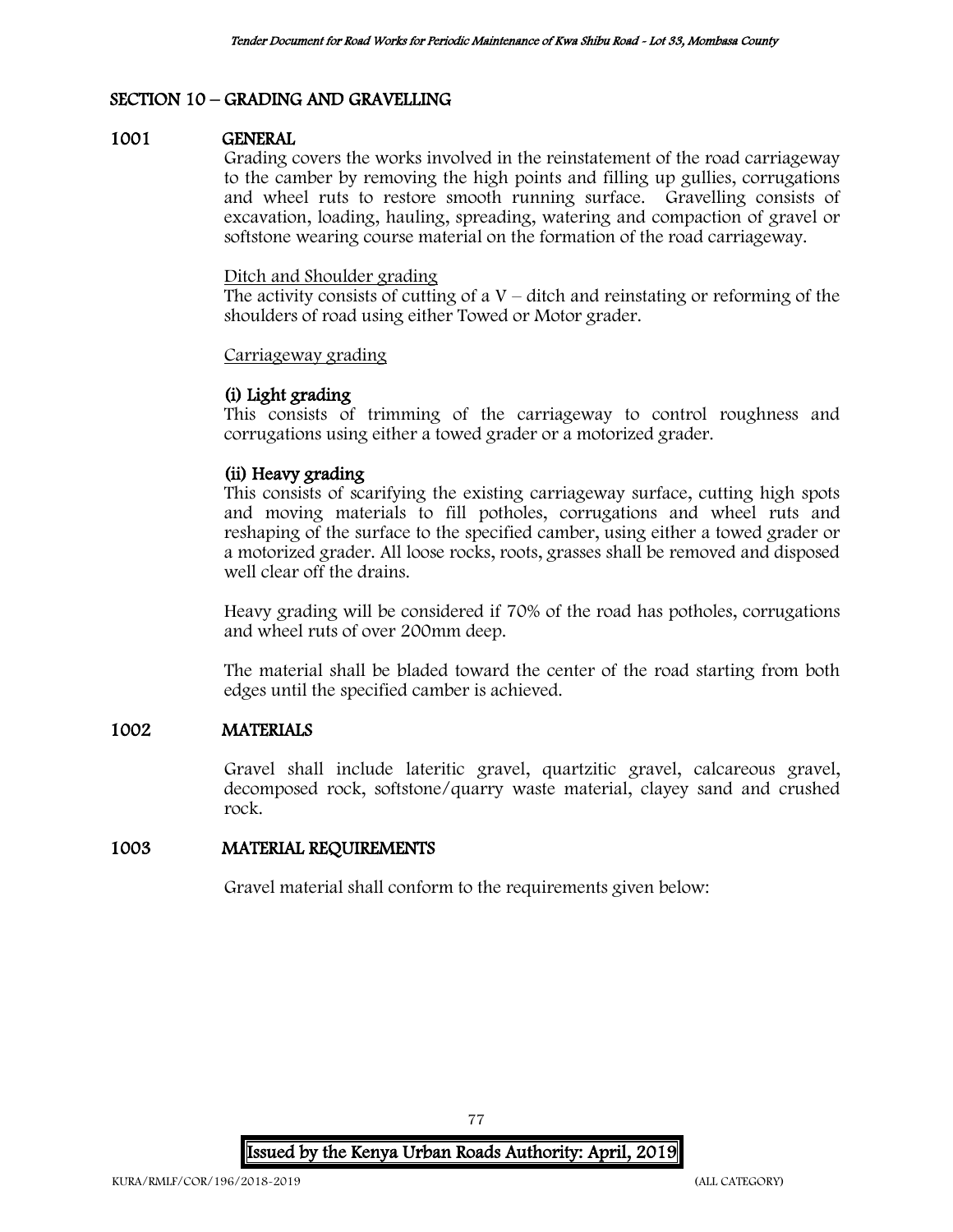## SECTION 10 – GRADING AND GRAVELLING

### 1001 GENERAL

Grading covers the works involved in the reinstatement of the road carriageway to the camber by removing the high points and filling up gullies, corrugations and wheel ruts to restore smooth running surface. Gravelling consists of excavation, loading, hauling, spreading, watering and compaction of gravel or softstone wearing course material on the formation of the road carriageway.

Ditch and Shoulder grading

The activity consists of cutting of a V – ditch and reinstating or reforming of the shoulders of road using either Towed or Motor grader.

Carriageway grading

**(i) Light grading**

This consists of trimming of the carriageway to control roughness and corrugations using either a towed grader or a motorized grader.

**(ii) Heavy grading**

This consists of scarifying the existing carriageway surface, cutting high spots and moving materials to fill potholes, corrugations and wheel ruts and reshaping of the surface to the specified camber, using either a towed grader or a motorized grader. All loose rocks, roots, grasses shall be removed and disposed well clear off the drains.

Heavy grading will be considered if 70% of the road has potholes, corrugations and wheel ruts of over 200mm deep.

The material shall be bladed toward the center of the road starting from both edges until the specified camber is achieved.

### 1002 MATERIALS

Gravel shall include lateritic gravel, quartzitic gravel, calcareous gravel, decomposed rock, softstone/quarry waste material, clayey sand and crushed rock.

### 1003 MATERIAL REQUIREMENTS

Gravel material shall conform to the requirements given below: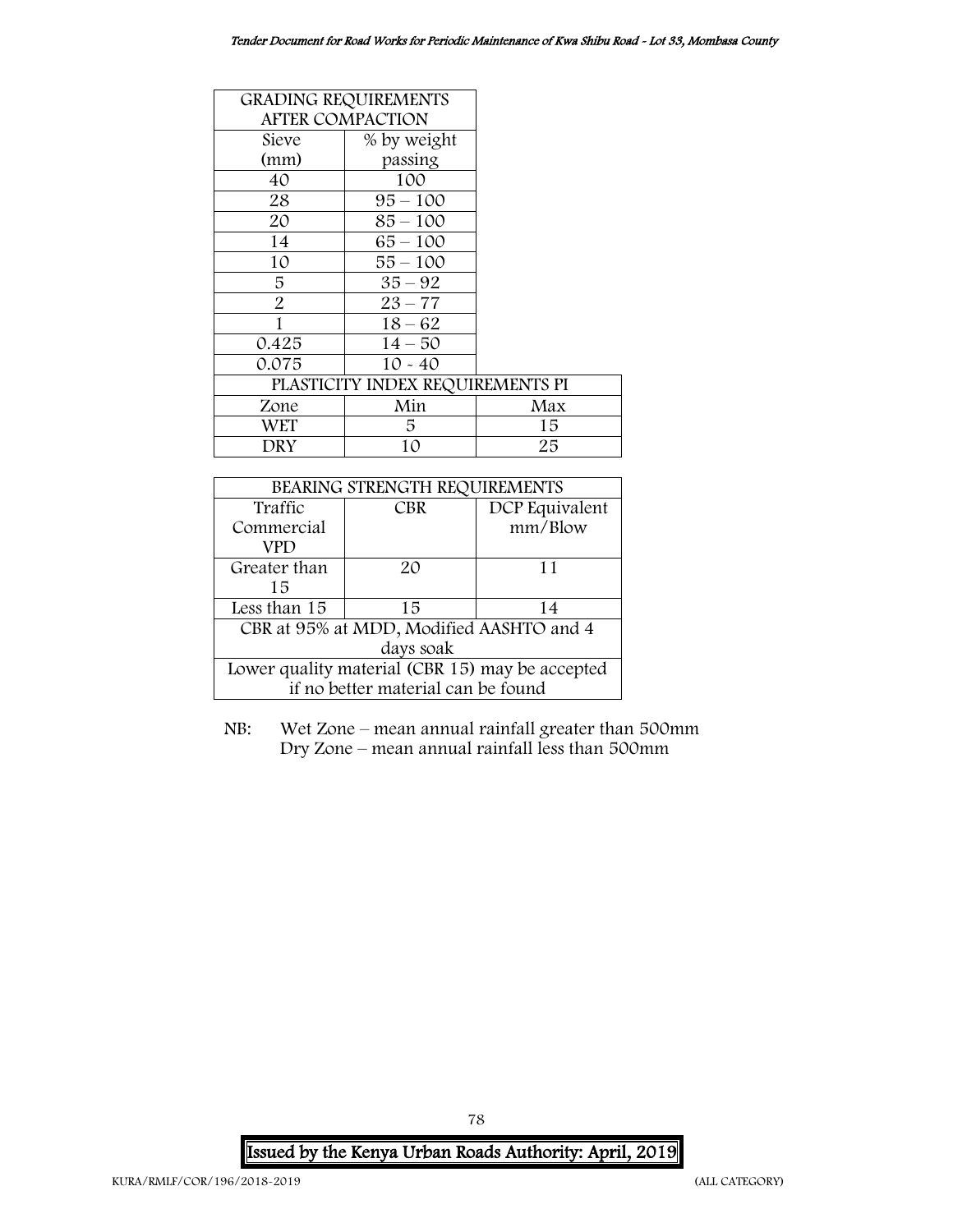| GRADING REQUIREMENTS AFTER COMPACTION | |
|---|---|
| Sieve (mm) | % by weight passing |
| 40 | 100 |
| 28 | 95 – 100 |
| 20 | 85 – 100 |
| 14 | 65 – 100 |
| 10 | 55 – 100 |
| 5 | 35 – 92 |
| 2 | 23 – 77 |
| 1 | 18 – 62 |
| 0.425 | 14 – 50 |
| 0.075 | 10 - 40 |

| PLASTICITY INDEX REQUIREMENTS PI | | |
|---|---|---|
| Zone | Min | Max |
| WET | 5 | 15 |
| DRY | 10 | 25 |

| BEARING STRENGTH REQUIREMENTS | | |
|---|---|---|
| Traffic Commercial VPD | CBR | DCP Equivalent mm/Blow |
| Greater than 15 | 20 | 11 |
| Less than 15 | 15 | 14 |
| CBR at 95% at MDD, Modified AASHTO and 4 days soak | | |
| Lower quality material (CBR 15) may be accepted if no better material can be found | | |

NB: Wet Zone – mean annual rainfall greater than 500mm
Dry Zone – mean annual rainfall less than 500mm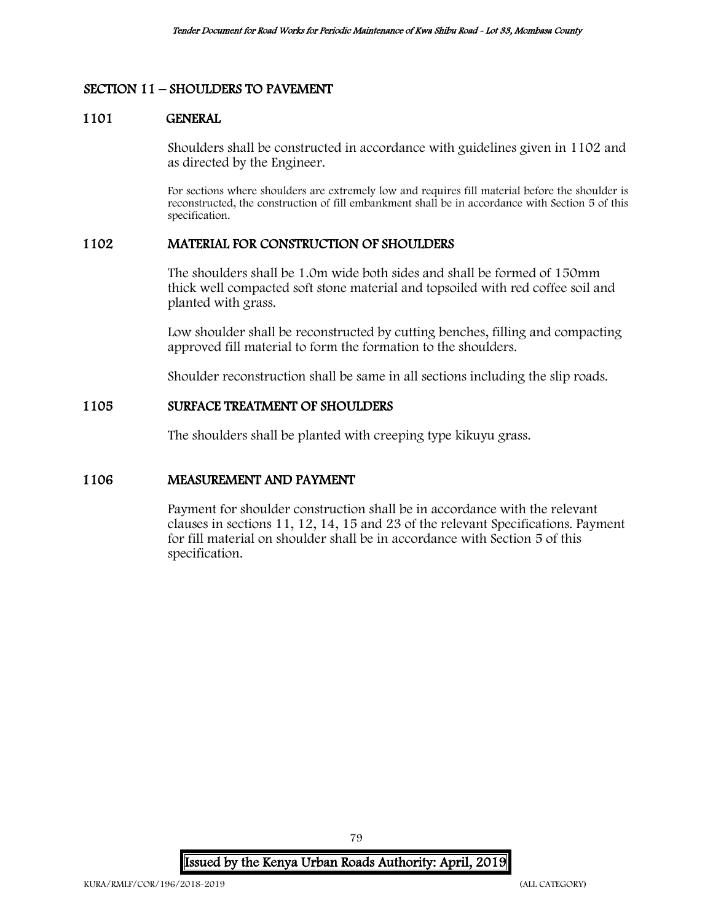## SECTION 11 – SHOULDERS TO PAVEMENT

### 1101 GENERAL

Shoulders shall be constructed in accordance with guidelines given in 1102 and as directed by the Engineer.

For sections where shoulders are extremely low and requires fill material before the shoulder is reconstructed, the construction of fill embankment shall be in accordance with Section 5 of this specification.

### 1102 MATERIAL FOR CONSTRUCTION OF SHOULDERS

The shoulders shall be 1.0m wide both sides and shall be formed of 150mm thick well compacted soft stone material and topsoiled with red coffee soil and planted with grass.

Low shoulder shall be reconstructed by cutting benches, filling and compacting approved fill material to form the formation to the shoulders.

Shoulder reconstruction shall be same in all sections including the slip roads.

### 1105 SURFACE TREATMENT OF SHOULDERS

The shoulders shall be planted with creeping type kikuyu grass.

### 1106 MEASUREMENT AND PAYMENT

Payment for shoulder construction shall be in accordance with the relevant clauses in sections 11, 12, 14, 15 and 23 of the relevant Specifications. Payment for fill material on shoulder shall be in accordance with Section 5 of this specification.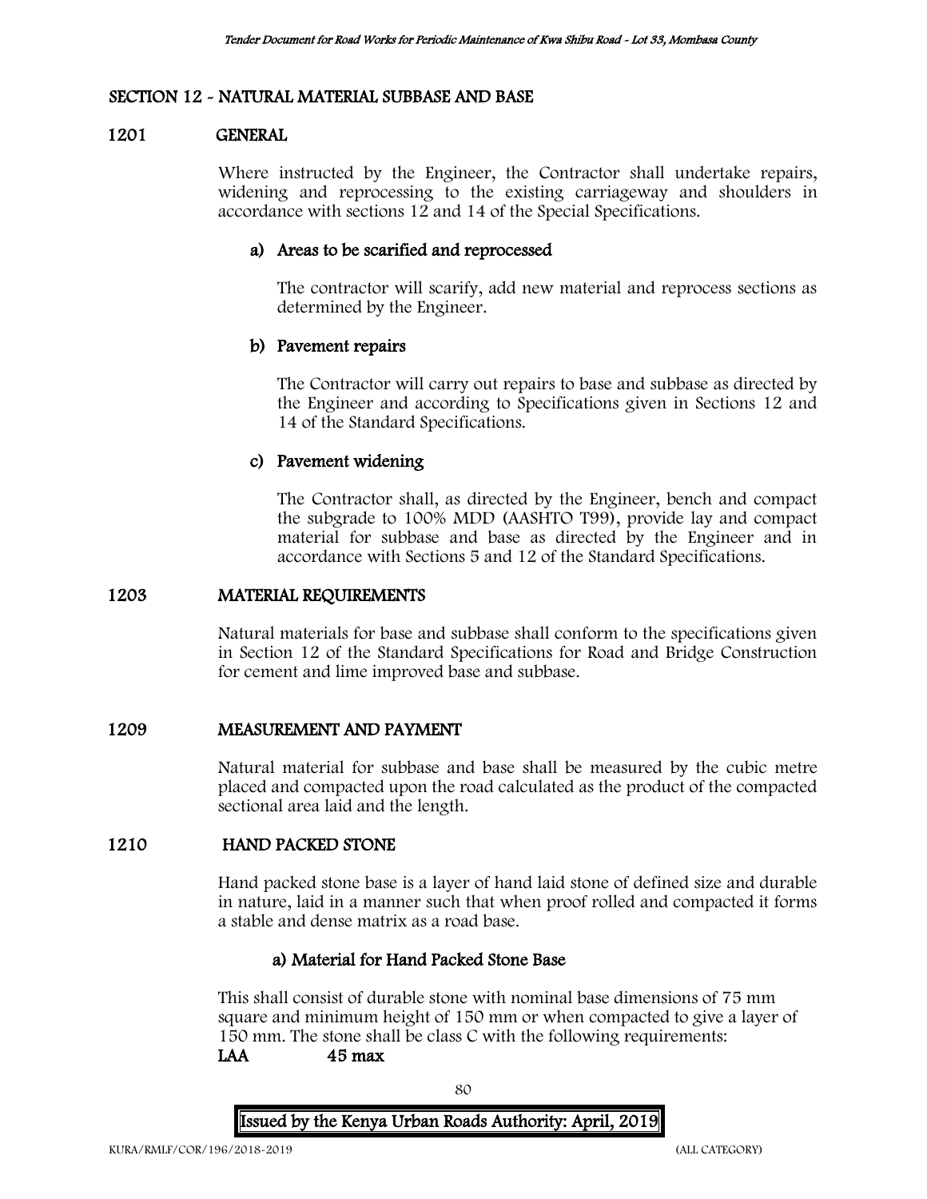## SECTION 12 - NATURAL MATERIAL SUBBASE AND BASE

### 1201 GENERAL

Where instructed by the Engineer, the Contractor shall undertake repairs, widening and reprocessing to the existing carriageway and shoulders in accordance with sections 12 and 14 of the Special Specifications.

#### a) Areas to be scarified and reprocessed

The contractor will scarify, add new material and reprocess sections as determined by the Engineer.

#### b) Pavement repairs

The Contractor will carry out repairs to base and subbase as directed by the Engineer and according to Specifications given in Sections 12 and 14 of the Standard Specifications.

#### c) Pavement widening

The Contractor shall, as directed by the Engineer, bench and compact the subgrade to 100% MDD (AASHTO T99), provide lay and compact material for subbase and base as directed by the Engineer and in accordance with Sections 5 and 12 of the Standard Specifications.

### 1203 MATERIAL REQUIREMENTS

Natural materials for base and subbase shall conform to the specifications given in Section 12 of the Standard Specifications for Road and Bridge Construction for cement and lime improved base and subbase.

### 1209 MEASUREMENT AND PAYMENT

Natural material for subbase and base shall be measured by the cubic metre placed and compacted upon the road calculated as the product of the compacted sectional area laid and the length.

### 1210 HAND PACKED STONE

Hand packed stone base is a layer of hand laid stone of defined size and durable in nature, laid in a manner such that when proof rolled and compacted it forms a stable and dense matrix as a road base.

#### a) Material for Hand Packed Stone Base

This shall consist of durable stone with nominal base dimensions of 75 mm square and minimum height of 150 mm or when compacted to give a layer of 150 mm. The stone shall be class C with the following requirements:

**LAA 45 max**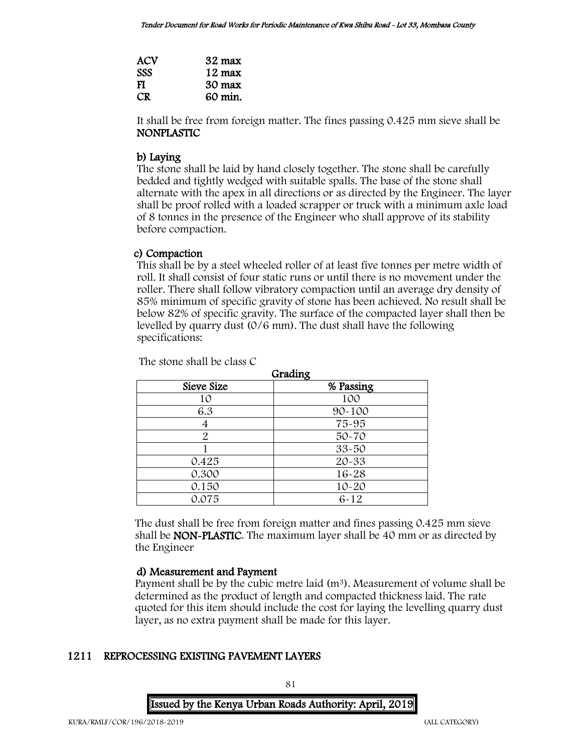| | |
|---|---|
| **ACV** | **32 max** |
| **SSS** | **12 max** |
| **FI** | **30 max** |
| **CR** | **60 min.** |

It shall be free from foreign matter. The fines passing 0.425 mm sieve shall be **NONPLASTIC**

**b) Laying**

The stone shall be laid by hand closely together. The stone shall be carefully bedded and tightly wedged with suitable spalls. The base of the stone shall alternate with the apex in all directions or as directed by the Engineer. The layer shall be proof rolled with a loaded scrapper or truck with a minimum axle load of 8 tonnes in the presence of the Engineer who shall approve of its stability before compaction.

**c) Compaction**

This shall be by a steel wheeled roller of at least five tonnes per metre width of roll. It shall consist of four static runs or until there is no movement under the roller. There shall follow vibratory compaction until an average dry density of 85% minimum of specific gravity of stone has been achieved. No result shall be below 82% of specific gravity. The surface of the compacted layer shall then be levelled by quarry dust (0/6 mm). The dust shall have the following specifications:

The stone shall be class C

**Grading**

| Sieve Size | % Passing |
|---|---|
| 10 | 100 |
| 6.3 | 90-100 |
| 4 | 75-95 |
| 2 | 50-70 |
| 1 | 33-50 |
| 0.425 | 20-33 |
| 0.300 | 16-28 |
| 0.150 | 10-20 |
| 0.075 | 6-12 |

The dust shall be free from foreign matter and fines passing 0.425 mm sieve shall be **NON-PLASTIC**. The maximum layer shall be 40 mm or as directed by the Engineer

**d) Measurement and Payment**

Payment shall be by the cubic metre laid ($m^3$). Measurement of volume shall be determined as the product of length and compacted thickness laid. The rate quoted for this item should include the cost for laying the levelling quarry dust layer, as no extra payment shall be made for this layer.

## 1211 REPROCESSING EXISTING PAVEMENT LAYERS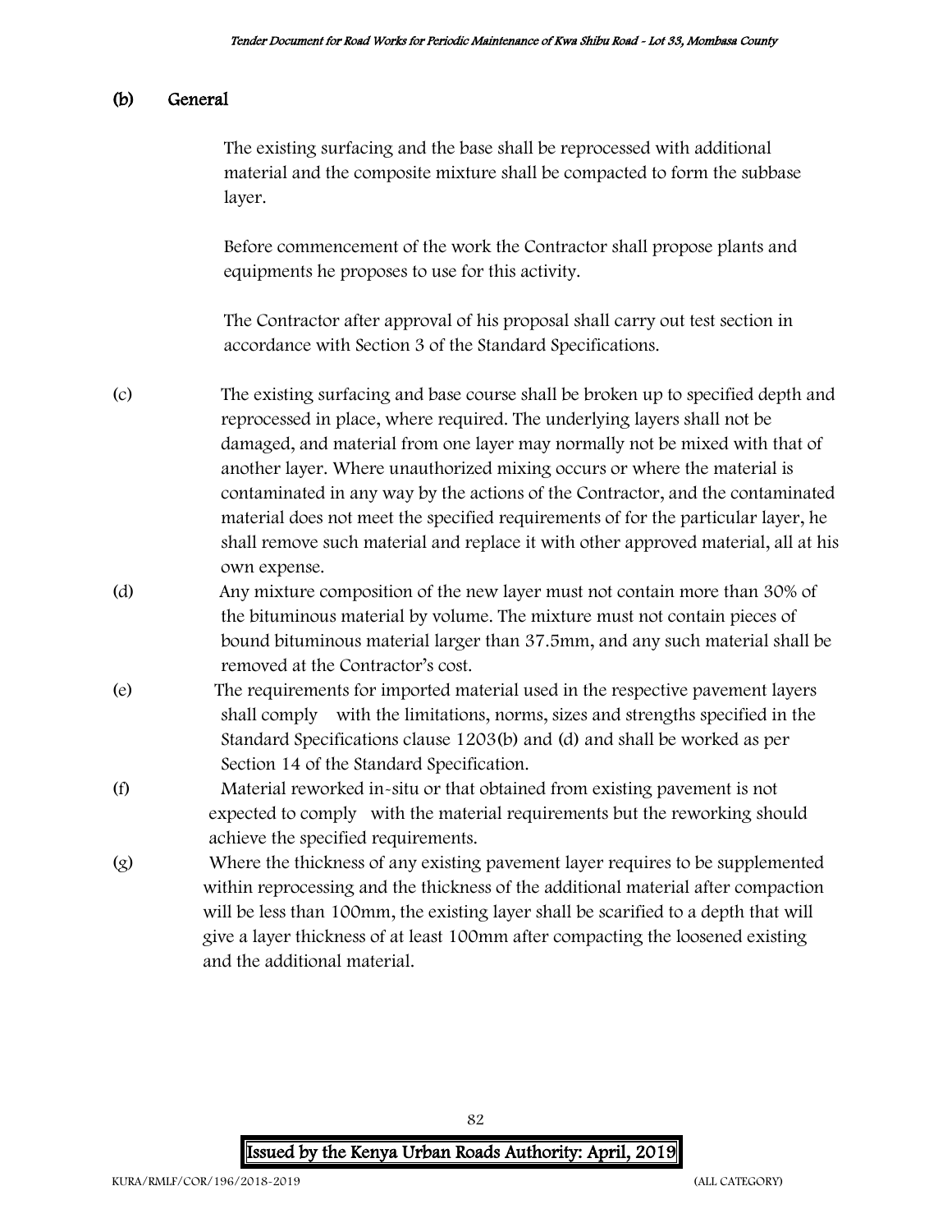**(b) General**

The existing surfacing and the base shall be reprocessed with additional material and the composite mixture shall be compacted to form the subbase layer.

Before commencement of the work the Contractor shall propose plants and equipments he proposes to use for this activity.

The Contractor after approval of his proposal shall carry out test section in accordance with Section 3 of the Standard Specifications.

(c) The existing surfacing and base course shall be broken up to specified depth and reprocessed in place, where required. The underlying layers shall not be damaged, and material from one layer may normally not be mixed with that of another layer. Where unauthorized mixing occurs or where the material is contaminated in any way by the actions of the Contractor, and the contaminated material does not meet the specified requirements of for the particular layer, he shall remove such material and replace it with other approved material, all at his own expense.

(d) Any mixture composition of the new layer must not contain more than 30% of the bituminous material by volume. The mixture must not contain pieces of bound bituminous material larger than 37.5mm, and any such material shall be removed at the Contractor's cost.

(e) The requirements for imported material used in the respective pavement layers shall comply with the limitations, norms, sizes and strengths specified in the Standard Specifications clause 1203(b) and (d) and shall be worked as per Section 14 of the Standard Specification.

(f) Material reworked in-situ or that obtained from existing pavement is not expected to comply with the material requirements but the reworking should achieve the specified requirements.

(g) Where the thickness of any existing pavement layer requires to be supplemented within reprocessing and the thickness of the additional material after compaction will be less than 100mm, the existing layer shall be scarified to a depth that will give a layer thickness of at least 100mm after compacting the loosened existing and the additional material.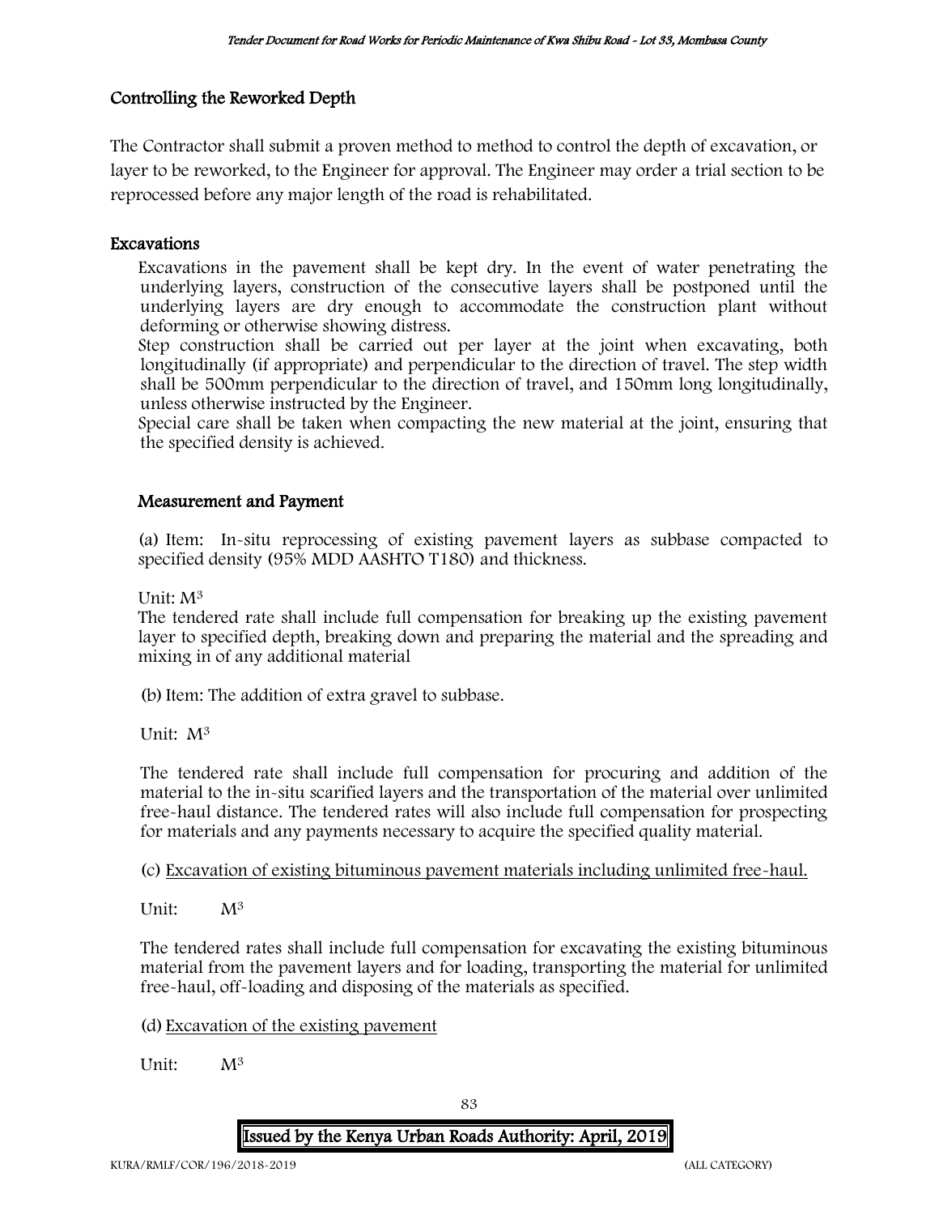## Controlling the Reworked Depth

The Contractor shall submit a proven method to method to control the depth of excavation, or layer to be reworked, to the Engineer for approval. The Engineer may order a trial section to be reprocessed before any major length of the road is rehabilitated.

## Excavations

Excavations in the pavement shall be kept dry. In the event of water penetrating the underlying layers, construction of the consecutive layers shall be postponed until the underlying layers are dry enough to accommodate the construction plant without deforming or otherwise showing distress.

Step construction shall be carried out per layer at the joint when excavating, both longitudinally (if appropriate) and perpendicular to the direction of travel. The step width shall be 500mm perpendicular to the direction of travel, and 150mm long longitudinally, unless otherwise instructed by the Engineer.

Special care shall be taken when compacting the new material at the joint, ensuring that the specified density is achieved.

## Measurement and Payment

(a) Item: In-situ reprocessing of existing pavement layers as subbase compacted to specified density (95% MDD AASHTO T180) and thickness.

Unit: $M^3$

The tendered rate shall include full compensation for breaking up the existing pavement layer to specified depth, breaking down and preparing the material and the spreading and mixing in of any additional material

(b) Item: The addition of extra gravel to subbase.

Unit: $M^3$

The tendered rate shall include full compensation for procuring and addition of the material to the in-situ scarified layers and the transportation of the material over unlimited free-haul distance. The tendered rates will also include full compensation for prospecting for materials and any payments necessary to acquire the specified quality material.

(c) Excavation of existing bituminous pavement materials including unlimited free-haul.

Unit: $M^3$

The tendered rates shall include full compensation for excavating the existing bituminous material from the pavement layers and for loading, transporting the material for unlimited free-haul, off-loading and disposing of the materials as specified.

(d) Excavation of the existing pavement

Unit: $M^3$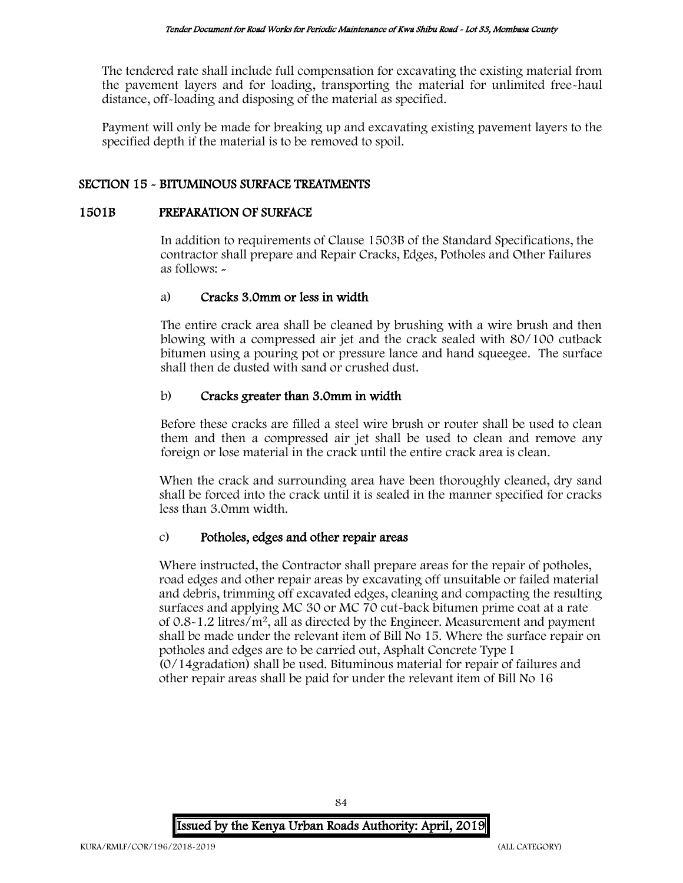The tendered rate shall include full compensation for excavating the existing material from the pavement layers and for loading, transporting the material for unlimited free-haul distance, off-loading and disposing of the material as specified.

Payment will only be made for breaking up and excavating existing pavement layers to the specified depth if the material is to be removed to spoil.

## SECTION 15 - BITUMINOUS SURFACE TREATMENTS

### 1501B PREPARATION OF SURFACE

In addition to requirements of Clause 1503B of the Standard Specifications, the contractor shall prepare and Repair Cracks, Edges, Potholes and Other Failures as follows: -

#### a) Cracks 3.0mm or less in width

The entire crack area shall be cleaned by brushing with a wire brush and then blowing with a compressed air jet and the crack sealed with 80/100 cutback bitumen using a pouring pot or pressure lance and hand squeegee. The surface shall then de dusted with sand or crushed dust.

#### b) Cracks greater than 3.0mm in width

Before these cracks are filled a steel wire brush or router shall be used to clean them and then a compressed air jet shall be used to clean and remove any foreign or lose material in the crack until the entire crack area is clean.

When the crack and surrounding area have been thoroughly cleaned, dry sand shall be forced into the crack until it is sealed in the manner specified for cracks less than 3.0mm width.

#### c) Potholes, edges and other repair areas

Where instructed, the Contractor shall prepare areas for the repair of potholes, road edges and other repair areas by excavating off unsuitable or failed material and debris, trimming off excavated edges, cleaning and compacting the resulting surfaces and applying MC 30 or MC 70 cut-back bitumen prime coat at a rate of 0.8-1.2 litres/$m^2$, all as directed by the Engineer. Measurement and payment shall be made under the relevant item of Bill No 15. Where the surface repair on potholes and edges are to be carried out, Asphalt Concrete Type I (0/14gradation) shall be used. Bituminous material for repair of failures and other repair areas shall be paid for under the relevant item of Bill No 16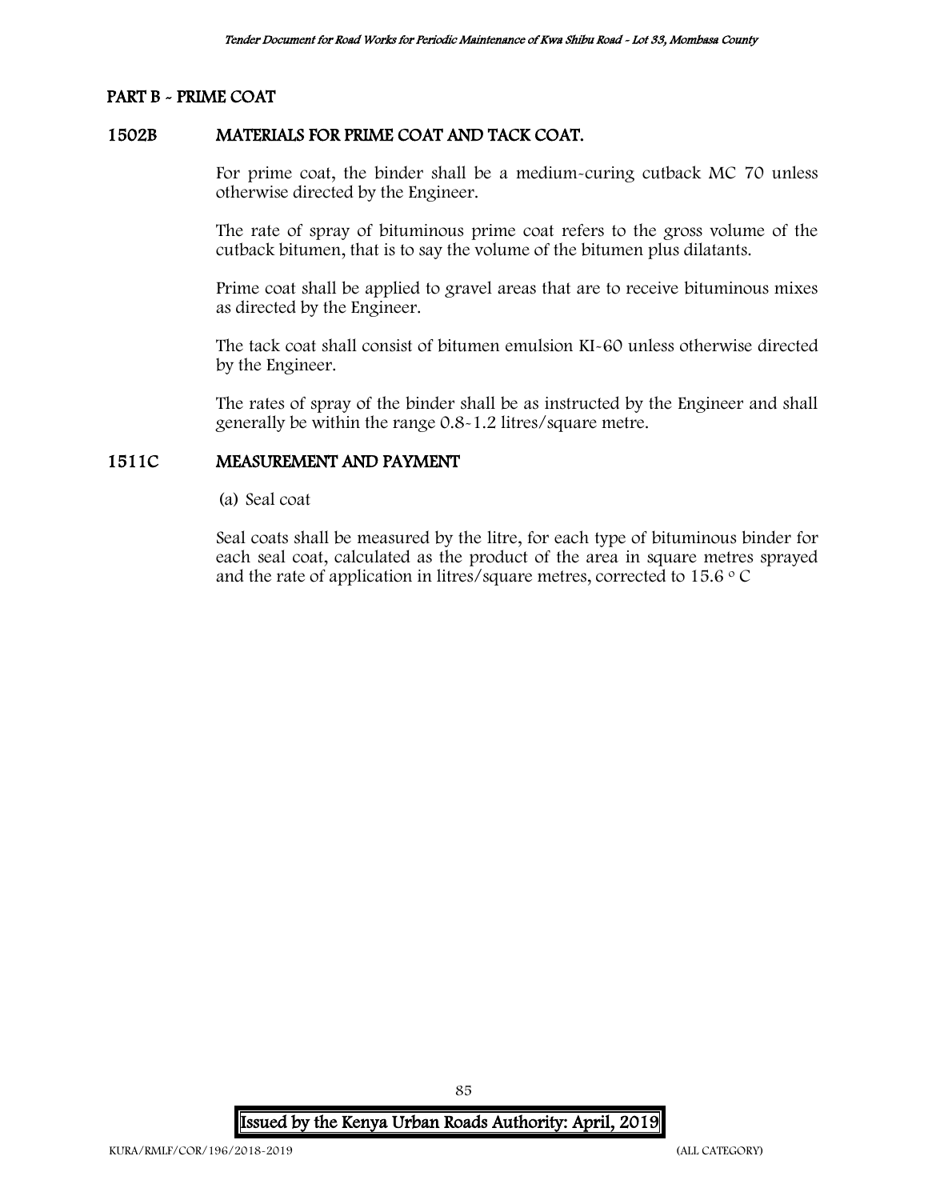## PART B - PRIME COAT

### 1502B MATERIALS FOR PRIME COAT AND TACK COAT.

For prime coat, the binder shall be a medium-curing cutback MC 70 unless otherwise directed by the Engineer.

The rate of spray of bituminous prime coat refers to the gross volume of the cutback bitumen, that is to say the volume of the bitumen plus dilatants.

Prime coat shall be applied to gravel areas that are to receive bituminous mixes as directed by the Engineer.

The tack coat shall consist of bitumen emulsion KI-60 unless otherwise directed by the Engineer.

The rates of spray of the binder shall be as instructed by the Engineer and shall generally be within the range 0.8-1.2 litres/square metre.

### 1511C MEASUREMENT AND PAYMENT

(a) Seal coat

Seal coats shall be measured by the litre, for each type of bituminous binder for each seal coat, calculated as the product of the area in square metres sprayed and the rate of application in litres/square metres, corrected to 15.6 $^{\circ}$C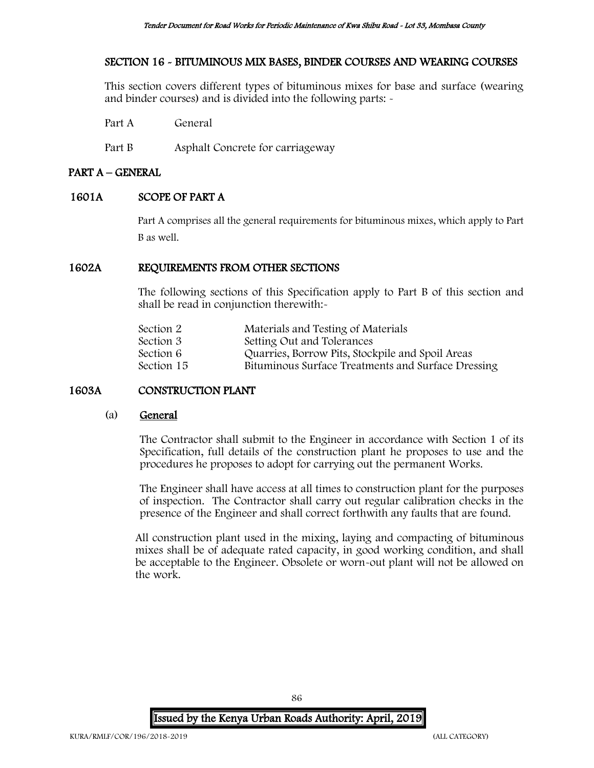## SECTION 16 - BITUMINOUS MIX BASES, BINDER COURSES AND WEARING COURSES

This section covers different types of bituminous mixes for base and surface (wearing and binder courses) and is divided into the following parts: -

Part A General

Part B Asphalt Concrete for carriageway

## PART A – GENERAL

### 1601A SCOPE OF PART A

Part A comprises all the general requirements for bituminous mixes, which apply to Part B as well.

### 1602A REQUIREMENTS FROM OTHER SECTIONS

The following sections of this Specification apply to Part B of this section and shall be read in conjunction therewith:-

| | |
|---|---|
| Section 2 | Materials and Testing of Materials |
| Section 3 | Setting Out and Tolerances |
| Section 6 | Quarries, Borrow Pits, Stockpile and Spoil Areas |
| Section 15 | Bituminous Surface Treatments and Surface Dressing |

### 1603A CONSTRUCTION PLANT

(a) **General**

The Contractor shall submit to the Engineer in accordance with Section 1 of its Specification, full details of the construction plant he proposes to use and the procedures he proposes to adopt for carrying out the permanent Works.

The Engineer shall have access at all times to construction plant for the purposes of inspection. The Contractor shall carry out regular calibration checks in the presence of the Engineer and shall correct forthwith any faults that are found.

All construction plant used in the mixing, laying and compacting of bituminous mixes shall be of adequate rated capacity, in good working condition, and shall be acceptable to the Engineer. Obsolete or worn-out plant will not be allowed on the work.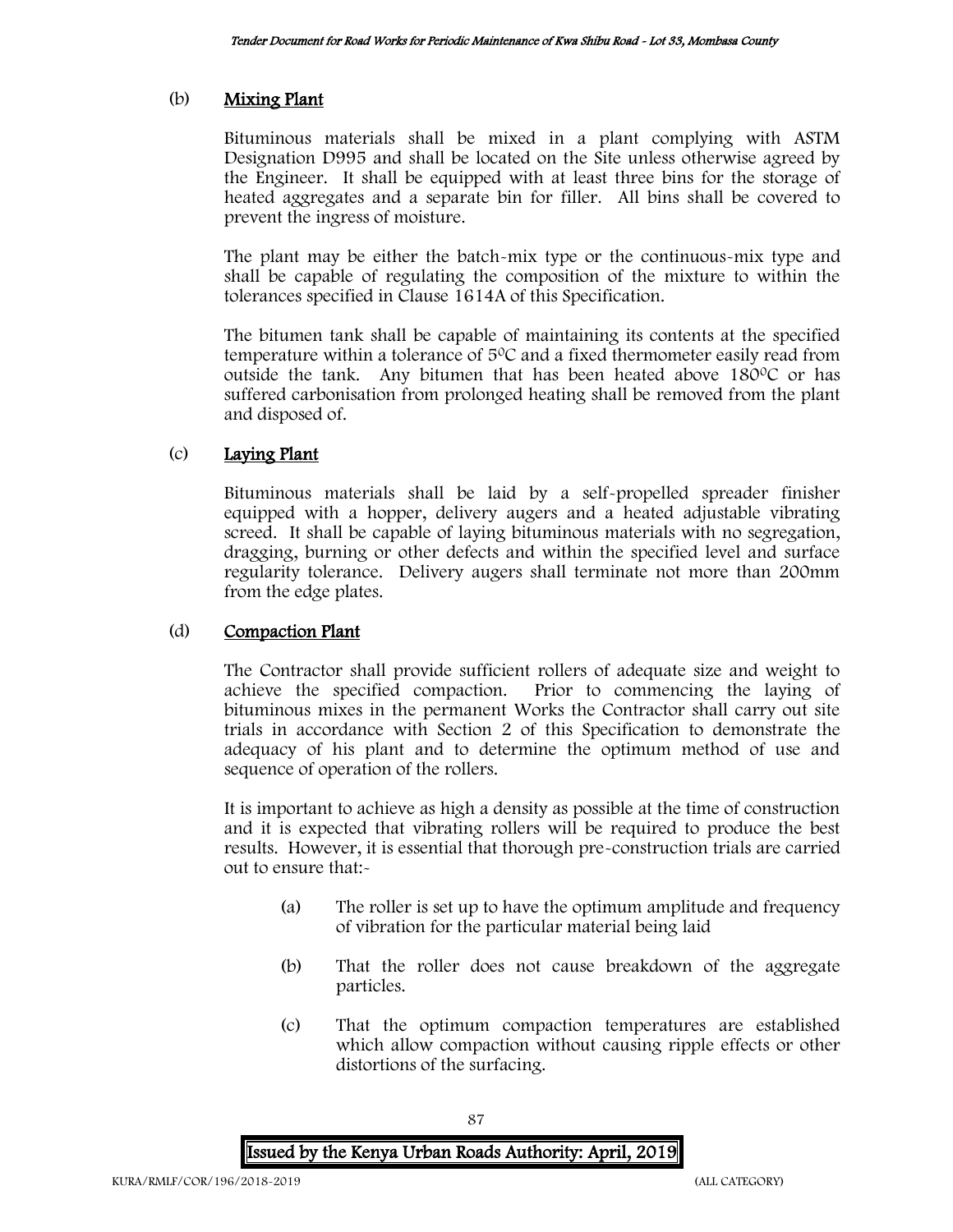(b) **Mixing Plant**

Bituminous materials shall be mixed in a plant complying with ASTM Designation D995 and shall be located on the Site unless otherwise agreed by the Engineer. It shall be equipped with at least three bins for the storage of heated aggregates and a separate bin for filler. All bins shall be covered to prevent the ingress of moisture.

The plant may be either the batch-mix type or the continuous-mix type and shall be capable of regulating the composition of the mixture to within the tolerances specified in Clause 1614A of this Specification.

The bitumen tank shall be capable of maintaining its contents at the specified temperature within a tolerance of $5^0$C and a fixed thermometer easily read from outside the tank. Any bitumen that has been heated above $180^0$C or has suffered carbonisation from prolonged heating shall be removed from the plant and disposed of.

(c) **Laying Plant**

Bituminous materials shall be laid by a self-propelled spreader finisher equipped with a hopper, delivery augers and a heated adjustable vibrating screed. It shall be capable of laying bituminous materials with no segregation, dragging, burning or other defects and within the specified level and surface regularity tolerance. Delivery augers shall terminate not more than 200mm from the edge plates.

(d) **Compaction Plant**

The Contractor shall provide sufficient rollers of adequate size and weight to achieve the specified compaction. Prior to commencing the laying of bituminous mixes in the permanent Works the Contractor shall carry out site trials in accordance with Section 2 of this Specification to demonstrate the adequacy of his plant and to determine the optimum method of use and sequence of operation of the rollers.

It is important to achieve as high a density as possible at the time of construction and it is expected that vibrating rollers will be required to produce the best results. However, it is essential that thorough pre-construction trials are carried out to ensure that:-

(a) The roller is set up to have the optimum amplitude and frequency of vibration for the particular material being laid

(b) That the roller does not cause breakdown of the aggregate particles.

(c) That the optimum compaction temperatures are established which allow compaction without causing ripple effects or other distortions of the surfacing.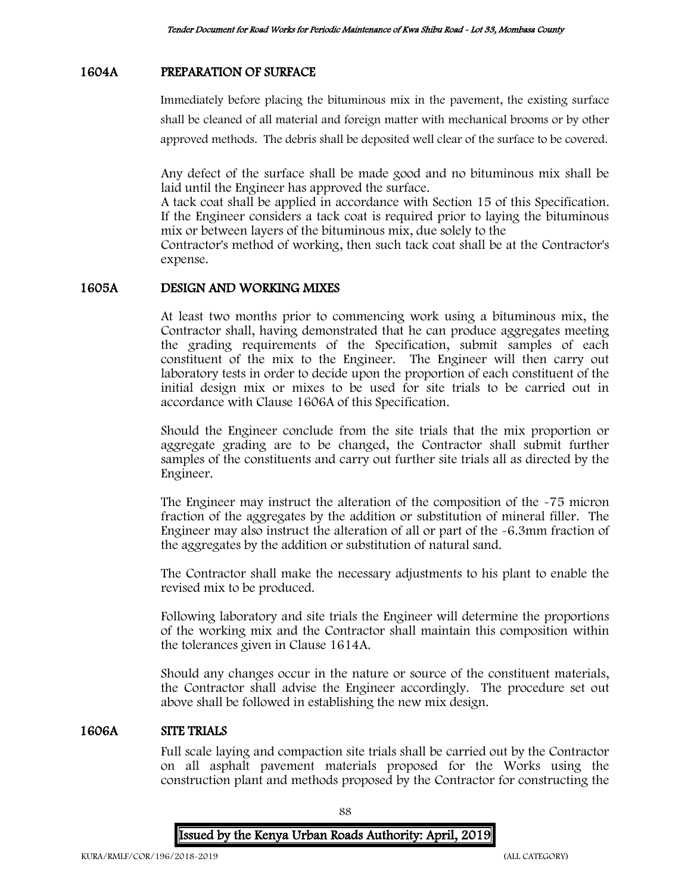## 1604A PREPARATION OF SURFACE

Immediately before placing the bituminous mix in the pavement, the existing surface shall be cleaned of all material and foreign matter with mechanical brooms or by other approved methods. The debris shall be deposited well clear of the surface to be covered.

Any defect of the surface shall be made good and no bituminous mix shall be laid until the Engineer has approved the surface.
A tack coat shall be applied in accordance with Section 15 of this Specification. If the Engineer considers a tack coat is required prior to laying the bituminous mix or between layers of the bituminous mix, due solely to the
Contractor's method of working, then such tack coat shall be at the Contractor's expense.

## 1605A DESIGN AND WORKING MIXES

At least two months prior to commencing work using a bituminous mix, the Contractor shall, having demonstrated that he can produce aggregates meeting the grading requirements of the Specification, submit samples of each constituent of the mix to the Engineer. The Engineer will then carry out laboratory tests in order to decide upon the proportion of each constituent of the initial design mix or mixes to be used for site trials to be carried out in accordance with Clause 1606A of this Specification.

Should the Engineer conclude from the site trials that the mix proportion or aggregate grading are to be changed, the Contractor shall submit further samples of the constituents and carry out further site trials all as directed by the Engineer.

The Engineer may instruct the alteration of the composition of the -75 micron fraction of the aggregates by the addition or substitution of mineral filler. The Engineer may also instruct the alteration of all or part of the -6.3mm fraction of the aggregates by the addition or substitution of natural sand.

The Contractor shall make the necessary adjustments to his plant to enable the revised mix to be produced.

Following laboratory and site trials the Engineer will determine the proportions of the working mix and the Contractor shall maintain this composition within the tolerances given in Clause 1614A.

Should any changes occur in the nature or source of the constituent materials, the Contractor shall advise the Engineer accordingly. The procedure set out above shall be followed in establishing the new mix design.

## 1606A SITE TRIALS

Full scale laying and compaction site trials shall be carried out by the Contractor on all asphalt pavement materials proposed for the Works using the construction plant and methods proposed by the Contractor for constructing the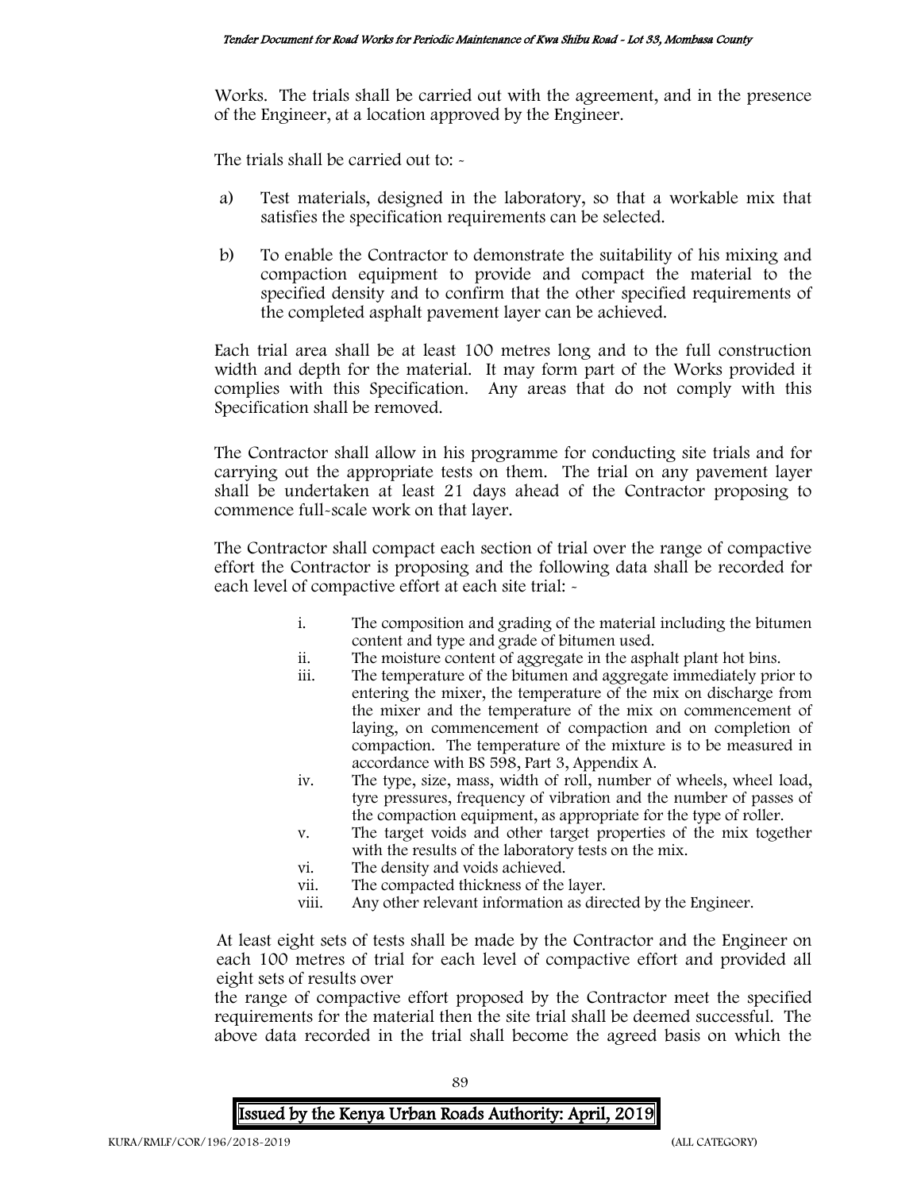Works. The trials shall be carried out with the agreement, and in the presence of the Engineer, at a location approved by the Engineer.

The trials shall be carried out to: -

a) Test materials, designed in the laboratory, so that a workable mix that satisfies the specification requirements can be selected.

b) To enable the Contractor to demonstrate the suitability of his mixing and compaction equipment to provide and compact the material to the specified density and to confirm that the other specified requirements of the completed asphalt pavement layer can be achieved.

Each trial area shall be at least 100 metres long and to the full construction width and depth for the material. It may form part of the Works provided it complies with this Specification. Any areas that do not comply with this Specification shall be removed.

The Contractor shall allow in his programme for conducting site trials and for carrying out the appropriate tests on them. The trial on any pavement layer shall be undertaken at least 21 days ahead of the Contractor proposing to commence full-scale work on that layer.

The Contractor shall compact each section of trial over the range of compactive effort the Contractor is proposing and the following data shall be recorded for each level of compactive effort at each site trial: -

i. The composition and grading of the material including the bitumen content and type and grade of bitumen used.
ii. The moisture content of aggregate in the asphalt plant hot bins.
iii. The temperature of the bitumen and aggregate immediately prior to entering the mixer, the temperature of the mix on discharge from the mixer and the temperature of the mix on commencement of laying, on commencement of compaction and on completion of compaction. The temperature of the mixture is to be measured in accordance with BS 598, Part 3, Appendix A.
iv. The type, size, mass, width of roll, number of wheels, wheel load, tyre pressures, frequency of vibration and the number of passes of the compaction equipment, as appropriate for the type of roller.
v. The target voids and other target properties of the mix together with the results of the laboratory tests on the mix.
vi. The density and voids achieved.
vii. The compacted thickness of the layer.
viii. Any other relevant information as directed by the Engineer.

At least eight sets of tests shall be made by the Contractor and the Engineer on each 100 metres of trial for each level of compactive effort and provided all eight sets of results over the range of compactive effort proposed by the Contractor meet the specified requirements for the material then the site trial shall be deemed successful. The above data recorded in the trial shall become the agreed basis on which the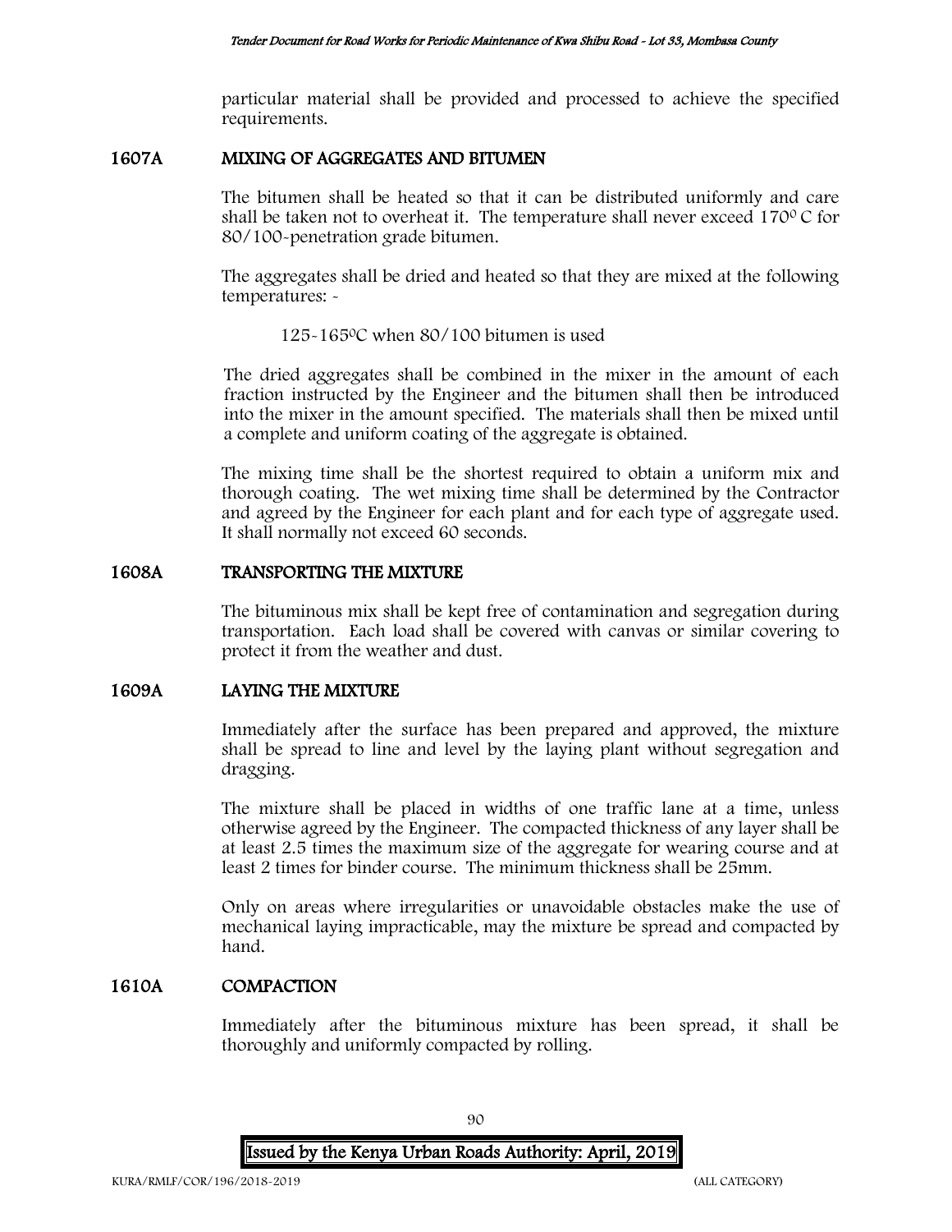particular material shall be provided and processed to achieve the specified requirements.

## 1607A MIXING OF AGGREGATES AND BITUMEN

The bitumen shall be heated so that it can be distributed uniformly and care shall be taken not to overheat it. The temperature shall never exceed 170$^0$ C for 80/100-penetration grade bitumen.

The aggregates shall be dried and heated so that they are mixed at the following temperatures: -

125-165$^0$C when 80/100 bitumen is used

The dried aggregates shall be combined in the mixer in the amount of each fraction instructed by the Engineer and the bitumen shall then be introduced into the mixer in the amount specified. The materials shall then be mixed until a complete and uniform coating of the aggregate is obtained.

The mixing time shall be the shortest required to obtain a uniform mix and thorough coating. The wet mixing time shall be determined by the Contractor and agreed by the Engineer for each plant and for each type of aggregate used. It shall normally not exceed 60 seconds.

## 1608A TRANSPORTING THE MIXTURE

The bituminous mix shall be kept free of contamination and segregation during transportation. Each load shall be covered with canvas or similar covering to protect it from the weather and dust.

## 1609A LAYING THE MIXTURE

Immediately after the surface has been prepared and approved, the mixture shall be spread to line and level by the laying plant without segregation and dragging.

The mixture shall be placed in widths of one traffic lane at a time, unless otherwise agreed by the Engineer. The compacted thickness of any layer shall be at least 2.5 times the maximum size of the aggregate for wearing course and at least 2 times for binder course. The minimum thickness shall be 25mm.

Only on areas where irregularities or unavoidable obstacles make the use of mechanical laying impracticable, may the mixture be spread and compacted by hand.

## 1610A COMPACTION

Immediately after the bituminous mixture has been spread, it shall be thoroughly and uniformly compacted by rolling.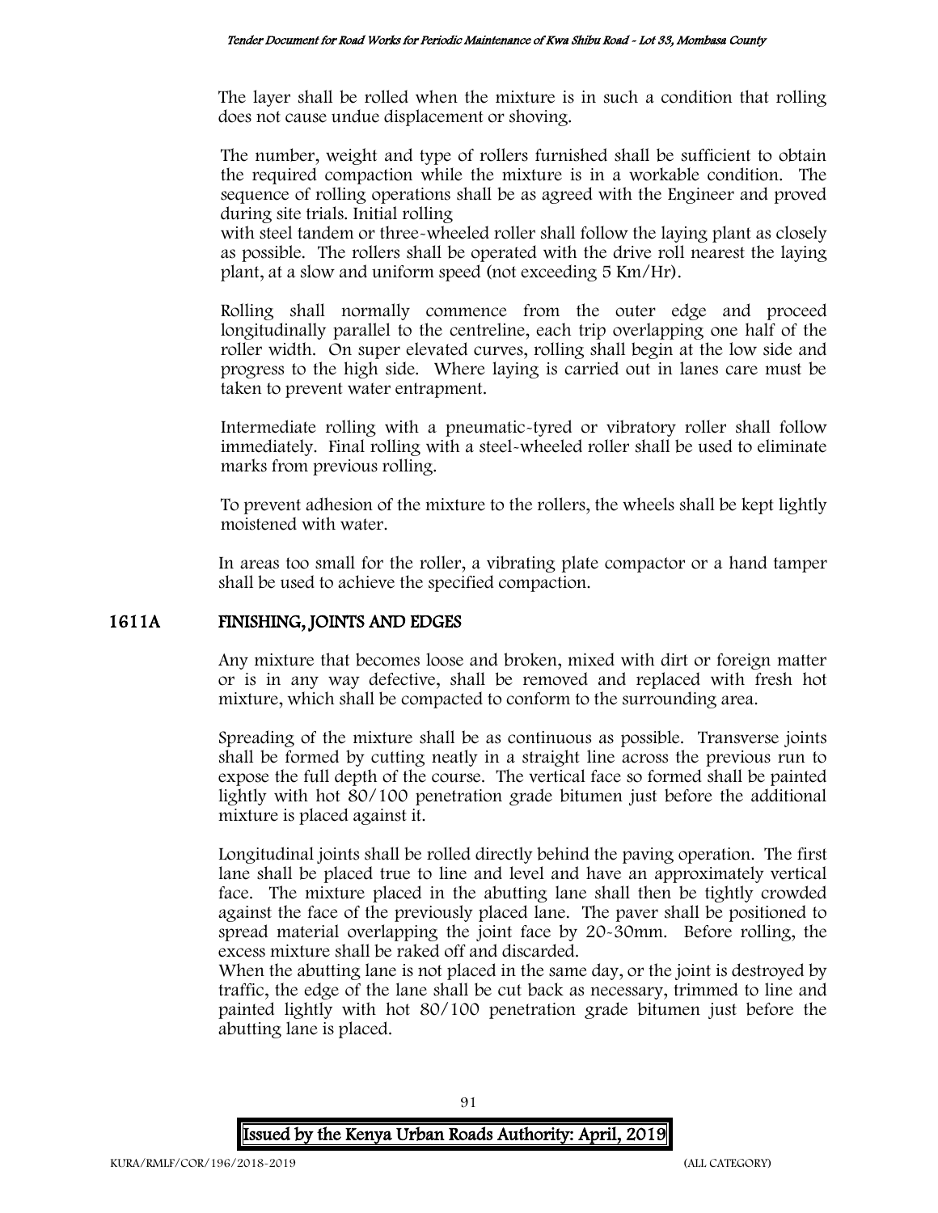The layer shall be rolled when the mixture is in such a condition that rolling does not cause undue displacement or shoving.

The number, weight and type of rollers furnished shall be sufficient to obtain the required compaction while the mixture is in a workable condition. The sequence of rolling operations shall be as agreed with the Engineer and proved during site trials. Initial rolling with steel tandem or three-wheeled roller shall follow the laying plant as closely as possible. The rollers shall be operated with the drive roll nearest the laying plant, at a slow and uniform speed (not exceeding 5 Km/Hr).

Rolling shall normally commence from the outer edge and proceed longitudinally parallel to the centreline, each trip overlapping one half of the roller width. On super elevated curves, rolling shall begin at the low side and progress to the high side. Where laying is carried out in lanes care must be taken to prevent water entrapment.

Intermediate rolling with a pneumatic-tyred or vibratory roller shall follow immediately. Final rolling with a steel-wheeled roller shall be used to eliminate marks from previous rolling.

To prevent adhesion of the mixture to the rollers, the wheels shall be kept lightly moistened with water.

In areas too small for the roller, a vibrating plate compactor or a hand tamper shall be used to achieve the specified compaction.

## 1611A FINISHING, JOINTS AND EDGES

Any mixture that becomes loose and broken, mixed with dirt or foreign matter or is in any way defective, shall be removed and replaced with fresh hot mixture, which shall be compacted to conform to the surrounding area.

Spreading of the mixture shall be as continuous as possible. Transverse joints shall be formed by cutting neatly in a straight line across the previous run to expose the full depth of the course. The vertical face so formed shall be painted lightly with hot 80/100 penetration grade bitumen just before the additional mixture is placed against it.

Longitudinal joints shall be rolled directly behind the paving operation. The first lane shall be placed true to line and level and have an approximately vertical face. The mixture placed in the abutting lane shall then be tightly crowded against the face of the previously placed lane. The paver shall be positioned to spread material overlapping the joint face by 20-30mm. Before rolling, the excess mixture shall be raked off and discarded.
When the abutting lane is not placed in the same day, or the joint is destroyed by traffic, the edge of the lane shall be cut back as necessary, trimmed to line and painted lightly with hot 80/100 penetration grade bitumen just before the abutting lane is placed.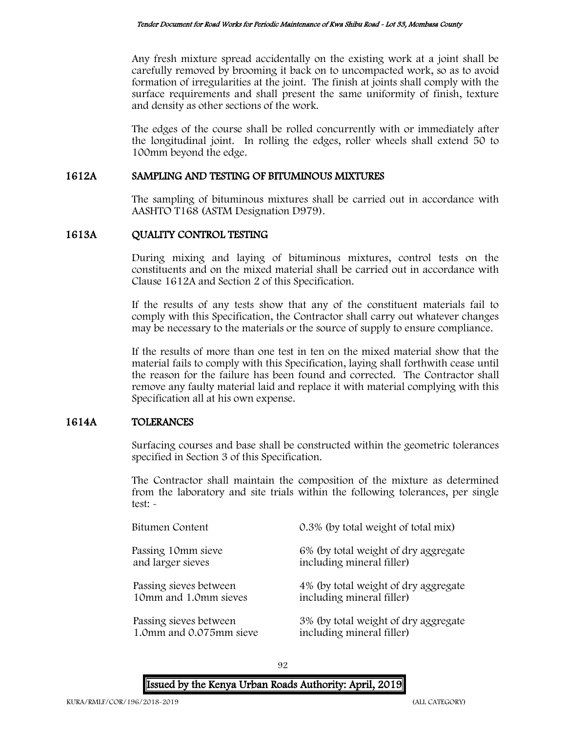Any fresh mixture spread accidentally on the existing work at a joint shall be carefully removed by brooming it back on to uncompacted work, so as to avoid formation of irregularities at the joint. The finish at joints shall comply with the surface requirements and shall present the same uniformity of finish, texture and density as other sections of the work.

The edges of the course shall be rolled concurrently with or immediately after the longitudinal joint. In rolling the edges, roller wheels shall extend 50 to 100mm beyond the edge.

## 1612A SAMPLING AND TESTING OF BITUMINOUS MIXTURES

The sampling of bituminous mixtures shall be carried out in accordance with AASHTO T168 (ASTM Designation D979).

## 1613A QUALITY CONTROL TESTING

During mixing and laying of bituminous mixtures, control tests on the constituents and on the mixed material shall be carried out in accordance with Clause 1612A and Section 2 of this Specification.

If the results of any tests show that any of the constituent materials fail to comply with this Specification, the Contractor shall carry out whatever changes may be necessary to the materials or the source of supply to ensure compliance.

If the results of more than one test in ten on the mixed material show that the material fails to comply with this Specification, laying shall forthwith cease until the reason for the failure has been found and corrected. The Contractor shall remove any faulty material laid and replace it with material complying with this Specification all at his own expense.

## 1614A TOLERANCES

Surfacing courses and base shall be constructed within the geometric tolerances specified in Section 3 of this Specification.

The Contractor shall maintain the composition of the mixture as determined from the laboratory and site trials within the following tolerances, per single test: -

| | |
|---|---|
| Bitumen Content | 0.3% (by total weight of total mix) |
| Passing 10mm sieve and larger sieves | 6% (by total weight of dry aggregate including mineral filler) |
| Passing sieves between 10mm and 1.0mm sieves | 4% (by total weight of dry aggregate including mineral filler) |
| Passing sieves between 1.0mm and 0.075mm sieve | 3% (by total weight of dry aggregate including mineral filler) |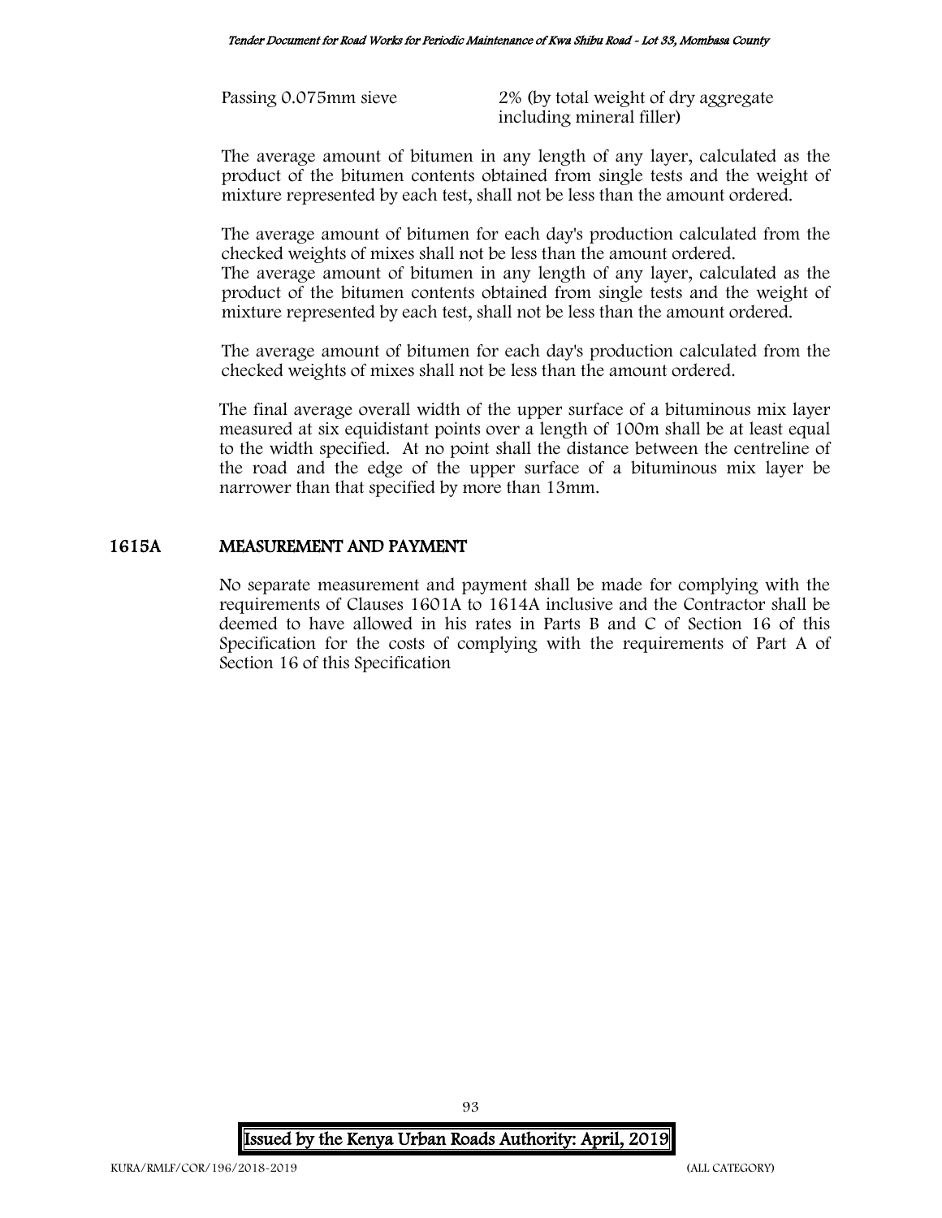Passing 0.075mm sieve 2% (by total weight of dry aggregate including mineral filler)

The average amount of bitumen in any length of any layer, calculated as the product of the bitumen contents obtained from single tests and the weight of mixture represented by each test, shall not be less than the amount ordered.

The average amount of bitumen for each day's production calculated from the checked weights of mixes shall not be less than the amount ordered.
The average amount of bitumen in any length of any layer, calculated as the product of the bitumen contents obtained from single tests and the weight of mixture represented by each test, shall not be less than the amount ordered.

The average amount of bitumen for each day's production calculated from the checked weights of mixes shall not be less than the amount ordered.

The final average overall width of the upper surface of a bituminous mix layer measured at six equidistant points over a length of 100m shall be at least equal to the width specified. At no point shall the distance between the centreline of the road and the edge of the upper surface of a bituminous mix layer be narrower than that specified by more than 13mm.

## 1615A MEASUREMENT AND PAYMENT

No separate measurement and payment shall be made for complying with the requirements of Clauses 1601A to 1614A inclusive and the Contractor shall be deemed to have allowed in his rates in Parts B and C of Section 16 of this Specification for the costs of complying with the requirements of Part A of Section 16 of this Specification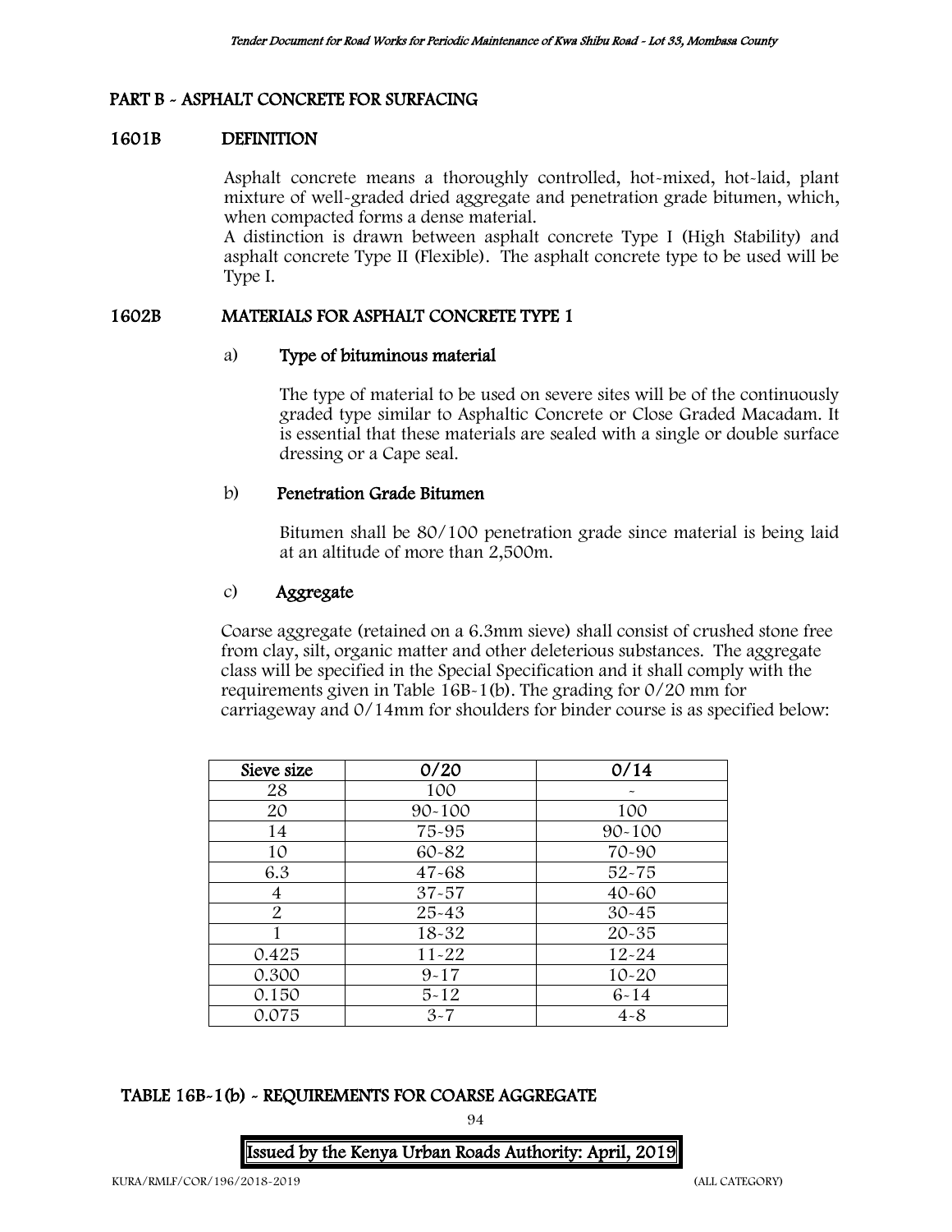## PART B - ASPHALT CONCRETE FOR SURFACING

### 1601B DEFINITION

Asphalt concrete means a thoroughly controlled, hot-mixed, hot-laid, plant mixture of well-graded dried aggregate and penetration grade bitumen, which, when compacted forms a dense material.

A distinction is drawn between asphalt concrete Type I (High Stability) and asphalt concrete Type II (Flexible). The asphalt concrete type to be used will be Type I.

### 1602B MATERIALS FOR ASPHALT CONCRETE TYPE 1

#### a) Type of bituminous material

The type of material to be used on severe sites will be of the continuously graded type similar to Asphaltic Concrete or Close Graded Macadam. It is essential that these materials are sealed with a single or double surface dressing or a Cape seal.

#### b) Penetration Grade Bitumen

Bitumen shall be 80/100 penetration grade since material is being laid at an altitude of more than 2,500m.

#### c) Aggregate

Coarse aggregate (retained on a 6.3mm sieve) shall consist of crushed stone free from clay, silt, organic matter and other deleterious substances. The aggregate class will be specified in the Special Specification and it shall comply with the requirements given in Table 16B-1(b). The grading for 0/20 mm for carriageway and 0/14mm for shoulders for binder course is as specified below:

| Sieve size | 0/20 | 0/14 |
|---|---|---|
| 28 | 100 | - |
| 20 | 90-100 | 100 |
| 14 | 75-95 | 90-100 |
| 10 | 60-82 | 70-90 |
| 6.3 | 47-68 | 52-75 |
| 4 | 37-57 | 40-60 |
| 2 | 25-43 | 30-45 |
| 1 | 18-32 | 20-35 |
| 0.425 | 11-22 | 12-24 |
| 0.300 | 9-17 | 10-20 |
| 0.150 | 5-12 | 6-14 |
| 0.075 | 3-7 | 4-8 |

**TABLE 16B-1(b) - REQUIREMENTS FOR COARSE AGGREGATE**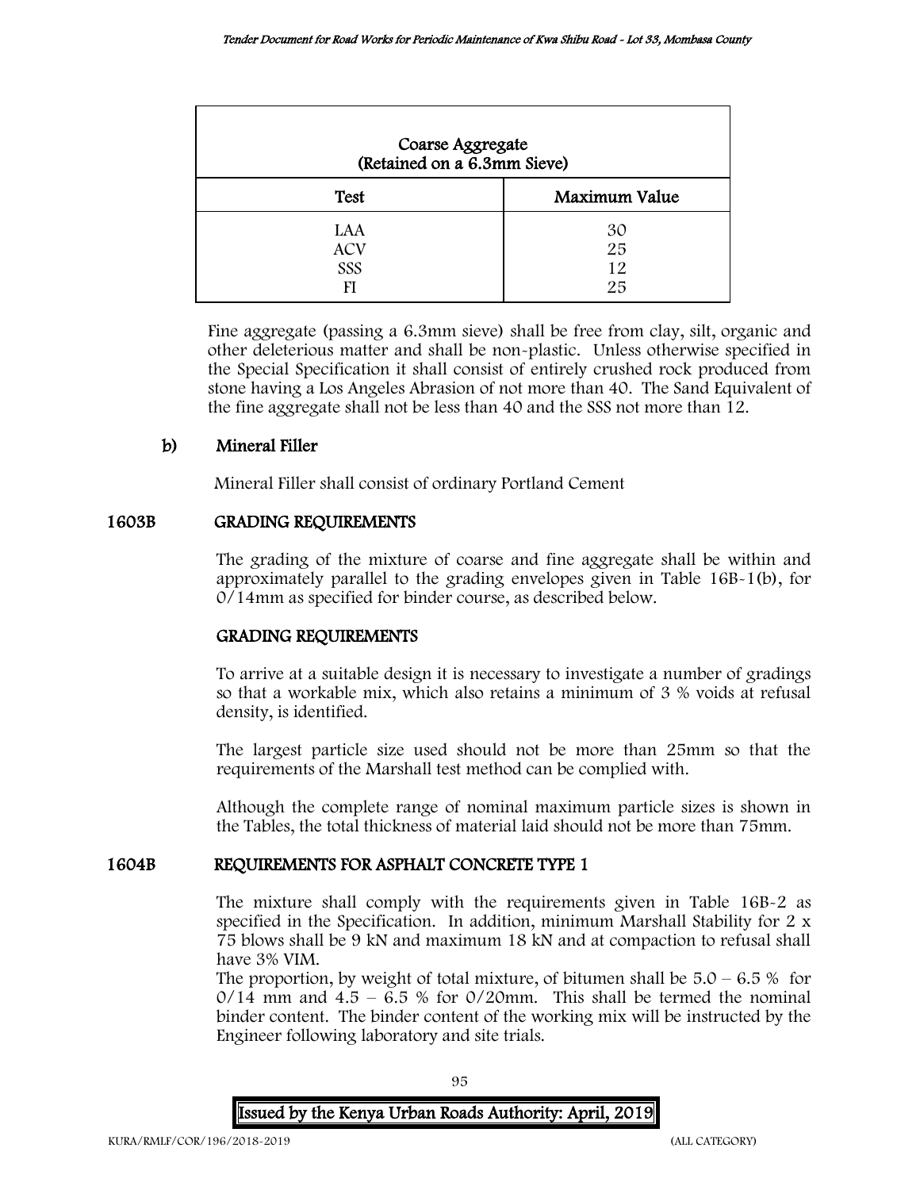| Coarse Aggregate (Retained on a 6.3mm Sieve) | |
|---|---|
| **Test** | **Maximum Value** |
| LAA | 30 |
| ACV | 25 |
| SSS | 12 |
| FI | 25 |

Fine aggregate (passing a 6.3mm sieve) shall be free from clay, silt, organic and other deleterious matter and shall be non-plastic. Unless otherwise specified in the Special Specification it shall consist of entirely crushed rock produced from stone having a Los Angeles Abrasion of not more than 40. The Sand Equivalent of the fine aggregate shall not be less than 40 and the SSS not more than 12.

### b) Mineral Filler

Mineral Filler shall consist of ordinary Portland Cement

## 1603B GRADING REQUIREMENTS

The grading of the mixture of coarse and fine aggregate shall be within and approximately parallel to the grading envelopes given in Table 16B-1(b), for 0/14mm as specified for binder course, as described below.

### GRADING REQUIREMENTS

To arrive at a suitable design it is necessary to investigate a number of gradings so that a workable mix, which also retains a minimum of 3 % voids at refusal density, is identified.

The largest particle size used should not be more than 25mm so that the requirements of the Marshall test method can be complied with.

Although the complete range of nominal maximum particle sizes is shown in the Tables, the total thickness of material laid should not be more than 75mm.

## 1604B REQUIREMENTS FOR ASPHALT CONCRETE TYPE 1

The mixture shall comply with the requirements given in Table 16B-2 as specified in the Specification. In addition, minimum Marshall Stability for 2 x 75 blows shall be 9 kN and maximum 18 kN and at compaction to refusal shall have 3% VIM.

The proportion, by weight of total mixture, of bitumen shall be 5.0 – 6.5 % for 0/14 mm and 4.5 – 6.5 % for 0/20mm. This shall be termed the nominal binder content. The binder content of the working mix will be instructed by the Engineer following laboratory and site trials.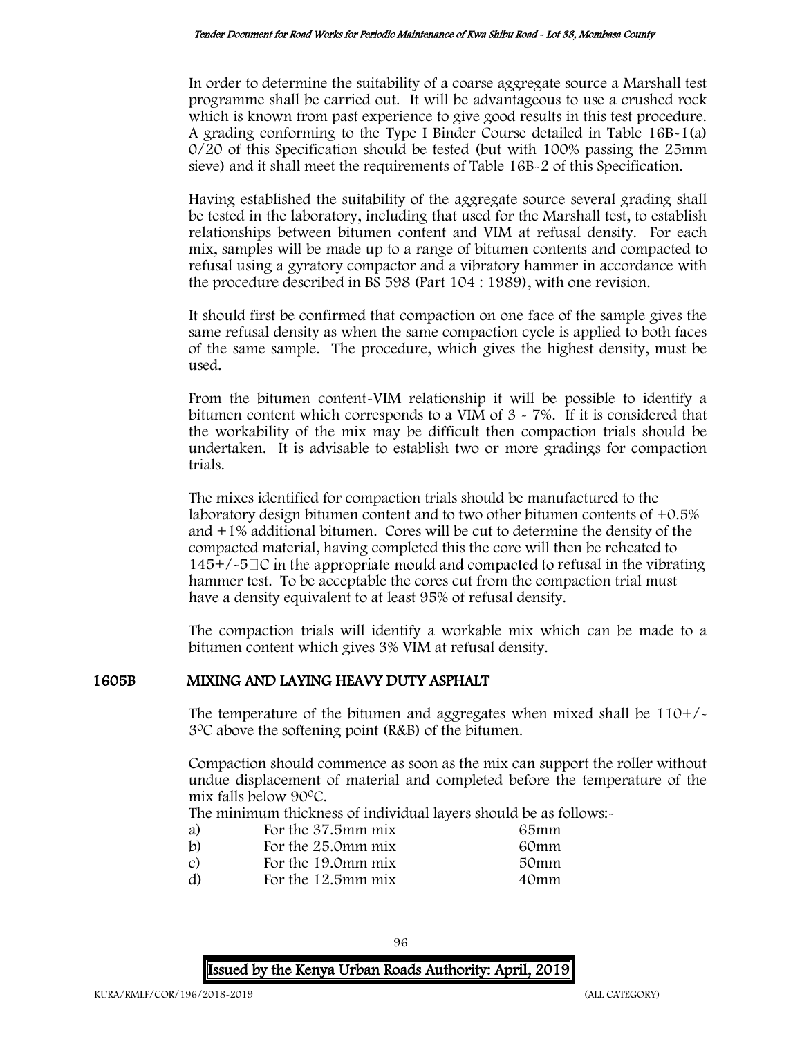In order to determine the suitability of a coarse aggregate source a Marshall test programme shall be carried out. It will be advantageous to use a crushed rock which is known from past experience to give good results in this test procedure. A grading conforming to the Type I Binder Course detailed in Table 16B-1(a) 0/20 of this Specification should be tested (but with 100% passing the 25mm sieve) and it shall meet the requirements of Table 16B-2 of this Specification.

Having established the suitability of the aggregate source several grading shall be tested in the laboratory, including that used for the Marshall test, to establish relationships between bitumen content and VIM at refusal density. For each mix, samples will be made up to a range of bitumen contents and compacted to refusal using a gyratory compactor and a vibratory hammer in accordance with the procedure described in BS 598 (Part 104 : 1989), with one revision.

It should first be confirmed that compaction on one face of the sample gives the same refusal density as when the same compaction cycle is applied to both faces of the same sample. The procedure, which gives the highest density, must be used.

From the bitumen content-VIM relationship it will be possible to identify a bitumen content which corresponds to a VIM of 3 - 7%. If it is considered that the workability of the mix may be difficult then compaction trials should be undertaken. It is advisable to establish two or more gradings for compaction trials.

The mixes identified for compaction trials should be manufactured to the laboratory design bitumen content and to two other bitumen contents of +0.5% and +1% additional bitumen. Cores will be cut to determine the density of the compacted material, having completed this the core will then be reheated to 145+/-5°C in the appropriate mould and compacted to refusal in the vibrating hammer test. To be acceptable the cores cut from the compaction trial must have a density equivalent to at least 95% of refusal density.

The compaction trials will identify a workable mix which can be made to a bitumen content which gives 3% VIM at refusal density.

## 1605B MIXING AND LAYING HEAVY DUTY ASPHALT

The temperature of the bitumen and aggregates when mixed shall be 110+/-3°C above the softening point (R&B) of the bitumen.

Compaction should commence as soon as the mix can support the roller without undue displacement of material and completed before the temperature of the mix falls below 90°C.

The minimum thickness of individual layers should be as follows:-

a) For the 37.5mm mix 65mm
b) For the 25.0mm mix 60mm
c) For the 19.0mm mix 50mm
d) For the 12.5mm mix 40mm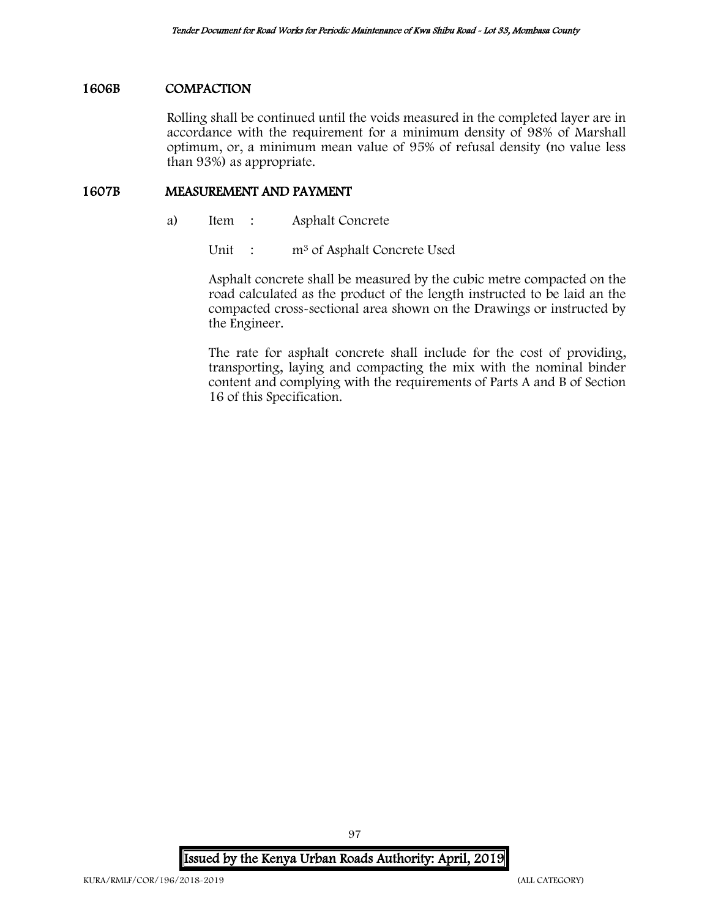## 1606B COMPACTION

Rolling shall be continued until the voids measured in the completed layer are in accordance with the requirement for a minimum density of 98% of Marshall optimum, or, a minimum mean value of 95% of refusal density (no value less than 93%) as appropriate.

## 1607B MEASUREMENT AND PAYMENT

a) Item : Asphalt Concrete

Unit : $m^3$ of Asphalt Concrete Used

Asphalt concrete shall be measured by the cubic metre compacted on the road calculated as the product of the length instructed to be laid an the compacted cross-sectional area shown on the Drawings or instructed by the Engineer.

The rate for asphalt concrete shall include for the cost of providing, transporting, laying and compacting the mix with the nominal binder content and complying with the requirements of Parts A and B of Section 16 of this Specification.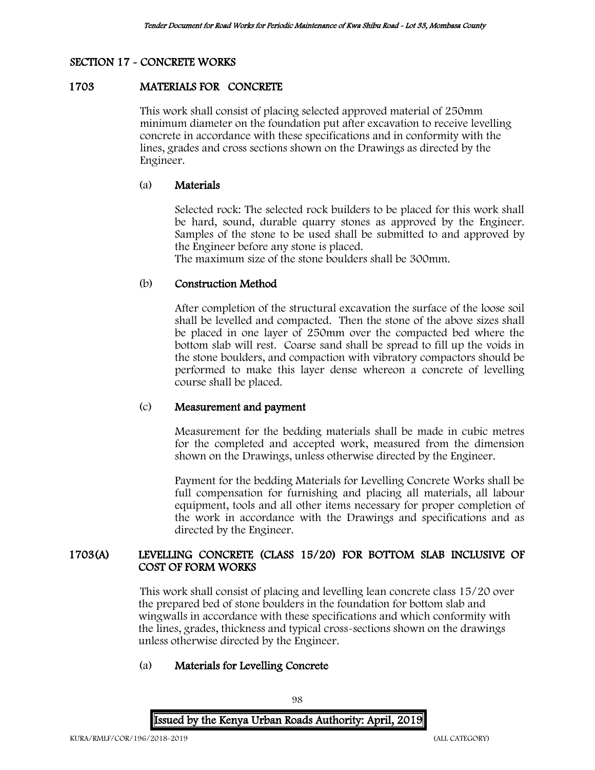## SECTION 17 - CONCRETE WORKS

### 1703 MATERIALS FOR CONCRETE

This work shall consist of placing selected approved material of 250mm minimum diameter on the foundation put after excavation to receive levelling concrete in accordance with these specifications and in conformity with the lines, grades and cross sections shown on the Drawings as directed by the Engineer.

#### (a) Materials

Selected rock: The selected rock builders to be placed for this work shall be hard, sound, durable quarry stones as approved by the Engineer. Samples of the stone to be used shall be submitted to and approved by the Engineer before any stone is placed.
The maximum size of the stone boulders shall be 300mm.

#### (b) Construction Method

After completion of the structural excavation the surface of the loose soil shall be levelled and compacted. Then the stone of the above sizes shall be placed in one layer of 250mm over the compacted bed where the bottom slab will rest. Coarse sand shall be spread to fill up the voids in the stone boulders, and compaction with vibratory compactors should be performed to make this layer dense whereon a concrete of levelling course shall be placed.

#### (c) Measurement and payment

Measurement for the bedding materials shall be made in cubic metres for the completed and accepted work, measured from the dimension shown on the Drawings, unless otherwise directed by the Engineer.

Payment for the bedding Materials for Levelling Concrete Works shall be full compensation for furnishing and placing all materials, all labour equipment, tools and all other items necessary for proper completion of the work in accordance with the Drawings and specifications and as directed by the Engineer.

### 1703(A) LEVELLING CONCRETE (CLASS 15/20) FOR BOTTOM SLAB INCLUSIVE OF COST OF FORM WORKS

This work shall consist of placing and levelling lean concrete class 15/20 over the prepared bed of stone boulders in the foundation for bottom slab and wingwalls in accordance with these specifications and which conformity with the lines, grades, thickness and typical cross-sections shown on the drawings unless otherwise directed by the Engineer.

#### (a) Materials for Levelling Concrete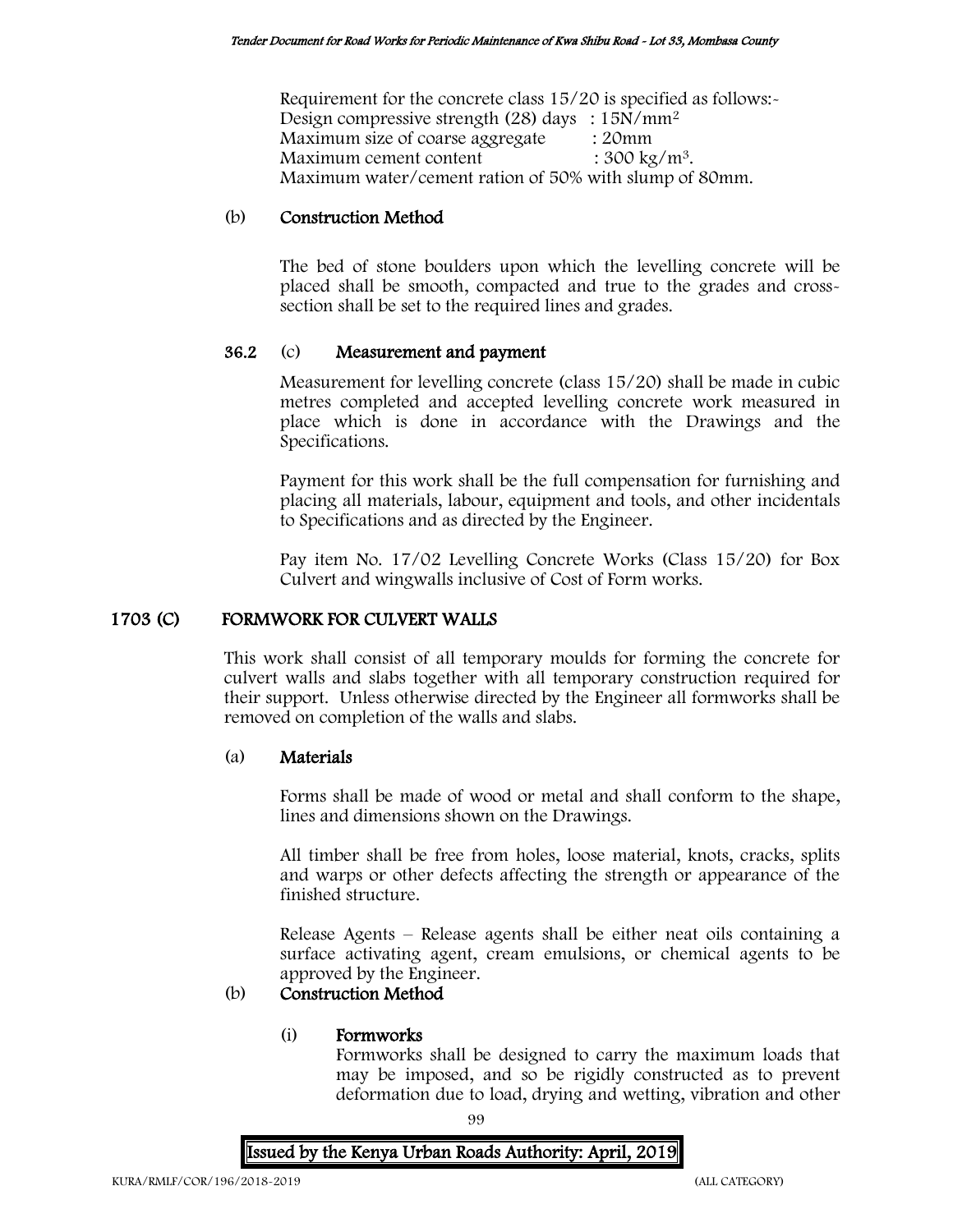Requirement for the concrete class 15/20 is specified as follows:-
Design compressive strength (28) days : $15N/mm^2$
Maximum size of coarse aggregate : 20mm
Maximum cement content : $300\ kg/m^3$.
Maximum water/cement ration of 50% with slump of 80mm.

(b) **Construction Method**

The bed of stone boulders upon which the levelling concrete will be placed shall be smooth, compacted and true to the grades and cross-section shall be set to the required lines and grades.

**36.2** (c) **Measurement and payment**

Measurement for levelling concrete (class 15/20) shall be made in cubic metres completed and accepted levelling concrete work measured in place which is done in accordance with the Drawings and the Specifications.

Payment for this work shall be the full compensation for furnishing and placing all materials, labour, equipment and tools, and other incidentals to Specifications and as directed by the Engineer.

Pay item No. 17/02 Levelling Concrete Works (Class 15/20) for Box Culvert and wingwalls inclusive of Cost of Form works.

## 1703 (C) FORMWORK FOR CULVERT WALLS

This work shall consist of all temporary moulds for forming the concrete for culvert walls and slabs together with all temporary construction required for their support. Unless otherwise directed by the Engineer all formworks shall be removed on completion of the walls and slabs.

(a) **Materials**

Forms shall be made of wood or metal and shall conform to the shape, lines and dimensions shown on the Drawings.

All timber shall be free from holes, loose material, knots, cracks, splits and warps or other defects affecting the strength or appearance of the finished structure.

Release Agents – Release agents shall be either neat oils containing a surface activating agent, cream emulsions, or chemical agents to be approved by the Engineer.

(b) **Construction Method**

(i) **Formworks**

Formworks shall be designed to carry the maximum loads that may be imposed, and so be rigidly constructed as to prevent deformation due to load, drying and wetting, vibration and other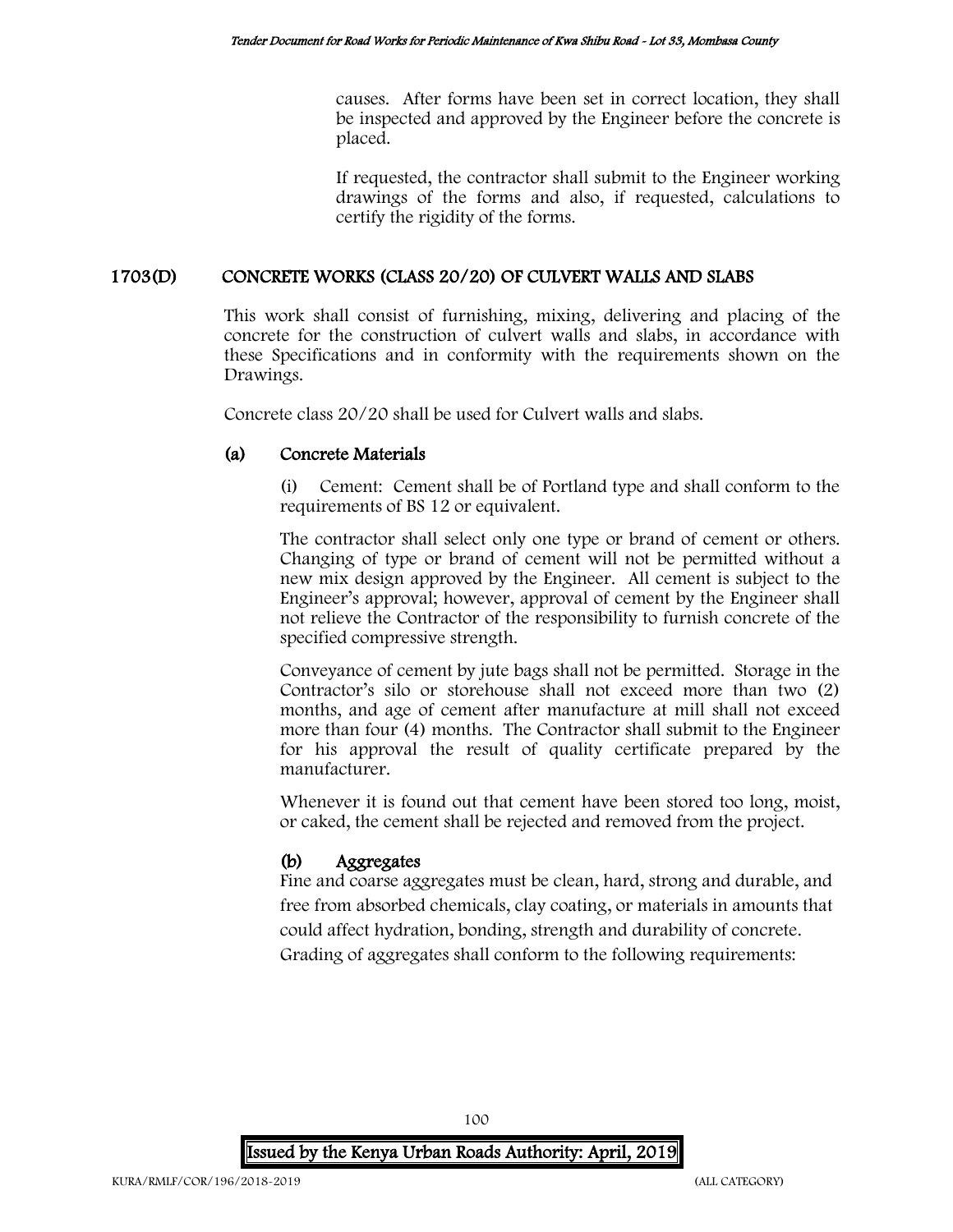causes. After forms have been set in correct location, they shall be inspected and approved by the Engineer before the concrete is placed.

If requested, the contractor shall submit to the Engineer working drawings of the forms and also, if requested, calculations to certify the rigidity of the forms.

## 1703(D) CONCRETE WORKS (CLASS 20/20) OF CULVERT WALLS AND SLABS

This work shall consist of furnishing, mixing, delivering and placing of the concrete for the construction of culvert walls and slabs, in accordance with these Specifications and in conformity with the requirements shown on the Drawings.

Concrete class 20/20 shall be used for Culvert walls and slabs.

### (a) Concrete Materials

(i) Cement: Cement shall be of Portland type and shall conform to the requirements of BS 12 or equivalent.

The contractor shall select only one type or brand of cement or others. Changing of type or brand of cement will not be permitted without a new mix design approved by the Engineer. All cement is subject to the Engineer's approval; however, approval of cement by the Engineer shall not relieve the Contractor of the responsibility to furnish concrete of the specified compressive strength.

Conveyance of cement by jute bags shall not be permitted. Storage in the Contractor's silo or storehouse shall not exceed more than two (2) months, and age of cement after manufacture at mill shall not exceed more than four (4) months. The Contractor shall submit to the Engineer for his approval the result of quality certificate prepared by the manufacturer.

Whenever it is found out that cement have been stored too long, moist, or caked, the cement shall be rejected and removed from the project.

### (b) Aggregates

Fine and coarse aggregates must be clean, hard, strong and durable, and free from absorbed chemicals, clay coating, or materials in amounts that could affect hydration, bonding, strength and durability of concrete. Grading of aggregates shall conform to the following requirements: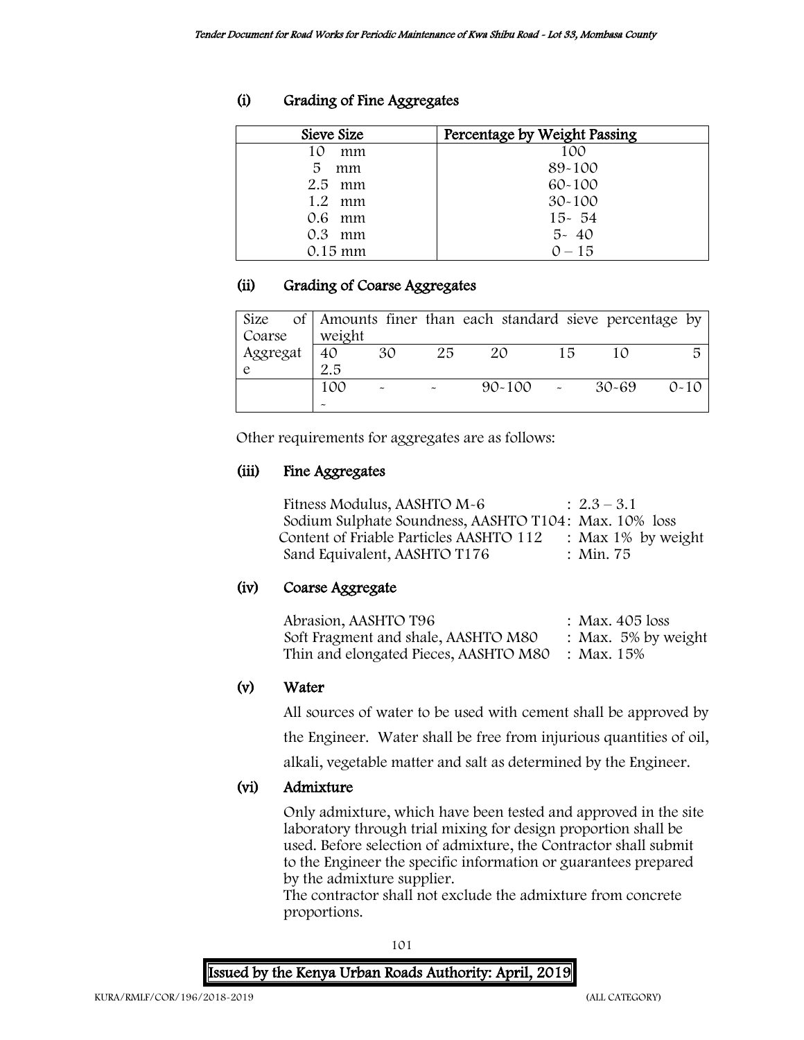### (i) Grading of Fine Aggregates

| Sieve Size | Percentage by Weight Passing |
|---|---|
| 10 mm | 100 |
| 5 mm | 89-100 |
| 2.5 mm | 60-100 |
| 1.2 mm | 30-100 |
| 0.6 mm | 15- 54 |
| 0.3 mm | 5- 40 |
| 0.15 mm | 0 – 15 |

### (ii) Grading of Coarse Aggregates

| Size of Coarse Aggregate | Amounts finer than each standard sieve percentage by weight | | | | | | |
|---|---|---|---|---|---|---|---|
| | 40 2.5 | 30 | 25 | 20 | 15 | 10 | 5 |
| | 100 - | - | - | 90-100 | - | 30-69 | 0-10 |

Other requirements for aggregates are as follows:

### (iii) Fine Aggregates

Fitness Modulus, AASHTO M-6 : 2.3 – 3.1
Sodium Sulphate Soundness, AASHTO T104: Max. 10% loss
Content of Friable Particles AASHTO 112 : Max 1% by weight
Sand Equivalent, AASHTO T176 : Min. 75

### (iv) Coarse Aggregate

Abrasion, AASHTO T96 : Max. 405 loss
Soft Fragment and shale, AASHTO M80 : Max. 5% by weight
Thin and elongated Pieces, AASHTO M80 : Max. 15%

### (v) Water

All sources of water to be used with cement shall be approved by the Engineer. Water shall be free from injurious quantities of oil, alkali, vegetable matter and salt as determined by the Engineer.

### (vi) Admixture

Only admixture, which have been tested and approved in the site laboratory through trial mixing for design proportion shall be used. Before selection of admixture, the Contractor shall submit to the Engineer the specific information or guarantees prepared by the admixture supplier.
The contractor shall not exclude the admixture from concrete proportions.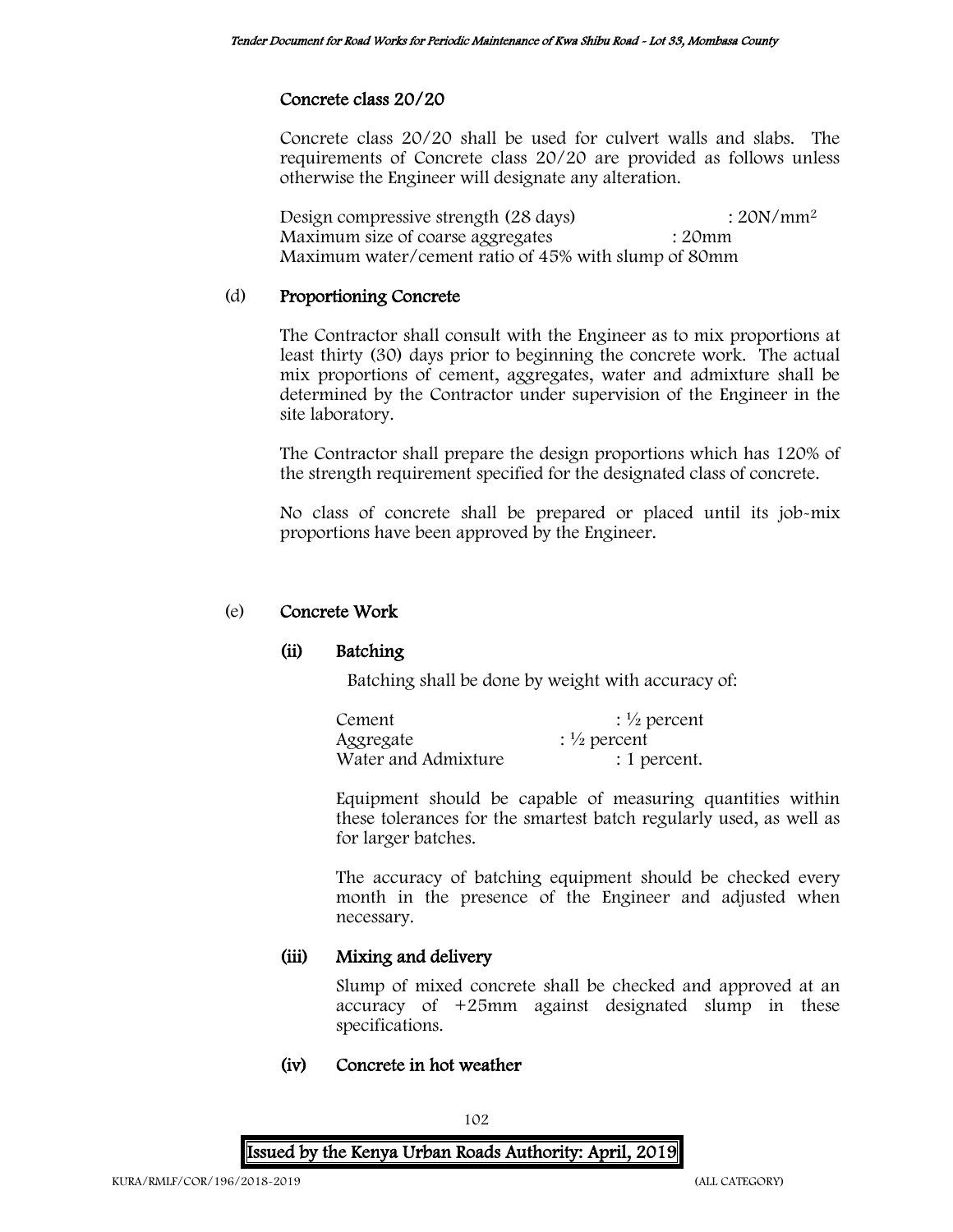### Concrete class 20/20

Concrete class 20/20 shall be used for culvert walls and slabs. The requirements of Concrete class 20/20 are provided as follows unless otherwise the Engineer will designate any alteration.

Design compressive strength (28 days) : 20N/mm$^2$
Maximum size of coarse aggregates : 20mm
Maximum water/cement ratio of 45% with slump of 80mm

### (d) Proportioning Concrete

The Contractor shall consult with the Engineer as to mix proportions at least thirty (30) days prior to beginning the concrete work. The actual mix proportions of cement, aggregates, water and admixture shall be determined by the Contractor under supervision of the Engineer in the site laboratory.

The Contractor shall prepare the design proportions which has 120% of the strength requirement specified for the designated class of concrete.

No class of concrete shall be prepared or placed until its job-mix proportions have been approved by the Engineer.

### (e) Concrete Work

#### (ii) Batching

Batching shall be done by weight with accuracy of:

Cement : ½ percent
Aggregate : ½ percent
Water and Admixture : 1 percent.

Equipment should be capable of measuring quantities within these tolerances for the smartest batch regularly used, as well as for larger batches.

The accuracy of batching equipment should be checked every month in the presence of the Engineer and adjusted when necessary.

#### (iii) Mixing and delivery

Slump of mixed concrete shall be checked and approved at an accuracy of +25mm against designated slump in these specifications.

#### (iv) Concrete in hot weather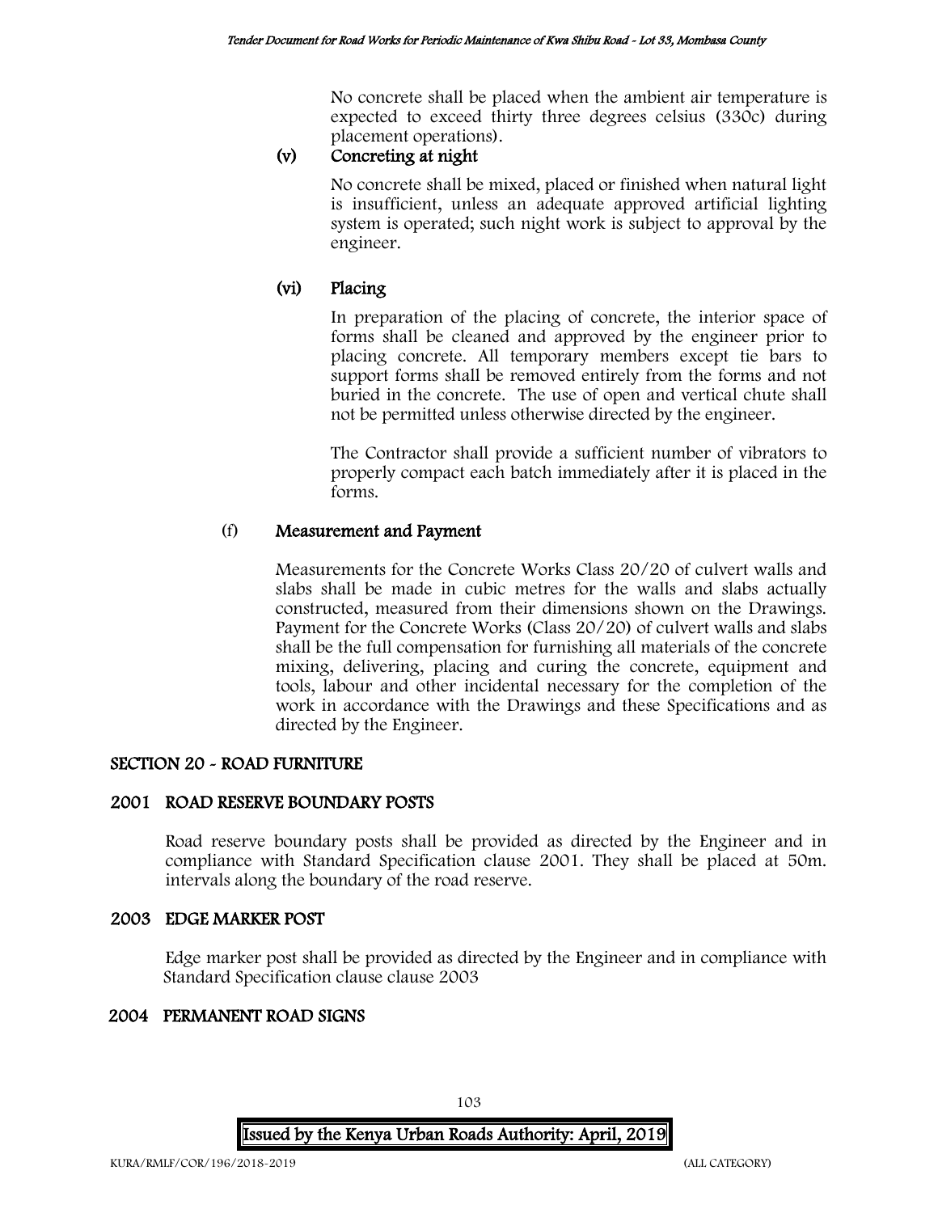No concrete shall be placed when the ambient air temperature is expected to exceed thirty three degrees celsius (330c) during placement operations).

### (v) Concreting at night

No concrete shall be mixed, placed or finished when natural light is insufficient, unless an adequate approved artificial lighting system is operated; such night work is subject to approval by the engineer.

### (vi) Placing

In preparation of the placing of concrete, the interior space of forms shall be cleaned and approved by the engineer prior to placing concrete. All temporary members except tie bars to support forms shall be removed entirely from the forms and not buried in the concrete. The use of open and vertical chute shall not be permitted unless otherwise directed by the engineer.

The Contractor shall provide a sufficient number of vibrators to properly compact each batch immediately after it is placed in the forms.

### (f) Measurement and Payment

Measurements for the Concrete Works Class 20/20 of culvert walls and slabs shall be made in cubic metres for the walls and slabs actually constructed, measured from their dimensions shown on the Drawings. Payment for the Concrete Works (Class 20/20) of culvert walls and slabs shall be the full compensation for furnishing all materials of the concrete mixing, delivering, placing and curing the concrete, equipment and tools, labour and other incidental necessary for the completion of the work in accordance with the Drawings and these Specifications and as directed by the Engineer.

## SECTION 20 - ROAD FURNITURE

### 2001 ROAD RESERVE BOUNDARY POSTS

Road reserve boundary posts shall be provided as directed by the Engineer and in compliance with Standard Specification clause 2001. They shall be placed at 50m. intervals along the boundary of the road reserve.

### 2003 EDGE MARKER POST

Edge marker post shall be provided as directed by the Engineer and in compliance with Standard Specification clause clause 2003

### 2004 PERMANENT ROAD SIGNS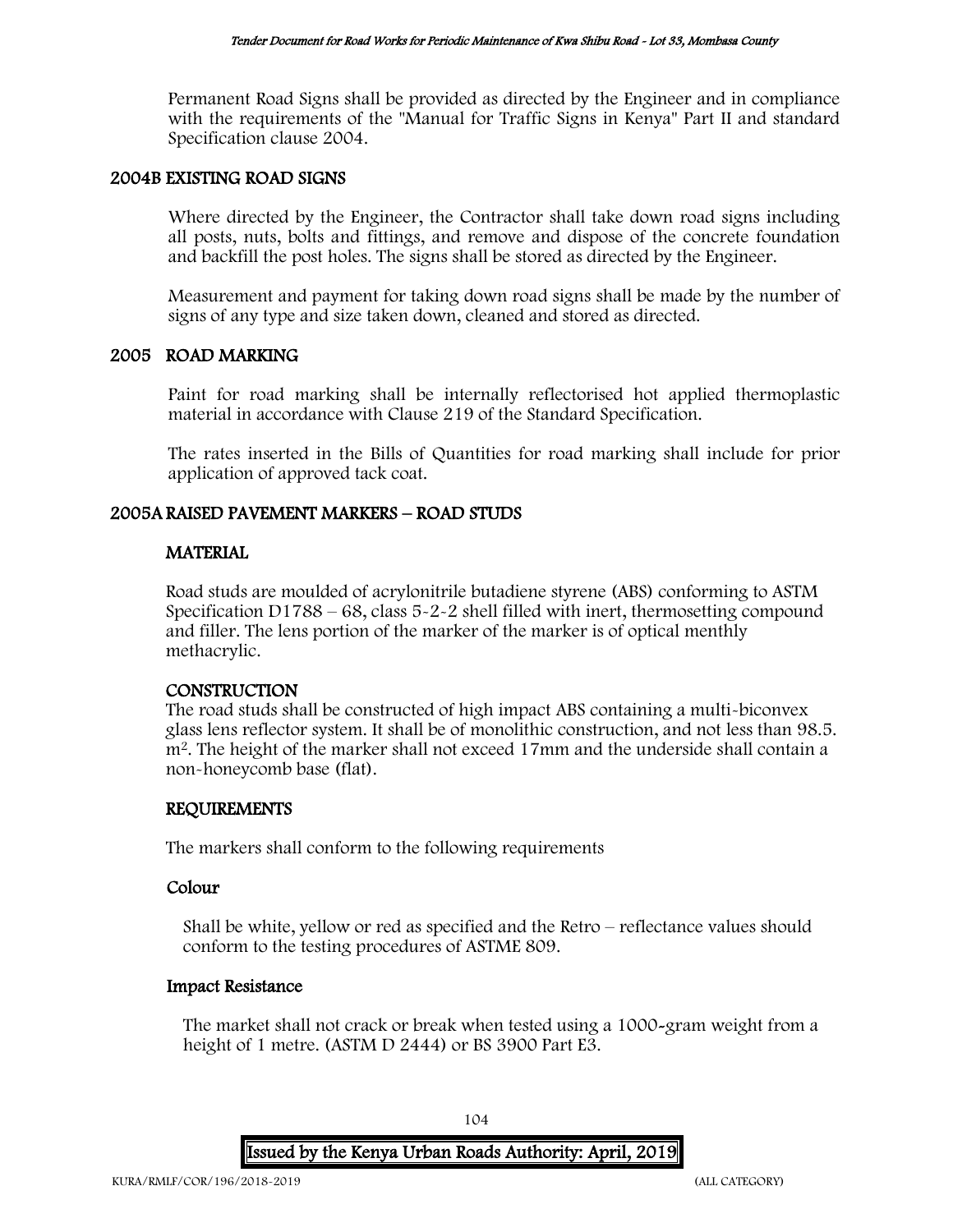Permanent Road Signs shall be provided as directed by the Engineer and in compliance with the requirements of the "Manual for Traffic Signs in Kenya" Part II and standard Specification clause 2004.

## 2004B EXISTING ROAD SIGNS

Where directed by the Engineer, the Contractor shall take down road signs including all posts, nuts, bolts and fittings, and remove and dispose of the concrete foundation and backfill the post holes. The signs shall be stored as directed by the Engineer.

Measurement and payment for taking down road signs shall be made by the number of signs of any type and size taken down, cleaned and stored as directed.

## 2005 ROAD MARKING

Paint for road marking shall be internally reflectorised hot applied thermoplastic material in accordance with Clause 219 of the Standard Specification.

The rates inserted in the Bills of Quantities for road marking shall include for prior application of approved tack coat.

## 2005A RAISED PAVEMENT MARKERS – ROAD STUDS

### MATERIAL

Road studs are moulded of acrylonitrile butadiene styrene (ABS) conforming to ASTM Specification D1788 – 68, class 5-2-2 shell filled with inert, thermosetting compound and filler. The lens portion of the marker of the marker is of optical menthly methacrylic.

### CONSTRUCTION

The road studs shall be constructed of high impact ABS containing a multi-biconvex glass lens reflector system. It shall be of monolithic construction, and not less than 98.5. $m^2$. The height of the marker shall not exceed 17mm and the underside shall contain a non-honeycomb base (flat).

### REQUIREMENTS

The markers shall conform to the following requirements

#### Colour

Shall be white, yellow or red as specified and the Retro – reflectance values should conform to the testing procedures of ASTME 809.

#### Impact Resistance

The market shall not crack or break when tested using a 1000-gram weight from a height of 1 metre. (ASTM D 2444) or BS 3900 Part E3.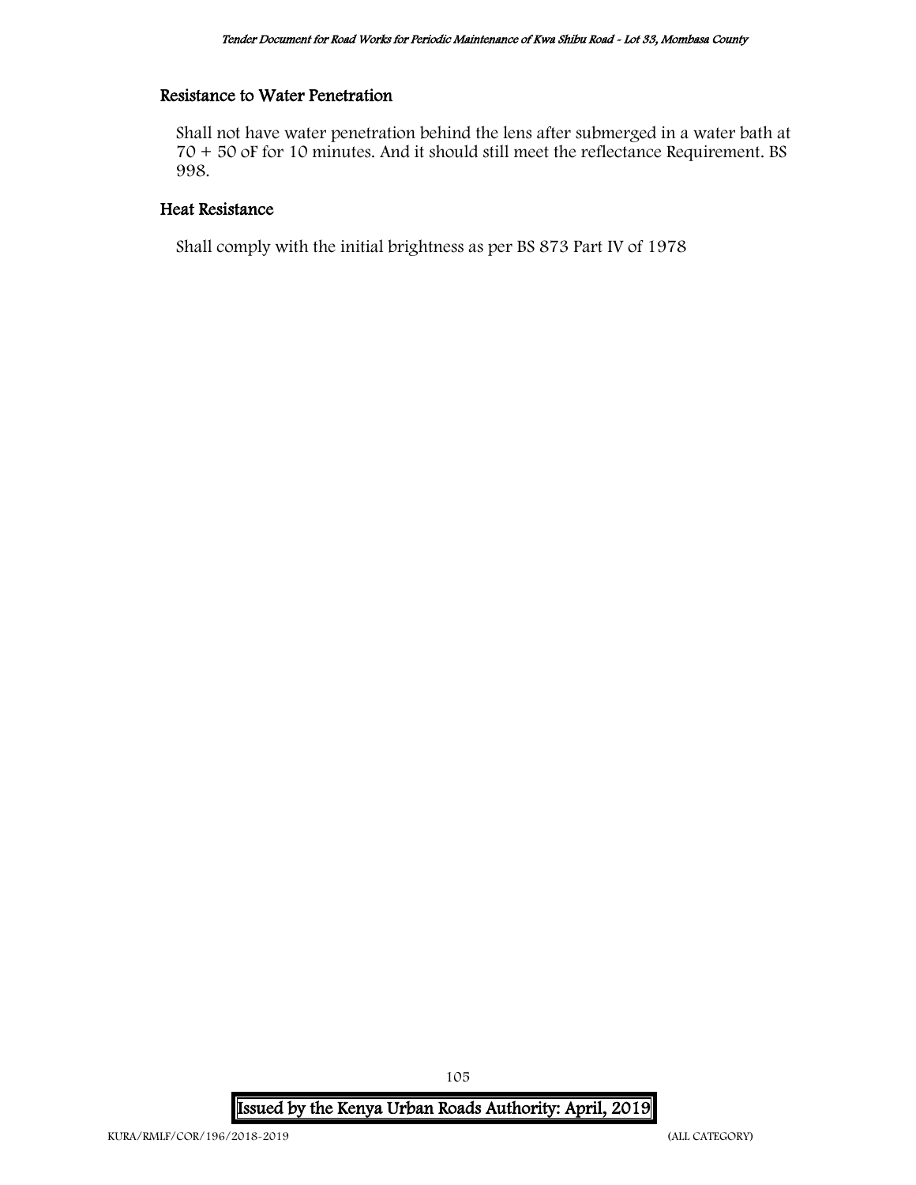### Resistance to Water Penetration

Shall not have water penetration behind the lens after submerged in a water bath at 70 + 50 oF for 10 minutes. And it should still meet the reflectance Requirement. BS 998.

### Heat Resistance

Shall comply with the initial brightness as per BS 873 Part IV of 1978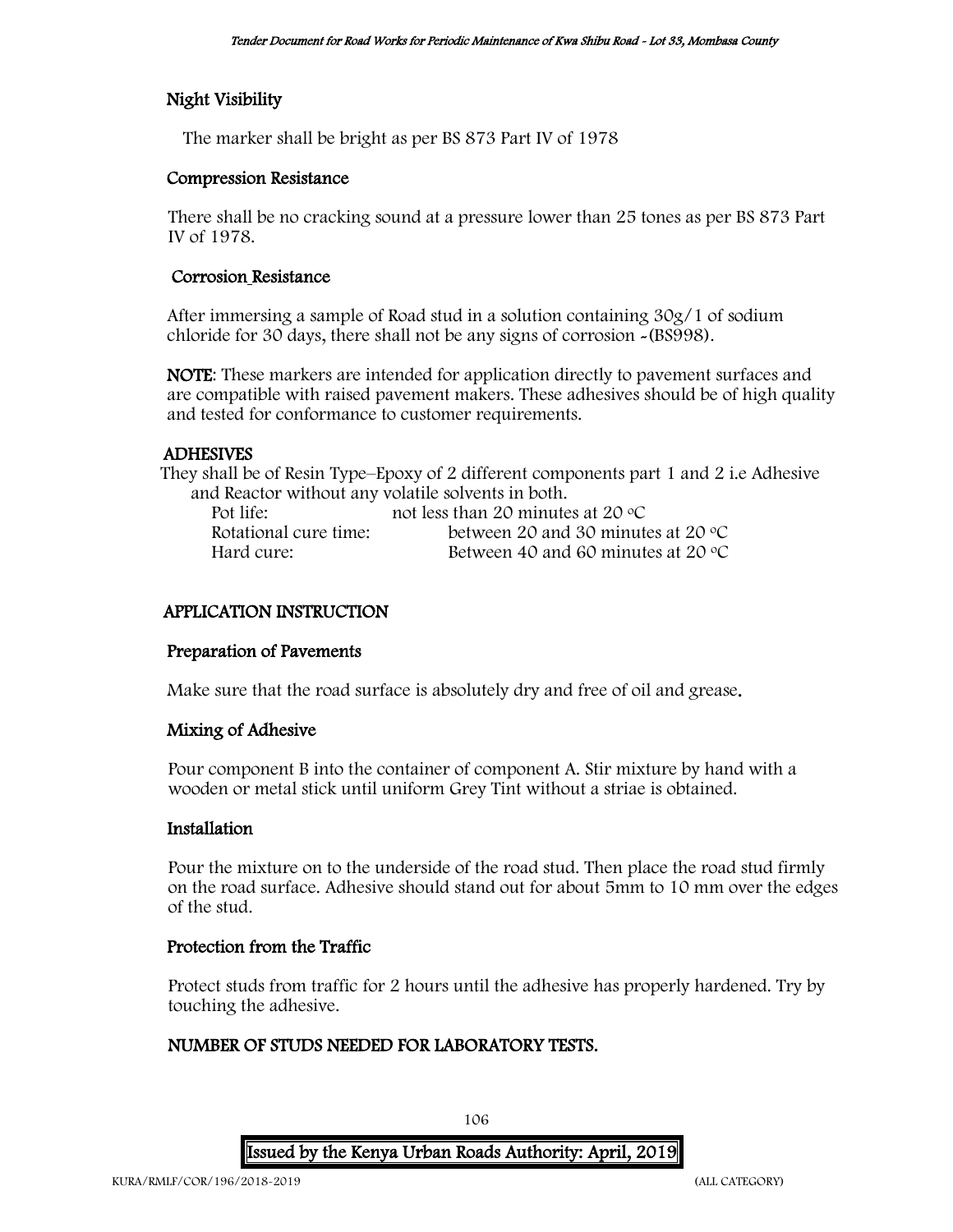### Night Visibility

The marker shall be bright as per BS 873 Part IV of 1978

### Compression Resistance

There shall be no cracking sound at a pressure lower than 25 tones as per BS 873 Part IV of 1978.

### Corrosion Resistance

After immersing a sample of Road stud in a solution containing 30g/1 of sodium chloride for 30 days, there shall not be any signs of corrosion -(BS998).

**NOTE**: These markers are intended for application directly to pavement surfaces and are compatible with raised pavement makers. These adhesives should be of high quality and tested for conformance to customer requirements.

### ADHESIVES

They shall be of Resin Type–Epoxy of 2 different components part 1 and 2 i.e Adhesive and Reactor without any volatile solvents in both.

| | |
|---|---|
| Pot life: | not less than 20 minutes at 20 °C |
| Rotational cure time: | between 20 and 30 minutes at 20 °C |
| Hard cure: | Between 40 and 60 minutes at 20 °C |

## APPLICATION INSTRUCTION

### Preparation of Pavements

Make sure that the road surface is absolutely dry and free of oil and grease.

### Mixing of Adhesive

Pour component B into the container of component A. Stir mixture by hand with a wooden or metal stick until uniform Grey Tint without a striae is obtained.

### Installation

Pour the mixture on to the underside of the road stud. Then place the road stud firmly on the road surface. Adhesive should stand out for about 5mm to 10 mm over the edges of the stud.

### Protection from the Traffic

Protect studs from traffic for 2 hours until the adhesive has properly hardened. Try by touching the adhesive.

## NUMBER OF STUDS NEEDED FOR LABORATORY TESTS.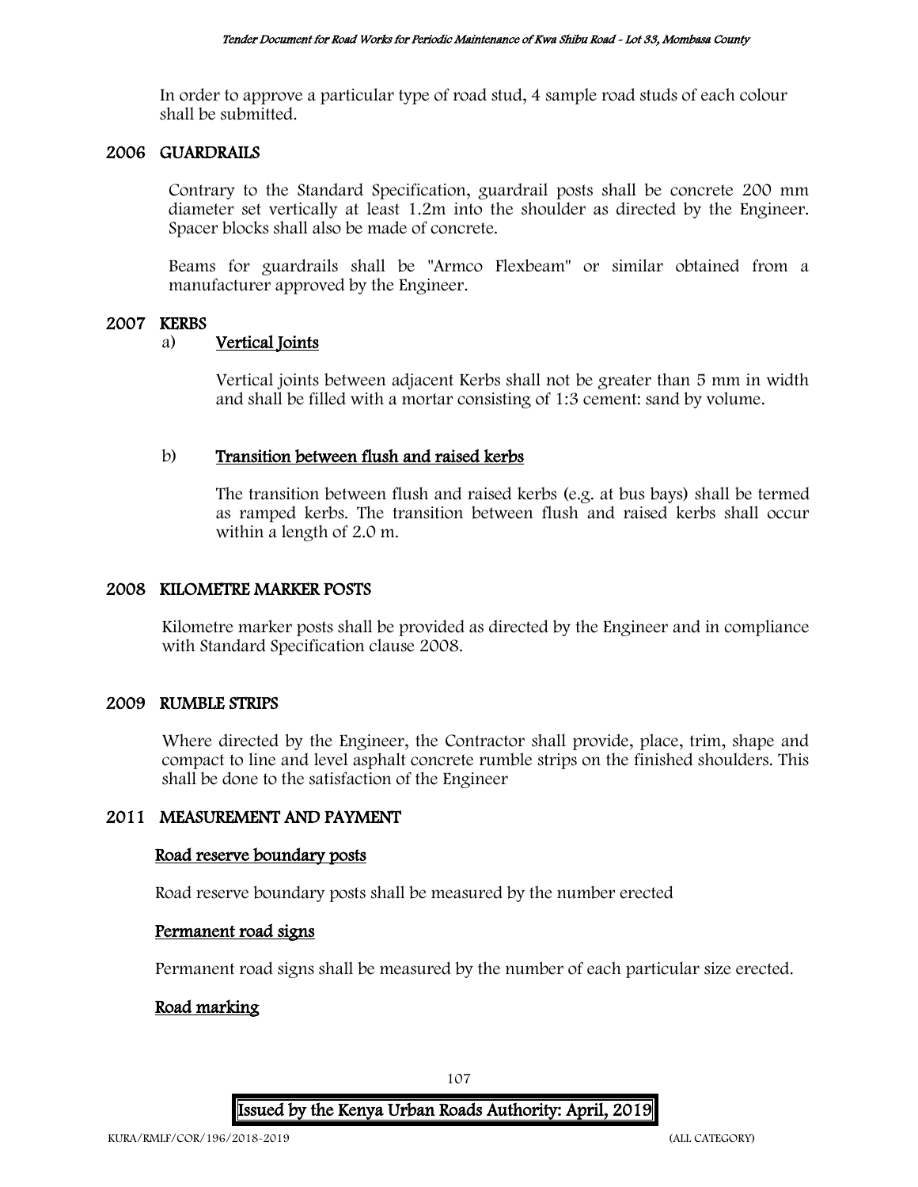In order to approve a particular type of road stud, 4 sample road studs of each colour shall be submitted.

## 2006 GUARDRAILS

Contrary to the Standard Specification, guardrail posts shall be concrete 200 mm diameter set vertically at least 1.2m into the shoulder as directed by the Engineer. Spacer blocks shall also be made of concrete.

Beams for guardrails shall be "Armco Flexbeam" or similar obtained from a manufacturer approved by the Engineer.

## 2007 KERBS

a) **Vertical Joints**

Vertical joints between adjacent Kerbs shall not be greater than 5 mm in width and shall be filled with a mortar consisting of 1:3 cement: sand by volume.

b) **Transition between flush and raised kerbs**

The transition between flush and raised kerbs (e.g. at bus bays) shall be termed as ramped kerbs. The transition between flush and raised kerbs shall occur within a length of 2.0 m.

## 2008 KILOMETRE MARKER POSTS

Kilometre marker posts shall be provided as directed by the Engineer and in compliance with Standard Specification clause 2008.

## 2009 RUMBLE STRIPS

Where directed by the Engineer, the Contractor shall provide, place, trim, shape and compact to line and level asphalt concrete rumble strips on the finished shoulders. This shall be done to the satisfaction of the Engineer

## 2011 MEASUREMENT AND PAYMENT

**Road reserve boundary posts**

Road reserve boundary posts shall be measured by the number erected

**Permanent road signs**

Permanent road signs shall be measured by the number of each particular size erected.

**Road marking**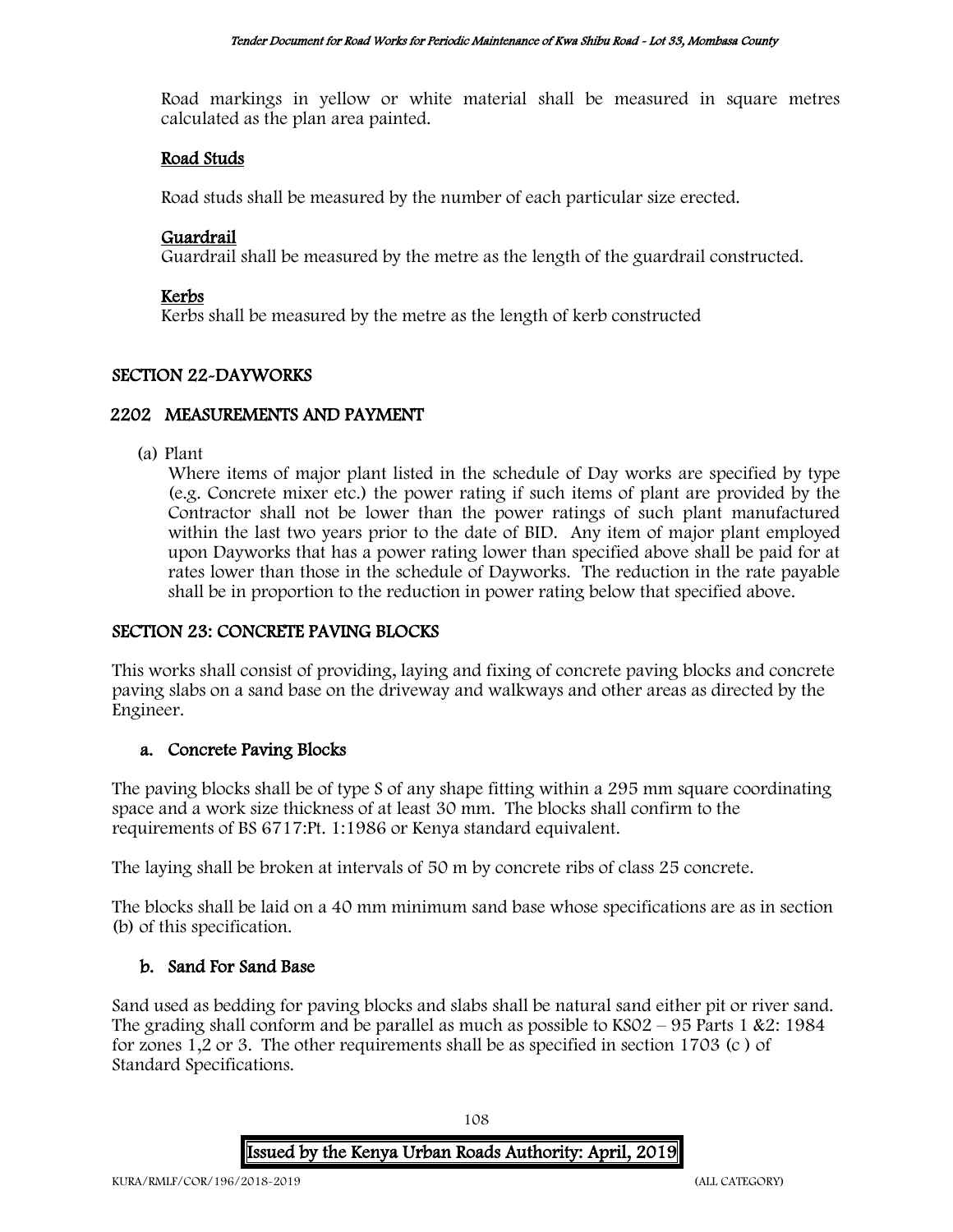Road markings in yellow or white material shall be measured in square metres calculated as the plan area painted.

### Road Studs

Road studs shall be measured by the number of each particular size erected.

### Guardrail

Guardrail shall be measured by the metre as the length of the guardrail constructed.

### Kerbs

Kerbs shall be measured by the metre as the length of kerb constructed

## SECTION 22-DAYWORKS

### 2202 MEASUREMENTS AND PAYMENT

(a) Plant

Where items of major plant listed in the schedule of Day works are specified by type (e.g. Concrete mixer etc.) the power rating if such items of plant are provided by the Contractor shall not be lower than the power ratings of such plant manufactured within the last two years prior to the date of BID. Any item of major plant employed upon Dayworks that has a power rating lower than specified above shall be paid for at rates lower than those in the schedule of Dayworks. The reduction in the rate payable shall be in proportion to the reduction in power rating below that specified above.

## SECTION 23: CONCRETE PAVING BLOCKS

This works shall consist of providing, laying and fixing of concrete paving blocks and concrete paving slabs on a sand base on the driveway and walkways and other areas as directed by the Engineer.

### a. Concrete Paving Blocks

The paving blocks shall be of type S of any shape fitting within a 295 mm square coordinating space and a work size thickness of at least 30 mm. The blocks shall confirm to the requirements of BS 6717:Pt. 1:1986 or Kenya standard equivalent.

The laying shall be broken at intervals of 50 m by concrete ribs of class 25 concrete.

The blocks shall be laid on a 40 mm minimum sand base whose specifications are as in section (b) of this specification.

### b. Sand For Sand Base

Sand used as bedding for paving blocks and slabs shall be natural sand either pit or river sand. The grading shall conform and be parallel as much as possible to KS02 – 95 Parts 1 &2: 1984 for zones 1,2 or 3. The other requirements shall be as specified in section 1703 (c ) of Standard Specifications.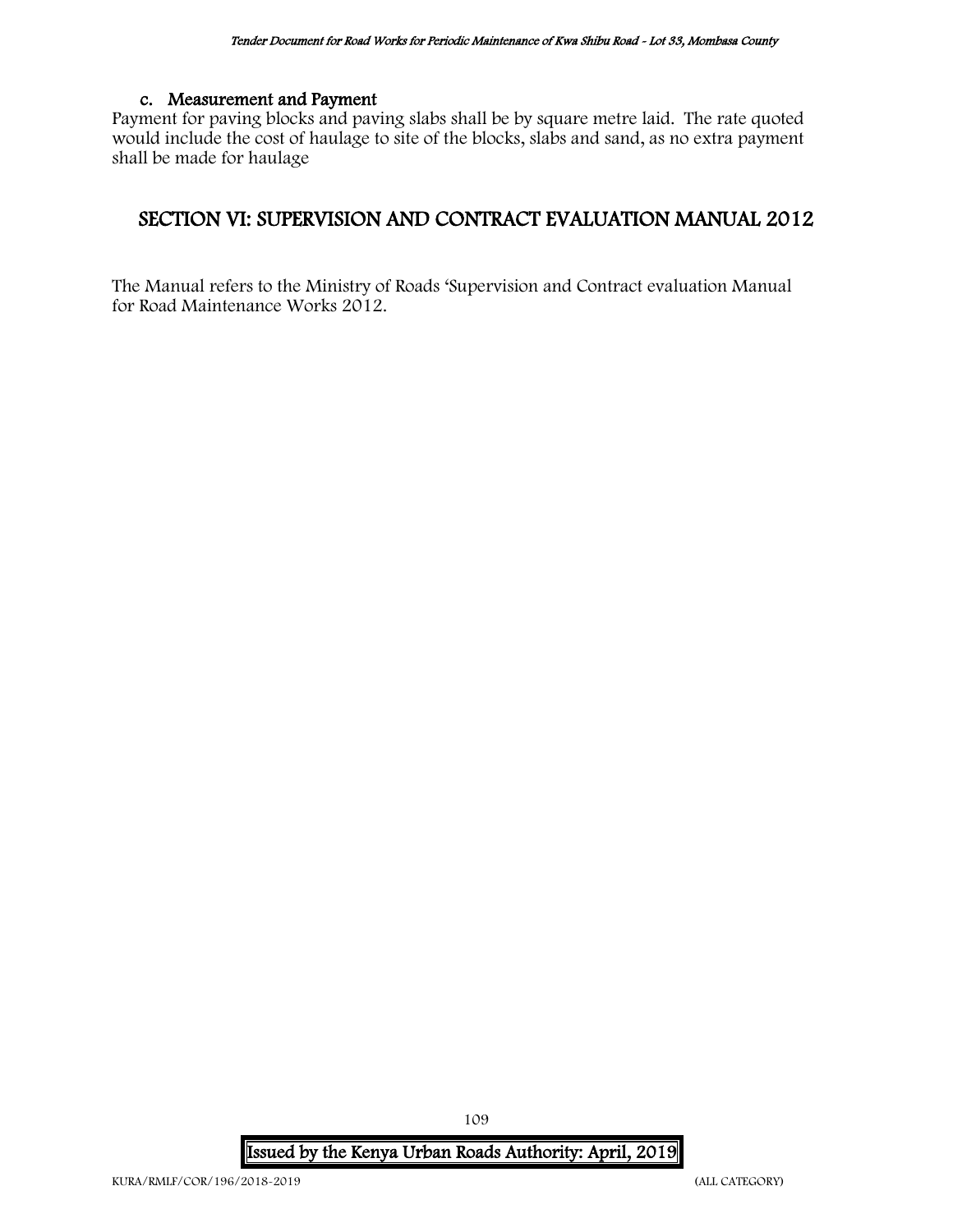### c. Measurement and Payment

Payment for paving blocks and paving slabs shall be by square metre laid. The rate quoted would include the cost of haulage to site of the blocks, slabs and sand, as no extra payment shall be made for haulage

## SECTION VI: SUPERVISION AND CONTRACT EVALUATION MANUAL 2012

The Manual refers to the Ministry of Roads 'Supervision and Contract evaluation Manual for Road Maintenance Works 2012.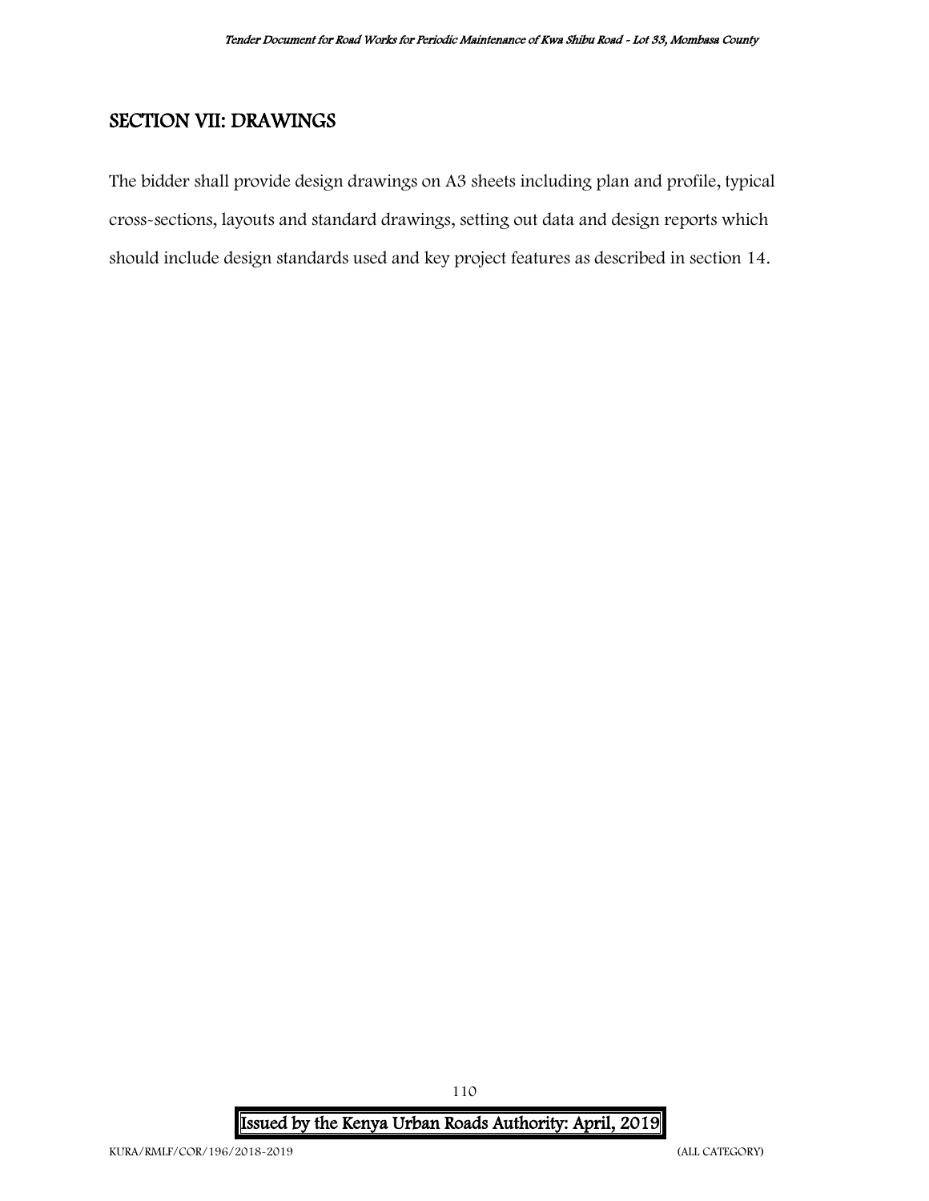## SECTION VII: DRAWINGS

The bidder shall provide design drawings on A3 sheets including plan and profile, typical cross-sections, layouts and standard drawings, setting out data and design reports which should include design standards used and key project features as described in section 14.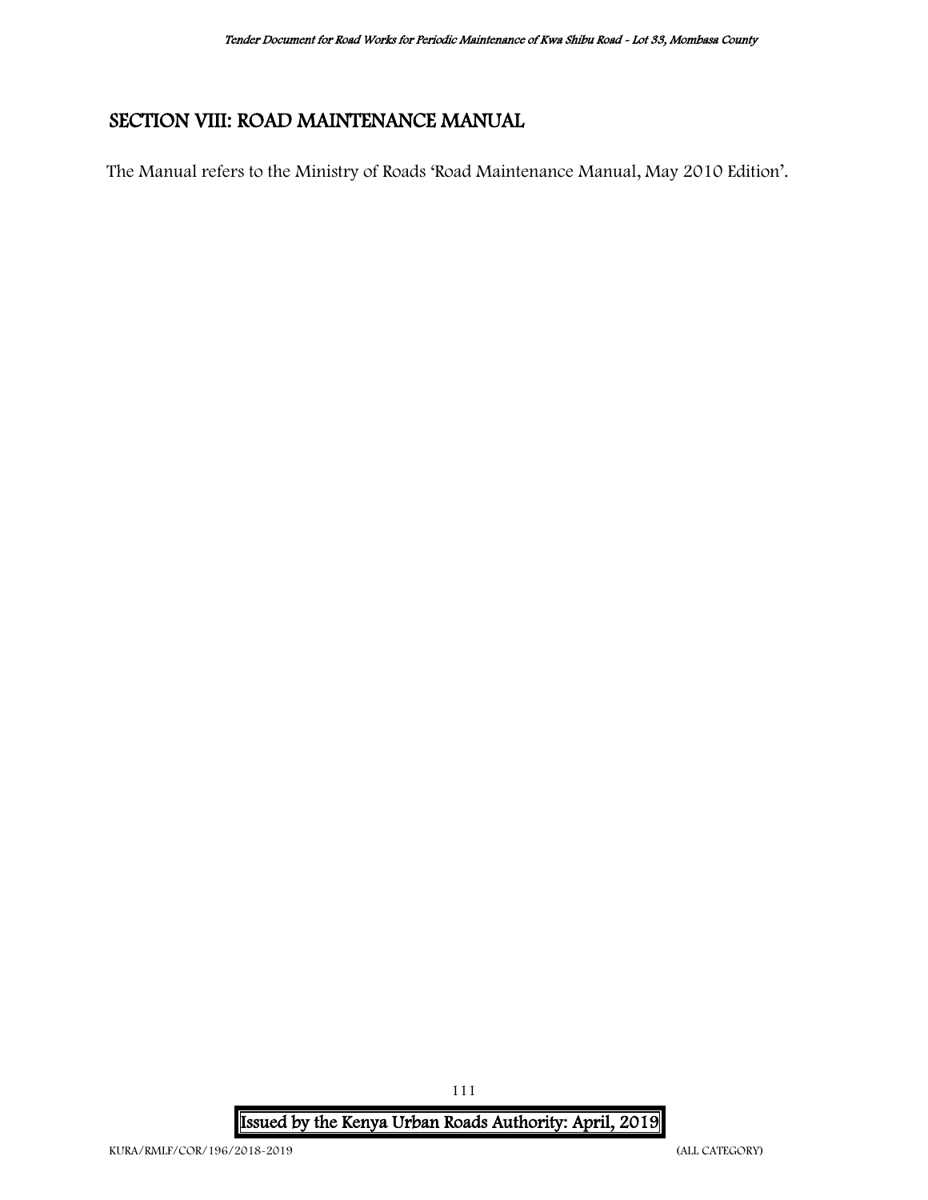# SECTION VIII: ROAD MAINTENANCE MANUAL

The Manual refers to the Ministry of Roads 'Road Maintenance Manual, May 2010 Edition'.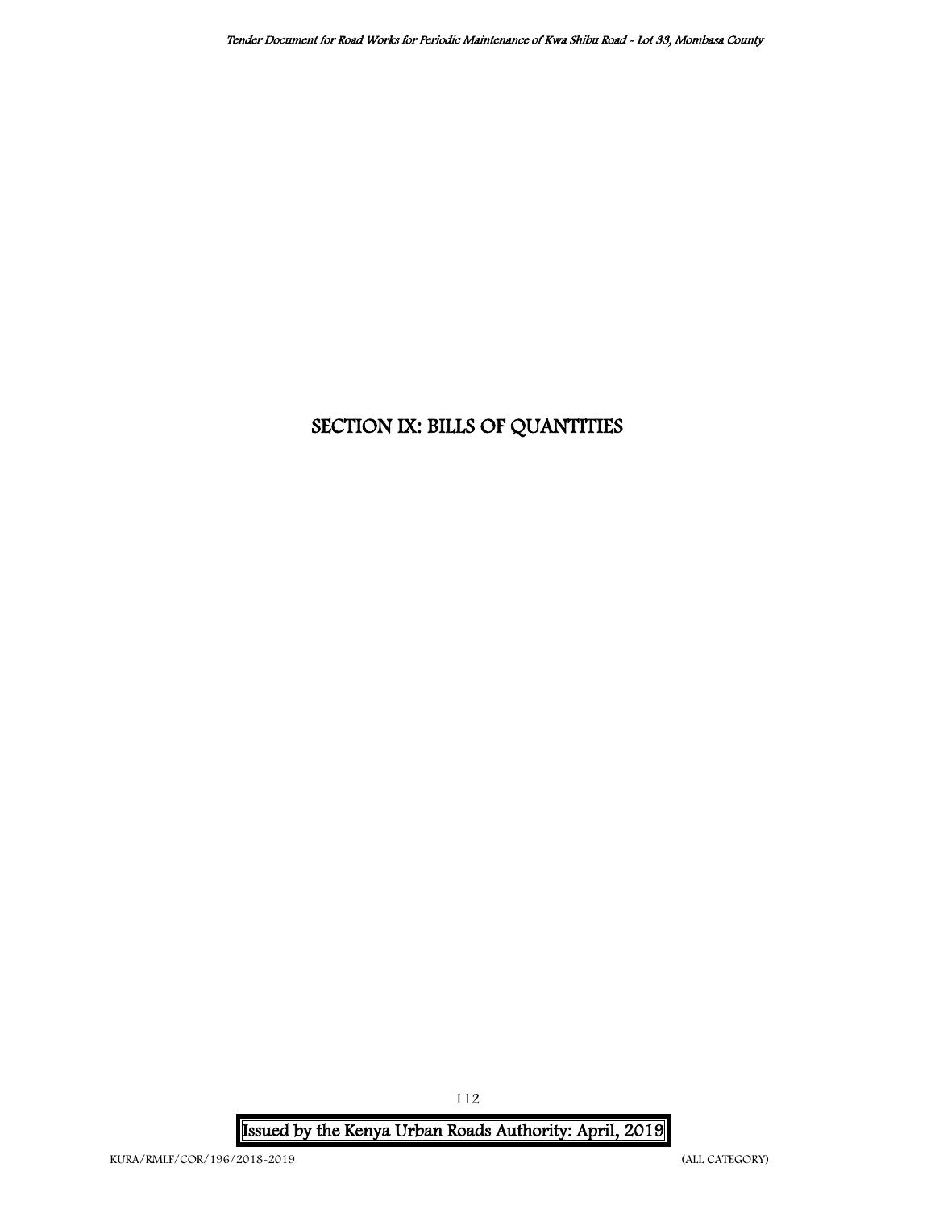# SECTION IX: BILLS OF QUANTITIES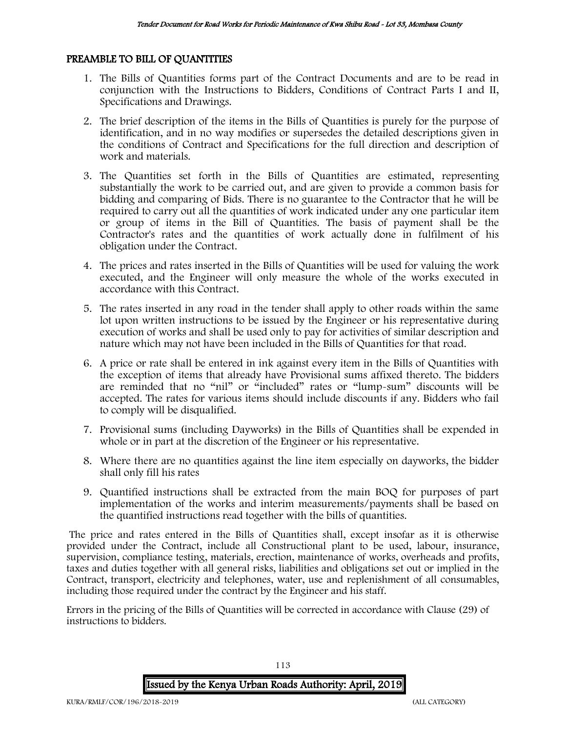## PREAMBLE TO BILL OF QUANTITIES

1. The Bills of Quantities forms part of the Contract Documents and are to be read in conjunction with the Instructions to Bidders, Conditions of Contract Parts I and II, Specifications and Drawings.
2. The brief description of the items in the Bills of Quantities is purely for the purpose of identification, and in no way modifies or supersedes the detailed descriptions given in the conditions of Contract and Specifications for the full direction and description of work and materials.
3. The Quantities set forth in the Bills of Quantities are estimated, representing substantially the work to be carried out, and are given to provide a common basis for bidding and comparing of Bids. There is no guarantee to the Contractor that he will be required to carry out all the quantities of work indicated under any one particular item or group of items in the Bill of Quantities. The basis of payment shall be the Contractor's rates and the quantities of work actually done in fulfilment of his obligation under the Contract.
4. The prices and rates inserted in the Bills of Quantities will be used for valuing the work executed, and the Engineer will only measure the whole of the works executed in accordance with this Contract.
5. The rates inserted in any road in the tender shall apply to other roads within the same lot upon written instructions to be issued by the Engineer or his representative during execution of works and shall be used only to pay for activities of similar description and nature which may not have been included in the Bills of Quantities for that road.
6. A price or rate shall be entered in ink against every item in the Bills of Quantities with the exception of items that already have Provisional sums affixed thereto. The bidders are reminded that no "nil" or "included" rates or "lump-sum" discounts will be accepted. The rates for various items should include discounts if any. Bidders who fail to comply will be disqualified.
7. Provisional sums (including Dayworks) in the Bills of Quantities shall be expended in whole or in part at the discretion of the Engineer or his representative.
8. Where there are no quantities against the line item especially on dayworks, the bidder shall only fill his rates
9. Quantified instructions shall be extracted from the main BOQ for purposes of part implementation of the works and interim measurements/payments shall be based on the quantified instructions read together with the bills of quantities.

The price and rates entered in the Bills of Quantities shall, except insofar as it is otherwise provided under the Contract, include all Constructional plant to be used, labour, insurance, supervision, compliance testing, materials, erection, maintenance of works, overheads and profits, taxes and duties together with all general risks, liabilities and obligations set out or implied in the Contract, transport, electricity and telephones, water, use and replenishment of all consumables, including those required under the contract by the Engineer and his staff.

Errors in the pricing of the Bills of Quantities will be corrected in accordance with Clause (29) of instructions to bidders.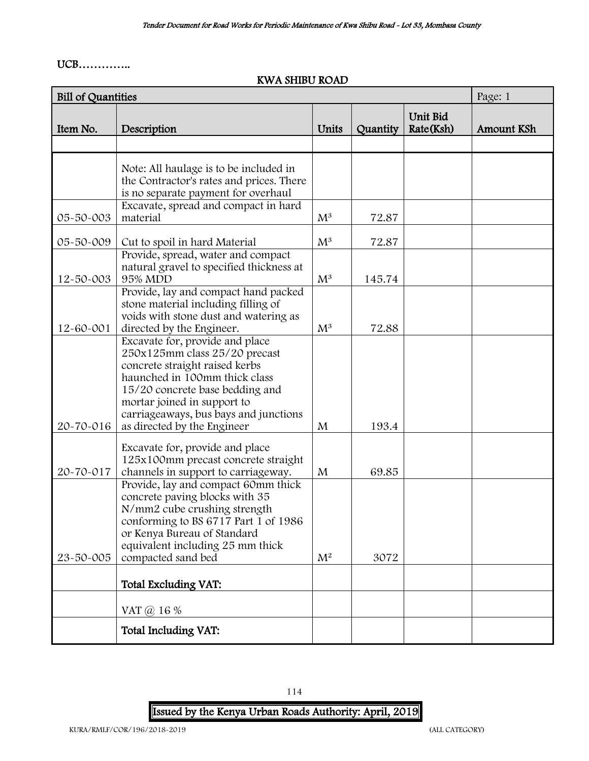UCB…………..

KWA SHIBU ROAD

| Bill of Quantities | | | | | Page: 1 |
|---|---|---|---|---|---|
| Item No. | Description | Units | Quantity | Unit Bid Rate(Ksh) | Amount KSh |
| | | | | | |
| | Note: All haulage is to be included in the Contractor's rates and prices. There is no separate payment for overhaul | | | | |
| 05-50-003 | Excavate, spread and compact in hard material | $M^3$ | 72.87 | | |
| 05-50-009 | Cut to spoil in hard Material | $M^3$ | 72.87 | | |
| 12-50-003 | Provide, spread, water and compact natural gravel to specified thickness at 95% MDD | $M^3$ | 145.74 | | |
| 12-60-001 | Provide, lay and compact hand packed stone material including filling of voids with stone dust and watering as directed by the Engineer. | $M^3$ | 72.88 | | |
| 20-70-016 | Excavate for, provide and place 250x125mm class 25/20 precast concrete straight raised kerbs haunched in 100mm thick class 15/20 concrete base bedding and mortar joined in support to carriageaways, bus bays and junctions as directed by the Engineer | M | 193.4 | | |
| 20-70-017 | Excavate for, provide and place 125x100mm precast concrete straight channels in support to carriageway. | M | 69.85 | | |
| 23-50-005 | Provide, lay and compact 60mm thick concrete paving blocks with 35 N/mm2 cube crushing strength conforming to BS 6717 Part 1 of 1986 or Kenya Bureau of Standard equivalent including 25 mm thick compacted sand bed | $M^2$ | 3072 | | |
| | **Total Excluding VAT:** | | | | |
| | VAT @ 16 % | | | | |
| | **Total Including VAT:** | | | | |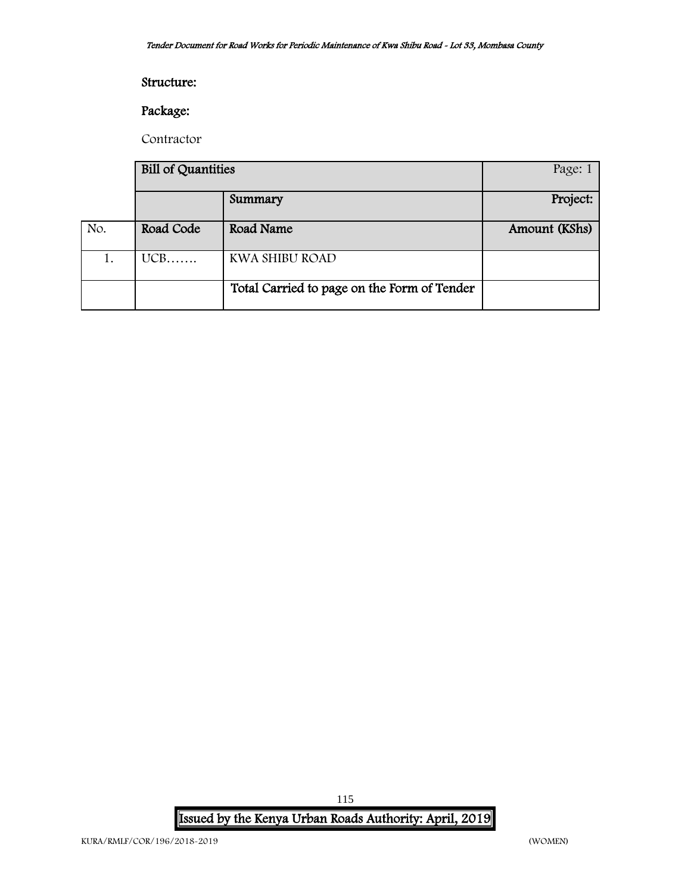**Structure:**

**Package:**

Contractor

| | Bill of Quantities | | Page: 1 |
|---|---|---|---|
| | | Summary | Project: |
| No. | Road Code | Road Name | Amount (KShs) |
| 1. | UCB……. | KWA SHIBU ROAD | |
| | | Total Carried to page on the Form of Tender | |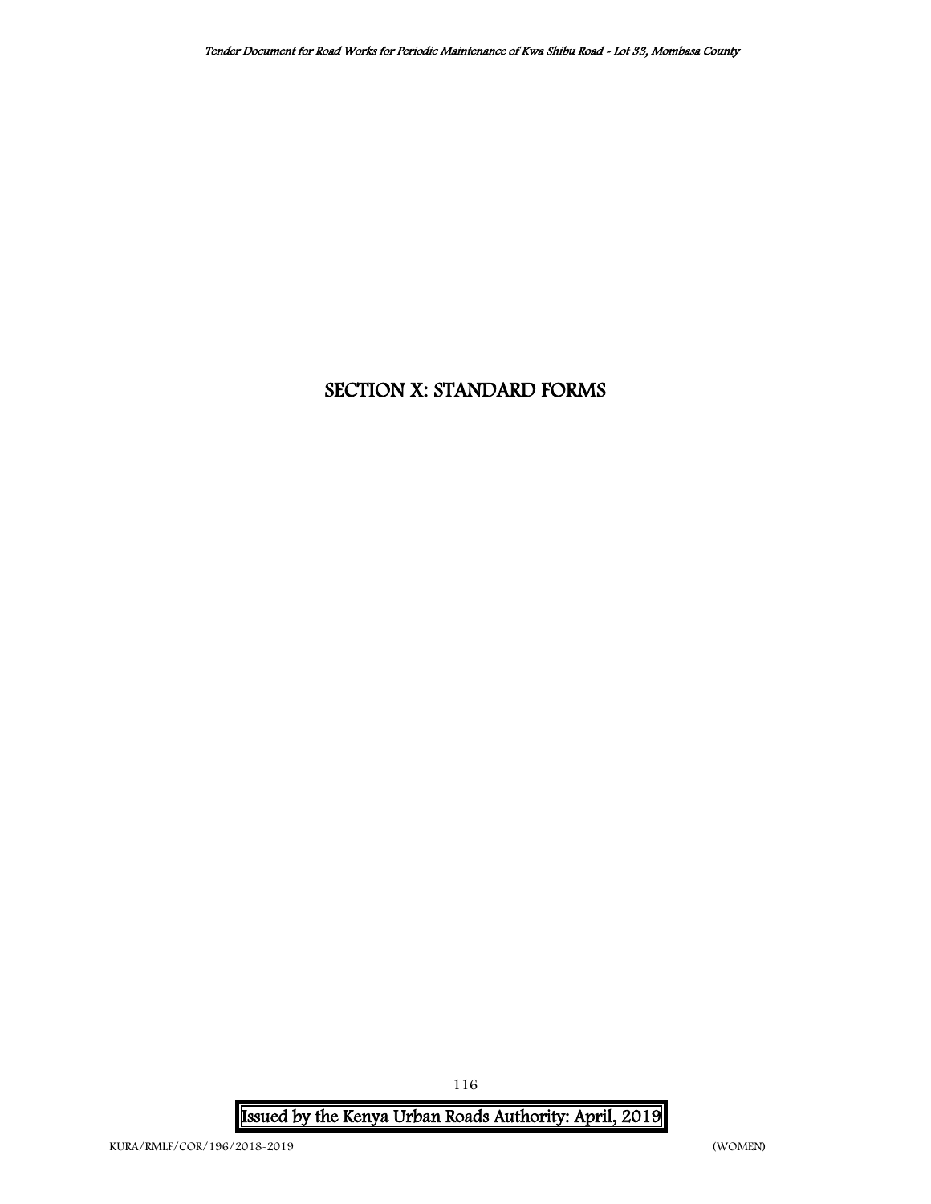# SECTION X: STANDARD FORMS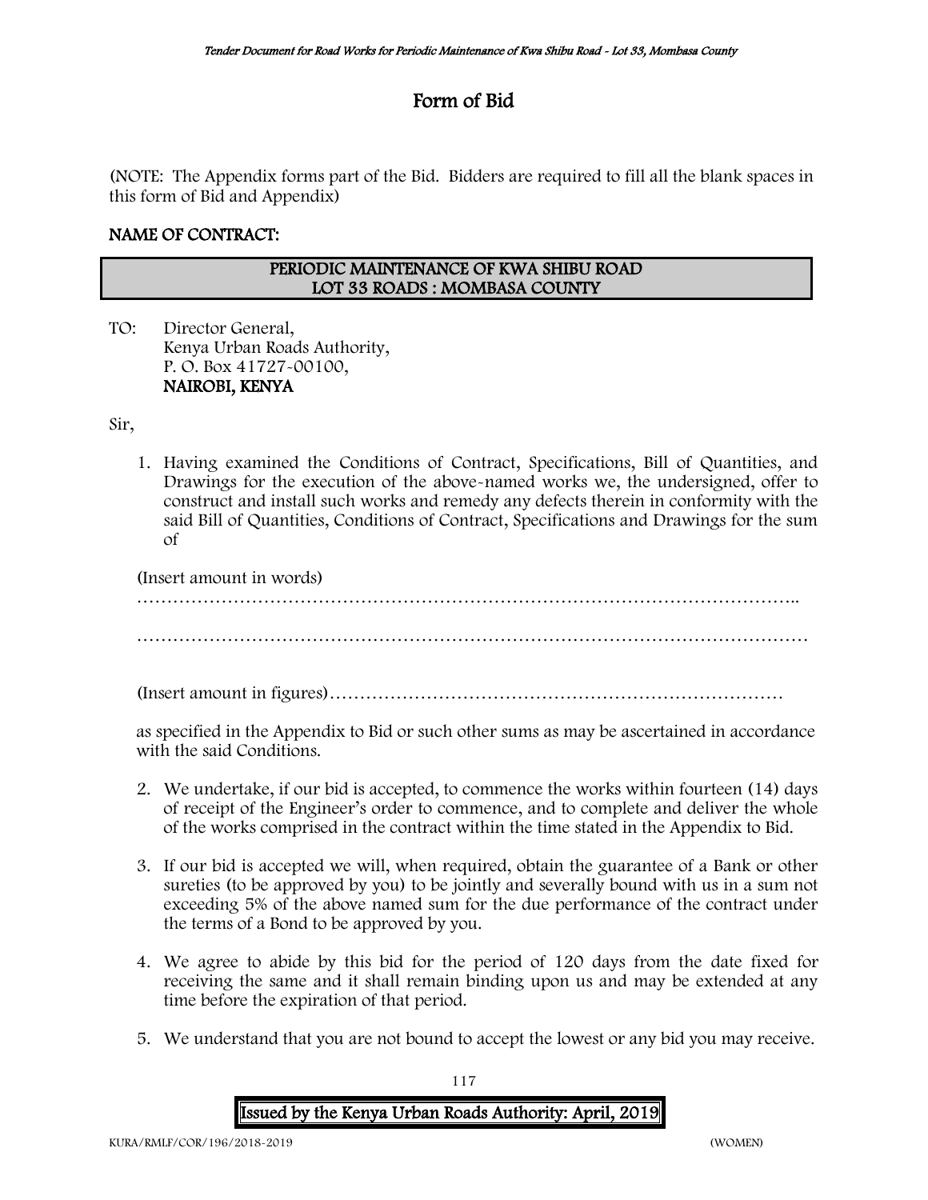# Form of Bid

(NOTE: The Appendix forms part of the Bid. Bidders are required to fill all the blank spaces in this form of Bid and Appendix)

**NAME OF CONTRACT:**

| PERIODIC MAINTENANCE OF KWA SHIBU ROAD<br>LOT 33 ROADS : MOMBASA COUNTY |
|---|

TO: Director General,
Kenya Urban Roads Authority,
P. O. Box 41727-00100,
**NAIROBI, KENYA**

Sir,

1. Having examined the Conditions of Contract, Specifications, Bill of Quantities, and Drawings for the execution of the above-named works we, the undersigned, offer to construct and install such works and remedy any defects therein in conformity with the said Bill of Quantities, Conditions of Contract, Specifications and Drawings for the sum of

   (Insert amount in words)
   …………………………………………………………………………………………………..

   …………………………………………………………………………………………………

   (Insert amount in figures)…………………………………………………………………

   as specified in the Appendix to Bid or such other sums as may be ascertained in accordance with the said Conditions.

2. We undertake, if our bid is accepted, to commence the works within fourteen (14) days of receipt of the Engineer's order to commence, and to complete and deliver the whole of the works comprised in the contract within the time stated in the Appendix to Bid.

3. If our bid is accepted we will, when required, obtain the guarantee of a Bank or other sureties (to be approved by you) to be jointly and severally bound with us in a sum not exceeding 5% of the above named sum for the due performance of the contract under the terms of a Bond to be approved by you.

4. We agree to abide by this bid for the period of 120 days from the date fixed for receiving the same and it shall remain binding upon us and may be extended at any time before the expiration of that period.

5. We understand that you are not bound to accept the lowest or any bid you may receive.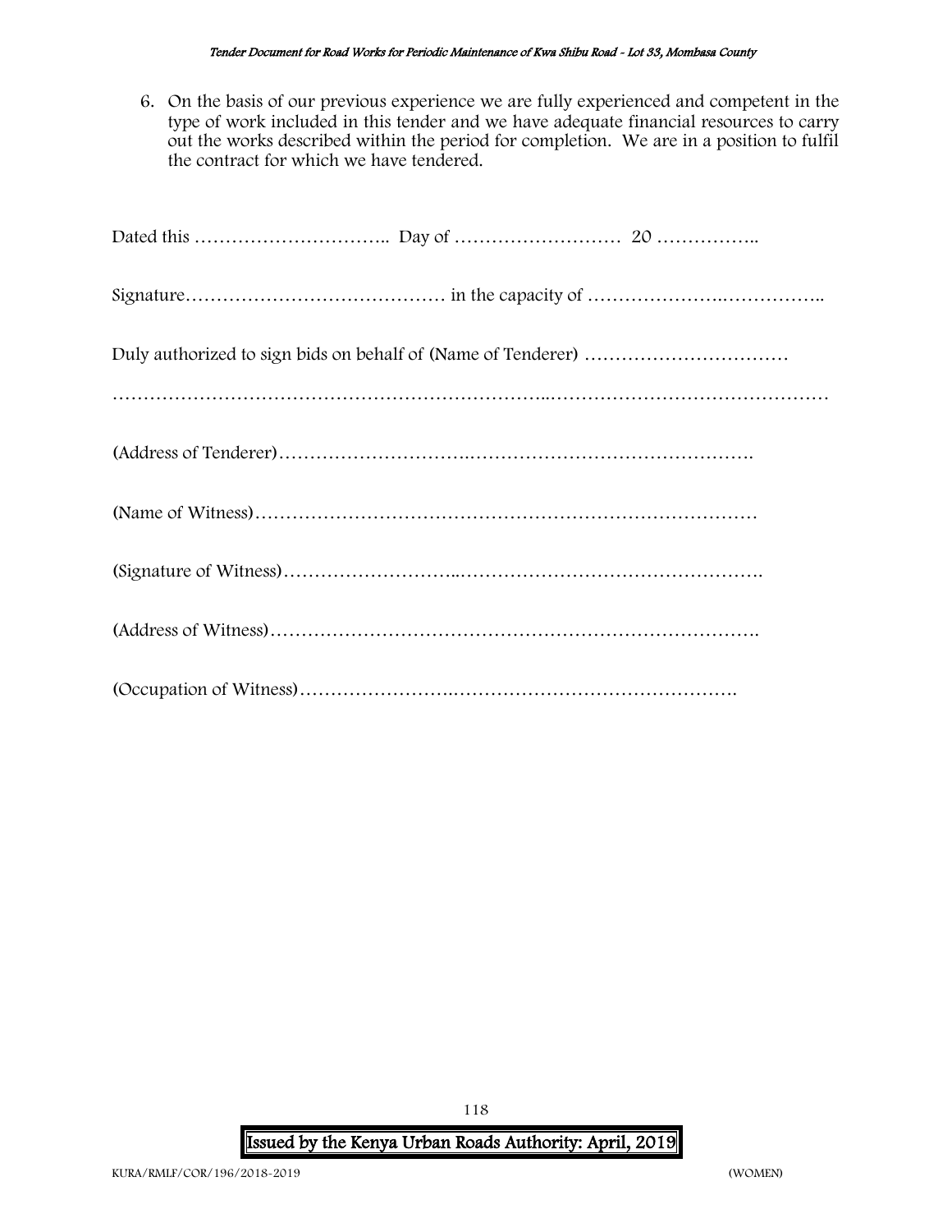6. On the basis of our previous experience we are fully experienced and competent in the type of work included in this tender and we have adequate financial resources to carry out the works described within the period for completion. We are in a position to fulfil the contract for which we have tendered.

Dated this ………………………….. Day of ……………………… 20 ……………..

Signature…………………………………… in the capacity of ………………….……………..

Duly authorized to sign bids on behalf of (Name of Tenderer) ……………………………

……………………………………………………………..………………………………………

(Address of Tenderer)…………………………………………………………………….

(Name of Witness)………………………………………………………………………

(Signature of Witness)………………………..………………………………………….

(Address of Witness)…………………………………………………………………….

(Occupation of Witness)…………………….……………………………………….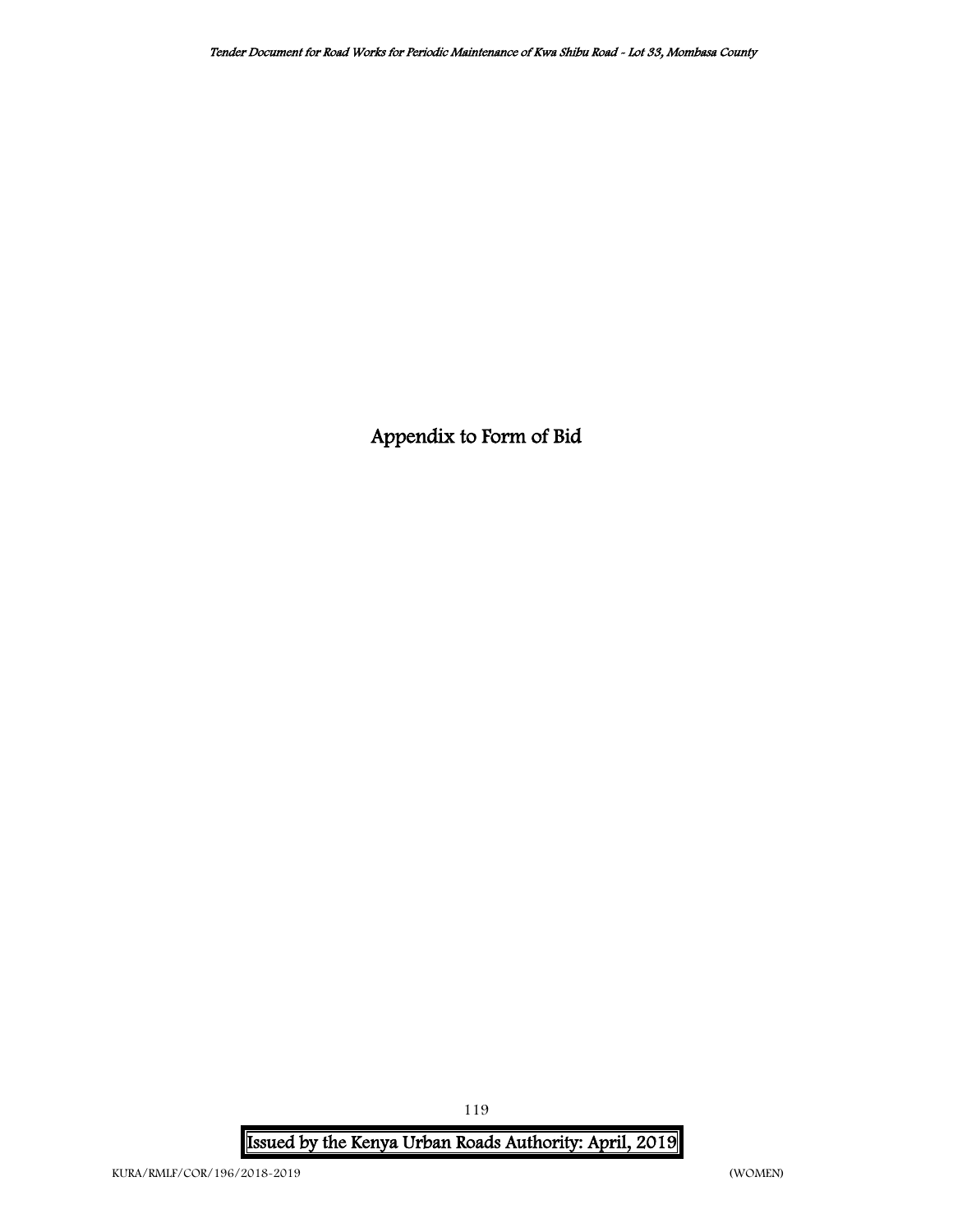# Appendix to Form of Bid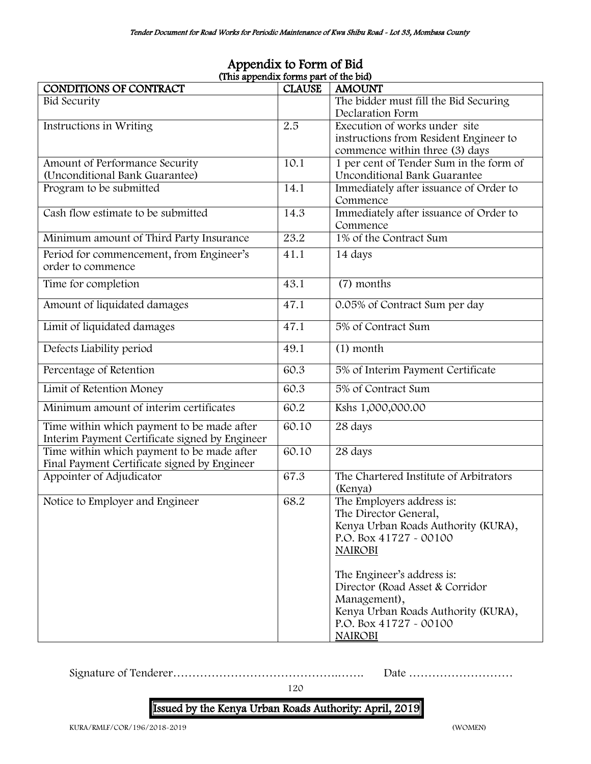# Appendix to Form of Bid

(This appendix forms part of the bid)

| CONDITIONS OF CONTRACT | CLAUSE | AMOUNT |
|---|---|---|
| Bid Security | | The bidder must fill the Bid Securing Declaration Form |
| Instructions in Writing | 2.5 | Execution of works under site instructions from Resident Engineer to commence within three (3) days |
| Amount of Performance Security (Unconditional Bank Guarantee) | 10.1 | 1 per cent of Tender Sum in the form of Unconditional Bank Guarantee |
| Program to be submitted | 14.1 | Immediately after issuance of Order to Commence |
| Cash flow estimate to be submitted | 14.3 | Immediately after issuance of Order to Commence |
| Minimum amount of Third Party Insurance | 23.2 | 1% of the Contract Sum |
| Period for commencement, from Engineer's order to commence | 41.1 | 14 days |
| Time for completion | 43.1 | (7) months |
| Amount of liquidated damages | 47.1 | 0.05% of Contract Sum per day |
| Limit of liquidated damages | 47.1 | 5% of Contract Sum |
| Defects Liability period | 49.1 | (1) month |
| Percentage of Retention | 60.3 | 5% of Interim Payment Certificate |
| Limit of Retention Money | 60.3 | 5% of Contract Sum |
| Minimum amount of interim certificates | 60.2 | Kshs 1,000,000.00 |
| Time within which payment to be made after Interim Payment Certificate signed by Engineer | 60.10 | 28 days |
| Time within which payment to be made after Final Payment Certificate signed by Engineer | 60.10 | 28 days |
| Appointer of Adjudicator | 67.3 | The Chartered Institute of Arbitrators (Kenya) |
| Notice to Employer and Engineer | 68.2 | The Employers address is:<br>The Director General,<br>Kenya Urban Roads Authority (KURA),<br>P.O. Box 41727 - 00100<br>NAIROBI<br><br>The Engineer's address is:<br>Director (Road Asset & Corridor Management),<br>Kenya Urban Roads Authority (KURA),<br>P.O. Box 41727 - 00100<br>NAIROBI |

Signature of Tenderer………………………………………..……. Date ………………………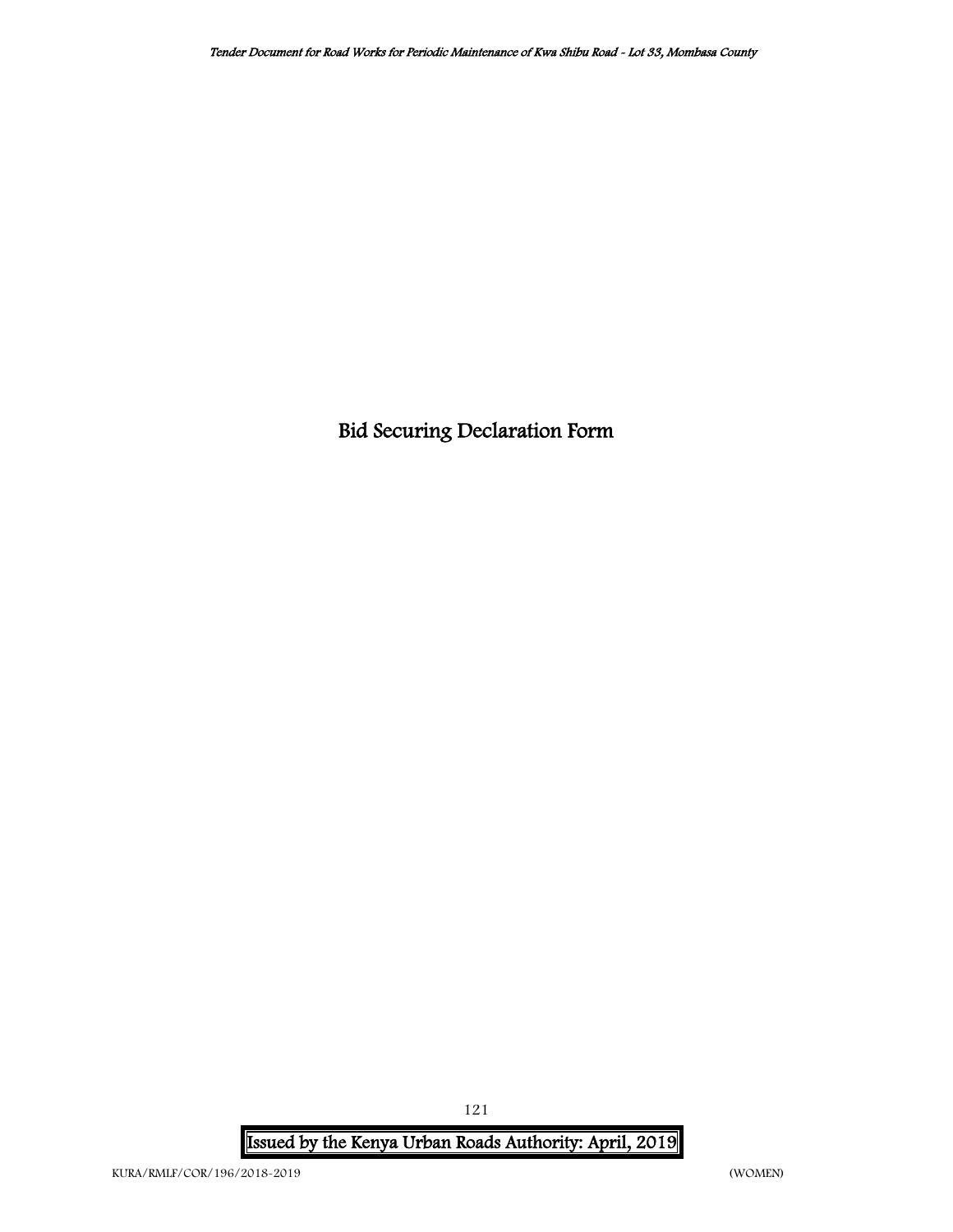# Bid Securing Declaration Form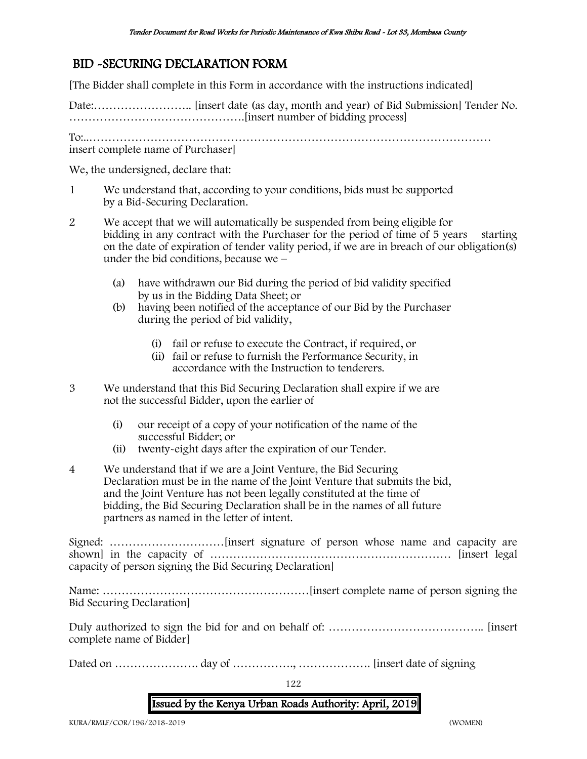## BID -SECURING DECLARATION FORM

[The Bidder shall complete in this Form in accordance with the instructions indicated]

Date:…………………….. [insert date (as day, month and year) of Bid Submission] Tender No. ……………………………………….[insert number of bidding process]

To:..………………………………………………………………………………………… insert complete name of Purchaser]

We, the undersigned, declare that:

1 We understand that, according to your conditions, bids must be supported by a Bid-Securing Declaration.

2 We accept that we will automatically be suspended from being eligible for bidding in any contract with the Purchaser for the period of time of 5 years starting on the date of expiration of tender vality period, if we are in breach of our obligation(s) under the bid conditions, because we –

   (a) have withdrawn our Bid during the period of bid validity specified by us in the Bidding Data Sheet; or
   (b) having been notified of the acceptance of our Bid by the Purchaser during the period of bid validity,

      (i) fail or refuse to execute the Contract, if required, or
      (ii) fail or refuse to furnish the Performance Security, in accordance with the Instruction to tenderers.

3 We understand that this Bid Securing Declaration shall expire if we are not the successful Bidder, upon the earlier of

   (i) our receipt of a copy of your notification of the name of the successful Bidder; or
   (ii) twenty-eight days after the expiration of our Tender.

4 We understand that if we are a Joint Venture, the Bid Securing Declaration must be in the name of the Joint Venture that submits the bid, and the Joint Venture has not been legally constituted at the time of bidding, the Bid Securing Declaration shall be in the names of all future partners as named in the letter of intent.

Signed: …………………………[insert signature of person whose name and capacity are shown] in the capacity of ……………………………………………………… [insert legal capacity of person signing the Bid Securing Declaration]

Name: ………………………………………………[insert complete name of person signing the Bid Securing Declaration]

Duly authorized to sign the bid for and on behalf of: ………………………………….. [insert complete name of Bidder]

Dated on …………………. day of ……………., ………………. [insert date of signing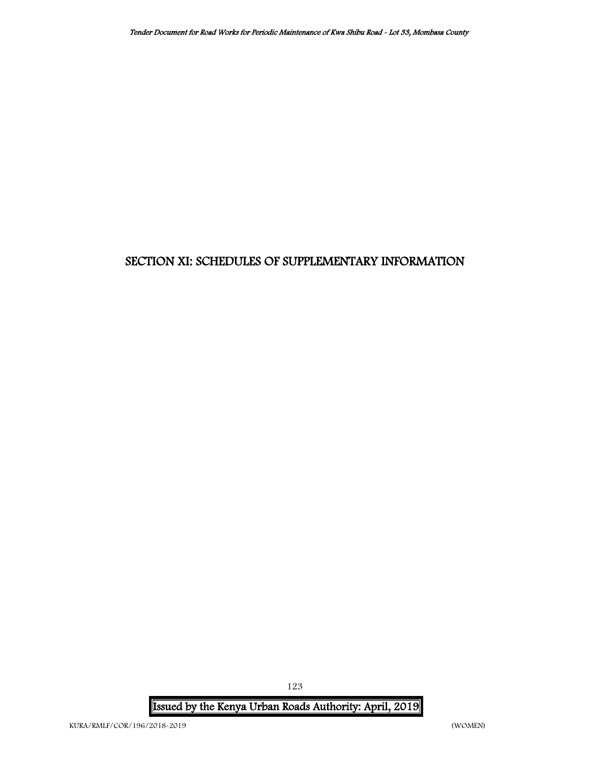# SECTION XI: SCHEDULES OF SUPPLEMENTARY INFORMATION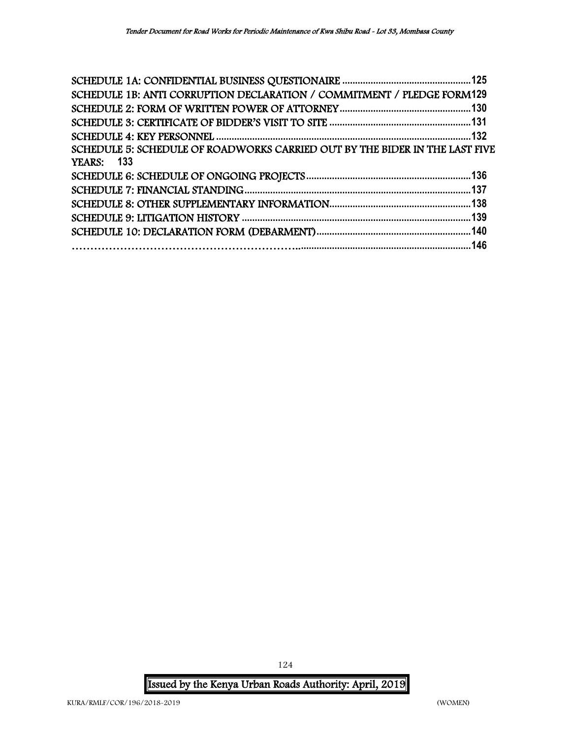SCHEDULE 1A: CONFIDENTIAL BUSINESS QUESTIONAIRE ..................................................125
SCHEDULE 1B: ANTI CORRUPTION DECLARATION / COMMITMENT / PLEDGE FORM129
SCHEDULE 2: FORM OF WRITTEN POWER OF ATTORNEY ..................................................130
SCHEDULE 3: CERTIFICATE OF BIDDER'S VISIT TO SITE .......................................................131
SCHEDULE 4: KEY PERSONNEL ..................................................................................................132
SCHEDULE 5: SCHEDULE OF ROADWORKS CARRIED OUT BY THE BIDER IN THE LAST FIVE YEARS: 133
SCHEDULE 6: SCHEDULE OF ONGOING PROJECTS ...............................................................136
SCHEDULE 7: FINANCIAL STANDING.......................................................................................137
SCHEDULE 8: OTHER SUPPLEMENTARY INFORMATION.......................................................138
SCHEDULE 9: LITIGATION HISTORY ........................................................................................139
SCHEDULE 10: DECLARATION FORM (DEBARMENT)............................................................140
……………………………………………………....................................................................146

Issued by the Kenya Urban Roads Authority: April, 2019

KURA/RMLF/COR/196/2018-2019 (WOMEN)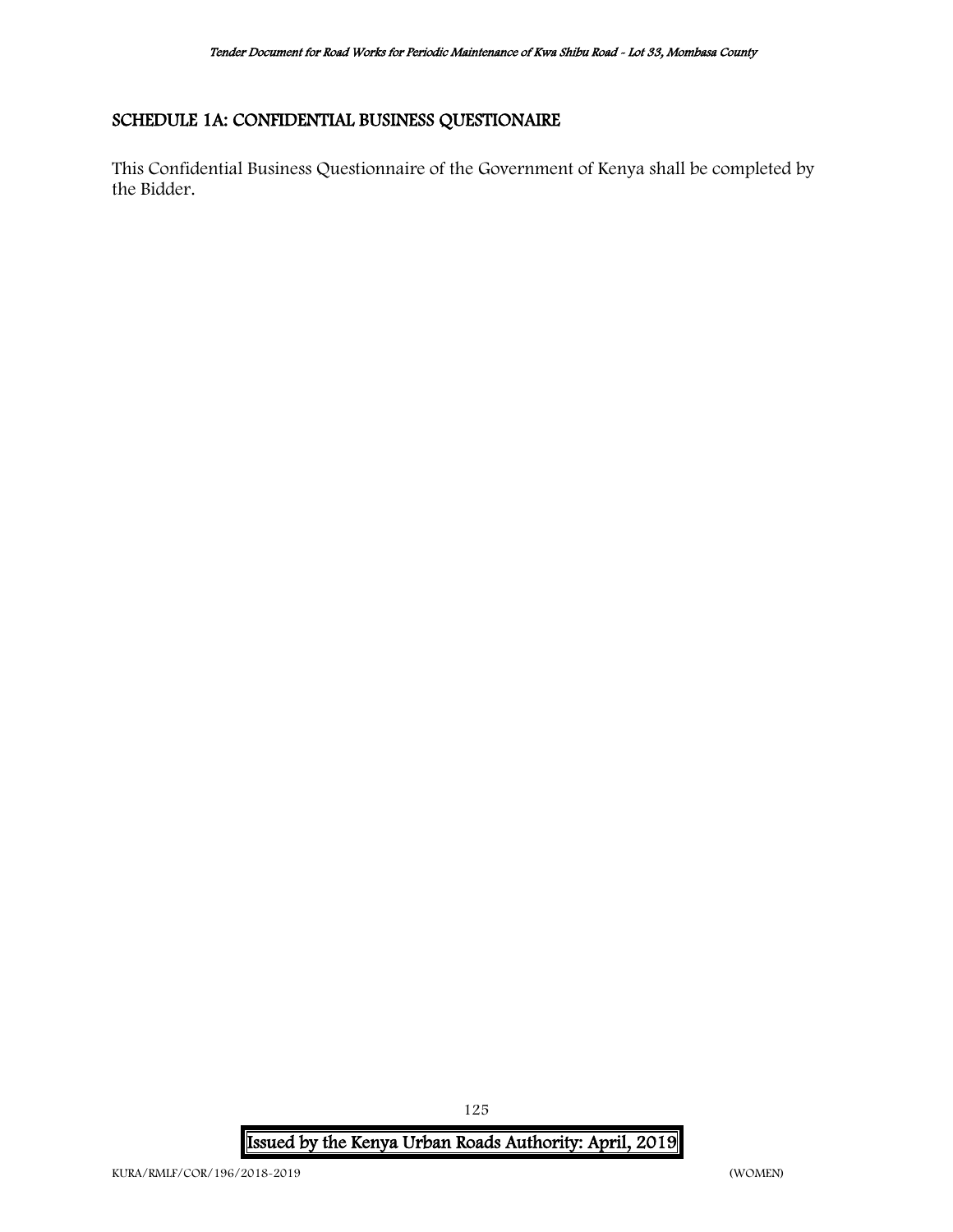## SCHEDULE 1A: CONFIDENTIAL BUSINESS QUESTIONAIRE

This Confidential Business Questionnaire of the Government of Kenya shall be completed by the Bidder.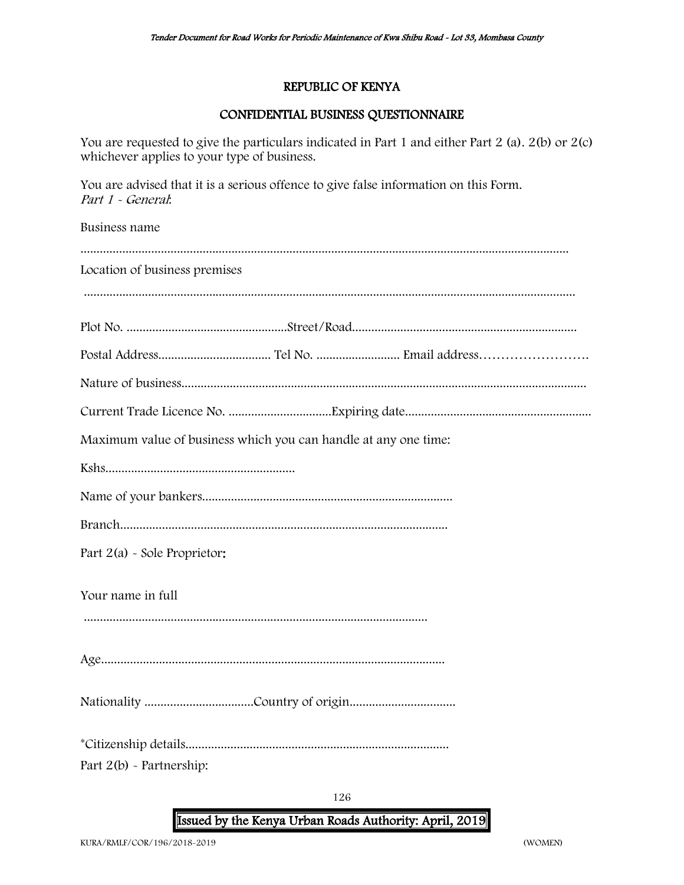## REPUBLIC OF KENYA

## CONFIDENTIAL BUSINESS QUESTIONNAIRE

You are requested to give the particulars indicated in Part 1 and either Part 2 (a). 2(b) or 2(c) whichever applies to your type of business.

You are advised that it is a serious offence to give false information on this Form.

*Part 1 - General*:

Business name

....................................................................................................................................................

Location of business premises

....................................................................................................................................................

Plot No. ..................................................Street/Road......................................................................

Postal Address................................... Tel No. .......................... Email address……………………

Nature of business.............................................................................................................................

Current Trade Licence No. ................................Expiring date..........................................................

Maximum value of business which you can handle at any one time:

Kshs...........................................................

Name of your bankers.............................................................................

Branch.....................................................................................................

Part 2(a) - Sole Proprietor:

Your name in full

..........................................................................................................

Age..........................................................................................................

Nationality ..................................Country of origin.................................

*Citizenship details..................................................................................

Part 2(b) - Partnership: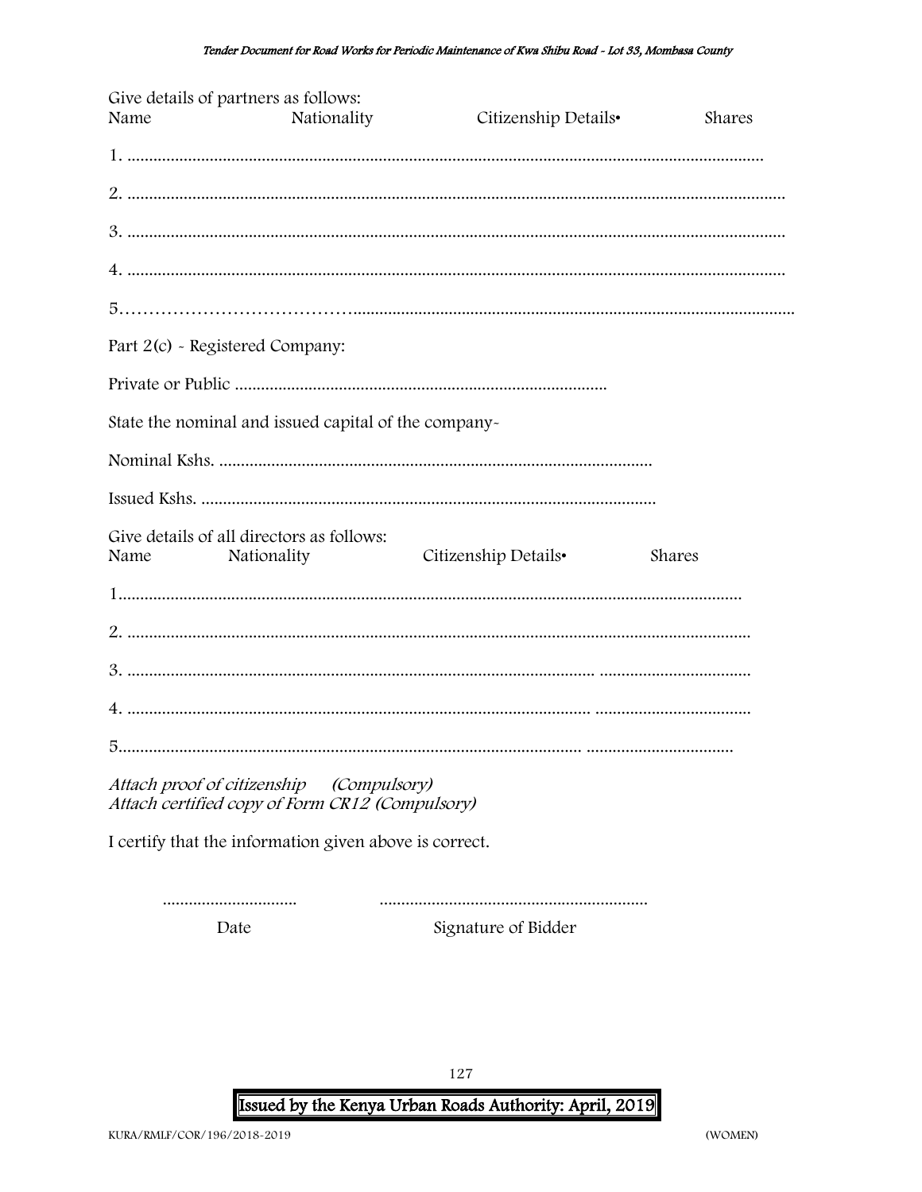Give details of partners as follows:

Name Nationality Citizenship Details• Shares

1. ...............................................................................................................................................

2. ...................................................................................................................................................

3. ...................................................................................................................................................

4. ...................................................................................................................................................

5………………………………….......................................................................................................

Part 2(c) - Registered Company:

Private or Public .....................................................................................

State the nominal and issued capital of the company-

Nominal Kshs. ...................................................................................................

Issued Kshs. ........................................................................................................

Give details of all directors as follows:

Name Nationality Citizenship Details• Shares

1.............................................................................................................................................

2. ............................................................................................................................................

3. .......................................................................................................... ..................................

4. .......................................................................................................... ..................................

5.......................................................................................................... .................................

*Attach proof of citizenship (Compulsory)*
*Attach certified copy of Form CR12 (Compulsory)*

I certify that the information given above is correct.

.............................. ............................................................

Date Signature of Bidder

Issued by the Kenya Urban Roads Authority: April, 2019

KURA/RMLF/COR/196/2018-2019 (WOMEN)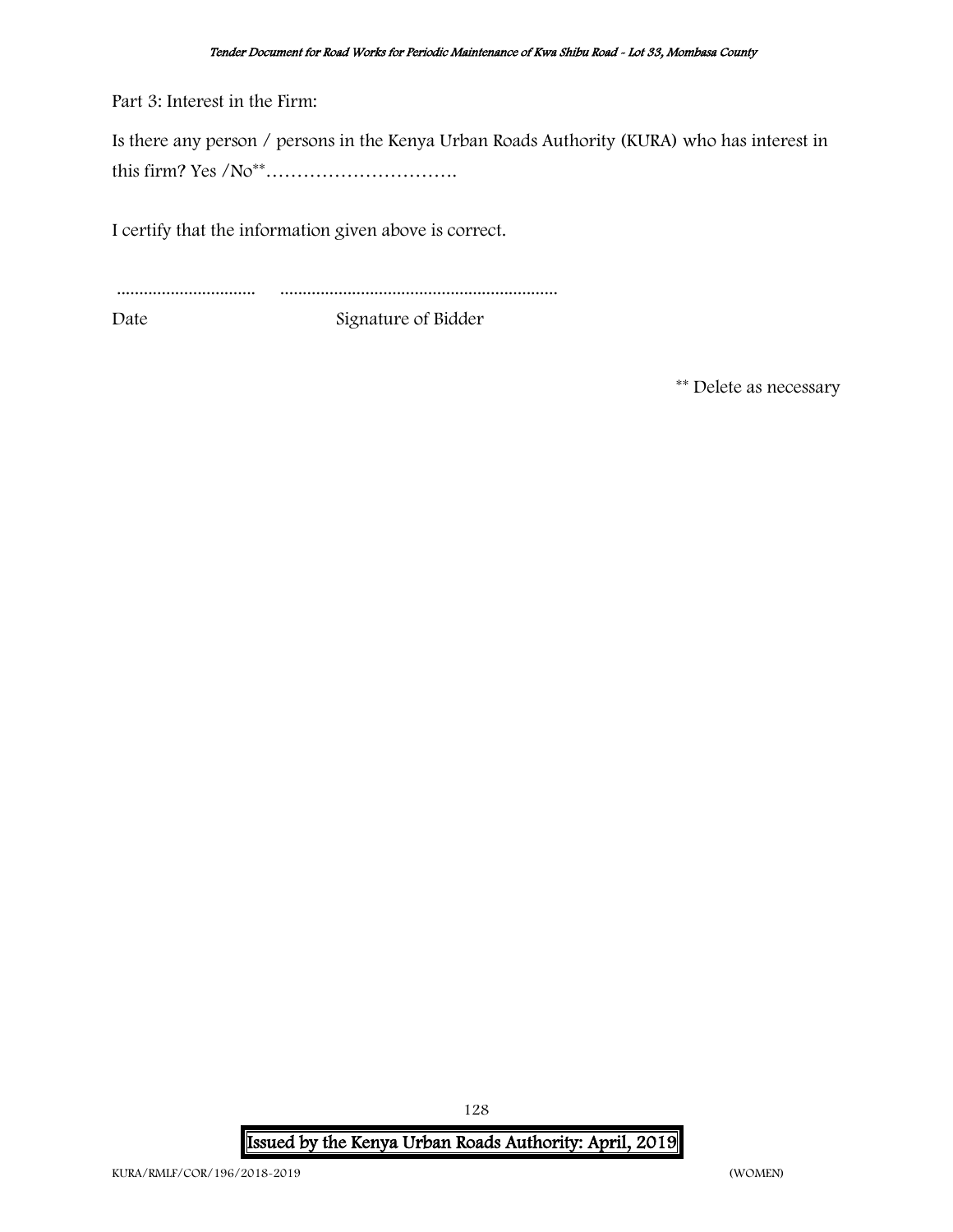Part 3: Interest in the Firm:

Is there any person / persons in the Kenya Urban Roads Authority (KURA) who has interest in this firm? Yes /No** ………………………….

I certify that the information given above is correct.

.............................. ............................................................

Date Signature of Bidder

** Delete as necessary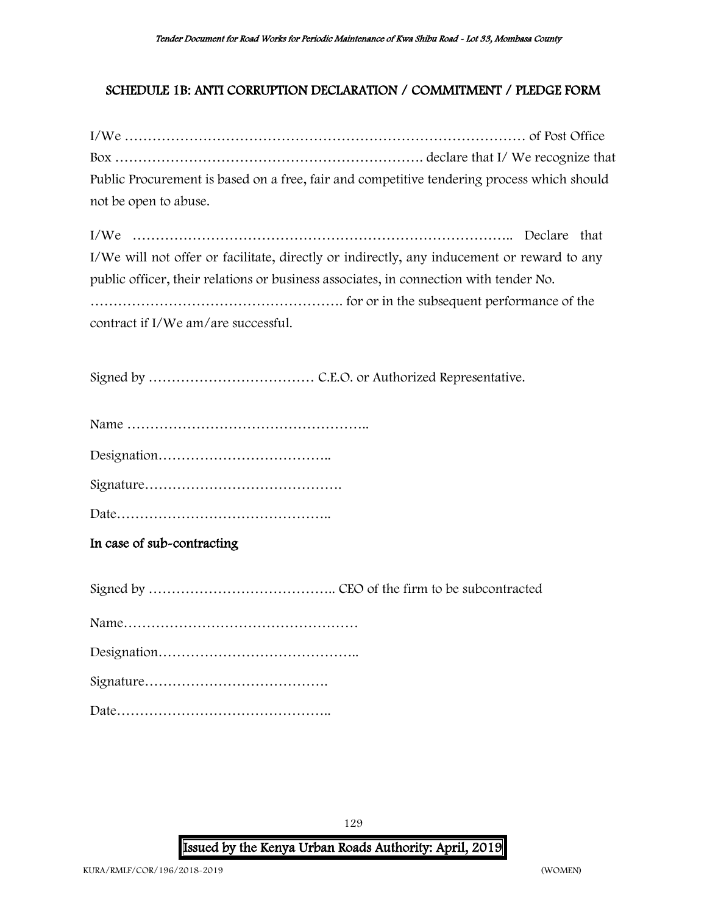## SCHEDULE 1B: ANTI CORRUPTION DECLARATION / COMMITMENT / PLEDGE FORM

I/We …………………………………………………………………………… of Post Office Box ………………………………………………………. declare that I/ We recognize that Public Procurement is based on a free, fair and competitive tendering process which should not be open to abuse.

I/We ……………………………………………………………………….. Declare that I/We will not offer or facilitate, directly or indirectly, any inducement or reward to any public officer, their relations or business associates, in connection with tender No. ………………………………………………. for or in the subsequent performance of the contract if I/We am/are successful.

Signed by ……………………………… C.E.O. or Authorized Representative.

Name ……………………………………………..

Designation………………………………..

Signature…………………………………….

Date………………………………………..

**In case of sub-contracting**

Signed by ………………………………….. CEO of the firm to be subcontracted

Name……………………………………………

Designation……………………………………..

Signature………………………………….

Date………………………………………..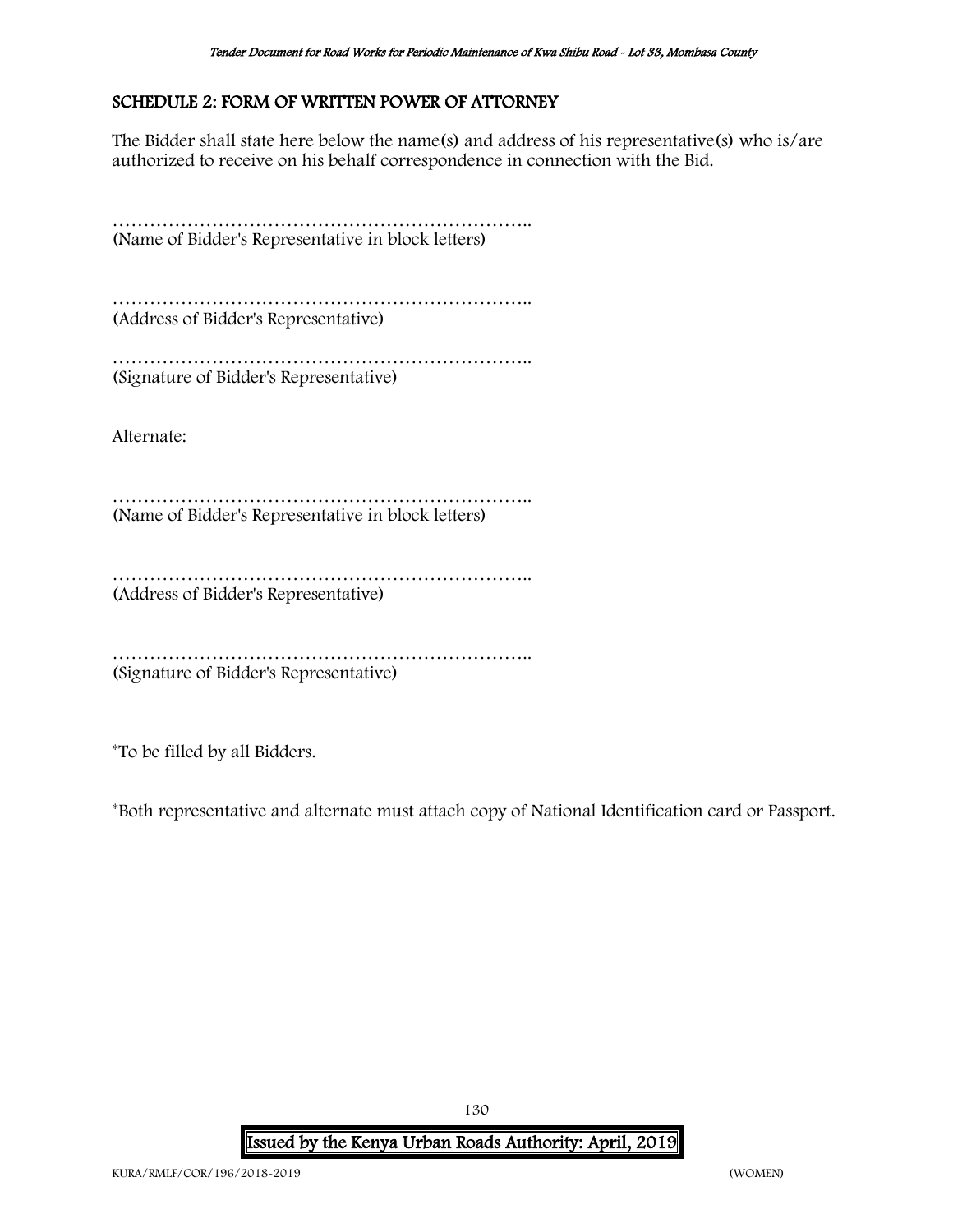## SCHEDULE 2: FORM OF WRITTEN POWER OF ATTORNEY

The Bidder shall state here below the name(s) and address of his representative(s) who is/are authorized to receive on his behalf correspondence in connection with the Bid.

…………………………………………………………..
(Name of Bidder's Representative in block letters)

…………………………………………………………..
(Address of Bidder's Representative)

…………………………………………………………..
(Signature of Bidder's Representative)

Alternate:

…………………………………………………………..
(Name of Bidder's Representative in block letters)

…………………………………………………………..
(Address of Bidder's Representative)

…………………………………………………………..
(Signature of Bidder's Representative)

*To be filled by all Bidders.

*Both representative and alternate must attach copy of National Identification card or Passport.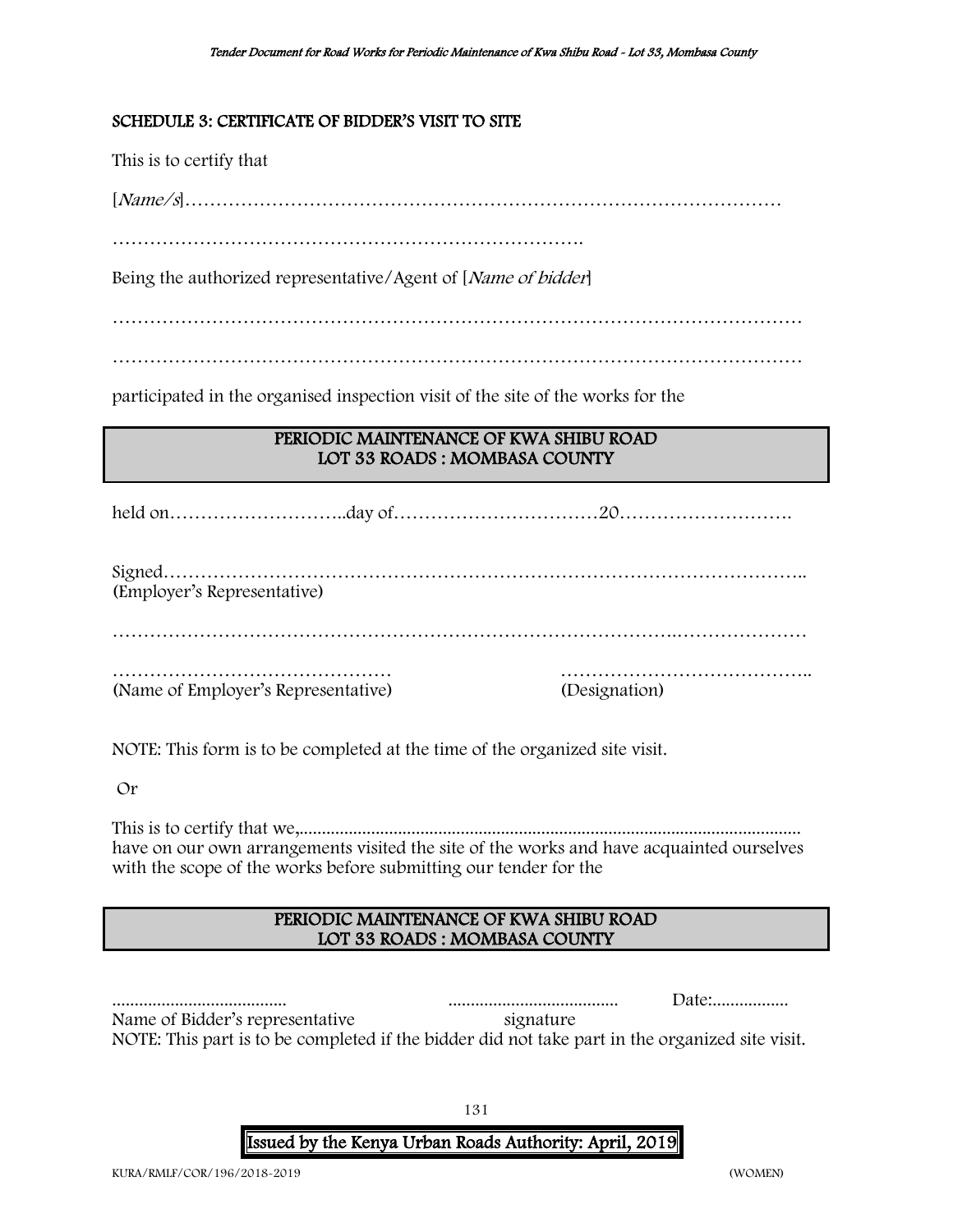## SCHEDULE 3: CERTIFICATE OF BIDDER'S VISIT TO SITE

This is to certify that

[*Name/s*]………………………………………………………………………………

…………………………………………………………………….

Being the authorized representative/Agent of [*Name of bidder*]

…………………………………………………………………………………………………

…………………………………………………………………………………………………

participated in the organised inspection visit of the site of the works for the

| PERIODIC MAINTENANCE OF KWA SHIBU ROAD<br>LOT 33 ROADS : MOMBASA COUNTY |
|---|

held on………………………..day of……………………………20……………………….

Signed………………………………………………………………………………………..
(Employer's Representative)

…………………………………………………………………………….…………………

……………………………………… …………………………………..
(Name of Employer's Representative) (Designation)

NOTE: This form is to be completed at the time of the organized site visit.

Or

This is to certify that we,.............................................................................................................
have on our own arrangements visited the site of the works and have acquainted ourselves with the scope of the works before submitting our tender for the

| PERIODIC MAINTENANCE OF KWA SHIBU ROAD<br>LOT 33 ROADS : MOMBASA COUNTY |
|---|

....................................... ...................................... Date:.................
Name of Bidder's representative signature
NOTE: This part is to be completed if the bidder did not take part in the organized site visit.

**Issued by the Kenya Urban Roads Authority: April, 2019**

KURA/RMLF/COR/196/2018-2019 (WOMEN)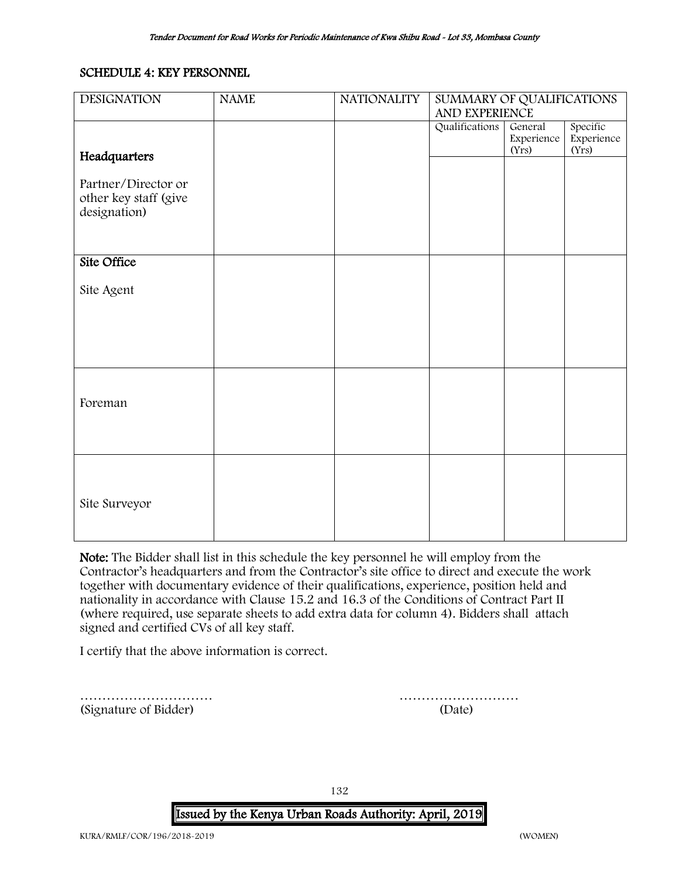## SCHEDULE 4: KEY PERSONNEL

| DESIGNATION | NAME | NATIONALITY | SUMMARY OF QUALIFICATIONS AND EXPERIENCE | | |
|---|---|---|---|---|---|
| | | | Qualifications | General Experience (Yrs) | Specific Experience (Yrs) |
| **Headquarters**<br><br>Partner/Director or other key staff (give designation) | | | | | |
| **Site Office**<br><br>Site Agent | | | | | |
| Foreman | | | | | |
| Site Surveyor | | | | | |

**Note:** The Bidder shall list in this schedule the key personnel he will employ from the Contractor's headquarters and from the Contractor's site office to direct and execute the work together with documentary evidence of their qualifications, experience, position held and nationality in accordance with Clause 15.2 and 16.3 of the Conditions of Contract Part II (where required, use separate sheets to add extra data for column 4). Bidders shall attach signed and certified CVs of all key staff.

I certify that the above information is correct.

………………………… ………………………
(Signature of Bidder) (Date)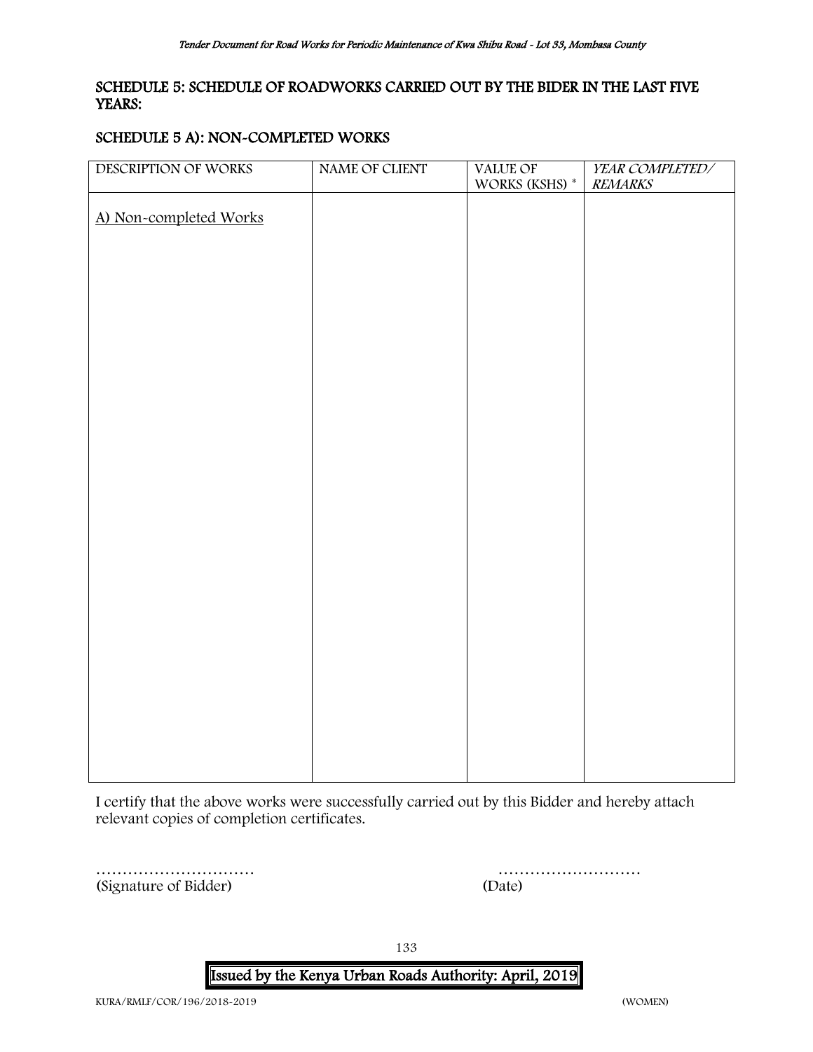## SCHEDULE 5: SCHEDULE OF ROADWORKS CARRIED OUT BY THE BIDER IN THE LAST FIVE YEARS:

### SCHEDULE 5 A): NON-COMPLETED WORKS

| DESCRIPTION OF WORKS | NAME OF CLIENT | VALUE OF WORKS (KSHS) * | *YEAR COMPLETED/ REMARKS* |
|---|---|---|---|
| A) Non-completed Works | | | |

I certify that the above works were successfully carried out by this Bidder and hereby attach relevant copies of completion certificates.

………………………… (Signature of Bidder)

……………………… (Date)

**Issued by the Kenya Urban Roads Authority: April, 2019**

KURA/RMLF/COR/196/2018-2019 (WOMEN)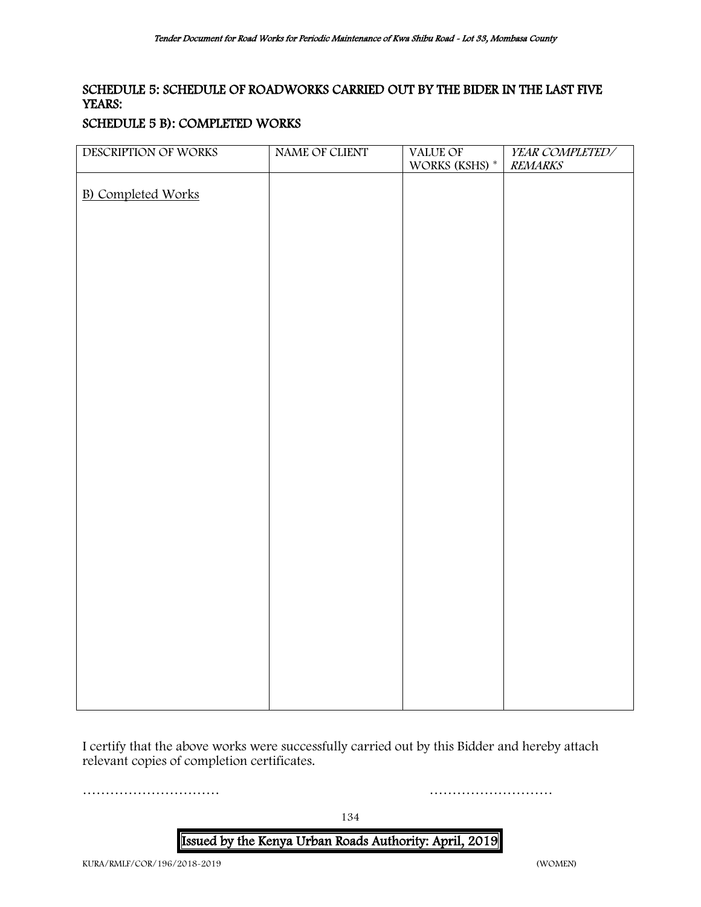## SCHEDULE 5: SCHEDULE OF ROADWORKS CARRIED OUT BY THE BIDER IN THE LAST FIVE YEARS:

## SCHEDULE 5 B): COMPLETED WORKS

| DESCRIPTION OF WORKS | NAME OF CLIENT | VALUE OF WORKS (KSHS) * | *YEAR COMPLETED/ REMARKS* |
|---|---|---|---|
| B) Completed Works | | | |

I certify that the above works were successfully carried out by this Bidder and hereby attach relevant copies of completion certificates.

…………………………                                                   ………………………

Issued by the Kenya Urban Roads Authority: April, 2019

KURA/RMLF/COR/196/2018-2019 (WOMEN)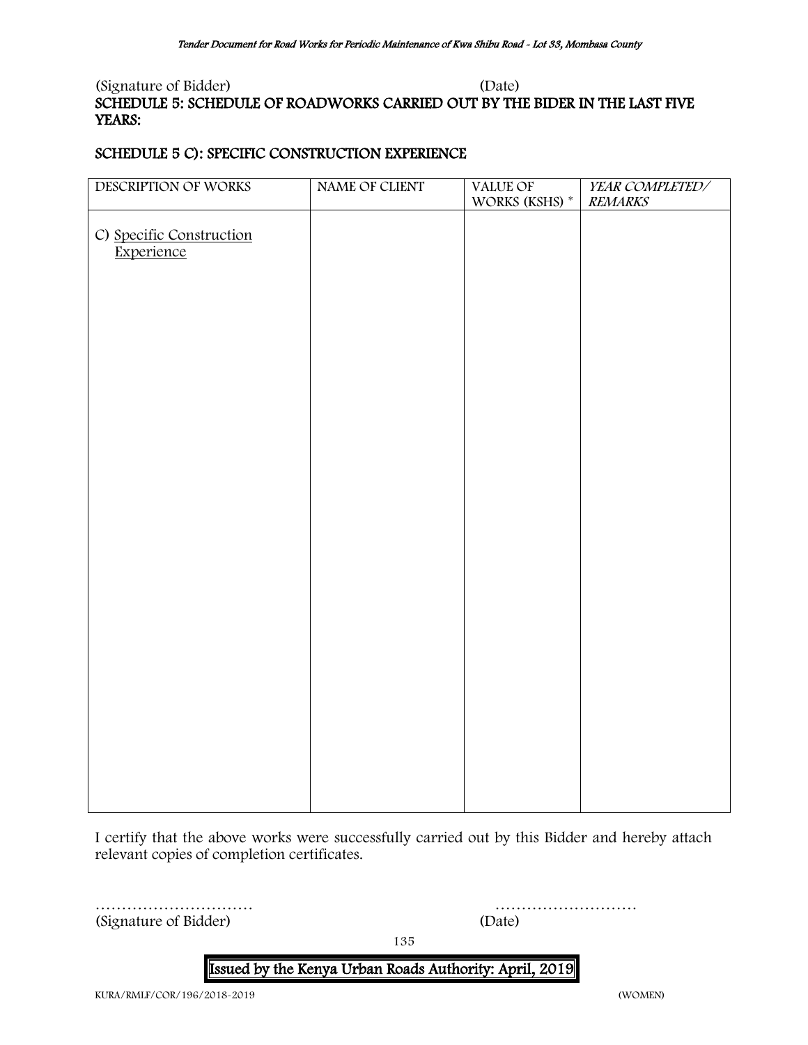(Signature of Bidder) (Date)

**SCHEDULE 5: SCHEDULE OF ROADWORKS CARRIED OUT BY THE BIDER IN THE LAST FIVE YEARS:**

**SCHEDULE 5 C): SPECIFIC CONSTRUCTION EXPERIENCE**

| DESCRIPTION OF WORKS | NAME OF CLIENT | VALUE OF WORKS (KSHS) * | *YEAR COMPLETED/ REMARKS* |
|---|---|---|---|
| C) Specific Construction Experience | | | |

I certify that the above works were successfully carried out by this Bidder and hereby attach relevant copies of completion certificates.

………………………… ………………………
(Signature of Bidder) (Date)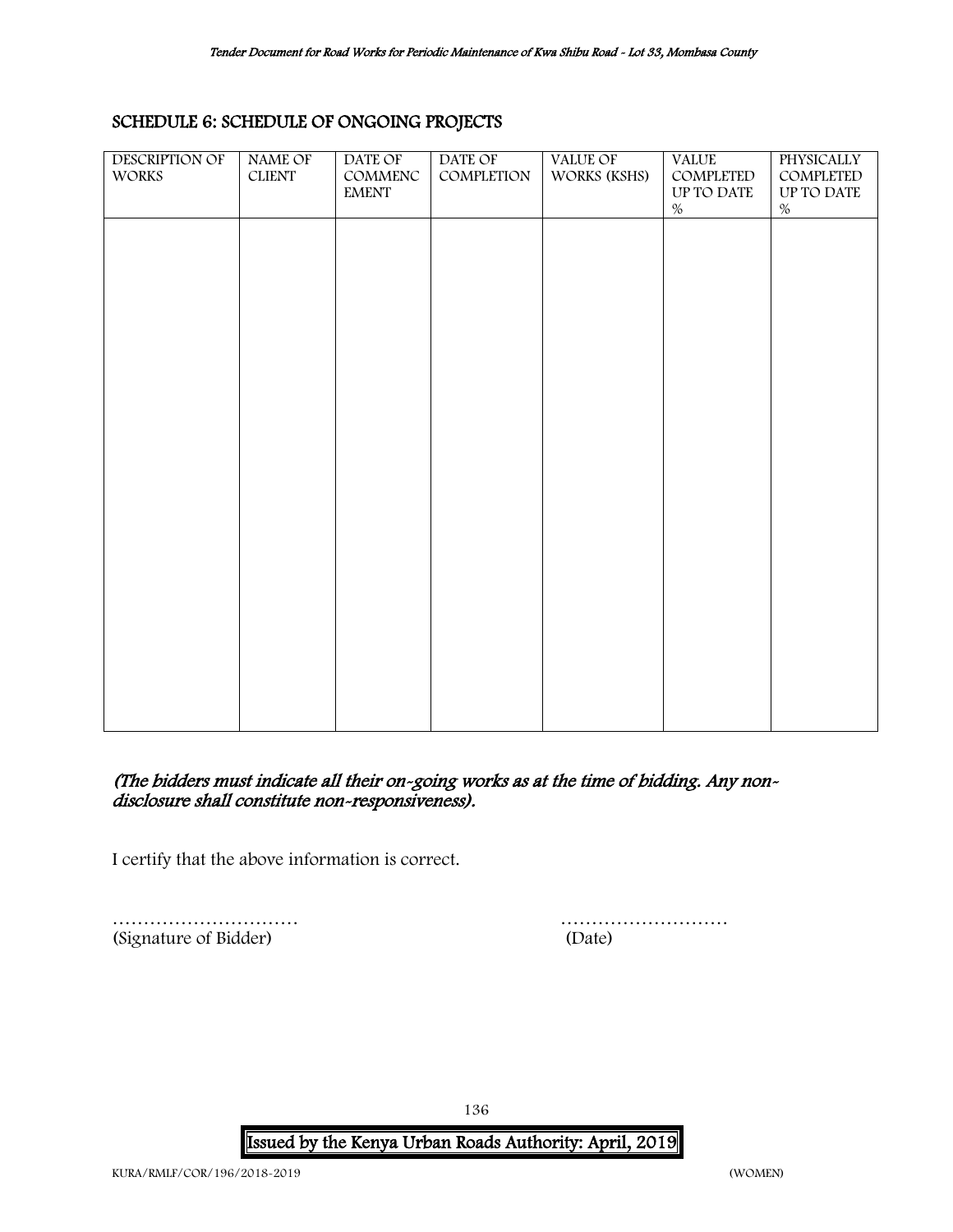## SCHEDULE 6: SCHEDULE OF ONGOING PROJECTS

| DESCRIPTION OF WORKS | NAME OF CLIENT | DATE OF COMMENCEMENT | DATE OF COMPLETION | VALUE OF WORKS (KSHS) | VALUE COMPLETED UP TO DATE % | PHYSICALLY COMPLETED UP TO DATE % |
|---|---|---|---|---|---|---|
| | | | | | | |

*(The bidders must indicate all their on-going works as at the time of bidding. Any non-disclosure shall constitute non-responsiveness).*

I certify that the above information is correct.

………………………… (Signature of Bidder)

……………………… (Date)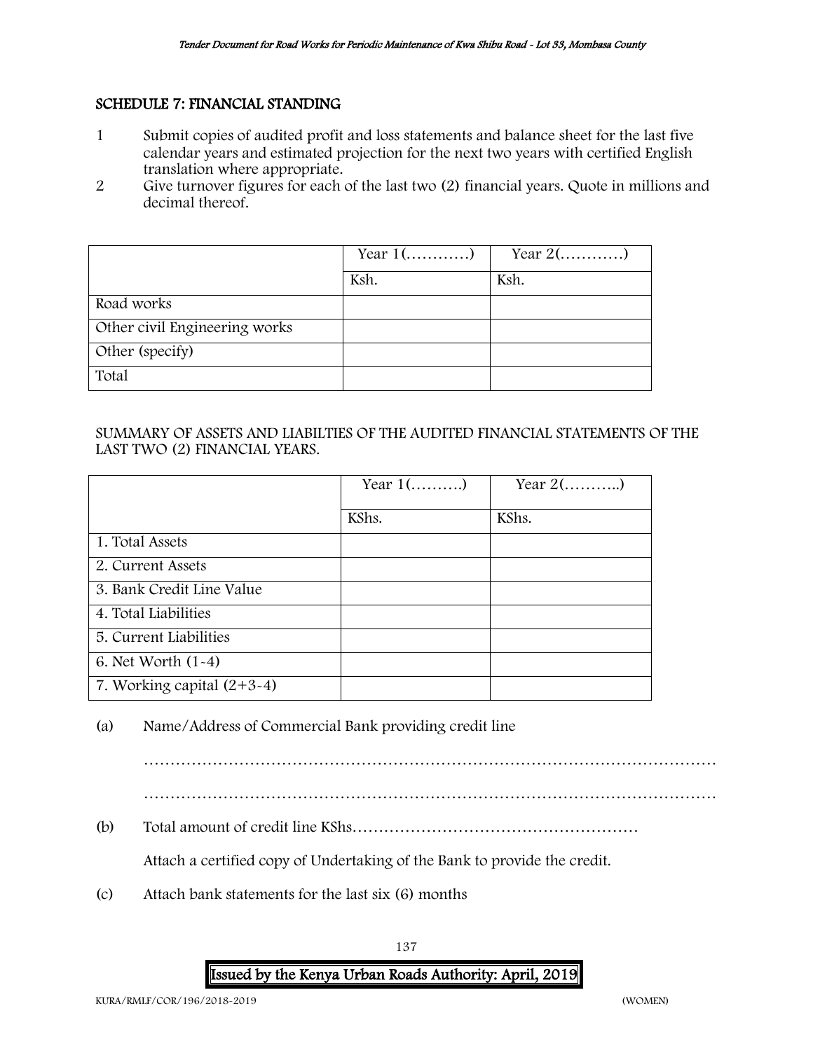## SCHEDULE 7: FINANCIAL STANDING

1. Submit copies of audited profit and loss statements and balance sheet for the last five calendar years and estimated projection for the next two years with certified English translation where appropriate.
2. Give turnover figures for each of the last two (2) financial years. Quote in millions and decimal thereof.

| | Year 1(…………) | Year 2(…………) |
|---|---|---|
| | Ksh. | Ksh. |
| Road works | | |
| Other civil Engineering works | | |
| Other (specify) | | |
| Total | | |

SUMMARY OF ASSETS AND LIABILTIES OF THE AUDITED FINANCIAL STATEMENTS OF THE LAST TWO (2) FINANCIAL YEARS.

| | Year 1(……….) | Year 2(………..) |
|---|---|---|
| | KShs. | KShs. |
| 1. Total Assets | | |
| 2. Current Assets | | |
| 3. Bank Credit Line Value | | |
| 4. Total Liabilities | | |
| 5. Current Liabilities | | |
| 6. Net Worth (1-4) | | |
| 7. Working capital (2+3-4) | | |

(a) Name/Address of Commercial Bank providing credit line

………………………………………………………………………………………………

………………………………………………………………………………………………

(b) Total amount of credit line KShs………………………………………………

Attach a certified copy of Undertaking of the Bank to provide the credit.

(c) Attach bank statements for the last six (6) months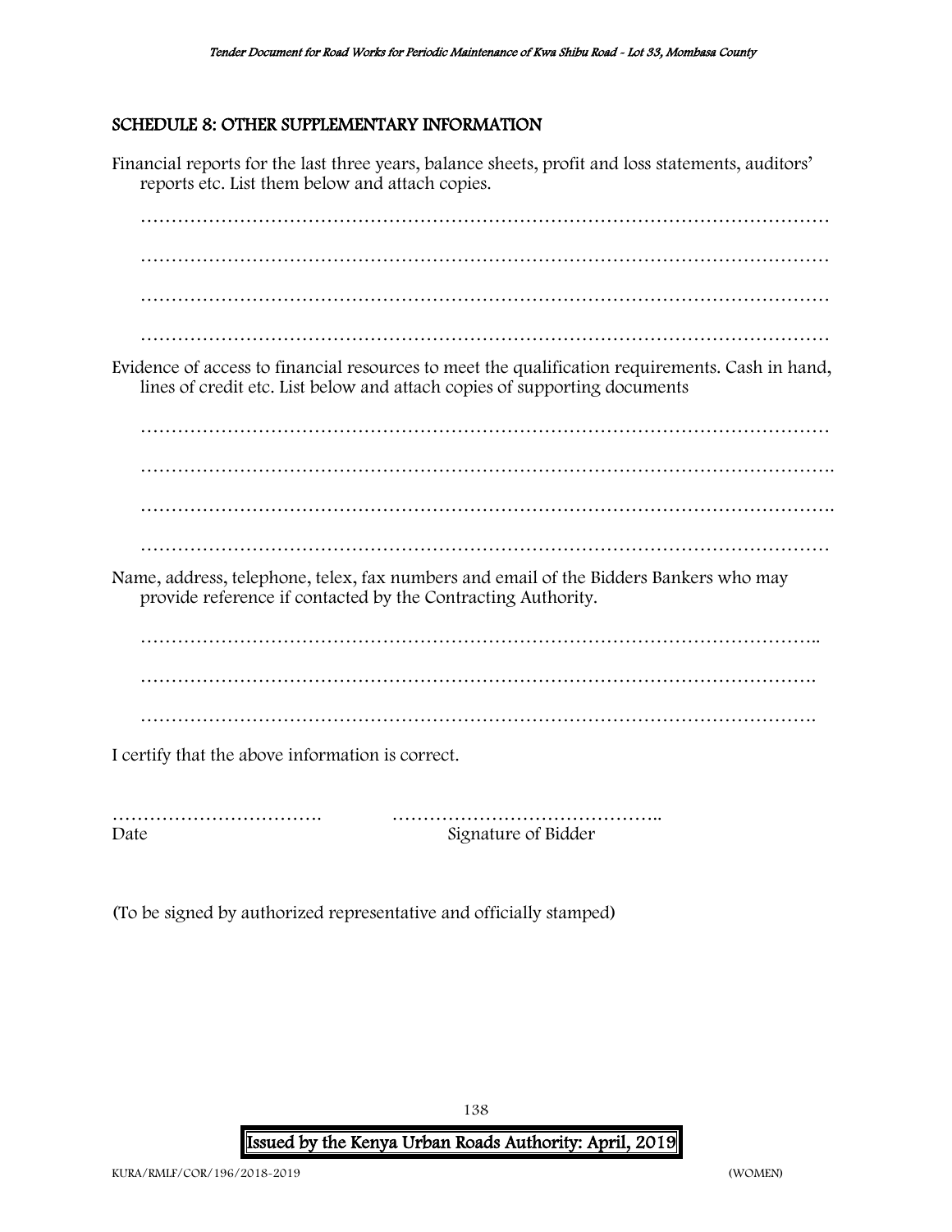## SCHEDULE 8: OTHER SUPPLEMENTARY INFORMATION

Financial reports for the last three years, balance sheets, profit and loss statements, auditors' reports etc. List them below and attach copies.

…………………………………………………………………………………………………

…………………………………………………………………………………………………

…………………………………………………………………………………………………

…………………………………………………………………………………………………

Evidence of access to financial resources to meet the qualification requirements. Cash in hand, lines of credit etc. List below and attach copies of supporting documents

…………………………………………………………………………………………………

………………………………………………………………………………………………….

………………………………………………………………………………………………….

…………………………………………………………………………………………………

Name, address, telephone, telex, fax numbers and email of the Bidders Bankers who may provide reference if contacted by the Contracting Authority.

………………………………………………………………………………………………..

……………………………………………………………………………………………….

……………………………………………………………………………………………….

I certify that the above information is correct.

……………………………. ……………………………………..

Date Signature of Bidder

(To be signed by authorized representative and officially stamped)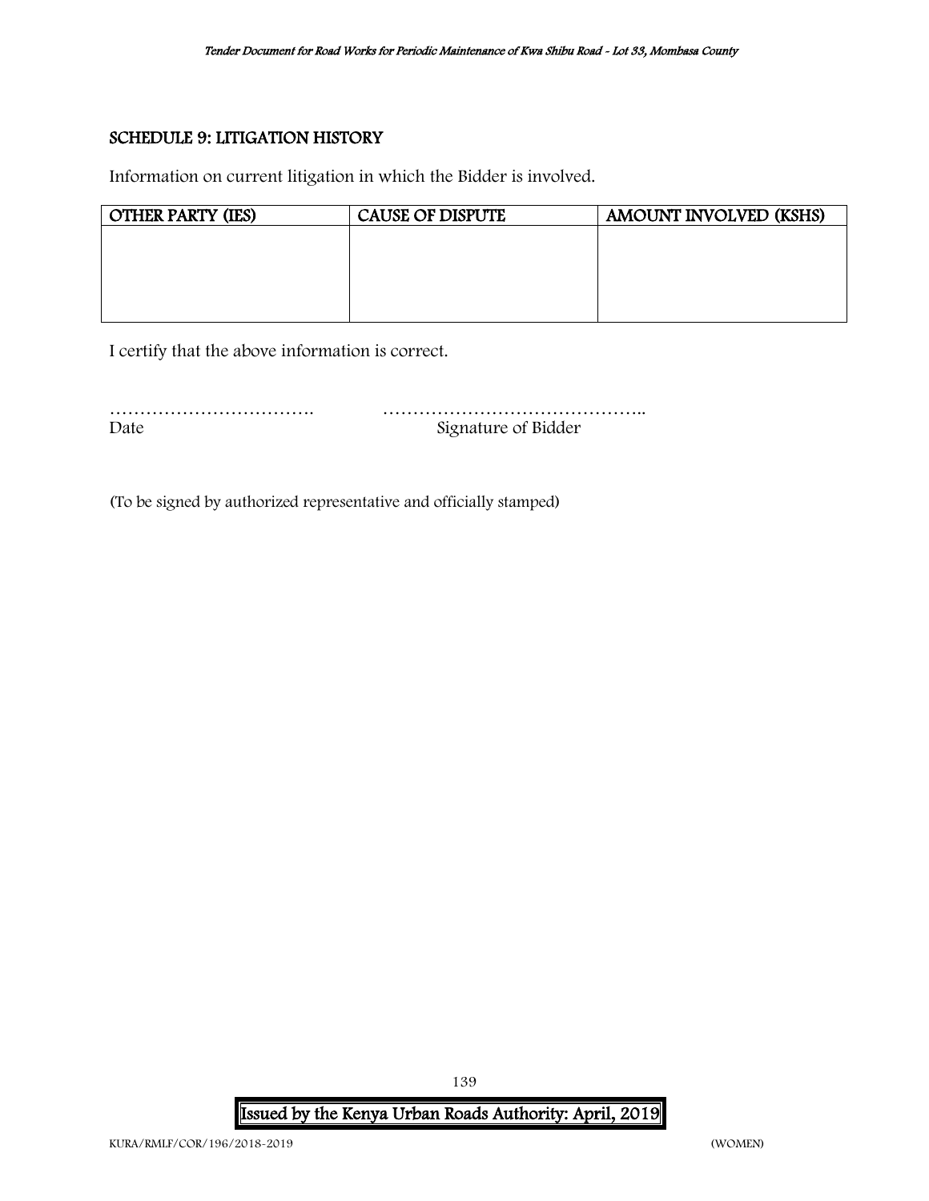## SCHEDULE 9: LITIGATION HISTORY

Information on current litigation in which the Bidder is involved.

| OTHER PARTY (IES) | CAUSE OF DISPUTE | AMOUNT INVOLVED (KSHS) |
|---|---|---|
| | | |

I certify that the above information is correct.

……………………………. ……………………………………..

Date Signature of Bidder

(To be signed by authorized representative and officially stamped)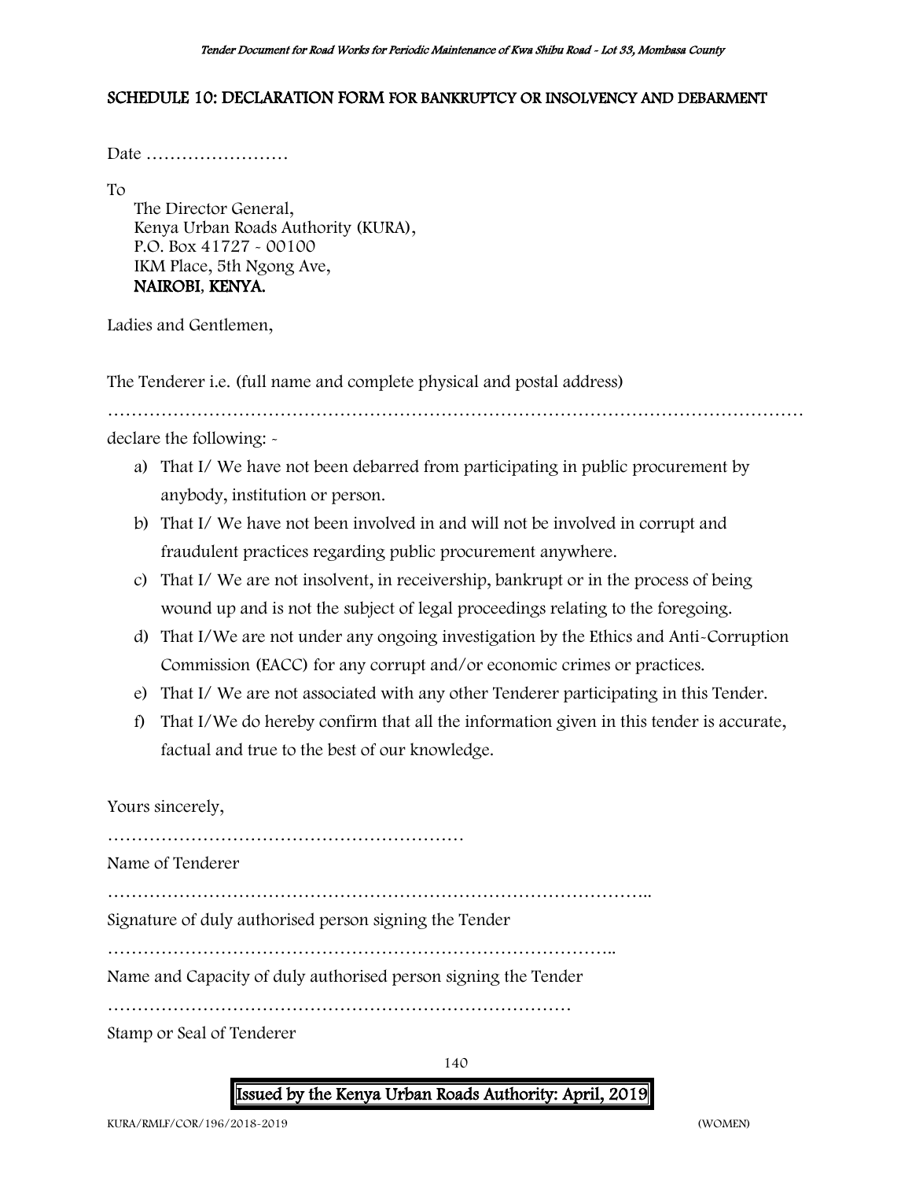## SCHEDULE 10: DECLARATION FORM FOR BANKRUPTCY OR INSOLVENCY AND DEBARMENT

Date ……………………

To

The Director General,
Kenya Urban Roads Authority (KURA),
P.O. Box 41727 - 00100
IKM Place, 5th Ngong Ave,
**NAIROBI, KENYA.**

Ladies and Gentlemen,

The Tenderer i.e. (full name and complete physical and postal address)

………………………………………………………………………………………………………

declare the following: -

a) That I/ We have not been debarred from participating in public procurement by anybody, institution or person.
b) That I/ We have not been involved in and will not be involved in corrupt and fraudulent practices regarding public procurement anywhere.
c) That I/ We are not insolvent, in receivership, bankrupt or in the process of being wound up and is not the subject of legal proceedings relating to the foregoing.
d) That I/We are not under any ongoing investigation by the Ethics and Anti-Corruption Commission (EACC) for any corrupt and/or economic crimes or practices.
e) That I/ We are not associated with any other Tenderer participating in this Tender.
f) That I/We do hereby confirm that all the information given in this tender is accurate, factual and true to the best of our knowledge.

Yours sincerely,

……………………………………………………

Name of Tenderer

………………………………………………………………………………..

Signature of duly authorised person signing the Tender

………………………………………………………………………..

Name and Capacity of duly authorised person signing the Tender

……………………………………………………………………

Stamp or Seal of Tenderer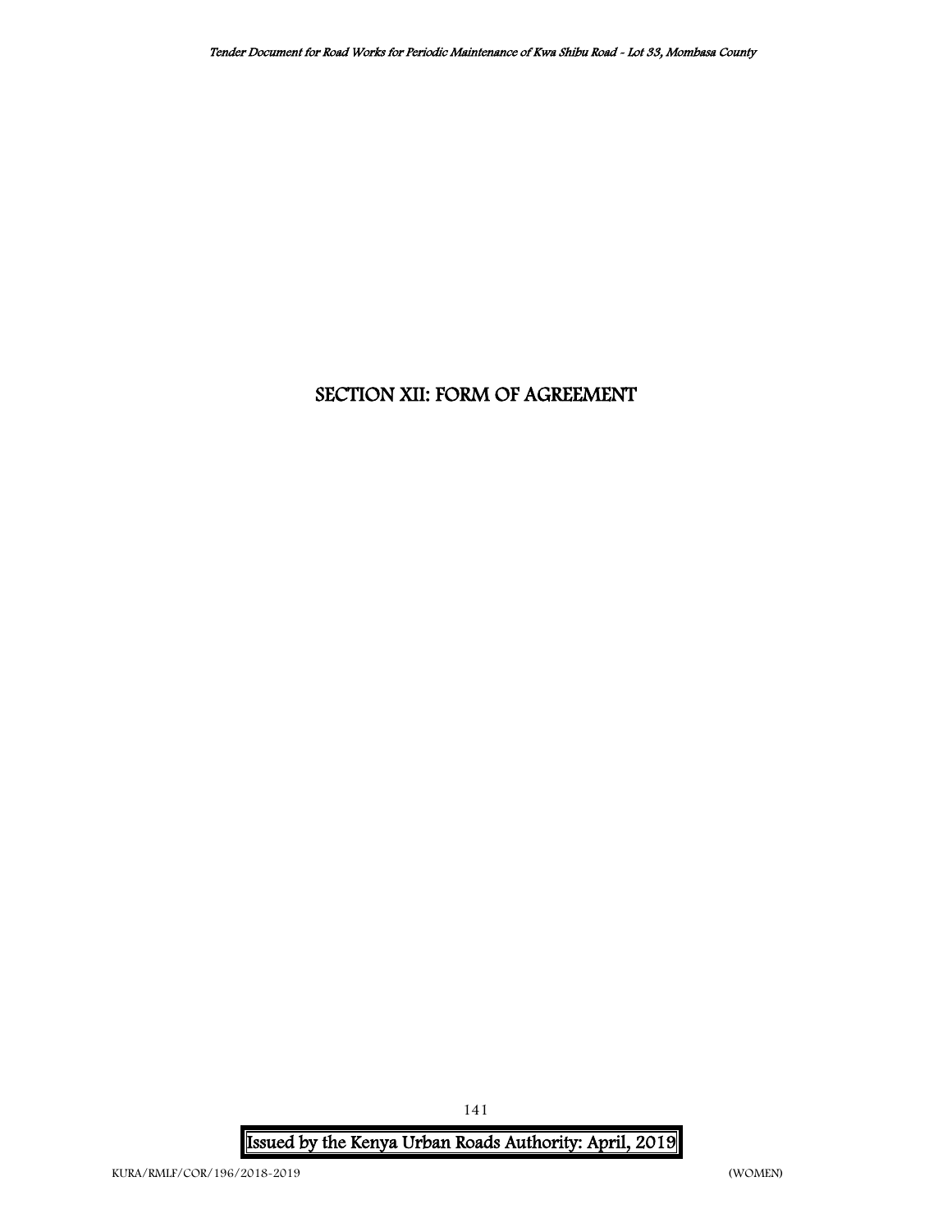# SECTION XII: FORM OF AGREEMENT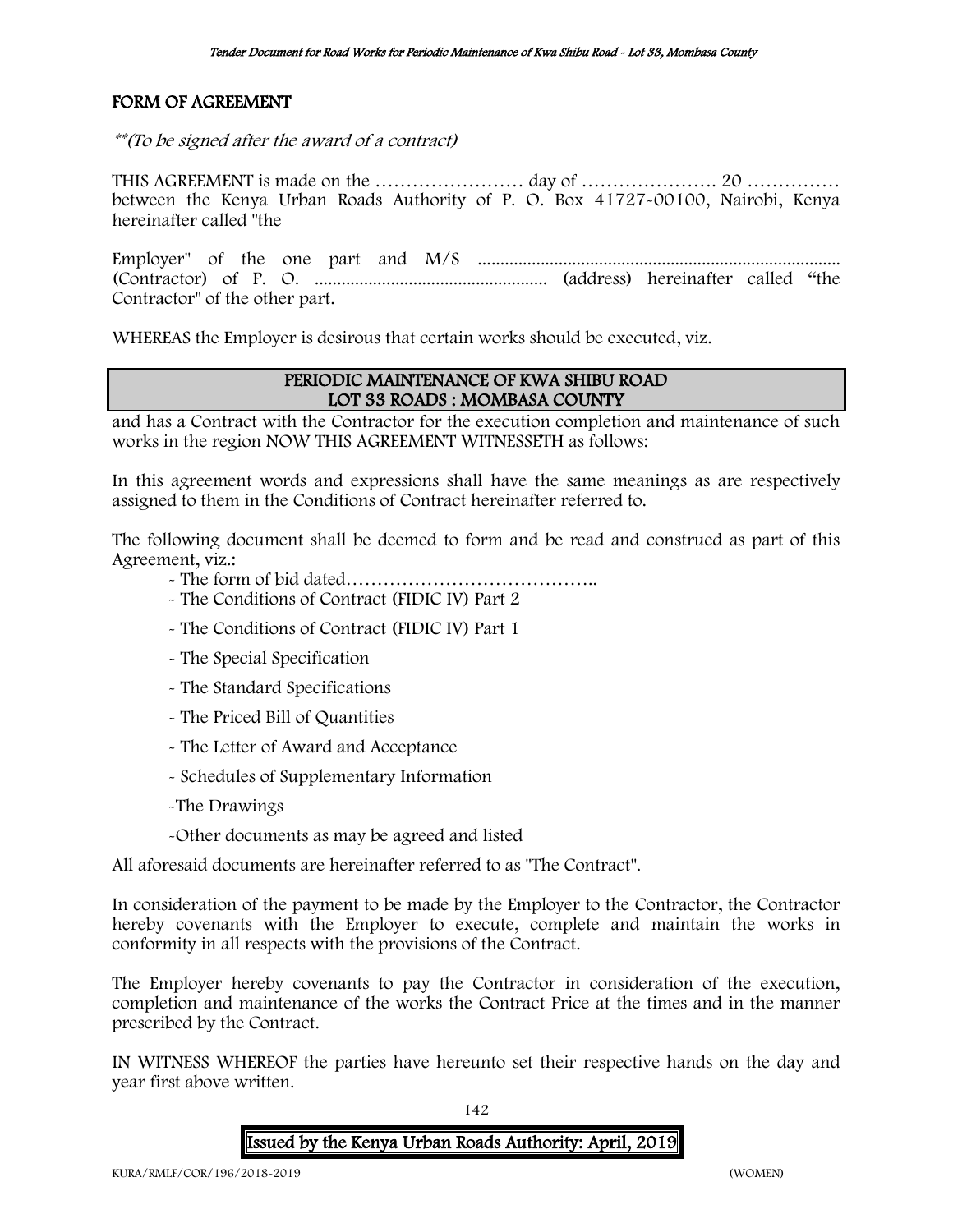## FORM OF AGREEMENT

*\*\*(To be signed after the award of a contract)*

THIS AGREEMENT is made on the …………………… day of …………………. 20 …………… between the Kenya Urban Roads Authority of P. O. Box 41727-00100, Nairobi, Kenya hereinafter called "the

Employer" of the one part and M/S ................................................................................ (Contractor) of P. O. .................................................... (address) hereinafter called "the Contractor" of the other part.

WHEREAS the Employer is desirous that certain works should be executed, viz.

**PERIODIC MAINTENANCE OF KWA SHIBU ROAD**
**LOT 33 ROADS : MOMBASA COUNTY**

and has a Contract with the Contractor for the execution completion and maintenance of such works in the region NOW THIS AGREEMENT WITNESSETH as follows:

In this agreement words and expressions shall have the same meanings as are respectively assigned to them in the Conditions of Contract hereinafter referred to.

The following document shall be deemed to form and be read and construed as part of this Agreement, viz.:

- The form of bid dated…………………………………..
- The Conditions of Contract (FIDIC IV) Part 2
- The Conditions of Contract (FIDIC IV) Part 1
- The Special Specification
- The Standard Specifications
- The Priced Bill of Quantities
- The Letter of Award and Acceptance
- Schedules of Supplementary Information
- The Drawings
- Other documents as may be agreed and listed

All aforesaid documents are hereinafter referred to as "The Contract".

In consideration of the payment to be made by the Employer to the Contractor, the Contractor hereby covenants with the Employer to execute, complete and maintain the works in conformity in all respects with the provisions of the Contract.

The Employer hereby covenants to pay the Contractor in consideration of the execution, completion and maintenance of the works the Contract Price at the times and in the manner prescribed by the Contract.

IN WITNESS WHEREOF the parties have hereunto set their respective hands on the day and year first above written.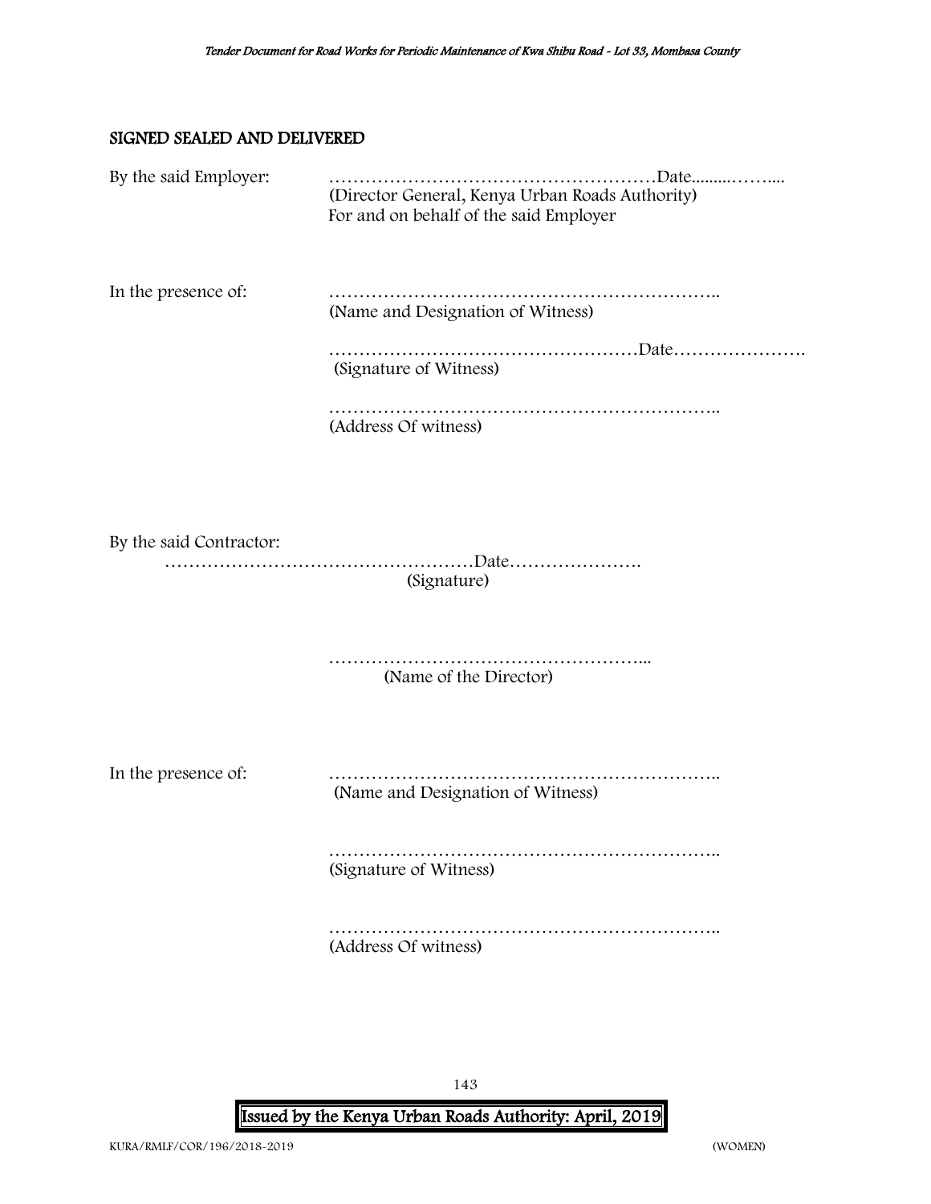## SIGNED SEALED AND DELIVERED

By the said Employer: ………………………………………………Date.........……....
(Director General, Kenya Urban Roads Authority)
For and on behalf of the said Employer

In the presence of: ………………………………………………………..
(Name and Designation of Witness)

……………………………………………Date………………….
(Signature of Witness)

………………………………………………………..
(Address Of witness)

By the said Contractor:
……………………………………………Date………………….
(Signature)

……………………………………………...
(Name of the Director)

In the presence of: ………………………………………………………..
(Name and Designation of Witness)

………………………………………………………..
(Signature of Witness)

………………………………………………………..
(Address Of witness)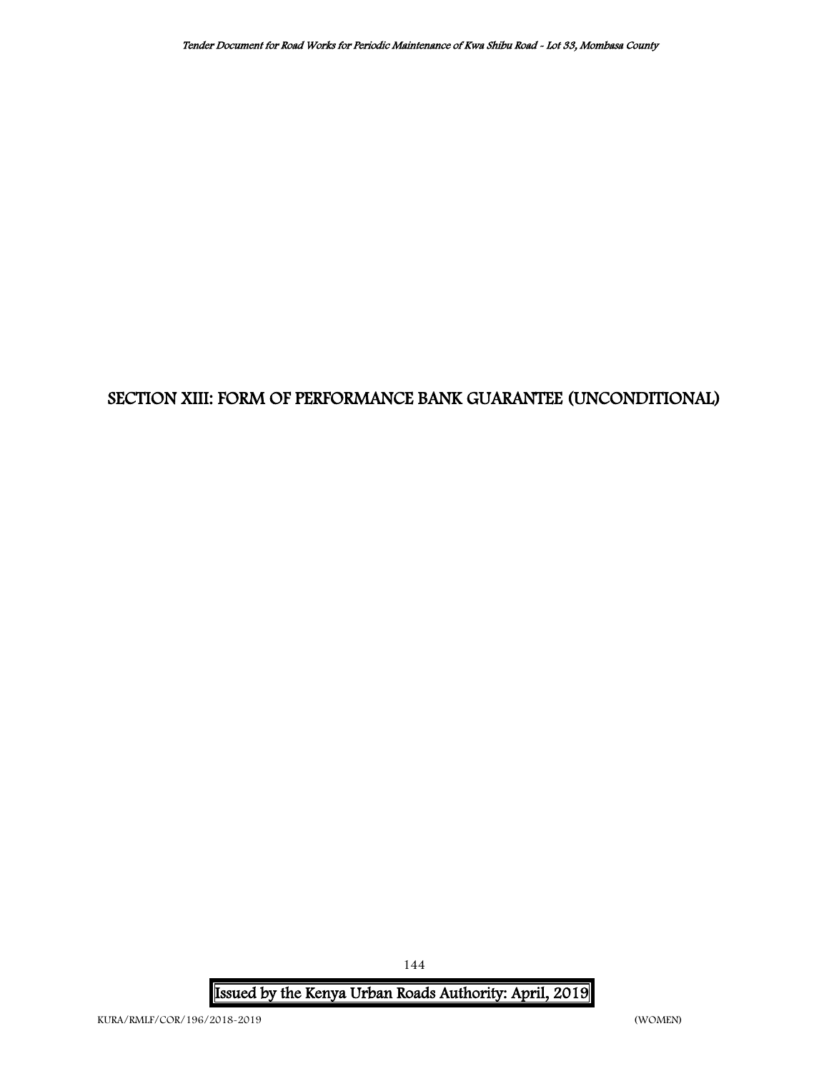# SECTION XIII: FORM OF PERFORMANCE BANK GUARANTEE (UNCONDITIONAL)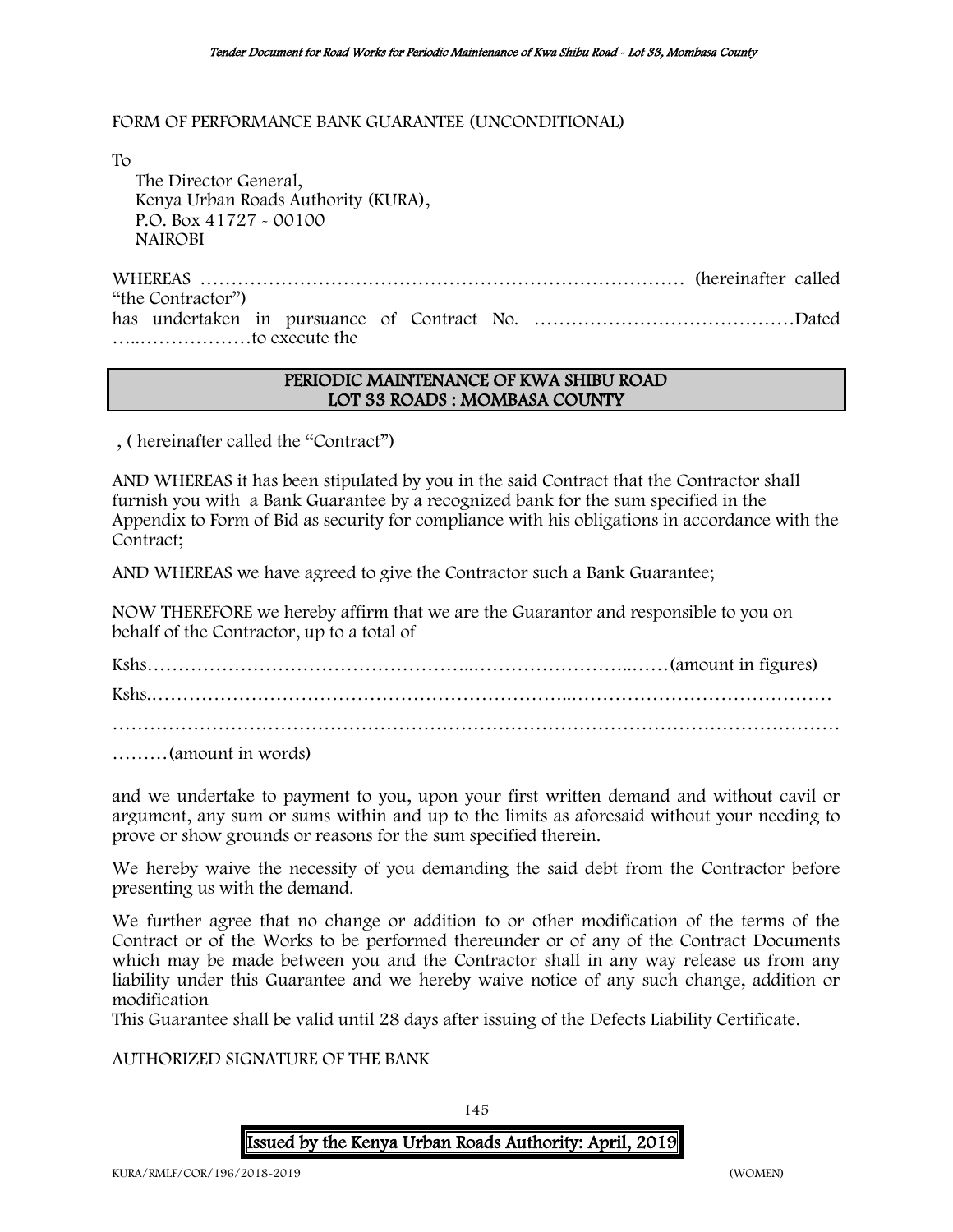FORM OF PERFORMANCE BANK GUARANTEE (UNCONDITIONAL)

To

The Director General,
Kenya Urban Roads Authority (KURA),
P.O. Box 41727 - 00100
NAIROBI

WHEREAS ……………………………………………………………………… (hereinafter called "the Contractor")
has undertaken in pursuance of Contract No. ……………………………………Dated …..………………to execute the

**PERIODIC MAINTENANCE OF KWA SHIBU ROAD**
**LOT 33 ROADS : MOMBASA COUNTY**

, ( hereinafter called the "Contract")

AND WHEREAS it has been stipulated by you in the said Contract that the Contractor shall furnish you with a Bank Guarantee by a recognized bank for the sum specified in the Appendix to Form of Bid as security for compliance with his obligations in accordance with the Contract;

AND WHEREAS we have agreed to give the Contractor such a Bank Guarantee;

NOW THEREFORE we hereby affirm that we are the Guarantor and responsible to you on behalf of the Contractor, up to a total of

Kshs…………………………………………...………………………..……(amount in figures)

Kshs.……………………………………………………………...……………………………………

…………………………………………………………………………………………………………

………(amount in words)

and we undertake to payment to you, upon your first written demand and without cavil or argument, any sum or sums within and up to the limits as aforesaid without your needing to prove or show grounds or reasons for the sum specified therein.

We hereby waive the necessity of you demanding the said debt from the Contractor before presenting us with the demand.

We further agree that no change or addition to or other modification of the terms of the Contract or of the Works to be performed thereunder or of any of the Contract Documents which may be made between you and the Contractor shall in any way release us from any liability under this Guarantee and we hereby waive notice of any such change, addition or modification
This Guarantee shall be valid until 28 days after issuing of the Defects Liability Certificate.

AUTHORIZED SIGNATURE OF THE BANK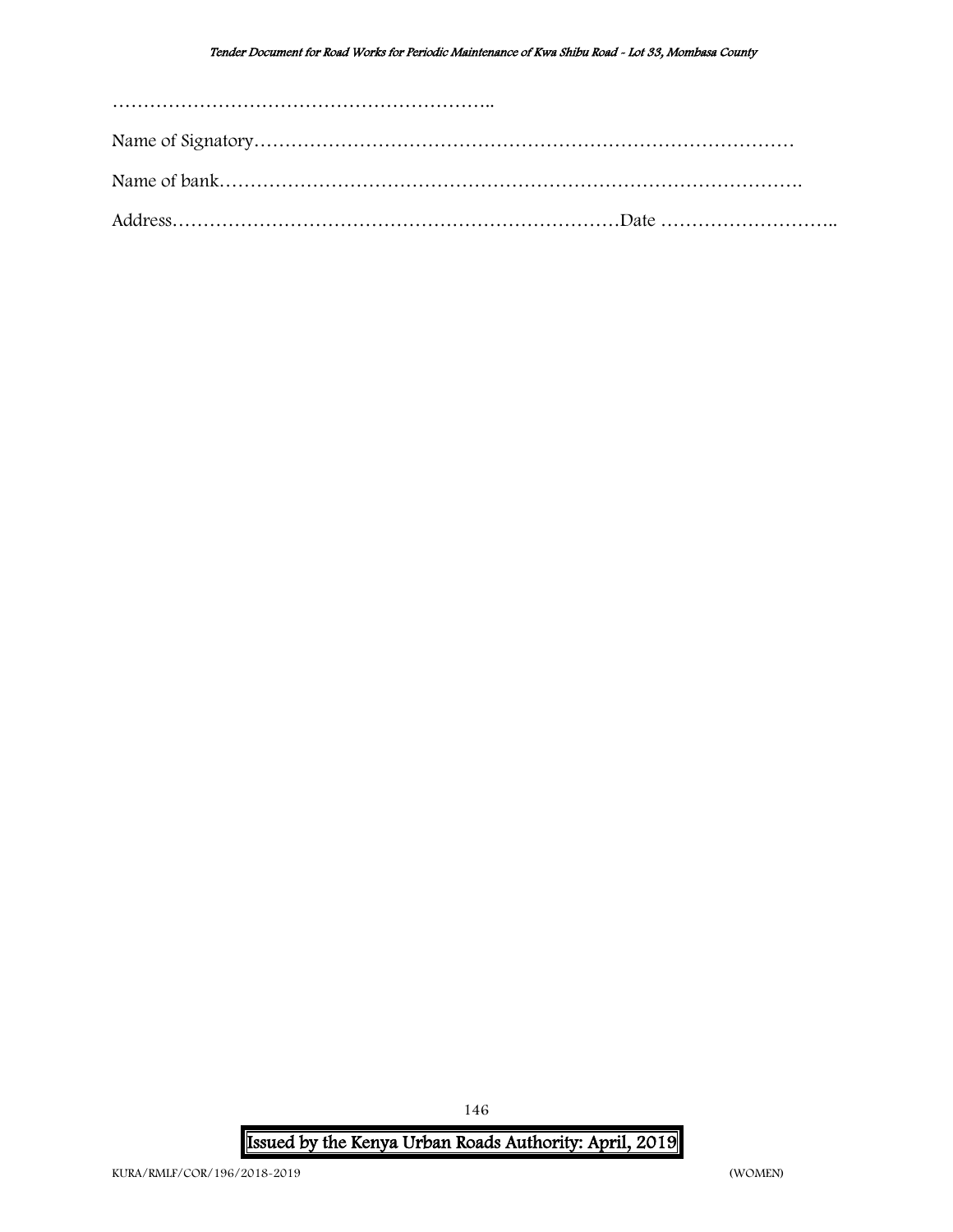……………………………………………………..

Name of Signatory…………………………………………………………………………

Name of bank……………………………………………………………………………….

Address………………………………………………………………Date ………………………..